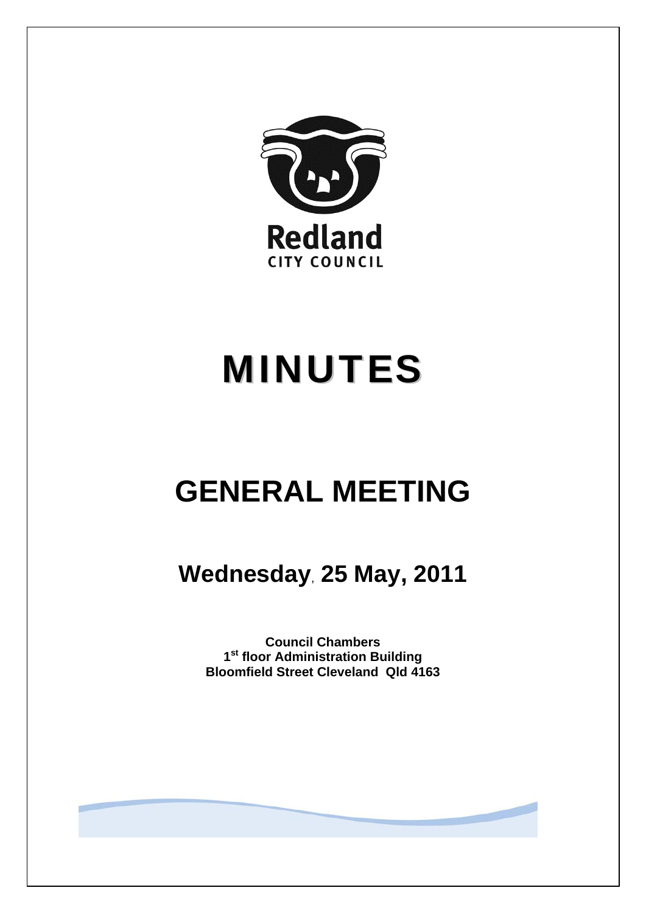Redland

CITY COUNCIL

# MINUTES

# GENERAL MEETING

## Wednesday, 25 May, 2011

**Council Chambers**
**1st floor Administration Building**
**Bloomfield Street Cleveland Qld 4163**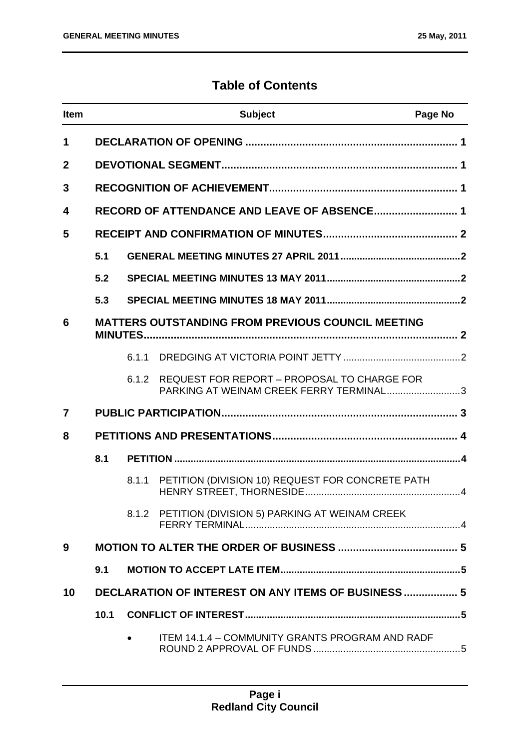# Table of Contents

| Item | | | Subject | Page No |
|---|---|---|---|---|
| **1** | | | **DECLARATION OF OPENING** | **1** |
| **2** | | | **DEVOTIONAL SEGMENT** | **1** |
| **3** | | | **RECOGNITION OF ACHIEVEMENT** | **1** |
| **4** | | | **RECORD OF ATTENDANCE AND LEAVE OF ABSENCE** | **1** |
| **5** | | | **RECEIPT AND CONFIRMATION OF MINUTES** | **2** |
| | **5.1** | | **GENERAL MEETING MINUTES 27 APRIL 2011** | **2** |
| | **5.2** | | **SPECIAL MEETING MINUTES 13 MAY 2011** | **2** |
| | **5.3** | | **SPECIAL MEETING MINUTES 18 MAY 2011** | **2** |
| **6** | | | **MATTERS OUTSTANDING FROM PREVIOUS COUNCIL MEETING MINUTES** | **2** |
| | | 6.1.1 | DREDGING AT VICTORIA POINT JETTY | 2 |
| | | 6.1.2 | REQUEST FOR REPORT – PROPOSAL TO CHARGE FOR PARKING AT WEINAM CREEK FERRY TERMINAL | 3 |
| **7** | | | **PUBLIC PARTICIPATION** | **3** |
| **8** | | | **PETITIONS AND PRESENTATIONS** | **4** |
| | **8.1** | | **PETITION** | **4** |
| | | 8.1.1 | PETITION (DIVISION 10) REQUEST FOR CONCRETE PATH HENRY STREET, THORNESIDE | 4 |
| | | 8.1.2 | PETITION (DIVISION 5) PARKING AT WEINAM CREEK FERRY TERMINAL | 4 |
| **9** | | | **MOTION TO ALTER THE ORDER OF BUSINESS** | **5** |
| | **9.1** | | **MOTION TO ACCEPT LATE ITEM** | **5** |
| **10** | | | **DECLARATION OF INTEREST ON ANY ITEMS OF BUSINESS** | **5** |
| | **10.1** | | **CONFLICT OF INTEREST** | **5** |
| | | • | ITEM 14.1.4 – COMMUNITY GRANTS PROGRAM AND RADF ROUND 2 APPROVAL OF FUNDS | 5 |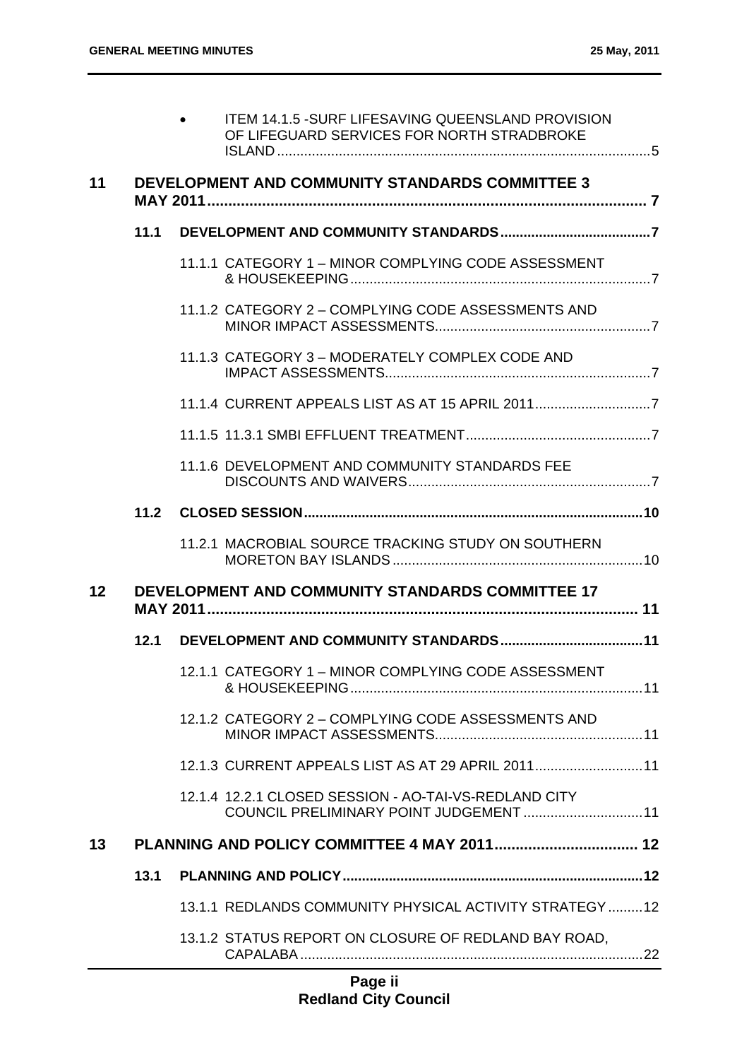- ITEM 14.1.5 -SURF LIFESAVING QUEENSLAND PROVISION OF LIFEGUARD SERVICES FOR NORTH STRADBROKE ISLAND ....................................................................................................5

**11 DEVELOPMENT AND COMMUNITY STANDARDS COMMITTEE 3 MAY 2011 ......................................................................................................... 7**

**11.1 DEVELOPMENT AND COMMUNITY STANDARDS .......................................7**

11.1.1 CATEGORY 1 – MINOR COMPLYING CODE ASSESSMENT & HOUSEKEEPING.............................................................................7

11.1.2 CATEGORY 2 – COMPLYING CODE ASSESSMENTS AND MINOR IMPACT ASSESSMENTS........................................................7

11.1.3 CATEGORY 3 – MODERATELY COMPLEX CODE AND IMPACT ASSESSMENTS....................................................................7

11.1.4 CURRENT APPEALS LIST AS AT 15 APRIL 2011.............................7

11.1.5 11.3.1 SMBI EFFLUENT TREATMENT................................................7

11.1.6 DEVELOPMENT AND COMMUNITY STANDARDS FEE DISCOUNTS AND WAIVERS...............................................................7

**11.2 CLOSED SESSION.......................................................................................10**

11.2.1 MACROBIAL SOURCE TRACKING STUDY ON SOUTHERN MORETON BAY ISLANDS .................................................................10

**12 DEVELOPMENT AND COMMUNITY STANDARDS COMMITTEE 17 MAY 2011....................................................................................................... 11**

**12.1 DEVELOPMENT AND COMMUNITY STANDARDS.....................................11**

12.1.1 CATEGORY 1 – MINOR COMPLYING CODE ASSESSMENT & HOUSEKEEPING...........................................................................11

12.1.2 CATEGORY 2 – COMPLYING CODE ASSESSMENTS AND MINOR IMPACT ASSESSMENTS......................................................11

12.1.3 CURRENT APPEALS LIST AS AT 29 APRIL 2011............................11

12.1.4 12.2.1 CLOSED SESSION - AO-TAI-VS-REDLAND CITY COUNCIL PRELIMINARY POINT JUDGEMENT ...............................11

**13 PLANNING AND POLICY COMMITTEE 4 MAY 2011.................................. 12**

**13.1 PLANNING AND POLICY.............................................................................12**

13.1.1 REDLANDS COMMUNITY PHYSICAL ACTIVITY STRATEGY .........12

13.1.2 STATUS REPORT ON CLOSURE OF REDLAND BAY ROAD, CAPALABA.........................................................................................22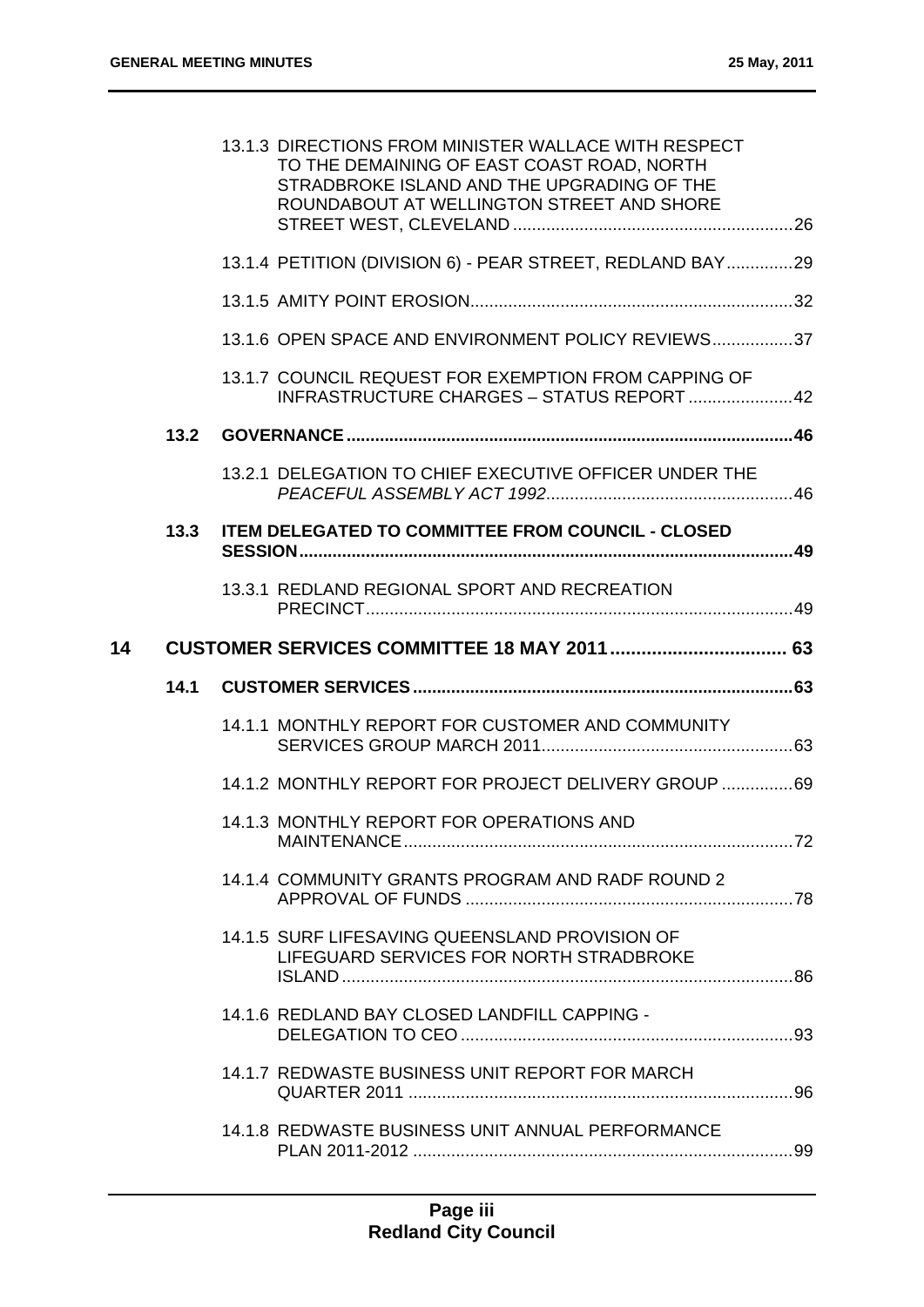13.1.3 DIRECTIONS FROM MINISTER WALLACE WITH RESPECT TO THE DEMAINING OF EAST COAST ROAD, NORTH STRADBROKE ISLAND AND THE UPGRADING OF THE ROUNDABOUT AT WELLINGTON STREET AND SHORE STREET WEST, CLEVELAND ........................................................... 26

13.1.4 PETITION (DIVISION 6) - PEAR STREET, REDLAND BAY .............. 29

13.1.5 AMITY POINT EROSION ................................................................... 32

13.1.6 OPEN SPACE AND ENVIRONMENT POLICY REVIEWS ................. 37

13.1.7 COUNCIL REQUEST FOR EXEMPTION FROM CAPPING OF INFRASTRUCTURE CHARGES – STATUS REPORT ...................... 42

**13.2 GOVERNANCE ............................................................................................ 46**

13.2.1 DELEGATION TO CHIEF EXECUTIVE OFFICER UNDER THE *PEACEFUL ASSEMBLY ACT 1992* ................................................... 46

**13.3 ITEM DELEGATED TO COMMITTEE FROM COUNCIL - CLOSED SESSION ...................................................................................................... 49**

13.3.1 REDLAND REGIONAL SPORT AND RECREATION PRECINCT ......................................................................................... 49

**14 CUSTOMER SERVICES COMMITTEE 18 MAY 2011 .................................. 63**

**14.1 CUSTOMER SERVICES ............................................................................... 63**

14.1.1 MONTHLY REPORT FOR CUSTOMER AND COMMUNITY SERVICES GROUP MARCH 2011 ..................................................... 63

14.1.2 MONTHLY REPORT FOR PROJECT DELIVERY GROUP ............... 69

14.1.3 MONTHLY REPORT FOR OPERATIONS AND MAINTENANCE .................................................................................. 72

14.1.4 COMMUNITY GRANTS PROGRAM AND RADF ROUND 2 APPROVAL OF FUNDS ..................................................................... 78

14.1.5 SURF LIFESAVING QUEENSLAND PROVISION OF LIFEGUARD SERVICES FOR NORTH STRADBROKE ISLAND ............................................................................................... 86

14.1.6 REDLAND BAY CLOSED LANDFILL CAPPING - DELEGATION TO CEO ...................................................................... 93

14.1.7 REDWASTE BUSINESS UNIT REPORT FOR MARCH QUARTER 2011 ................................................................................. 96

14.1.8 REDWASTE BUSINESS UNIT ANNUAL PERFORMANCE PLAN 2011-2012 ................................................................................ 99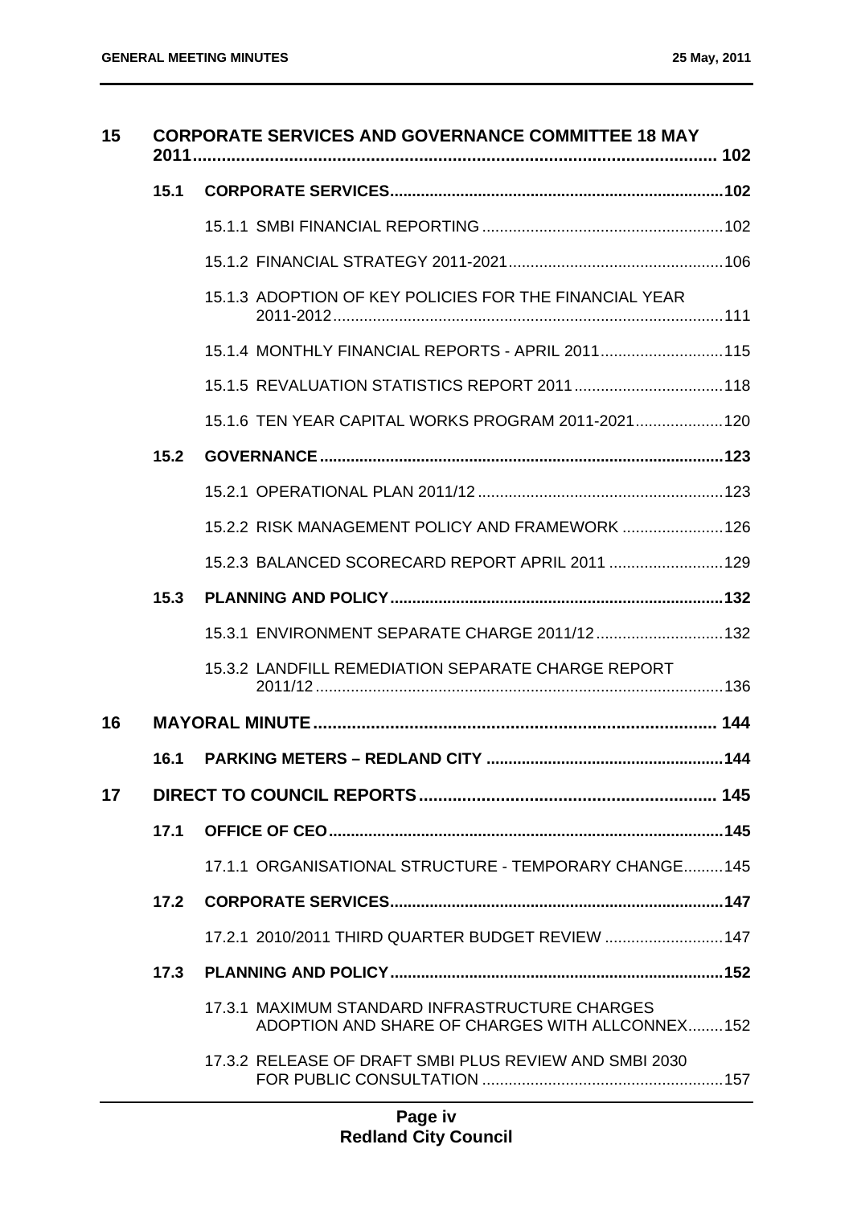| | | | |
|---|---|---|---|
| **15** | **CORPORATE SERVICES AND GOVERNANCE COMMITTEE 18 MAY 2011** | | **102** |
| | **15.1** | **CORPORATE SERVICES** | **102** |
| | | 15.1.1 SMBI FINANCIAL REPORTING | 102 |
| | | 15.1.2 FINANCIAL STRATEGY 2011-2021 | 106 |
| | | 15.1.3 ADOPTION OF KEY POLICIES FOR THE FINANCIAL YEAR 2011-2012 | 111 |
| | | 15.1.4 MONTHLY FINANCIAL REPORTS - APRIL 2011 | 115 |
| | | 15.1.5 REVALUATION STATISTICS REPORT 2011 | 118 |
| | | 15.1.6 TEN YEAR CAPITAL WORKS PROGRAM 2011-2021 | 120 |
| | **15.2** | **GOVERNANCE** | **123** |
| | | 15.2.1 OPERATIONAL PLAN 2011/12 | 123 |
| | | 15.2.2 RISK MANAGEMENT POLICY AND FRAMEWORK | 126 |
| | | 15.2.3 BALANCED SCORECARD REPORT APRIL 2011 | 129 |
| | **15.3** | **PLANNING AND POLICY** | **132** |
| | | 15.3.1 ENVIRONMENT SEPARATE CHARGE 2011/12 | 132 |
| | | 15.3.2 LANDFILL REMEDIATION SEPARATE CHARGE REPORT 2011/12 | 136 |
| **16** | **MAYORAL MINUTE** | | **144** |
| | **16.1** | **PARKING METERS – REDLAND CITY** | **144** |
| **17** | **DIRECT TO COUNCIL REPORTS** | | **145** |
| | **17.1** | **OFFICE OF CEO** | **145** |
| | | 17.1.1 ORGANISATIONAL STRUCTURE - TEMPORARY CHANGE | 145 |
| | **17.2** | **CORPORATE SERVICES** | **147** |
| | | 17.2.1 2010/2011 THIRD QUARTER BUDGET REVIEW | 147 |
| | **17.3** | **PLANNING AND POLICY** | **152** |
| | | 17.3.1 MAXIMUM STANDARD INFRASTRUCTURE CHARGES ADOPTION AND SHARE OF CHARGES WITH ALLCONNEX | 152 |
| | | 17.3.2 RELEASE OF DRAFT SMBI PLUS REVIEW AND SMBI 2030 FOR PUBLIC CONSULTATION | 157 |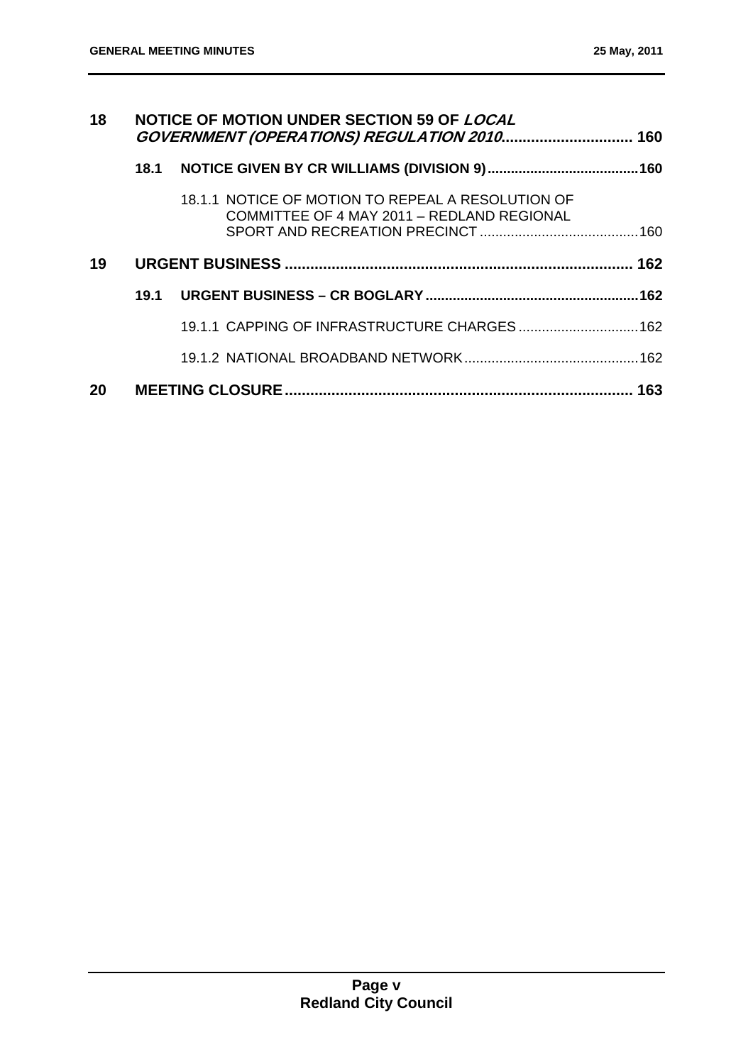**18 NOTICE OF MOTION UNDER SECTION 59 OF *LOCAL GOVERNMENT (OPERATIONS) REGULATION 2010*.............................. 160**

**18.1 NOTICE GIVEN BY CR WILLIAMS (DIVISION 9).......................................160**

18.1.1 NOTICE OF MOTION TO REPEAL A RESOLUTION OF COMMITTEE OF 4 MAY 2011 – REDLAND REGIONAL SPORT AND RECREATION PRECINCT .........................................160

**19 URGENT BUSINESS .................................................................................. 162**

**19.1 URGENT BUSINESS – CR BOGLARY .......................................................162**

19.1.1 CAPPING OF INFRASTRUCTURE CHARGES ...............................162

19.1.2 NATIONAL BROADBAND NETWORK.............................................162

**20 MEETING CLOSURE.................................................................................. 163**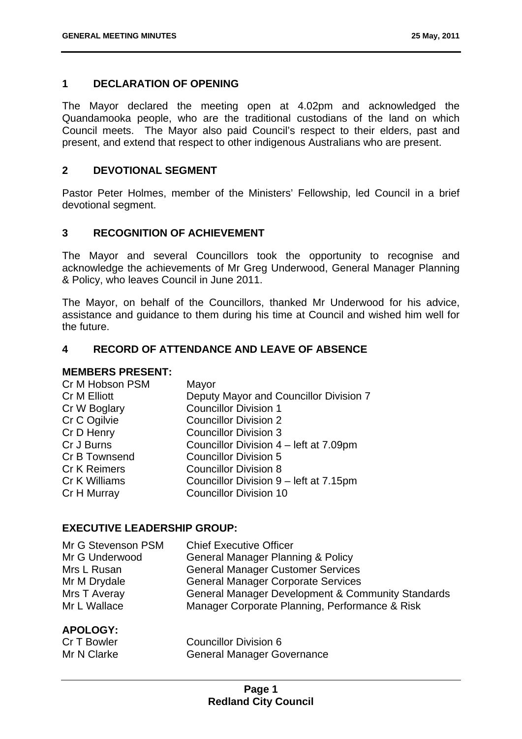## 1 DECLARATION OF OPENING

The Mayor declared the meeting open at 4.02pm and acknowledged the Quandamooka people, who are the traditional custodians of the land on which Council meets. The Mayor also paid Council's respect to their elders, past and present, and extend that respect to other indigenous Australians who are present.

## 2 DEVOTIONAL SEGMENT

Pastor Peter Holmes, member of the Ministers' Fellowship, led Council in a brief devotional segment.

## 3 RECOGNITION OF ACHIEVEMENT

The Mayor and several Councillors took the opportunity to recognise and acknowledge the achievements of Mr Greg Underwood, General Manager Planning & Policy, who leaves Council in June 2011.

The Mayor, on behalf of the Councillors, thanked Mr Underwood for his advice, assistance and guidance to them during his time at Council and wished him well for the future.

## 4 RECORD OF ATTENDANCE AND LEAVE OF ABSENCE

**MEMBERS PRESENT:**

| | |
|---|---|
| Cr M Hobson PSM | Mayor |
| Cr M Elliott | Deputy Mayor and Councillor Division 7 |
| Cr W Boglary | Councillor Division 1 |
| Cr C Ogilvie | Councillor Division 2 |
| Cr D Henry | Councillor Division 3 |
| Cr J Burns | Councillor Division 4 – left at 7.09pm |
| Cr B Townsend | Councillor Division 5 |
| Cr K Reimers | Councillor Division 8 |
| Cr K Williams | Councillor Division 9 – left at 7.15pm |
| Cr H Murray | Councillor Division 10 |

**EXECUTIVE LEADERSHIP GROUP:**

| | |
|---|---|
| Mr G Stevenson PSM | Chief Executive Officer |
| Mr G Underwood | General Manager Planning & Policy |
| Mrs L Rusan | General Manager Customer Services |
| Mr M Drydale | General Manager Corporate Services |
| Mrs T Averay | General Manager Development & Community Standards |
| Mr L Wallace | Manager Corporate Planning, Performance & Risk |

**APOLOGY:**

| | |
|---|---|
| Cr T Bowler | Councillor Division 6 |
| Mr N Clarke | General Manager Governance |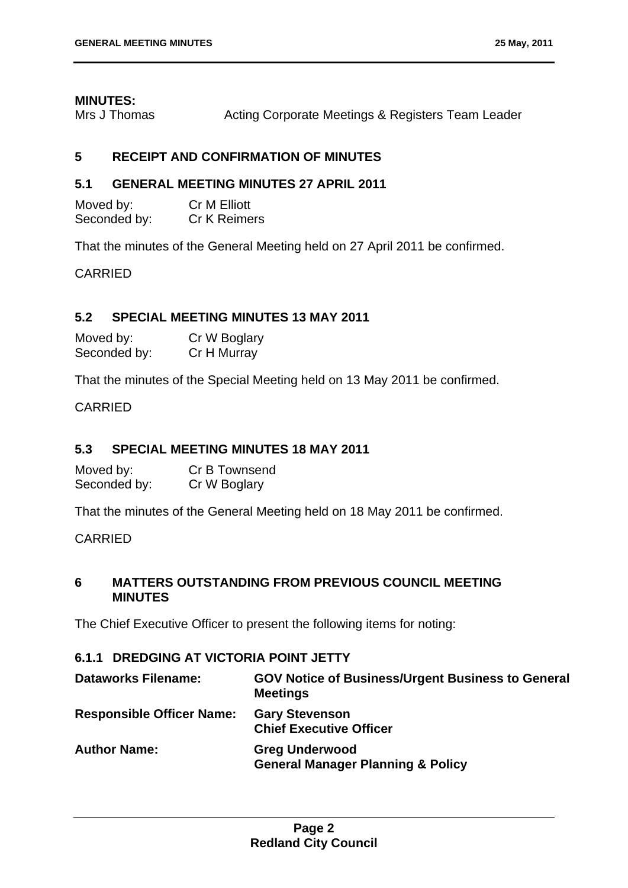**MINUTES:**

Mrs J Thomas Acting Corporate Meetings & Registers Team Leader

## 5 RECEIPT AND CONFIRMATION OF MINUTES

### 5.1 GENERAL MEETING MINUTES 27 APRIL 2011

Moved by: Cr M Elliott
Seconded by: Cr K Reimers

That the minutes of the General Meeting held on 27 April 2011 be confirmed.

CARRIED

### 5.2 SPECIAL MEETING MINUTES 13 MAY 2011

Moved by: Cr W Boglary
Seconded by: Cr H Murray

That the minutes of the Special Meeting held on 13 May 2011 be confirmed.

CARRIED

### 5.3 SPECIAL MEETING MINUTES 18 MAY 2011

Moved by: Cr B Townsend
Seconded by: Cr W Boglary

That the minutes of the General Meeting held on 18 May 2011 be confirmed.

CARRIED

## 6 MATTERS OUTSTANDING FROM PREVIOUS COUNCIL MEETING MINUTES

The Chief Executive Officer to present the following items for noting:

### 6.1.1 DREDGING AT VICTORIA POINT JETTY

| | |
|---|---|
| **Dataworks Filename:** | **GOV Notice of Business/Urgent Business to General Meetings** |
| **Responsible Officer Name:** | **Gary Stevenson**<br>**Chief Executive Officer** |
| **Author Name:** | **Greg Underwood**<br>**General Manager Planning & Policy** |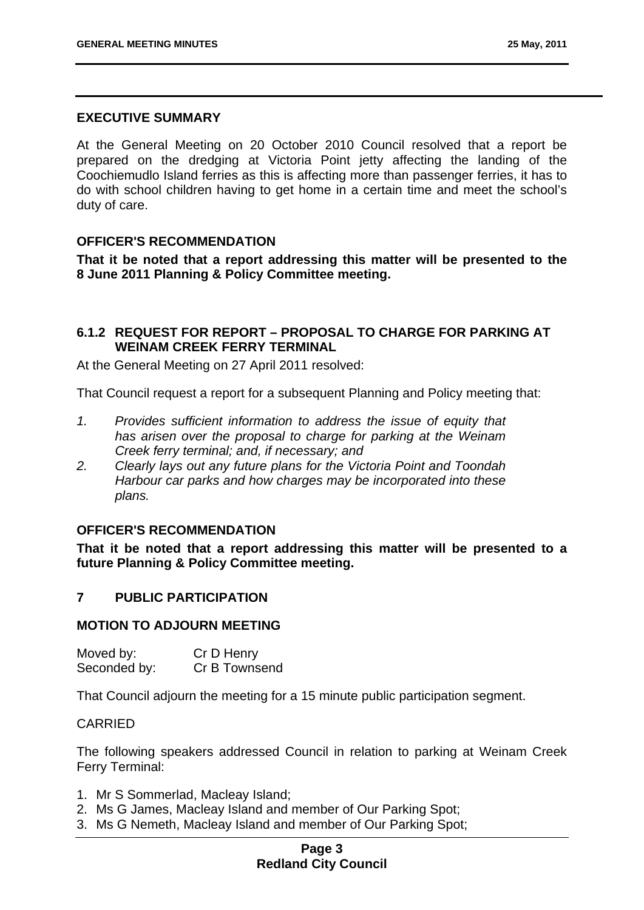### EXECUTIVE SUMMARY

At the General Meeting on 20 October 2010 Council resolved that a report be prepared on the dredging at Victoria Point jetty affecting the landing of the Coochiemudlo Island ferries as this is affecting more than passenger ferries, it has to do with school children having to get home in a certain time and meet the school's duty of care.

### OFFICER'S RECOMMENDATION

**That it be noted that a report addressing this matter will be presented to the 8 June 2011 Planning & Policy Committee meeting.**

### 6.1.2 REQUEST FOR REPORT – PROPOSAL TO CHARGE FOR PARKING AT WEINAM CREEK FERRY TERMINAL

At the General Meeting on 27 April 2011 resolved:

That Council request a report for a subsequent Planning and Policy meeting that:

1. *Provides sufficient information to address the issue of equity that has arisen over the proposal to charge for parking at the Weinam Creek ferry terminal; and, if necessary; and*
2. *Clearly lays out any future plans for the Victoria Point and Toondah Harbour car parks and how charges may be incorporated into these plans.*

### OFFICER'S RECOMMENDATION

**That it be noted that a report addressing this matter will be presented to a future Planning & Policy Committee meeting.**

## 7 PUBLIC PARTICIPATION

### MOTION TO ADJOURN MEETING

Moved by: Cr D Henry
Seconded by: Cr B Townsend

That Council adjourn the meeting for a 15 minute public participation segment.

CARRIED

The following speakers addressed Council in relation to parking at Weinam Creek Ferry Terminal:

1. Mr S Sommerlad, Macleay Island;
2. Ms G James, Macleay Island and member of Our Parking Spot;
3. Ms G Nemeth, Macleay Island and member of Our Parking Spot;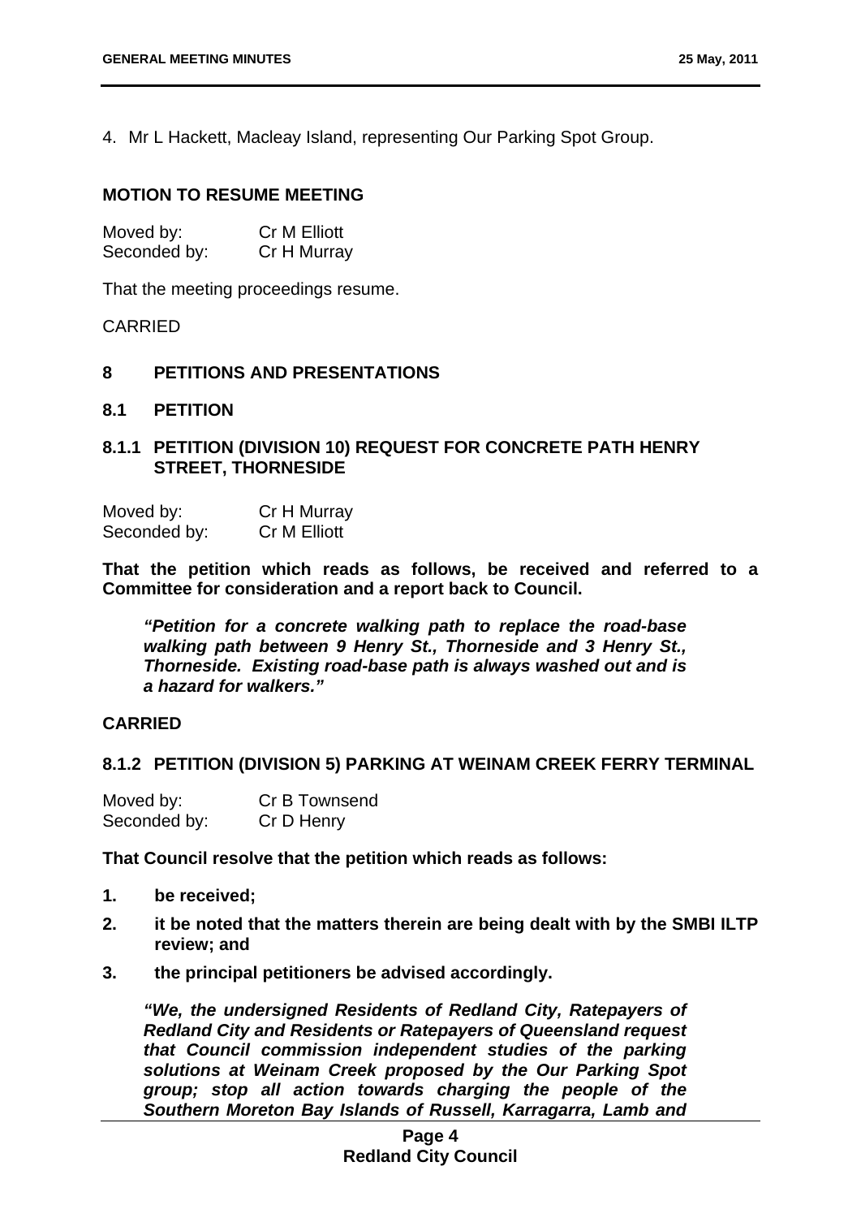4. Mr L Hackett, Macleay Island, representing Our Parking Spot Group.

**MOTION TO RESUME MEETING**

Moved by: Cr M Elliott
Seconded by: Cr H Murray

That the meeting proceedings resume.

CARRIED

## 8 PETITIONS AND PRESENTATIONS

### 8.1 PETITION

#### 8.1.1 PETITION (DIVISION 10) REQUEST FOR CONCRETE PATH HENRY STREET, THORNESIDE

Moved by: Cr H Murray
Seconded by: Cr M Elliott

**That the petition which reads as follows, be received and referred to a Committee for consideration and a report back to Council.**

> ***"Petition for a concrete walking path to replace the road-base walking path between 9 Henry St., Thorneside and 3 Henry St., Thorneside. Existing road-base path is always washed out and is a hazard for walkers."***

**CARRIED**

#### 8.1.2 PETITION (DIVISION 5) PARKING AT WEINAM CREEK FERRY TERMINAL

Moved by: Cr B Townsend
Seconded by: Cr D Henry

**That Council resolve that the petition which reads as follows:**

1. **be received;**
2. **it be noted that the matters therein are being dealt with by the SMBI ILTP review; and**
3. **the principal petitioners be advised accordingly.**

> ***"We, the undersigned Residents of Redland City, Ratepayers of Redland City and Residents or Ratepayers of Queensland request that Council commission independent studies of the parking solutions at Weinam Creek proposed by the Our Parking Spot group; stop all action towards charging the people of the Southern Moreton Bay Islands of Russell, Karragarra, Lamb and***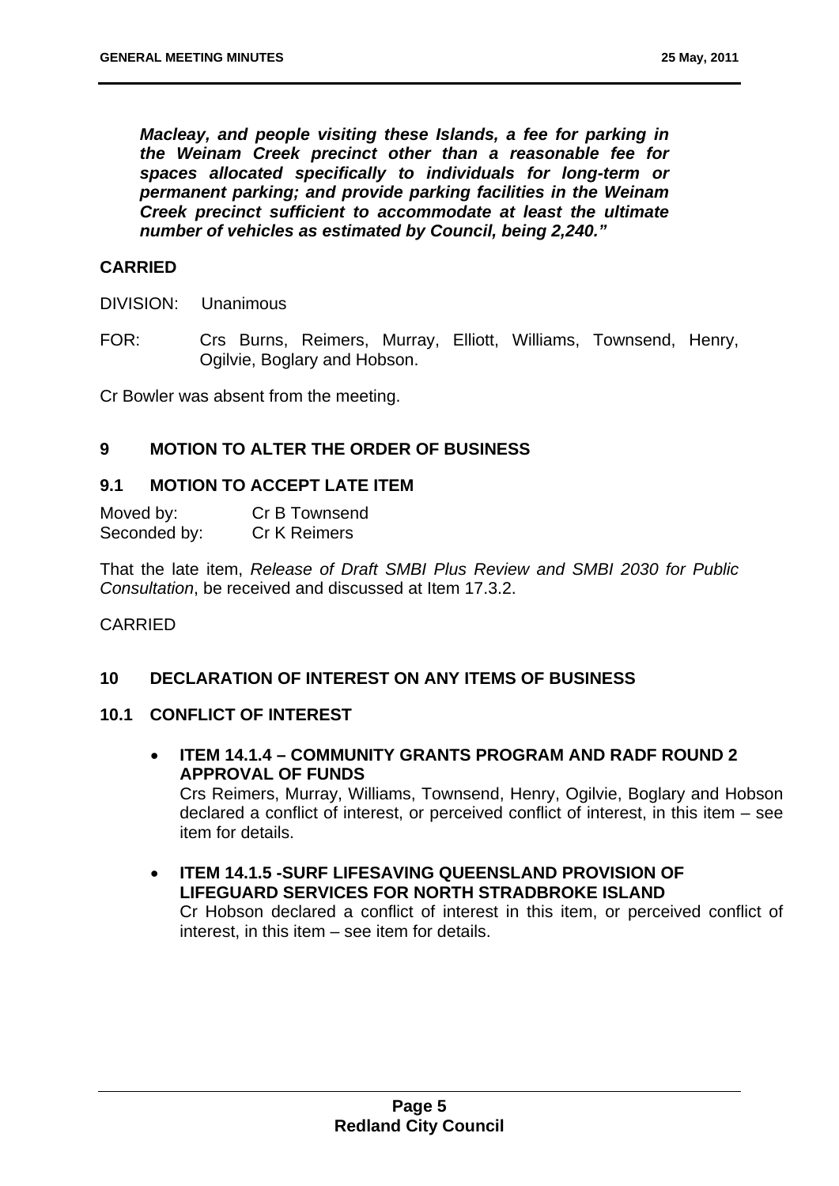***Macleay, and people visiting these Islands, a fee for parking in the Weinam Creek precinct other than a reasonable fee for spaces allocated specifically to individuals for long-term or permanent parking; and provide parking facilities in the Weinam Creek precinct sufficient to accommodate at least the ultimate number of vehicles as estimated by Council, being 2,240."***

**CARRIED**

DIVISION: Unanimous

FOR: Crs Burns, Reimers, Murray, Elliott, Williams, Townsend, Henry, Ogilvie, Boglary and Hobson.

Cr Bowler was absent from the meeting.

## 9 MOTION TO ALTER THE ORDER OF BUSINESS

### 9.1 MOTION TO ACCEPT LATE ITEM

Moved by: Cr B Townsend
Seconded by: Cr K Reimers

That the late item, *Release of Draft SMBI Plus Review and SMBI 2030 for Public Consultation*, be received and discussed at Item 17.3.2.

CARRIED

## 10 DECLARATION OF INTEREST ON ANY ITEMS OF BUSINESS

### 10.1 CONFLICT OF INTEREST

- **ITEM 14.1.4 – COMMUNITY GRANTS PROGRAM AND RADF ROUND 2 APPROVAL OF FUNDS**
  Crs Reimers, Murray, Williams, Townsend, Henry, Ogilvie, Boglary and Hobson declared a conflict of interest, or perceived conflict of interest, in this item – see item for details.

- **ITEM 14.1.5 -SURF LIFESAVING QUEENSLAND PROVISION OF LIFEGUARD SERVICES FOR NORTH STRADBROKE ISLAND**
  Cr Hobson declared a conflict of interest in this item, or perceived conflict of interest, in this item – see item for details.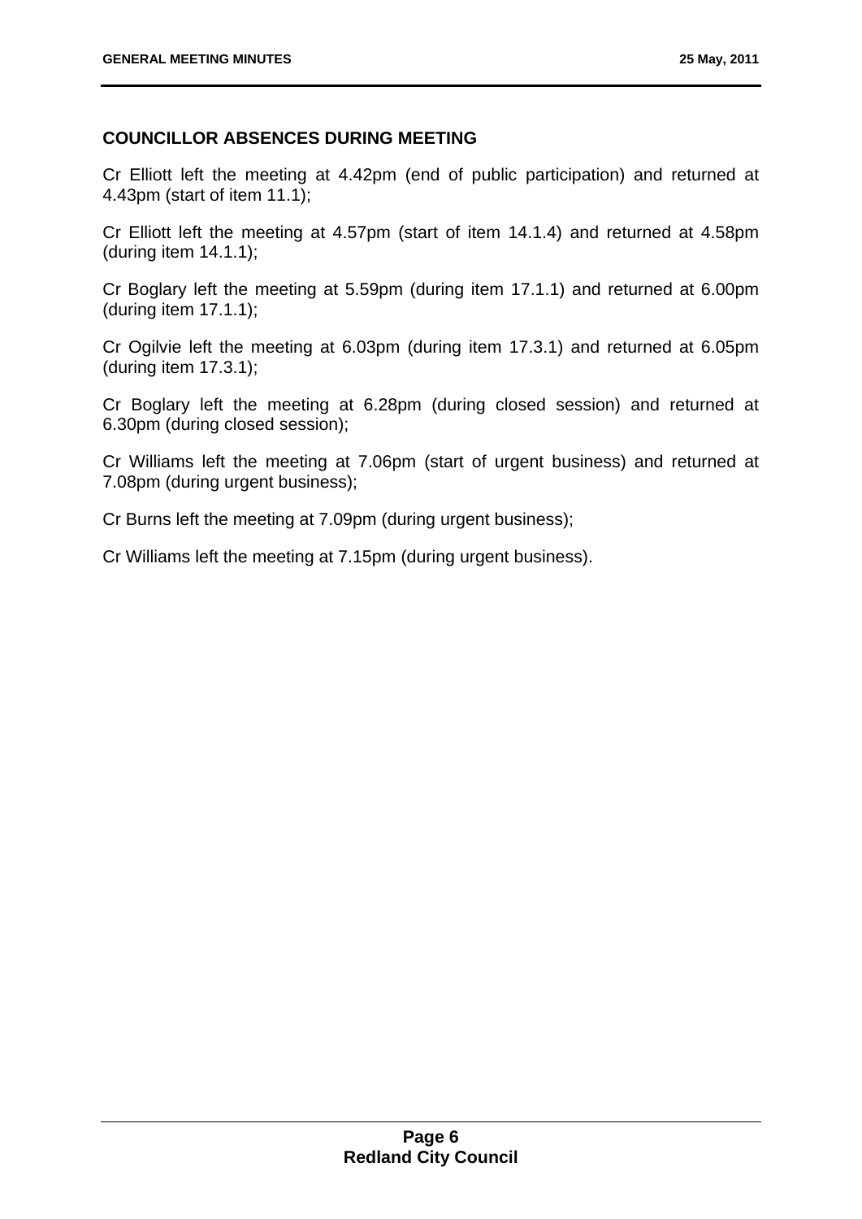## COUNCILLOR ABSENCES DURING MEETING

Cr Elliott left the meeting at 4.42pm (end of public participation) and returned at 4.43pm (start of item 11.1);

Cr Elliott left the meeting at 4.57pm (start of item 14.1.4) and returned at 4.58pm (during item 14.1.1);

Cr Boglary left the meeting at 5.59pm (during item 17.1.1) and returned at 6.00pm (during item 17.1.1);

Cr Ogilvie left the meeting at 6.03pm (during item 17.3.1) and returned at 6.05pm (during item 17.3.1);

Cr Boglary left the meeting at 6.28pm (during closed session) and returned at 6.30pm (during closed session);

Cr Williams left the meeting at 7.06pm (start of urgent business) and returned at 7.08pm (during urgent business);

Cr Burns left the meeting at 7.09pm (during urgent business);

Cr Williams left the meeting at 7.15pm (during urgent business).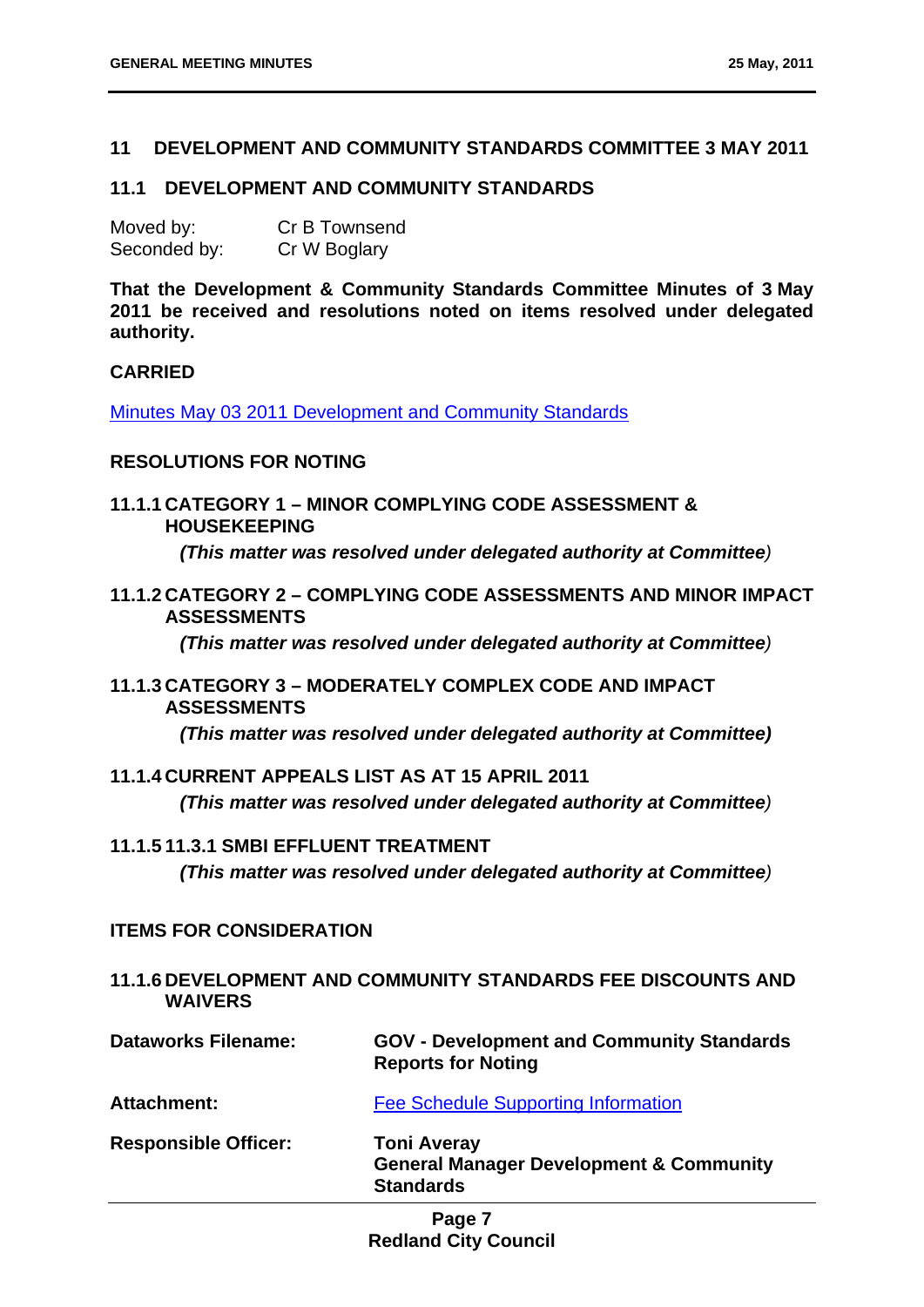## 11 DEVELOPMENT AND COMMUNITY STANDARDS COMMITTEE 3 MAY 2011

### 11.1 DEVELOPMENT AND COMMUNITY STANDARDS

Moved by: Cr B Townsend
Seconded by: Cr W Boglary

**That the Development & Community Standards Committee Minutes of 3 May 2011 be received and resolutions noted on items resolved under delegated authority.**

**CARRIED**

Minutes May 03 2011 Development and Community Standards

**RESOLUTIONS FOR NOTING**

#### 11.1.1 CATEGORY 1 – MINOR COMPLYING CODE ASSESSMENT & HOUSEKEEPING

***(This matter was resolved under delegated authority at Committee)***

#### 11.1.2 CATEGORY 2 – COMPLYING CODE ASSESSMENTS AND MINOR IMPACT ASSESSMENTS

***(This matter was resolved under delegated authority at Committee)***

#### 11.1.3 CATEGORY 3 – MODERATELY COMPLEX CODE AND IMPACT ASSESSMENTS

***(This matter was resolved under delegated authority at Committee)***

#### 11.1.4 CURRENT APPEALS LIST AS AT 15 APRIL 2011

***(This matter was resolved under delegated authority at Committee)***

#### 11.1.5 11.3.1 SMBI EFFLUENT TREATMENT

***(This matter was resolved under delegated authority at Committee)***

**ITEMS FOR CONSIDERATION**

#### 11.1.6 DEVELOPMENT AND COMMUNITY STANDARDS FEE DISCOUNTS AND WAIVERS

| | |
|---|---|
| **Dataworks Filename:** | **GOV - Development and Community Standards Reports for Noting** |
| **Attachment:** | Fee Schedule Supporting Information |
| **Responsible Officer:** | **Toni Averay**<br>**General Manager Development & Community Standards** |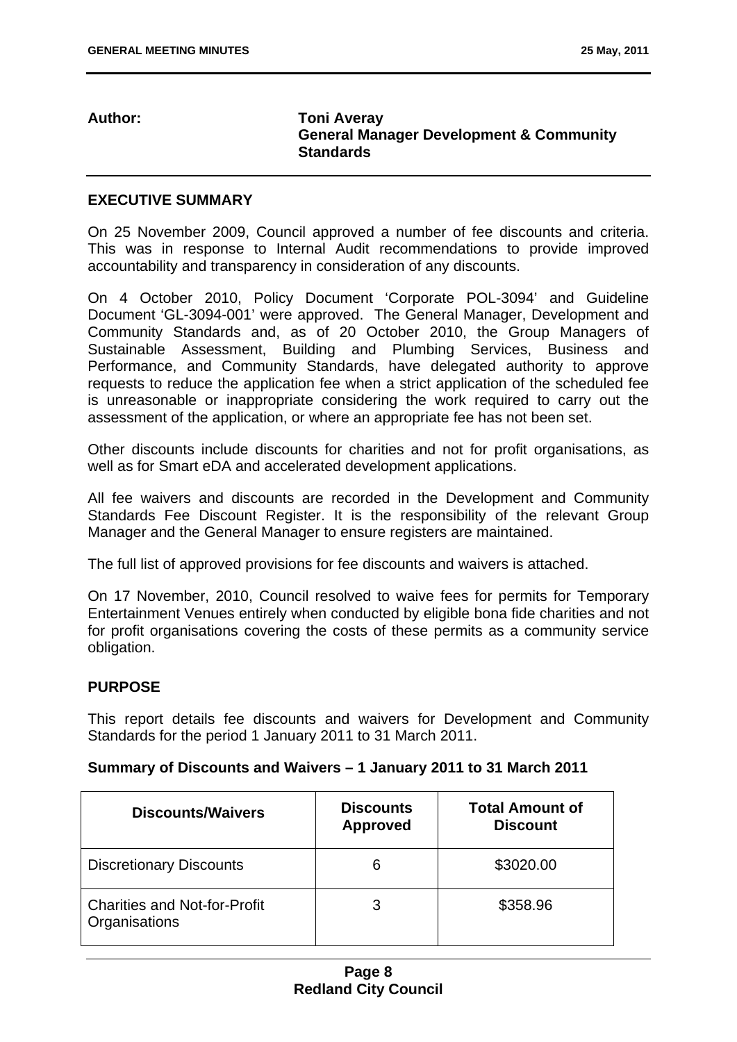**Author:** **Toni Averay**
**General Manager Development & Community Standards**

## EXECUTIVE SUMMARY

On 25 November 2009, Council approved a number of fee discounts and criteria. This was in response to Internal Audit recommendations to provide improved accountability and transparency in consideration of any discounts.

On 4 October 2010, Policy Document 'Corporate POL-3094' and Guideline Document 'GL-3094-001' were approved. The General Manager, Development and Community Standards and, as of 20 October 2010, the Group Managers of Sustainable Assessment, Building and Plumbing Services, Business and Performance, and Community Standards, have delegated authority to approve requests to reduce the application fee when a strict application of the scheduled fee is unreasonable or inappropriate considering the work required to carry out the assessment of the application, or where an appropriate fee has not been set.

Other discounts include discounts for charities and not for profit organisations, as well as for Smart eDA and accelerated development applications.

All fee waivers and discounts are recorded in the Development and Community Standards Fee Discount Register. It is the responsibility of the relevant Group Manager and the General Manager to ensure registers are maintained.

The full list of approved provisions for fee discounts and waivers is attached.

On 17 November, 2010, Council resolved to waive fees for permits for Temporary Entertainment Venues entirely when conducted by eligible bona fide charities and not for profit organisations covering the costs of these permits as a community service obligation.

## PURPOSE

This report details fee discounts and waivers for Development and Community Standards for the period 1 January 2011 to 31 March 2011.

### Summary of Discounts and Waivers – 1 January 2011 to 31 March 2011

| Discounts/Waivers | Discounts Approved | Total Amount of Discount |
|---|---|---|
| Discretionary Discounts | 6 | $3020.00 |
| Charities and Not-for-Profit Organisations | 3 | $358.96 |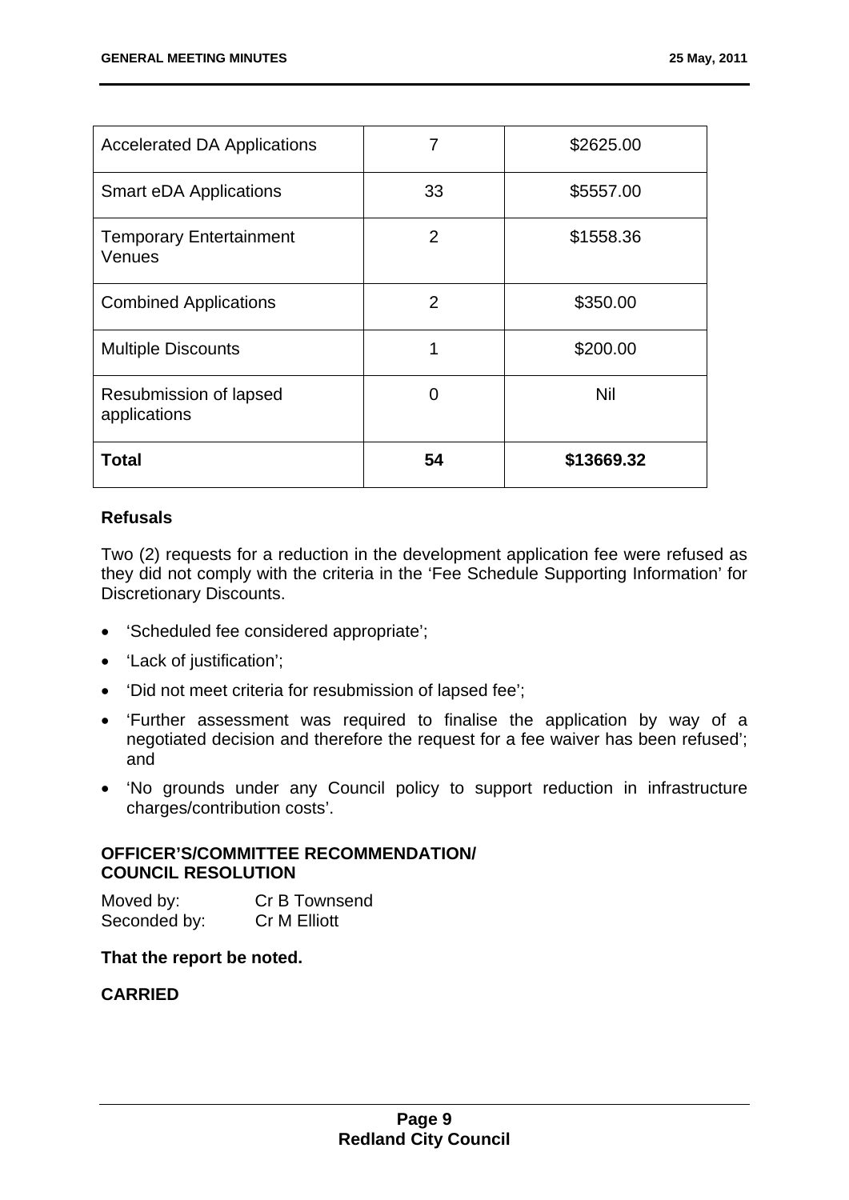| Accelerated DA Applications | 7 | $2625.00 |
|---|---|---|
| Smart eDA Applications | 33 | $5557.00 |
| Temporary Entertainment Venues | 2 | $1558.36 |
| Combined Applications | 2 | $350.00 |
| Multiple Discounts | 1 | $200.00 |
| Resubmission of lapsed applications | 0 | Nil |
| **Total** | **54** | **$13669.32** |

**Refusals**

Two (2) requests for a reduction in the development application fee were refused as they did not comply with the criteria in the 'Fee Schedule Supporting Information' for Discretionary Discounts.

- 'Scheduled fee considered appropriate';
- 'Lack of justification';
- 'Did not meet criteria for resubmission of lapsed fee';
- 'Further assessment was required to finalise the application by way of a negotiated decision and therefore the request for a fee waiver has been refused'; and
- 'No grounds under any Council policy to support reduction in infrastructure charges/contribution costs'.

**OFFICER'S/COMMITTEE RECOMMENDATION/ COUNCIL RESOLUTION**

Moved by: Cr B Townsend
Seconded by: Cr M Elliott

**That the report be noted.**

**CARRIED**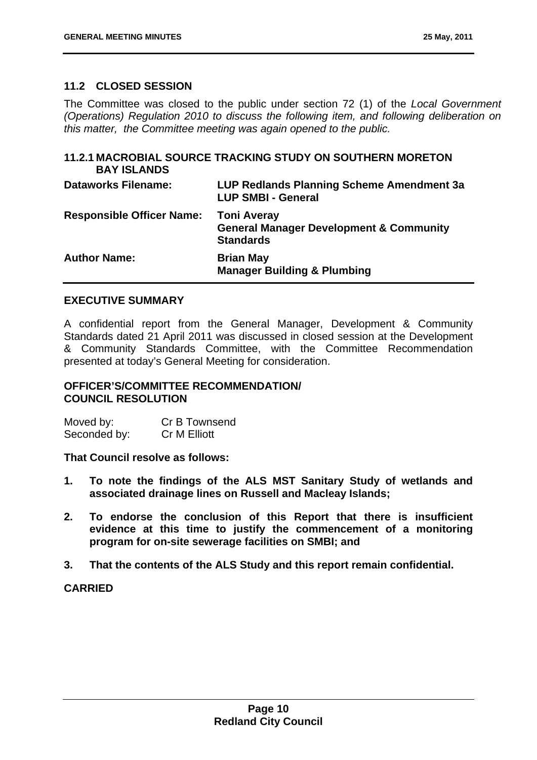## 11.2 CLOSED SESSION

The Committee was closed to the public under section 72 (1) of the *Local Government (Operations) Regulation 2010 to discuss the following item, and following deliberation on this matter, the Committee meeting was again opened to the public.*

### 11.2.1 MACROBIAL SOURCE TRACKING STUDY ON SOUTHERN MORETON BAY ISLANDS

| | |
|---|---|
| **Dataworks Filename:** | **LUP Redlands Planning Scheme Amendment 3a LUP SMBI - General** |
| **Responsible Officer Name:** | **Toni Averay General Manager Development & Community Standards** |
| **Author Name:** | **Brian May Manager Building & Plumbing** |

#### EXECUTIVE SUMMARY

A confidential report from the General Manager, Development & Community Standards dated 21 April 2011 was discussed in closed session at the Development & Community Standards Committee, with the Committee Recommendation presented at today's General Meeting for consideration.

#### OFFICER'S/COMMITTEE RECOMMENDATION/ COUNCIL RESOLUTION

Moved by: Cr B Townsend
Seconded by: Cr M Elliott

**That Council resolve as follows:**

1. **To note the findings of the ALS MST Sanitary Study of wetlands and associated drainage lines on Russell and Macleay Islands;**
2. **To endorse the conclusion of this Report that there is insufficient evidence at this time to justify the commencement of a monitoring program for on-site sewerage facilities on SMBI; and**
3. **That the contents of the ALS Study and this report remain confidential.**

**CARRIED**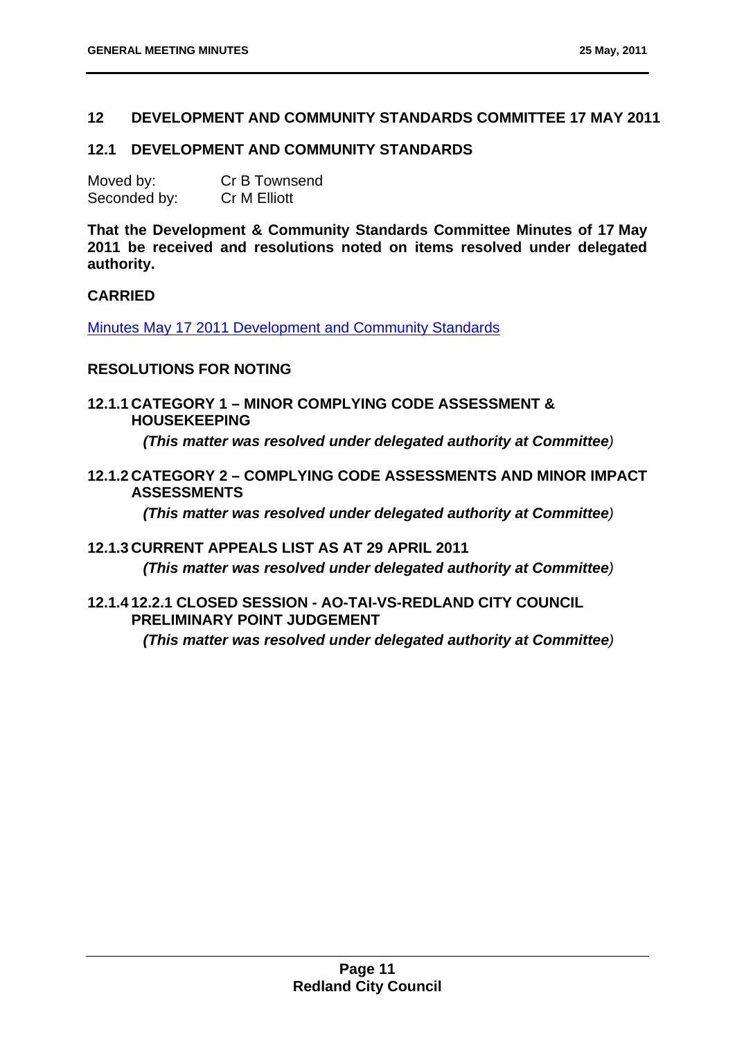## 12 DEVELOPMENT AND COMMUNITY STANDARDS COMMITTEE 17 MAY 2011

### 12.1 DEVELOPMENT AND COMMUNITY STANDARDS

Moved by: Cr B Townsend
Seconded by: Cr M Elliott

**That the Development & Community Standards Committee Minutes of 17 May 2011 be received and resolutions noted on items resolved under delegated authority.**

**CARRIED**

Minutes May 17 2011 Development and Community Standards

**RESOLUTIONS FOR NOTING**

#### 12.1.1 CATEGORY 1 – MINOR COMPLYING CODE ASSESSMENT & HOUSEKEEPING

***(This matter was resolved under delegated authority at Committee)***

#### 12.1.2 CATEGORY 2 – COMPLYING CODE ASSESSMENTS AND MINOR IMPACT ASSESSMENTS

***(This matter was resolved under delegated authority at Committee)***

#### 12.1.3 CURRENT APPEALS LIST AS AT 29 APRIL 2011

***(This matter was resolved under delegated authority at Committee)***

#### 12.1.4 12.2.1 CLOSED SESSION - AO-TAI-VS-REDLAND CITY COUNCIL PRELIMINARY POINT JUDGEMENT

***(This matter was resolved under delegated authority at Committee)***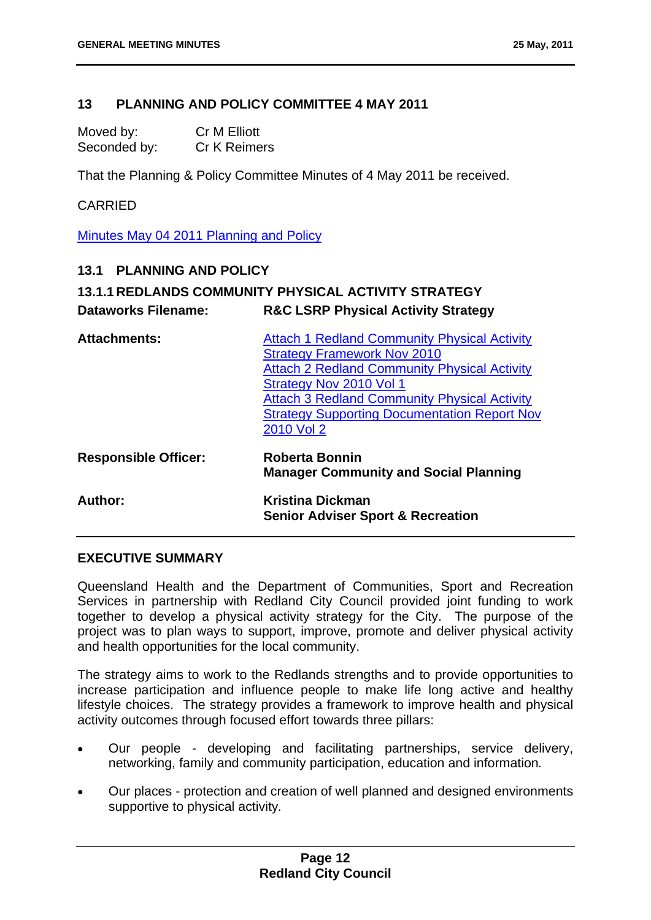## 13 PLANNING AND POLICY COMMITTEE 4 MAY 2011

Moved by: Cr M Elliott
Seconded by: Cr K Reimers

That the Planning & Policy Committee Minutes of 4 May 2011 be received.

CARRIED

Minutes May 04 2011 Planning and Policy

### 13.1 PLANNING AND POLICY

#### 13.1.1 REDLANDS COMMUNITY PHYSICAL ACTIVITY STRATEGY

| | |
|---|---|
| **Dataworks Filename:** | **R&C LSRP Physical Activity Strategy** |
| **Attachments:** | Attach 1 Redland Community Physical Activity Strategy Framework Nov 2010<br>Attach 2 Redland Community Physical Activity Strategy Nov 2010 Vol 1<br>Attach 3 Redland Community Physical Activity Strategy Supporting Documentation Report Nov 2010 Vol 2 |
| **Responsible Officer:** | **Roberta Bonnin**<br>**Manager Community and Social Planning** |
| **Author:** | **Kristina Dickman**<br>**Senior Adviser Sport & Recreation** |

**EXECUTIVE SUMMARY**

Queensland Health and the Department of Communities, Sport and Recreation Services in partnership with Redland City Council provided joint funding to work together to develop a physical activity strategy for the City. The purpose of the project was to plan ways to support, improve, promote and deliver physical activity and health opportunities for the local community.

The strategy aims to work to the Redlands strengths and to provide opportunities to increase participation and influence people to make life long active and healthy lifestyle choices. The strategy provides a framework to improve health and physical activity outcomes through focused effort towards three pillars:

- Our people - developing and facilitating partnerships, service delivery, networking, family and community participation, education and information.
- Our places - protection and creation of well planned and designed environments supportive to physical activity.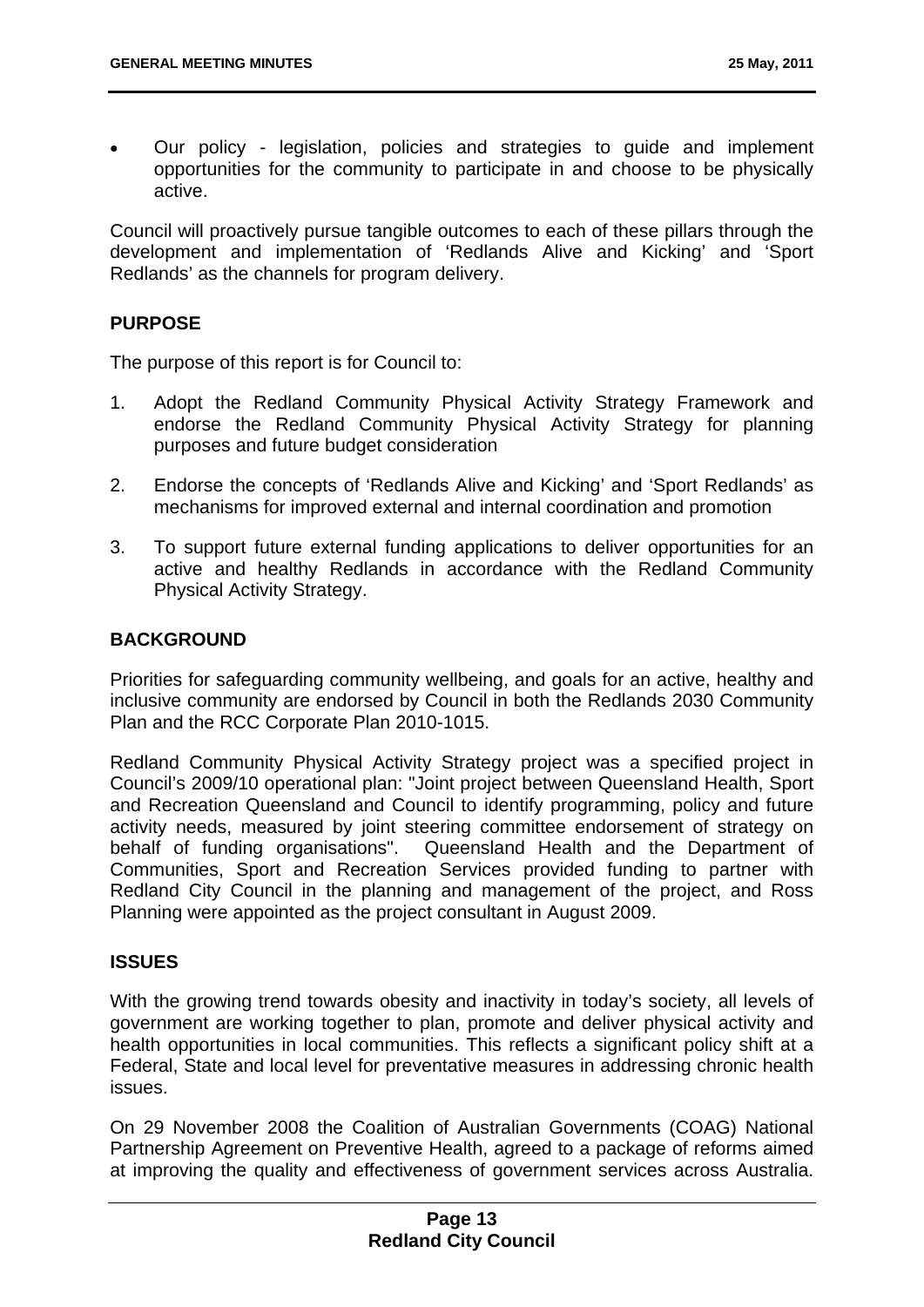- Our policy - legislation, policies and strategies to guide and implement opportunities for the community to participate in and choose to be physically active.

Council will proactively pursue tangible outcomes to each of these pillars through the development and implementation of 'Redlands Alive and Kicking' and 'Sport Redlands' as the channels for program delivery.

## PURPOSE

The purpose of this report is for Council to:

1. Adopt the Redland Community Physical Activity Strategy Framework and endorse the Redland Community Physical Activity Strategy for planning purposes and future budget consideration
2. Endorse the concepts of 'Redlands Alive and Kicking' and 'Sport Redlands' as mechanisms for improved external and internal coordination and promotion
3. To support future external funding applications to deliver opportunities for an active and healthy Redlands in accordance with the Redland Community Physical Activity Strategy.

## BACKGROUND

Priorities for safeguarding community wellbeing, and goals for an active, healthy and inclusive community are endorsed by Council in both the Redlands 2030 Community Plan and the RCC Corporate Plan 2010-1015.

Redland Community Physical Activity Strategy project was a specified project in Council's 2009/10 operational plan: "Joint project between Queensland Health, Sport and Recreation Queensland and Council to identify programming, policy and future activity needs, measured by joint steering committee endorsement of strategy on behalf of funding organisations". Queensland Health and the Department of Communities, Sport and Recreation Services provided funding to partner with Redland City Council in the planning and management of the project, and Ross Planning were appointed as the project consultant in August 2009.

## ISSUES

With the growing trend towards obesity and inactivity in today's society, all levels of government are working together to plan, promote and deliver physical activity and health opportunities in local communities. This reflects a significant policy shift at a Federal, State and local level for preventative measures in addressing chronic health issues.

On 29 November 2008 the Coalition of Australian Governments (COAG) National Partnership Agreement on Preventive Health, agreed to a package of reforms aimed at improving the quality and effectiveness of government services across Australia.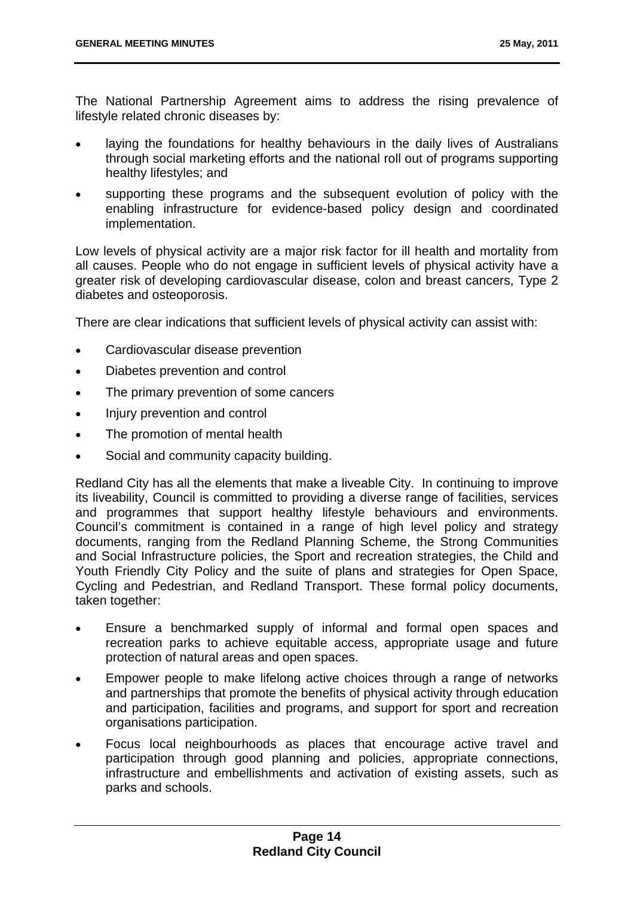The National Partnership Agreement aims to address the rising prevalence of lifestyle related chronic diseases by:

- laying the foundations for healthy behaviours in the daily lives of Australians through social marketing efforts and the national roll out of programs supporting healthy lifestyles; and
- supporting these programs and the subsequent evolution of policy with the enabling infrastructure for evidence-based policy design and coordinated implementation.

Low levels of physical activity are a major risk factor for ill health and mortality from all causes. People who do not engage in sufficient levels of physical activity have a greater risk of developing cardiovascular disease, colon and breast cancers, Type 2 diabetes and osteoporosis.

There are clear indications that sufficient levels of physical activity can assist with:

- Cardiovascular disease prevention
- Diabetes prevention and control
- The primary prevention of some cancers
- Injury prevention and control
- The promotion of mental health
- Social and community capacity building.

Redland City has all the elements that make a liveable City. In continuing to improve its liveability, Council is committed to providing a diverse range of facilities, services and programmes that support healthy lifestyle behaviours and environments. Council's commitment is contained in a range of high level policy and strategy documents, ranging from the Redland Planning Scheme, the Strong Communities and Social Infrastructure policies, the Sport and recreation strategies, the Child and Youth Friendly City Policy and the suite of plans and strategies for Open Space, Cycling and Pedestrian, and Redland Transport. These formal policy documents, taken together:

- Ensure a benchmarked supply of informal and formal open spaces and recreation parks to achieve equitable access, appropriate usage and future protection of natural areas and open spaces.
- Empower people to make lifelong active choices through a range of networks and partnerships that promote the benefits of physical activity through education and participation, facilities and programs, and support for sport and recreation organisations participation.
- Focus local neighbourhoods as places that encourage active travel and participation through good planning and policies, appropriate connections, infrastructure and embellishments and activation of existing assets, such as parks and schools.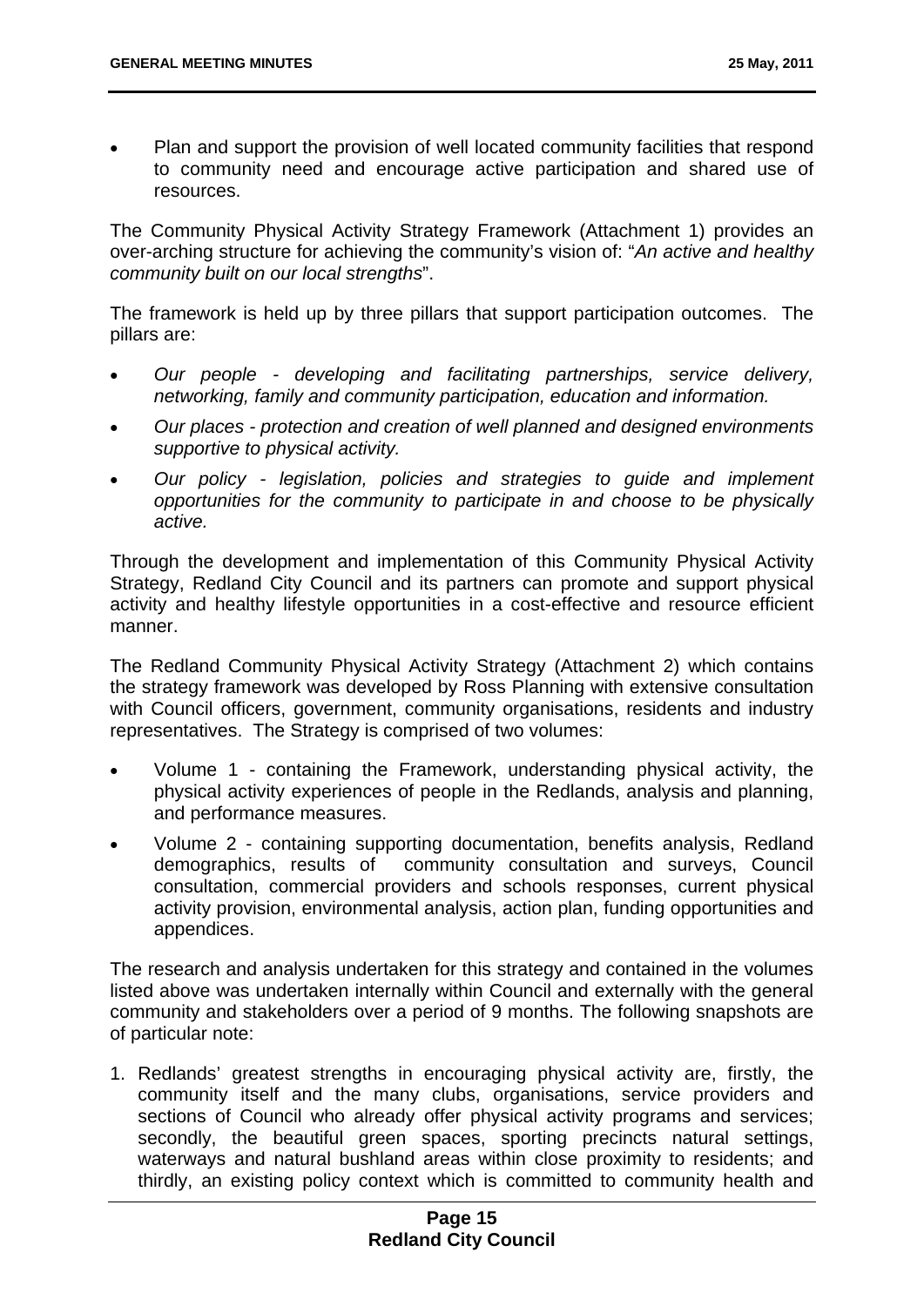- Plan and support the provision of well located community facilities that respond to community need and encourage active participation and shared use of resources.

The Community Physical Activity Strategy Framework (Attachment 1) provides an over-arching structure for achieving the community's vision of: "*An active and healthy community built on our local strengths*".

The framework is held up by three pillars that support participation outcomes. The pillars are:

- *Our people - developing and facilitating partnerships, service delivery, networking, family and community participation, education and information.*
- *Our places - protection and creation of well planned and designed environments supportive to physical activity.*
- *Our policy - legislation, policies and strategies to guide and implement opportunities for the community to participate in and choose to be physically active.*

Through the development and implementation of this Community Physical Activity Strategy, Redland City Council and its partners can promote and support physical activity and healthy lifestyle opportunities in a cost-effective and resource efficient manner.

The Redland Community Physical Activity Strategy (Attachment 2) which contains the strategy framework was developed by Ross Planning with extensive consultation with Council officers, government, community organisations, residents and industry representatives. The Strategy is comprised of two volumes:

- Volume 1 - containing the Framework, understanding physical activity, the physical activity experiences of people in the Redlands, analysis and planning, and performance measures.
- Volume 2 - containing supporting documentation, benefits analysis, Redland demographics, results of community consultation and surveys, Council consultation, commercial providers and schools responses, current physical activity provision, environmental analysis, action plan, funding opportunities and appendices.

The research and analysis undertaken for this strategy and contained in the volumes listed above was undertaken internally within Council and externally with the general community and stakeholders over a period of 9 months. The following snapshots are of particular note:

1. Redlands' greatest strengths in encouraging physical activity are, firstly, the community itself and the many clubs, organisations, service providers and sections of Council who already offer physical activity programs and services; secondly, the beautiful green spaces, sporting precincts natural settings, waterways and natural bushland areas within close proximity to residents; and thirdly, an existing policy context which is committed to community health and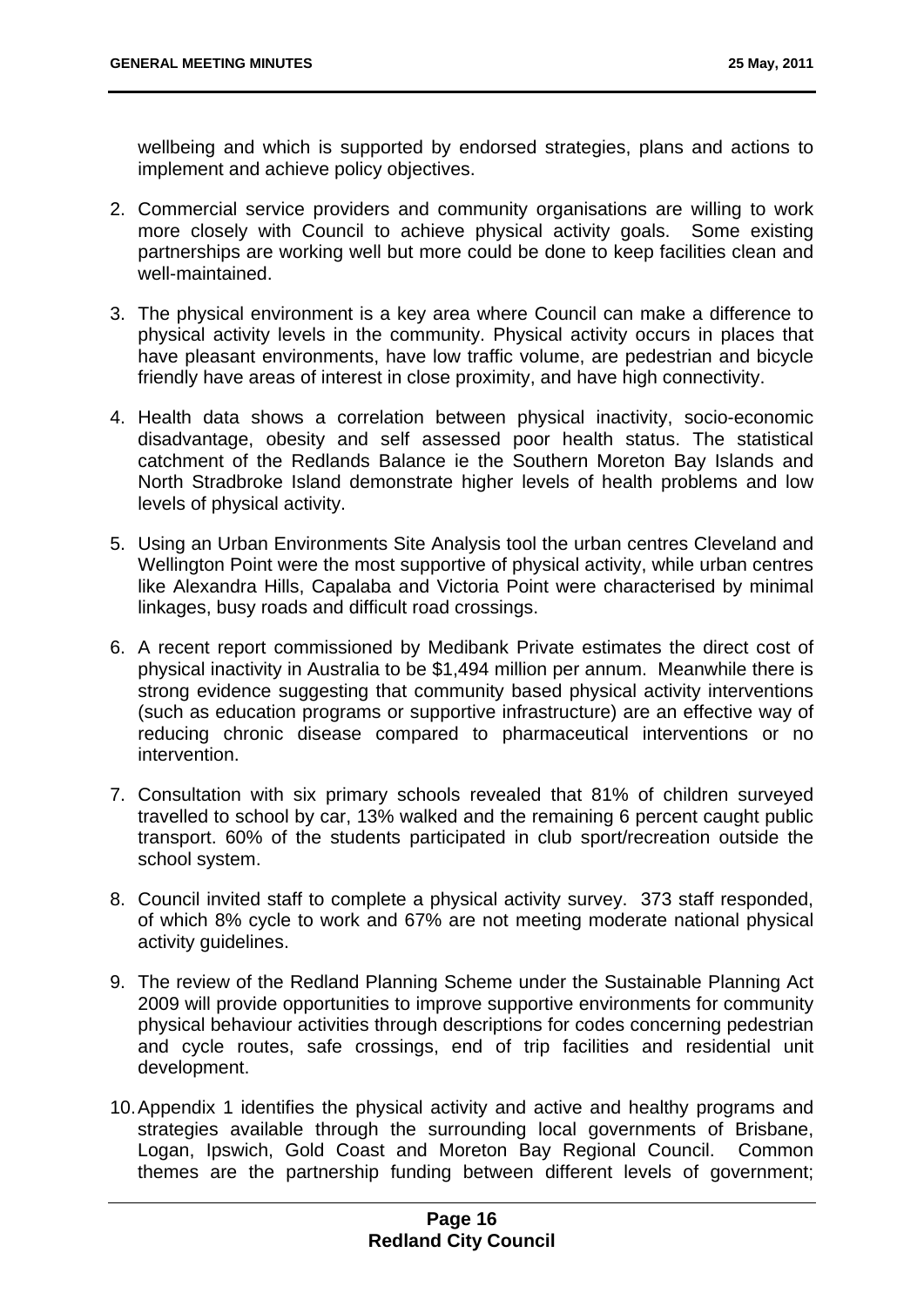wellbeing and which is supported by endorsed strategies, plans and actions to implement and achieve policy objectives.

2. Commercial service providers and community organisations are willing to work more closely with Council to achieve physical activity goals. Some existing partnerships are working well but more could be done to keep facilities clean and well-maintained.

3. The physical environment is a key area where Council can make a difference to physical activity levels in the community. Physical activity occurs in places that have pleasant environments, have low traffic volume, are pedestrian and bicycle friendly have areas of interest in close proximity, and have high connectivity.

4. Health data shows a correlation between physical inactivity, socio-economic disadvantage, obesity and self assessed poor health status. The statistical catchment of the Redlands Balance ie the Southern Moreton Bay Islands and North Stradbroke Island demonstrate higher levels of health problems and low levels of physical activity.

5. Using an Urban Environments Site Analysis tool the urban centres Cleveland and Wellington Point were the most supportive of physical activity, while urban centres like Alexandra Hills, Capalaba and Victoria Point were characterised by minimal linkages, busy roads and difficult road crossings.

6. A recent report commissioned by Medibank Private estimates the direct cost of physical inactivity in Australia to be $1,494 million per annum. Meanwhile there is strong evidence suggesting that community based physical activity interventions (such as education programs or supportive infrastructure) are an effective way of reducing chronic disease compared to pharmaceutical interventions or no intervention.

7. Consultation with six primary schools revealed that 81% of children surveyed travelled to school by car, 13% walked and the remaining 6 percent caught public transport. 60% of the students participated in club sport/recreation outside the school system.

8. Council invited staff to complete a physical activity survey. 373 staff responded, of which 8% cycle to work and 67% are not meeting moderate national physical activity guidelines.

9. The review of the Redland Planning Scheme under the Sustainable Planning Act 2009 will provide opportunities to improve supportive environments for community physical behaviour activities through descriptions for codes concerning pedestrian and cycle routes, safe crossings, end of trip facilities and residential unit development.

10. Appendix 1 identifies the physical activity and active and healthy programs and strategies available through the surrounding local governments of Brisbane, Logan, Ipswich, Gold Coast and Moreton Bay Regional Council. Common themes are the partnership funding between different levels of government;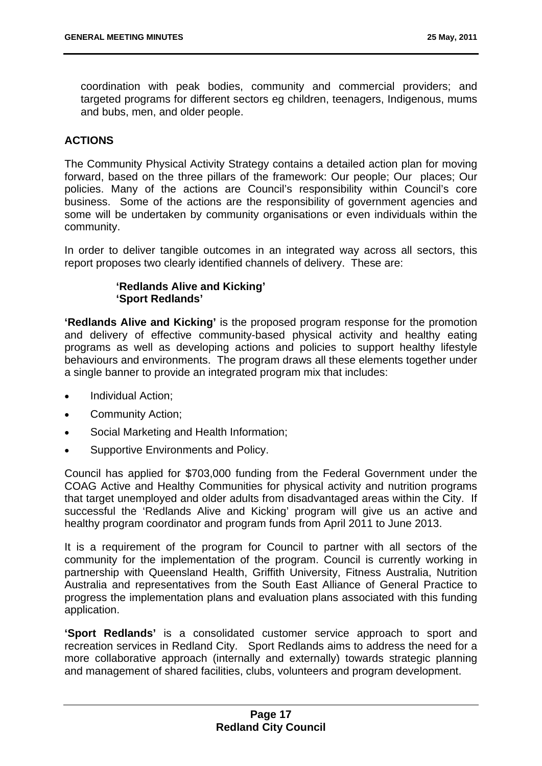coordination with peak bodies, community and commercial providers; and targeted programs for different sectors eg children, teenagers, Indigenous, mums and bubs, men, and older people.

## ACTIONS

The Community Physical Activity Strategy contains a detailed action plan for moving forward, based on the three pillars of the framework: Our people; Our places; Our policies. Many of the actions are Council's responsibility within Council's core business. Some of the actions are the responsibility of government agencies and some will be undertaken by community organisations or even individuals within the community.

In order to deliver tangible outcomes in an integrated way across all sectors, this report proposes two clearly identified channels of delivery. These are:

**'Redlands Alive and Kicking'**
**'Sport Redlands'**

**'Redlands Alive and Kicking'** is the proposed program response for the promotion and delivery of effective community-based physical activity and healthy eating programs as well as developing actions and policies to support healthy lifestyle behaviours and environments. The program draws all these elements together under a single banner to provide an integrated program mix that includes:

- Individual Action;
- Community Action;
- Social Marketing and Health Information;
- Supportive Environments and Policy.

Council has applied for $703,000 funding from the Federal Government under the COAG Active and Healthy Communities for physical activity and nutrition programs that target unemployed and older adults from disadvantaged areas within the City. If successful the 'Redlands Alive and Kicking' program will give us an active and healthy program coordinator and program funds from April 2011 to June 2013.

It is a requirement of the program for Council to partner with all sectors of the community for the implementation of the program. Council is currently working in partnership with Queensland Health, Griffith University, Fitness Australia, Nutrition Australia and representatives from the South East Alliance of General Practice to progress the implementation plans and evaluation plans associated with this funding application.

**'Sport Redlands'** is a consolidated customer service approach to sport and recreation services in Redland City. Sport Redlands aims to address the need for a more collaborative approach (internally and externally) towards strategic planning and management of shared facilities, clubs, volunteers and program development.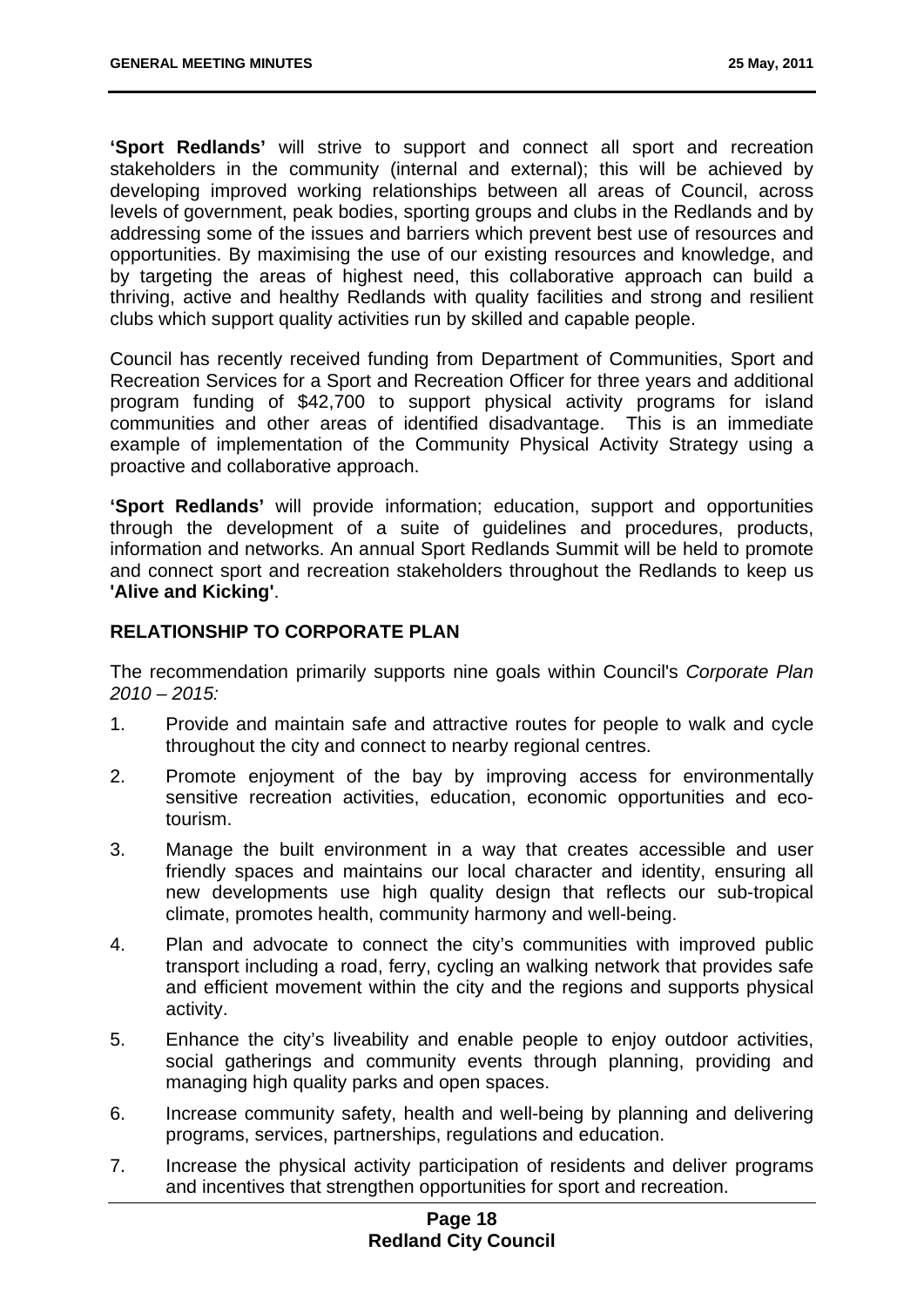**'Sport Redlands'** will strive to support and connect all sport and recreation stakeholders in the community (internal and external); this will be achieved by developing improved working relationships between all areas of Council, across levels of government, peak bodies, sporting groups and clubs in the Redlands and by addressing some of the issues and barriers which prevent best use of resources and opportunities. By maximising the use of our existing resources and knowledge, and by targeting the areas of highest need, this collaborative approach can build a thriving, active and healthy Redlands with quality facilities and strong and resilient clubs which support quality activities run by skilled and capable people.

Council has recently received funding from Department of Communities, Sport and Recreation Services for a Sport and Recreation Officer for three years and additional program funding of $42,700 to support physical activity programs for island communities and other areas of identified disadvantage. This is an immediate example of implementation of the Community Physical Activity Strategy using a proactive and collaborative approach.

**'Sport Redlands'** will provide information; education, support and opportunities through the development of a suite of guidelines and procedures, products, information and networks. An annual Sport Redlands Summit will be held to promote and connect sport and recreation stakeholders throughout the Redlands to keep us **'Alive and Kicking'**.

## RELATIONSHIP TO CORPORATE PLAN

The recommendation primarily supports nine goals within Council's *Corporate Plan 2010 – 2015:*

1. Provide and maintain safe and attractive routes for people to walk and cycle throughout the city and connect to nearby regional centres.
2. Promote enjoyment of the bay by improving access for environmentally sensitive recreation activities, education, economic opportunities and eco-tourism.
3. Manage the built environment in a way that creates accessible and user friendly spaces and maintains our local character and identity, ensuring all new developments use high quality design that reflects our sub-tropical climate, promotes health, community harmony and well-being.
4. Plan and advocate to connect the city's communities with improved public transport including a road, ferry, cycling an walking network that provides safe and efficient movement within the city and the regions and supports physical activity.
5. Enhance the city's liveability and enable people to enjoy outdoor activities, social gatherings and community events through planning, providing and managing high quality parks and open spaces.
6. Increase community safety, health and well-being by planning and delivering programs, services, partnerships, regulations and education.
7. Increase the physical activity participation of residents and deliver programs and incentives that strengthen opportunities for sport and recreation.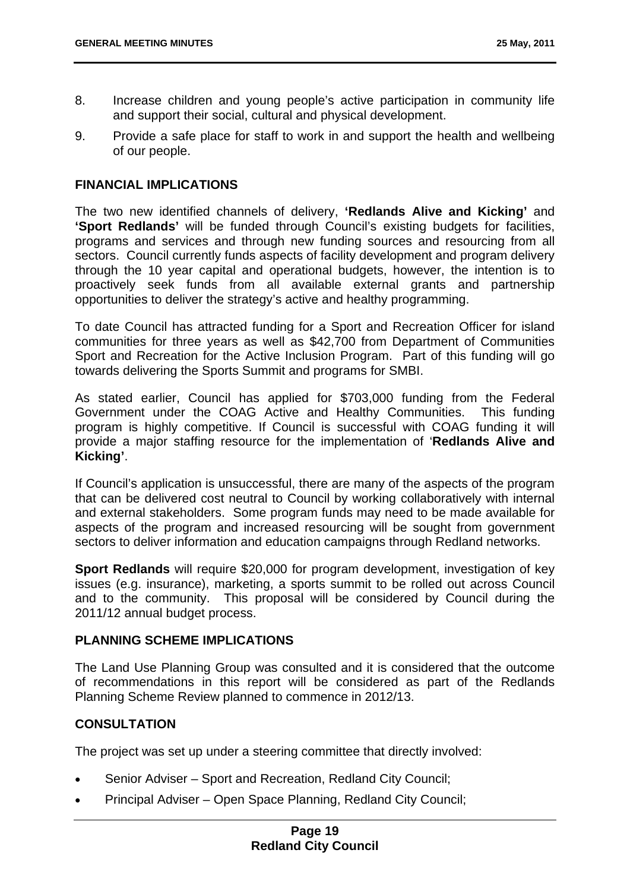8. Increase children and young people's active participation in community life and support their social, cultural and physical development.

9. Provide a safe place for staff to work in and support the health and wellbeing of our people.

## FINANCIAL IMPLICATIONS

The two new identified channels of delivery, **'Redlands Alive and Kicking'** and **'Sport Redlands'** will be funded through Council's existing budgets for facilities, programs and services and through new funding sources and resourcing from all sectors. Council currently funds aspects of facility development and program delivery through the 10 year capital and operational budgets, however, the intention is to proactively seek funds from all available external grants and partnership opportunities to deliver the strategy's active and healthy programming.

To date Council has attracted funding for a Sport and Recreation Officer for island communities for three years as well as $42,700 from Department of Communities Sport and Recreation for the Active Inclusion Program. Part of this funding will go towards delivering the Sports Summit and programs for SMBI.

As stated earlier, Council has applied for $703,000 funding from the Federal Government under the COAG Active and Healthy Communities. This funding program is highly competitive. If Council is successful with COAG funding it will provide a major staffing resource for the implementation of '**Redlands Alive and Kicking'**.

If Council's application is unsuccessful, there are many of the aspects of the program that can be delivered cost neutral to Council by working collaboratively with internal and external stakeholders. Some program funds may need to be made available for aspects of the program and increased resourcing will be sought from government sectors to deliver information and education campaigns through Redland networks.

**Sport Redlands** will require $20,000 for program development, investigation of key issues (e.g. insurance), marketing, a sports summit to be rolled out across Council and to the community. This proposal will be considered by Council during the 2011/12 annual budget process.

## PLANNING SCHEME IMPLICATIONS

The Land Use Planning Group was consulted and it is considered that the outcome of recommendations in this report will be considered as part of the Redlands Planning Scheme Review planned to commence in 2012/13.

## CONSULTATION

The project was set up under a steering committee that directly involved:

- Senior Adviser – Sport and Recreation, Redland City Council;
- Principal Adviser – Open Space Planning, Redland City Council;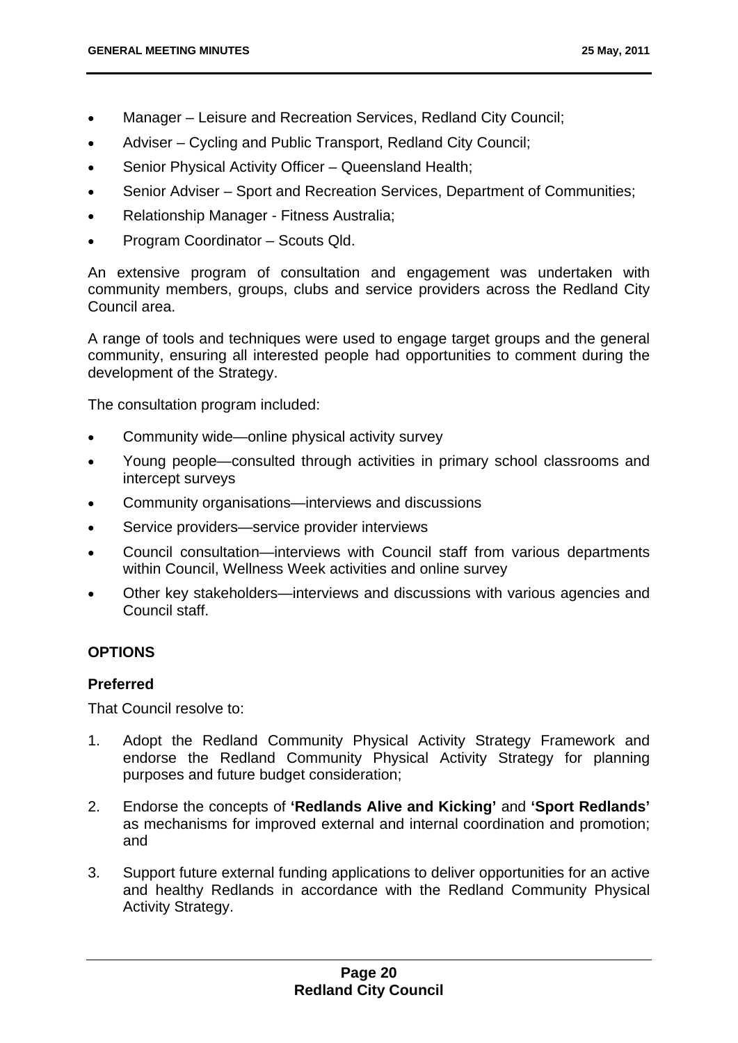- Manager – Leisure and Recreation Services, Redland City Council;
- Adviser – Cycling and Public Transport, Redland City Council;
- Senior Physical Activity Officer – Queensland Health;
- Senior Adviser – Sport and Recreation Services, Department of Communities;
- Relationship Manager - Fitness Australia;
- Program Coordinator – Scouts Qld.

An extensive program of consultation and engagement was undertaken with community members, groups, clubs and service providers across the Redland City Council area.

A range of tools and techniques were used to engage target groups and the general community, ensuring all interested people had opportunities to comment during the development of the Strategy.

The consultation program included:

- Community wide—online physical activity survey
- Young people—consulted through activities in primary school classrooms and intercept surveys
- Community organisations—interviews and discussions
- Service providers—service provider interviews
- Council consultation—interviews with Council staff from various departments within Council, Wellness Week activities and online survey
- Other key stakeholders—interviews and discussions with various agencies and Council staff.

## OPTIONS

### Preferred

That Council resolve to:

1. Adopt the Redland Community Physical Activity Strategy Framework and endorse the Redland Community Physical Activity Strategy for planning purposes and future budget consideration;
2. Endorse the concepts of **'Redlands Alive and Kicking'** and **'Sport Redlands'** as mechanisms for improved external and internal coordination and promotion; and
3. Support future external funding applications to deliver opportunities for an active and healthy Redlands in accordance with the Redland Community Physical Activity Strategy.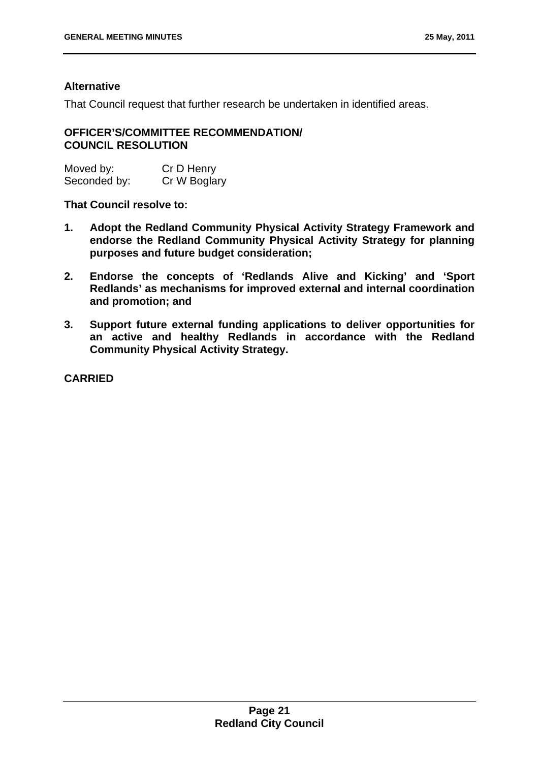**Alternative**

That Council request that further research be undertaken in identified areas.

**OFFICER'S/COMMITTEE RECOMMENDATION/**
**COUNCIL RESOLUTION**

| Moved by: | Cr D Henry |
|---|---|
| Seconded by: | Cr W Boglary |

**That Council resolve to:**

1. **Adopt the Redland Community Physical Activity Strategy Framework and endorse the Redland Community Physical Activity Strategy for planning purposes and future budget consideration;**

2. **Endorse the concepts of 'Redlands Alive and Kicking' and 'Sport Redlands' as mechanisms for improved external and internal coordination and promotion; and**

3. **Support future external funding applications to deliver opportunities for an active and healthy Redlands in accordance with the Redland Community Physical Activity Strategy.**

**CARRIED**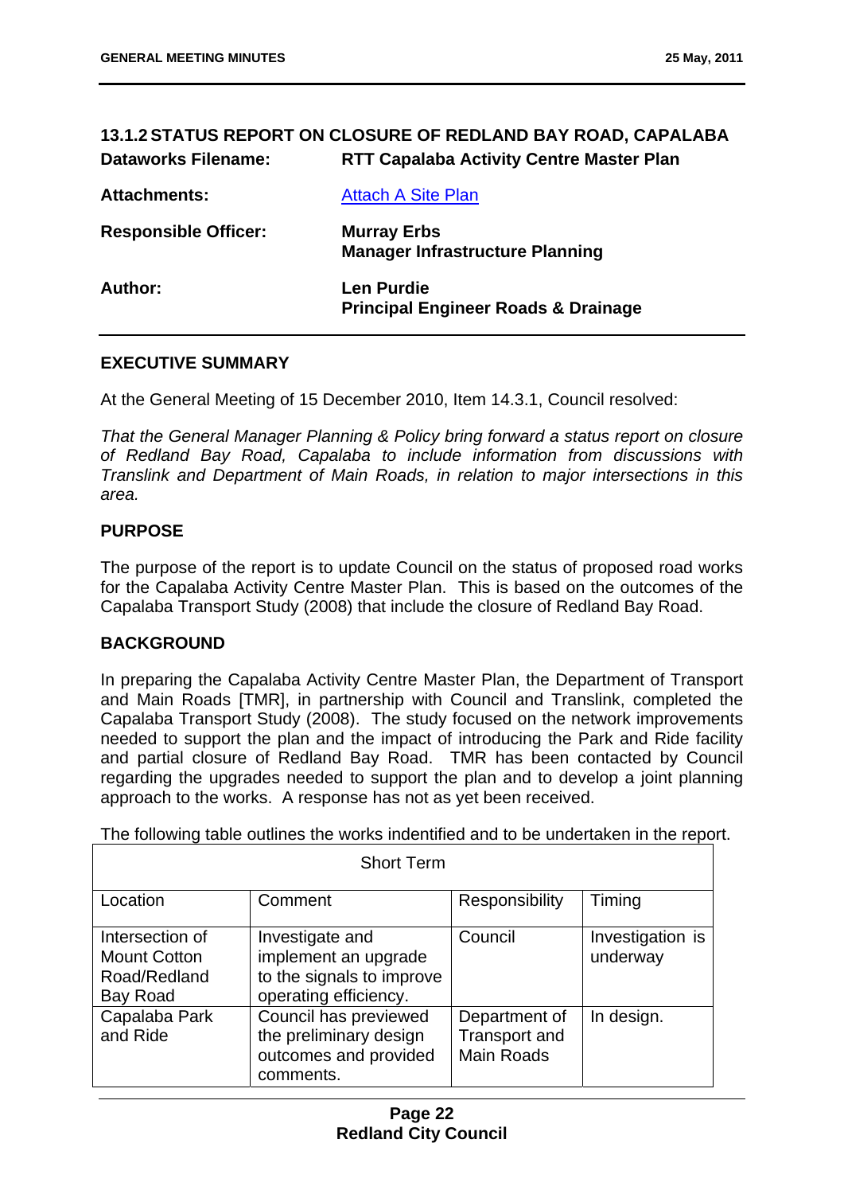## 13.1.2 STATUS REPORT ON CLOSURE OF REDLAND BAY ROAD, CAPALABA

**Dataworks Filename:** **RTT Capalaba Activity Centre Master Plan**

**Attachments:** [Attach A Site Plan]

**Responsible Officer:** **Murray Erbs**
**Manager Infrastructure Planning**

**Author:** **Len Purdie**
**Principal Engineer Roads & Drainage**

### EXECUTIVE SUMMARY

At the General Meeting of 15 December 2010, Item 14.3.1, Council resolved:

*That the General Manager Planning & Policy bring forward a status report on closure of Redland Bay Road, Capalaba to include information from discussions with Translink and Department of Main Roads, in relation to major intersections in this area.*

### PURPOSE

The purpose of the report is to update Council on the status of proposed road works for the Capalaba Activity Centre Master Plan. This is based on the outcomes of the Capalaba Transport Study (2008) that include the closure of Redland Bay Road.

### BACKGROUND

In preparing the Capalaba Activity Centre Master Plan, the Department of Transport and Main Roads [TMR], in partnership with Council and Translink, completed the Capalaba Transport Study (2008). The study focused on the network improvements needed to support the plan and the impact of introducing the Park and Ride facility and partial closure of Redland Bay Road. TMR has been contacted by Council regarding the upgrades needed to support the plan and to develop a joint planning approach to the works. A response has not as yet been received.

The following table outlines the works indentified and to be undertaken in the report.

| Short Term | | | |
|---|---|---|---|
| Location | Comment | Responsibility | Timing |
| Intersection of Mount Cotton Road/Redland Bay Road | Investigate and implement an upgrade to the signals to improve operating efficiency. | Council | Investigation is underway |
| Capalaba Park and Ride | Council has previewed the preliminary design outcomes and provided comments. | Department of Transport and Main Roads | In design. |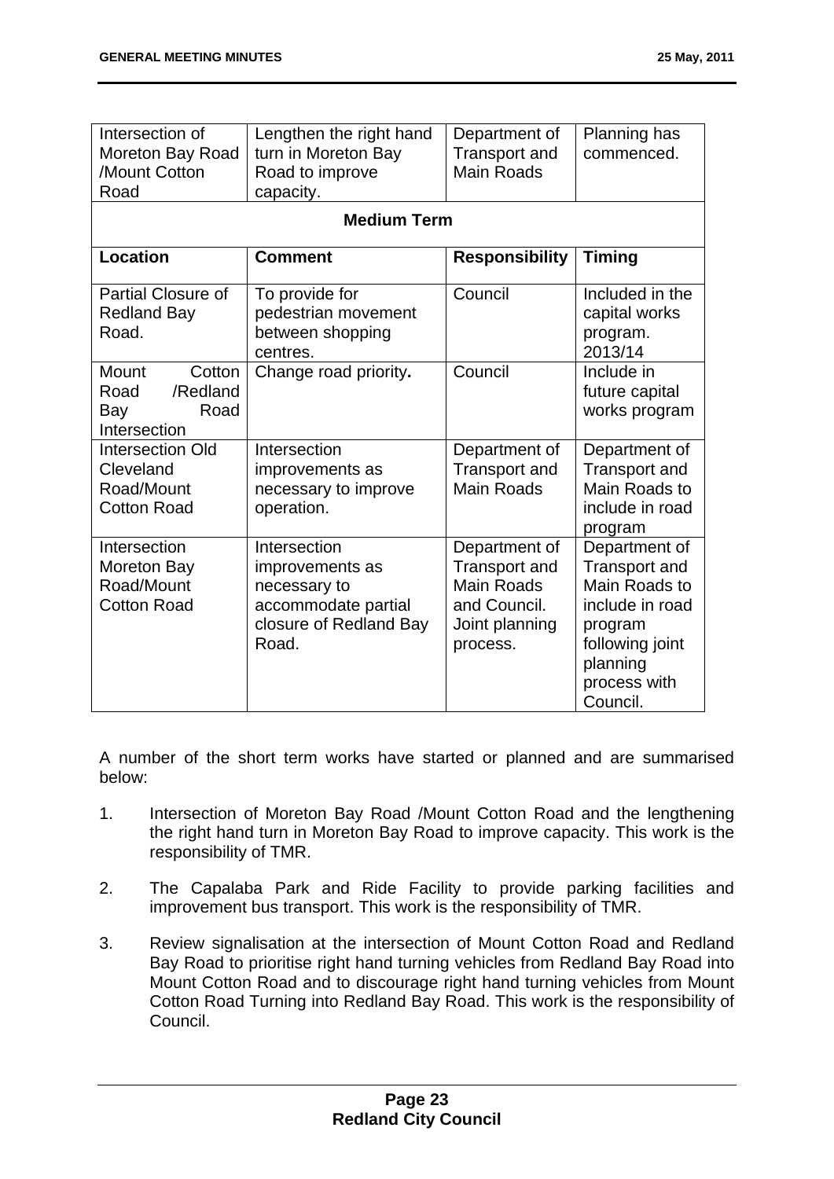| Intersection of Moreton Bay Road /Mount Cotton Road | Lengthen the right hand turn in Moreton Bay Road to improve capacity. | Department of Transport and Main Roads | Planning has commenced. |
|---|---|---|---|
| **Medium Term** | | | |
| **Location** | **Comment** | **Responsibility** | **Timing** |
| Partial Closure of Redland Bay Road. | To provide for pedestrian movement between shopping centres. | Council | Included in the capital works program. 2013/14 |
| Mount Cotton Road /Redland Bay Road Intersection | Change road priority**.** | Council | Include in future capital works program |
| Intersection Old Cleveland Road/Mount Cotton Road | Intersection improvements as necessary to improve operation. | Department of Transport and Main Roads | Department of Transport and Main Roads to include in road program |
| Intersection Moreton Bay Road/Mount Cotton Road | Intersection improvements as necessary to accommodate partial closure of Redland Bay Road. | Department of Transport and Main Roads and Council. Joint planning process. | Department of Transport and Main Roads to include in road program following joint planning process with Council. |

A number of the short term works have started or planned and are summarised below:

1. Intersection of Moreton Bay Road /Mount Cotton Road and the lengthening the right hand turn in Moreton Bay Road to improve capacity. This work is the responsibility of TMR.

2. The Capalaba Park and Ride Facility to provide parking facilities and improvement bus transport. This work is the responsibility of TMR.

3. Review signalisation at the intersection of Mount Cotton Road and Redland Bay Road to prioritise right hand turning vehicles from Redland Bay Road into Mount Cotton Road and to discourage right hand turning vehicles from Mount Cotton Road Turning into Redland Bay Road. This work is the responsibility of Council.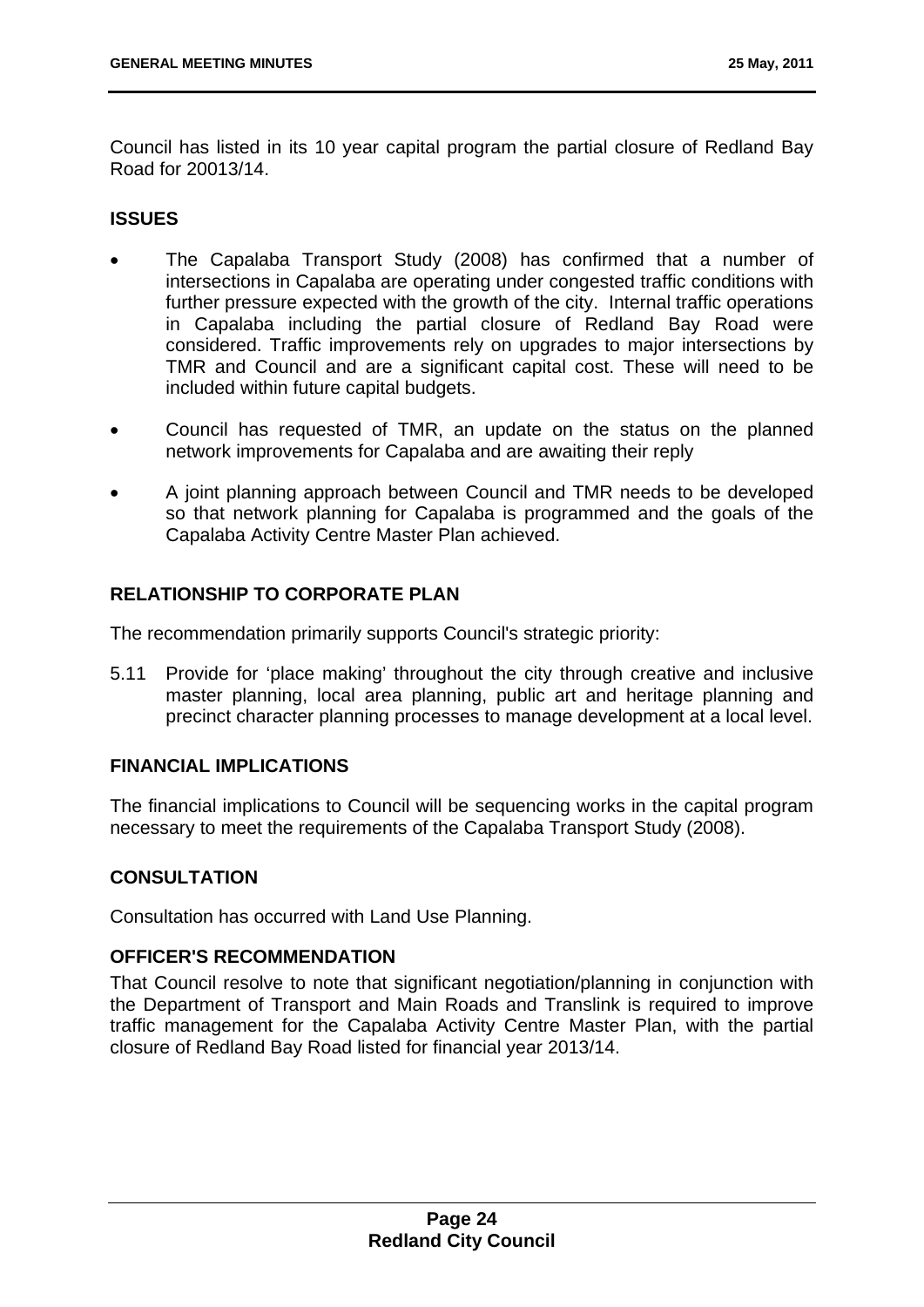Council has listed in its 10 year capital program the partial closure of Redland Bay Road for 20013/14.

### ISSUES

- The Capalaba Transport Study (2008) has confirmed that a number of intersections in Capalaba are operating under congested traffic conditions with further pressure expected with the growth of the city. Internal traffic operations in Capalaba including the partial closure of Redland Bay Road were considered. Traffic improvements rely on upgrades to major intersections by TMR and Council and are a significant capital cost. These will need to be included within future capital budgets.
- Council has requested of TMR, an update on the status on the planned network improvements for Capalaba and are awaiting their reply
- A joint planning approach between Council and TMR needs to be developed so that network planning for Capalaba is programmed and the goals of the Capalaba Activity Centre Master Plan achieved.

### RELATIONSHIP TO CORPORATE PLAN

The recommendation primarily supports Council's strategic priority:

5.11 Provide for 'place making' throughout the city through creative and inclusive master planning, local area planning, public art and heritage planning and precinct character planning processes to manage development at a local level.

### FINANCIAL IMPLICATIONS

The financial implications to Council will be sequencing works in the capital program necessary to meet the requirements of the Capalaba Transport Study (2008).

### CONSULTATION

Consultation has occurred with Land Use Planning.

### OFFICER'S RECOMMENDATION

That Council resolve to note that significant negotiation/planning in conjunction with the Department of Transport and Main Roads and Translink is required to improve traffic management for the Capalaba Activity Centre Master Plan, with the partial closure of Redland Bay Road listed for financial year 2013/14.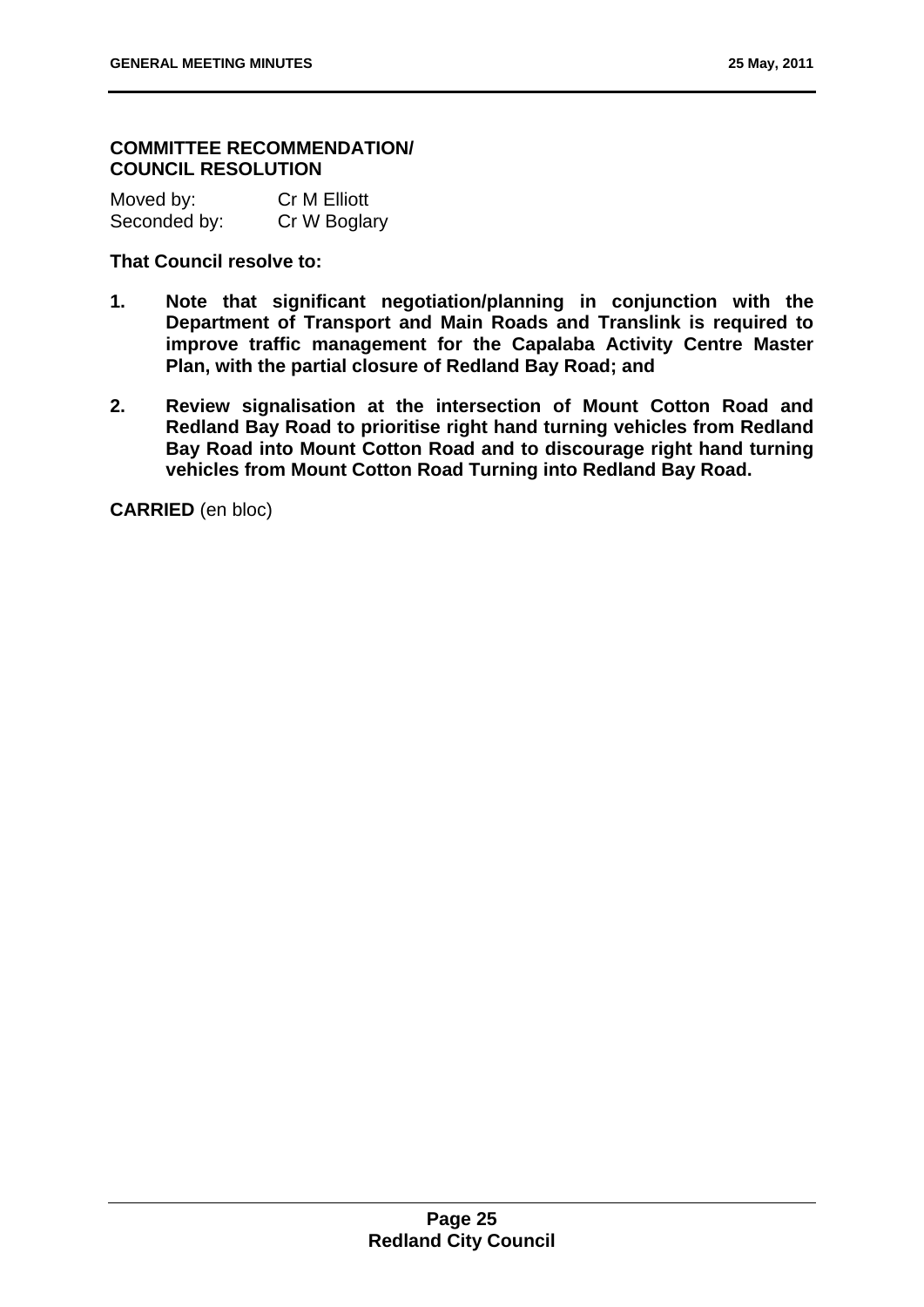**COMMITTEE RECOMMENDATION/ COUNCIL RESOLUTION**

Moved by: Cr M Elliott
Seconded by: Cr W Boglary

**That Council resolve to:**

1. **Note that significant negotiation/planning in conjunction with the Department of Transport and Main Roads and Translink is required to improve traffic management for the Capalaba Activity Centre Master Plan, with the partial closure of Redland Bay Road; and**
2. **Review signalisation at the intersection of Mount Cotton Road and Redland Bay Road to prioritise right hand turning vehicles from Redland Bay Road into Mount Cotton Road and to discourage right hand turning vehicles from Mount Cotton Road Turning into Redland Bay Road.**

**CARRIED** (en bloc)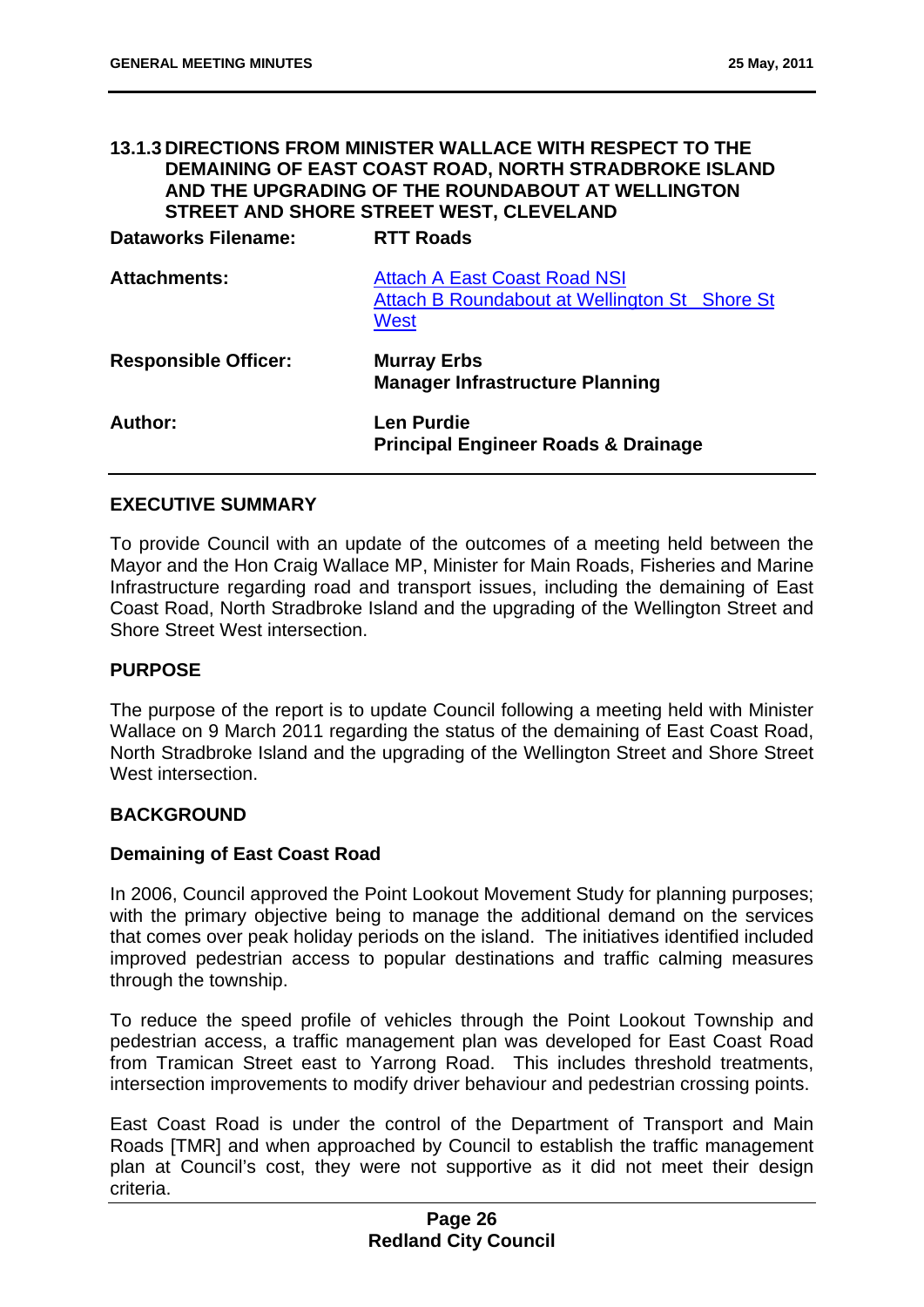### 13.1.3 DIRECTIONS FROM MINISTER WALLACE WITH RESPECT TO THE DEMAINING OF EAST COAST ROAD, NORTH STRADBROKE ISLAND AND THE UPGRADING OF THE ROUNDABOUT AT WELLINGTON STREET AND SHORE STREET WEST, CLEVELAND

| | |
|---|---|
| **Dataworks Filename:** | **RTT Roads** |
| **Attachments:** | Attach A East Coast Road NSI<br>Attach B Roundabout at Wellington St Shore St West |
| **Responsible Officer:** | **Murray Erbs**<br>**Manager Infrastructure Planning** |
| **Author:** | **Len Purdie**<br>**Principal Engineer Roads & Drainage** |

## EXECUTIVE SUMMARY

To provide Council with an update of the outcomes of a meeting held between the Mayor and the Hon Craig Wallace MP, Minister for Main Roads, Fisheries and Marine Infrastructure regarding road and transport issues, including the demaining of East Coast Road, North Stradbroke Island and the upgrading of the Wellington Street and Shore Street West intersection.

## PURPOSE

The purpose of the report is to update Council following a meeting held with Minister Wallace on 9 March 2011 regarding the status of the demaining of East Coast Road, North Stradbroke Island and the upgrading of the Wellington Street and Shore Street West intersection.

## BACKGROUND

### Demaining of East Coast Road

In 2006, Council approved the Point Lookout Movement Study for planning purposes; with the primary objective being to manage the additional demand on the services that comes over peak holiday periods on the island. The initiatives identified included improved pedestrian access to popular destinations and traffic calming measures through the township.

To reduce the speed profile of vehicles through the Point Lookout Township and pedestrian access, a traffic management plan was developed for East Coast Road from Tramican Street east to Yarrong Road. This includes threshold treatments, intersection improvements to modify driver behaviour and pedestrian crossing points.

East Coast Road is under the control of the Department of Transport and Main Roads [TMR] and when approached by Council to establish the traffic management plan at Council's cost, they were not supportive as it did not meet their design criteria.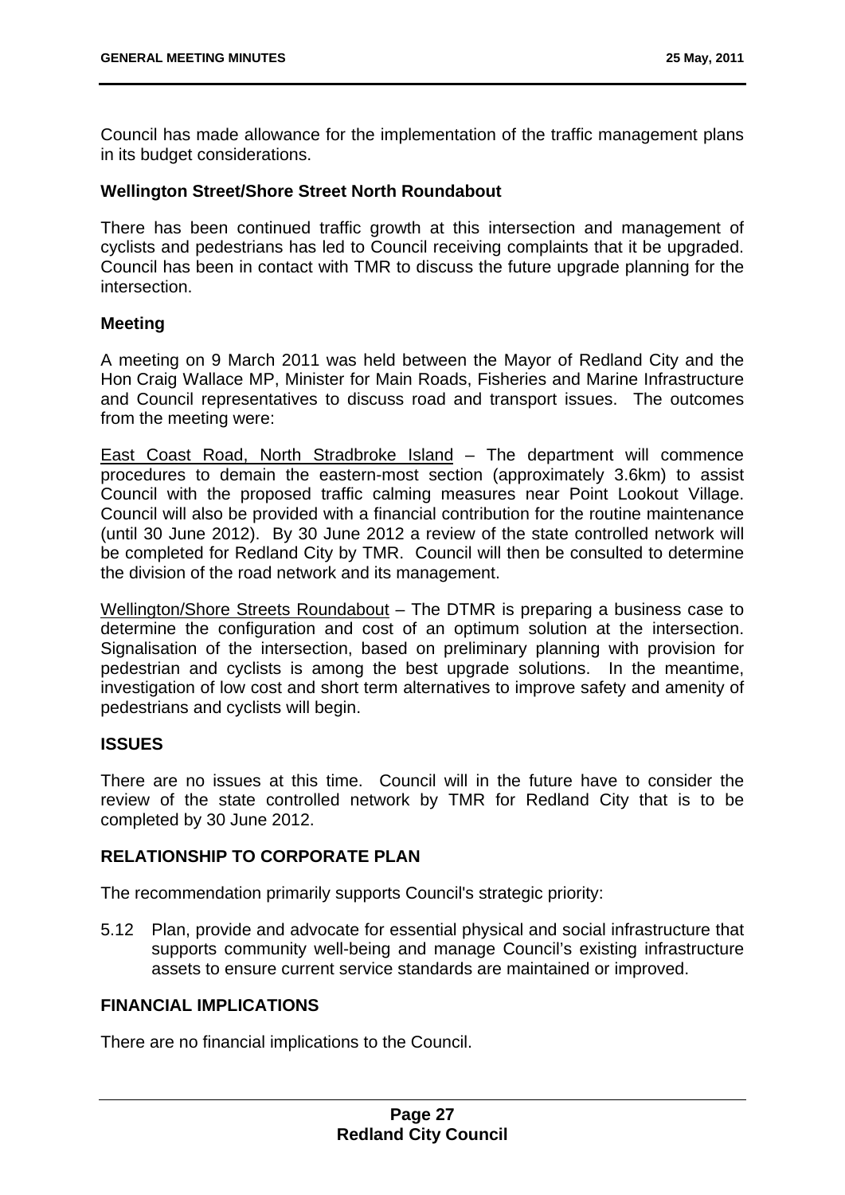Council has made allowance for the implementation of the traffic management plans in its budget considerations.

**Wellington Street/Shore Street North Roundabout**

There has been continued traffic growth at this intersection and management of cyclists and pedestrians has led to Council receiving complaints that it be upgraded. Council has been in contact with TMR to discuss the future upgrade planning for the intersection.

**Meeting**

A meeting on 9 March 2011 was held between the Mayor of Redland City and the Hon Craig Wallace MP, Minister for Main Roads, Fisheries and Marine Infrastructure and Council representatives to discuss road and transport issues. The outcomes from the meeting were:

East Coast Road, North Stradbroke Island – The department will commence procedures to demain the eastern-most section (approximately 3.6km) to assist Council with the proposed traffic calming measures near Point Lookout Village. Council will also be provided with a financial contribution for the routine maintenance (until 30 June 2012). By 30 June 2012 a review of the state controlled network will be completed for Redland City by TMR. Council will then be consulted to determine the division of the road network and its management.

Wellington/Shore Streets Roundabout – The DTMR is preparing a business case to determine the configuration and cost of an optimum solution at the intersection. Signalisation of the intersection, based on preliminary planning with provision for pedestrian and cyclists is among the best upgrade solutions. In the meantime, investigation of low cost and short term alternatives to improve safety and amenity of pedestrians and cyclists will begin.

**ISSUES**

There are no issues at this time. Council will in the future have to consider the review of the state controlled network by TMR for Redland City that is to be completed by 30 June 2012.

**RELATIONSHIP TO CORPORATE PLAN**

The recommendation primarily supports Council's strategic priority:

5.12 Plan, provide and advocate for essential physical and social infrastructure that supports community well-being and manage Council's existing infrastructure assets to ensure current service standards are maintained or improved.

**FINANCIAL IMPLICATIONS**

There are no financial implications to the Council.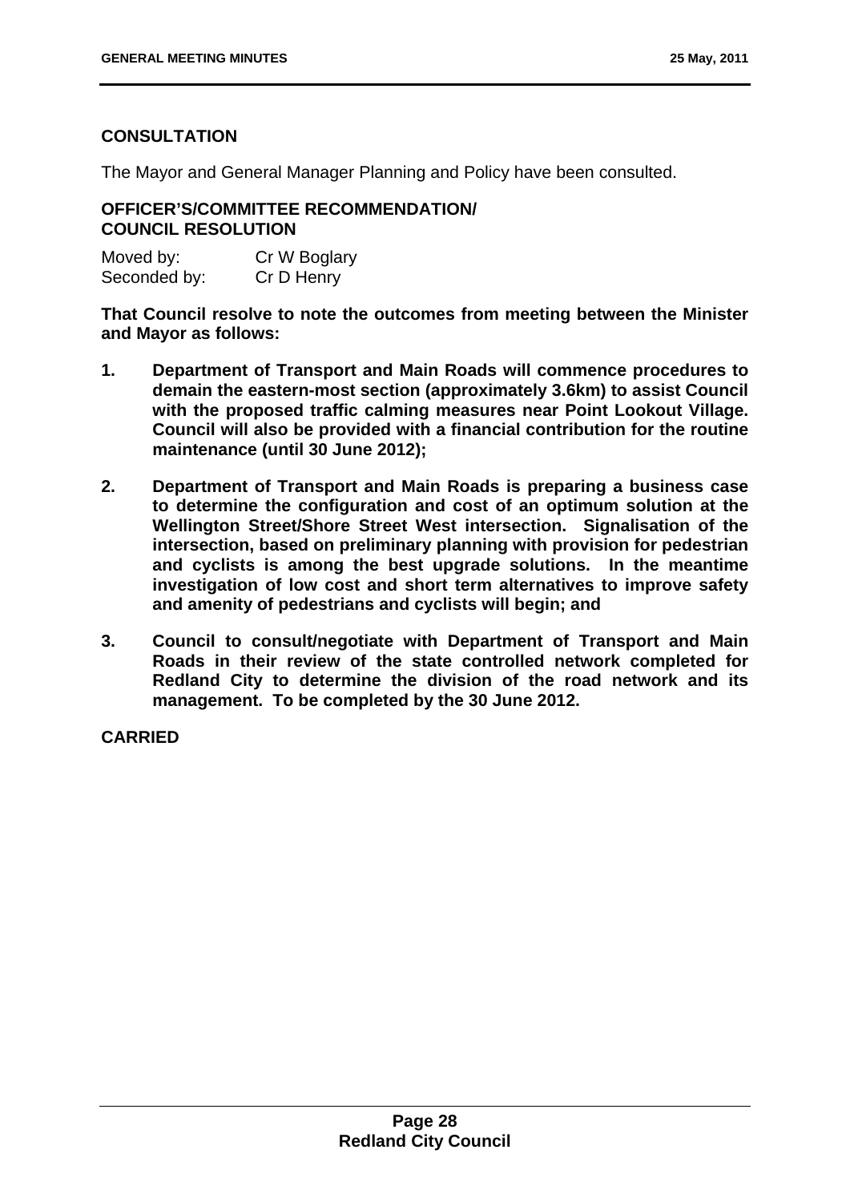## CONSULTATION

The Mayor and General Manager Planning and Policy have been consulted.

## OFFICER'S/COMMITTEE RECOMMENDATION/ COUNCIL RESOLUTION

| | |
|---|---|
| Moved by: | Cr W Boglary |
| Seconded by: | Cr D Henry |

**That Council resolve to note the outcomes from meeting between the Minister and Mayor as follows:**

1. **Department of Transport and Main Roads will commence procedures to demain the eastern-most section (approximately 3.6km) to assist Council with the proposed traffic calming measures near Point Lookout Village. Council will also be provided with a financial contribution for the routine maintenance (until 30 June 2012);**

2. **Department of Transport and Main Roads is preparing a business case to determine the configuration and cost of an optimum solution at the Wellington Street/Shore Street West intersection. Signalisation of the intersection, based on preliminary planning with provision for pedestrian and cyclists is among the best upgrade solutions. In the meantime investigation of low cost and short term alternatives to improve safety and amenity of pedestrians and cyclists will begin; and**

3. **Council to consult/negotiate with Department of Transport and Main Roads in their review of the state controlled network completed for Redland City to determine the division of the road network and its management. To be completed by the 30 June 2012.**

**CARRIED**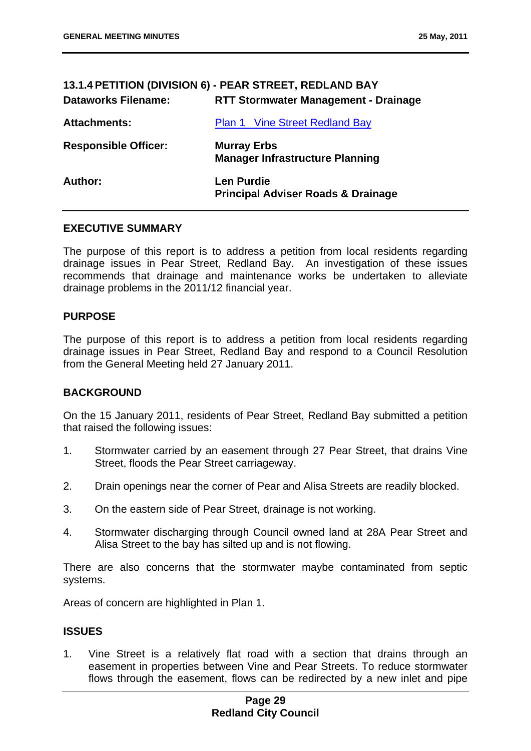### 13.1.4 PETITION (DIVISION 6) - PEAR STREET, REDLAND BAY

| | |
|---|---|
| **Dataworks Filename:** | **RTT Stormwater Management - Drainage** |
| **Attachments:** | Plan 1 Vine Street Redland Bay |
| **Responsible Officer:** | **Murray Erbs**<br>**Manager Infrastructure Planning** |
| **Author:** | **Len Purdie**<br>**Principal Adviser Roads & Drainage** |

#### EXECUTIVE SUMMARY

The purpose of this report is to address a petition from local residents regarding drainage issues in Pear Street, Redland Bay. An investigation of these issues recommends that drainage and maintenance works be undertaken to alleviate drainage problems in the 2011/12 financial year.

#### PURPOSE

The purpose of this report is to address a petition from local residents regarding drainage issues in Pear Street, Redland Bay and respond to a Council Resolution from the General Meeting held 27 January 2011.

#### BACKGROUND

On the 15 January 2011, residents of Pear Street, Redland Bay submitted a petition that raised the following issues:

1. Stormwater carried by an easement through 27 Pear Street, that drains Vine Street, floods the Pear Street carriageway.
2. Drain openings near the corner of Pear and Alisa Streets are readily blocked.
3. On the eastern side of Pear Street, drainage is not working.
4. Stormwater discharging through Council owned land at 28A Pear Street and Alisa Street to the bay has silted up and is not flowing.

There are also concerns that the stormwater maybe contaminated from septic systems.

Areas of concern are highlighted in Plan 1.

#### ISSUES

1. Vine Street is a relatively flat road with a section that drains through an easement in properties between Vine and Pear Streets. To reduce stormwater flows through the easement, flows can be redirected by a new inlet and pipe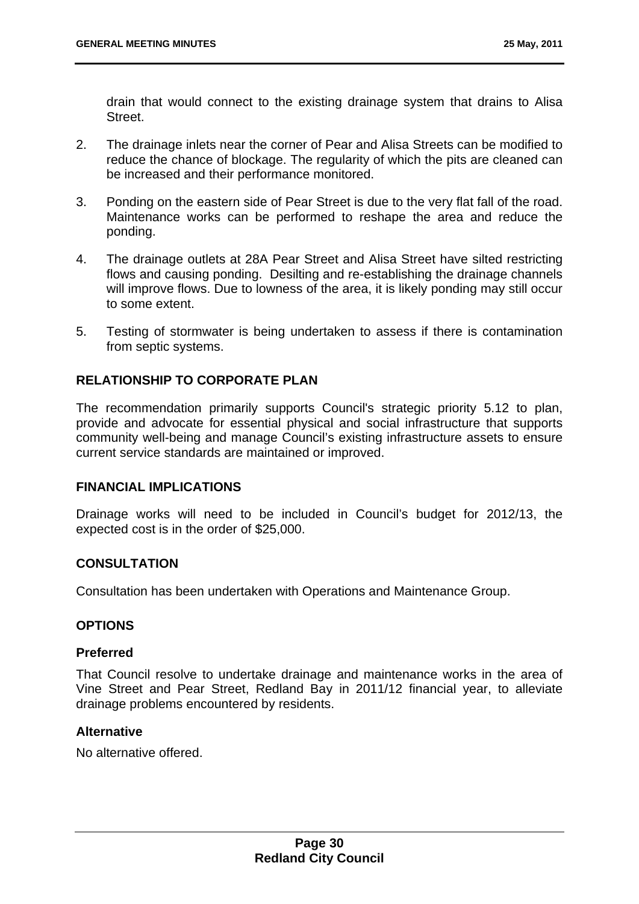drain that would connect to the existing drainage system that drains to Alisa Street.

2. The drainage inlets near the corner of Pear and Alisa Streets can be modified to reduce the chance of blockage. The regularity of which the pits are cleaned can be increased and their performance monitored.

3. Ponding on the eastern side of Pear Street is due to the very flat fall of the road. Maintenance works can be performed to reshape the area and reduce the ponding.

4. The drainage outlets at 28A Pear Street and Alisa Street have silted restricting flows and causing ponding. Desilting and re-establishing the drainage channels will improve flows. Due to lowness of the area, it is likely ponding may still occur to some extent.

5. Testing of stormwater is being undertaken to assess if there is contamination from septic systems.

## RELATIONSHIP TO CORPORATE PLAN

The recommendation primarily supports Council's strategic priority 5.12 to plan, provide and advocate for essential physical and social infrastructure that supports community well-being and manage Council's existing infrastructure assets to ensure current service standards are maintained or improved.

## FINANCIAL IMPLICATIONS

Drainage works will need to be included in Council's budget for 2012/13, the expected cost is in the order of $25,000.

## CONSULTATION

Consultation has been undertaken with Operations and Maintenance Group.

## OPTIONS

### Preferred

That Council resolve to undertake drainage and maintenance works in the area of Vine Street and Pear Street, Redland Bay in 2011/12 financial year, to alleviate drainage problems encountered by residents.

### Alternative

No alternative offered.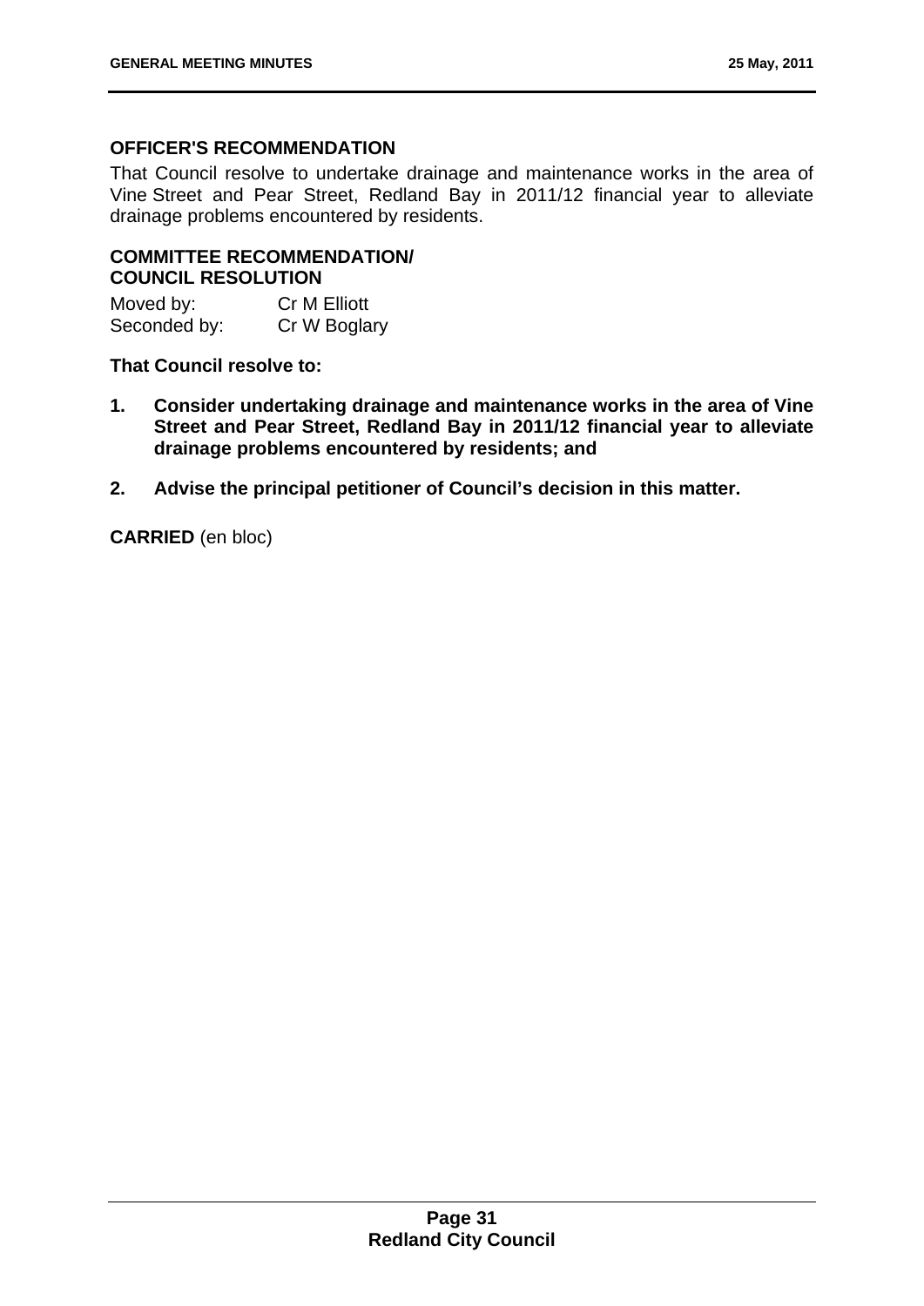### OFFICER'S RECOMMENDATION

That Council resolve to undertake drainage and maintenance works in the area of Vine Street and Pear Street, Redland Bay in 2011/12 financial year to alleviate drainage problems encountered by residents.

### COMMITTEE RECOMMENDATION/ COUNCIL RESOLUTION

Moved by: Cr M Elliott
Seconded by: Cr W Boglary

**That Council resolve to:**

1. **Consider undertaking drainage and maintenance works in the area of Vine Street and Pear Street, Redland Bay in 2011/12 financial year to alleviate drainage problems encountered by residents; and**
2. **Advise the principal petitioner of Council's decision in this matter.**

**CARRIED** (en bloc)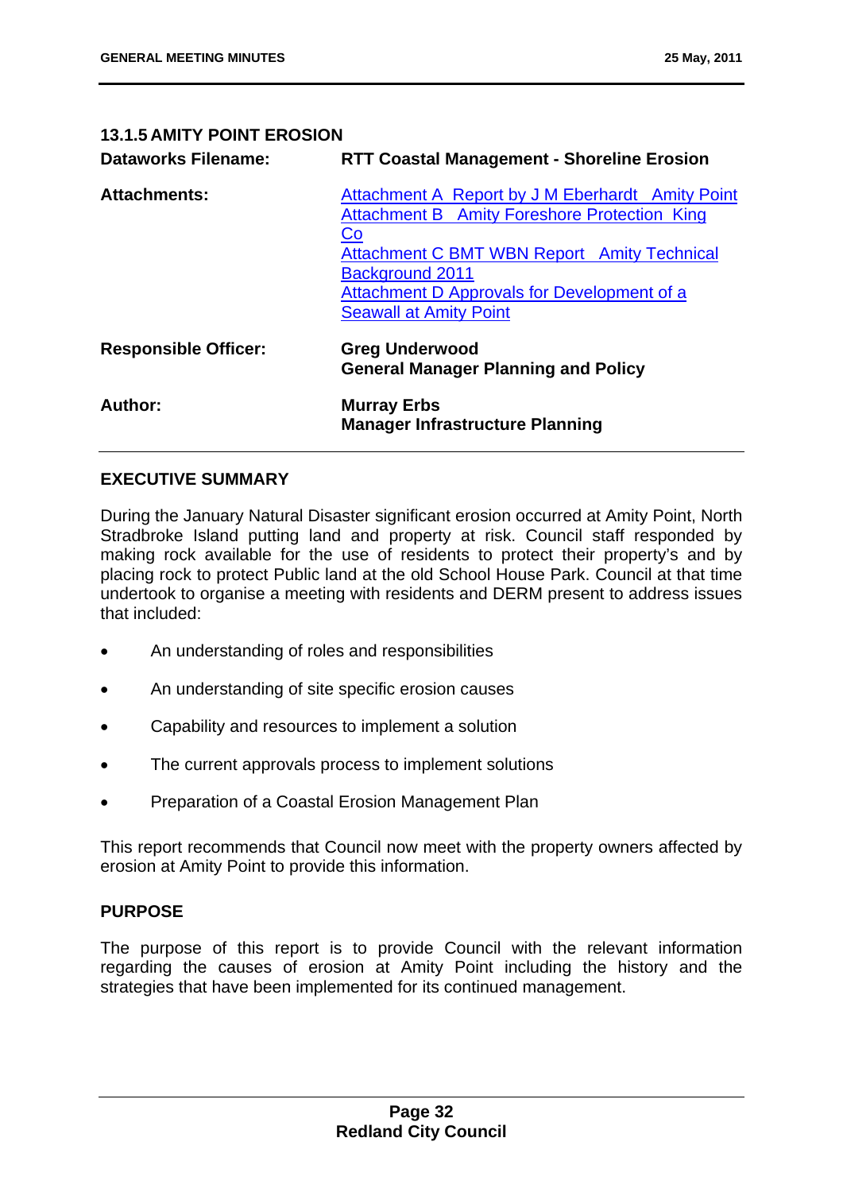### 13.1.5 AMITY POINT EROSION

**Dataworks Filename:** RTT Coastal Management - Shoreline Erosion

**Attachments:**
Attachment A Report by J M Eberhardt Amity Point
Attachment B Amity Foreshore Protection King Co
Attachment C BMT WBN Report Amity Technical Background 2011
Attachment D Approvals for Development of a Seawall at Amity Point

**Responsible Officer:** Greg Underwood
General Manager Planning and Policy

**Author:** Murray Erbs
Manager Infrastructure Planning

## EXECUTIVE SUMMARY

During the January Natural Disaster significant erosion occurred at Amity Point, North Stradbroke Island putting land and property at risk. Council staff responded by making rock available for the use of residents to protect their property's and by placing rock to protect Public land at the old School House Park. Council at that time undertook to organise a meeting with residents and DERM present to address issues that included:

- An understanding of roles and responsibilities
- An understanding of site specific erosion causes
- Capability and resources to implement a solution
- The current approvals process to implement solutions
- Preparation of a Coastal Erosion Management Plan

This report recommends that Council now meet with the property owners affected by erosion at Amity Point to provide this information.

## PURPOSE

The purpose of this report is to provide Council with the relevant information regarding the causes of erosion at Amity Point including the history and the strategies that have been implemented for its continued management.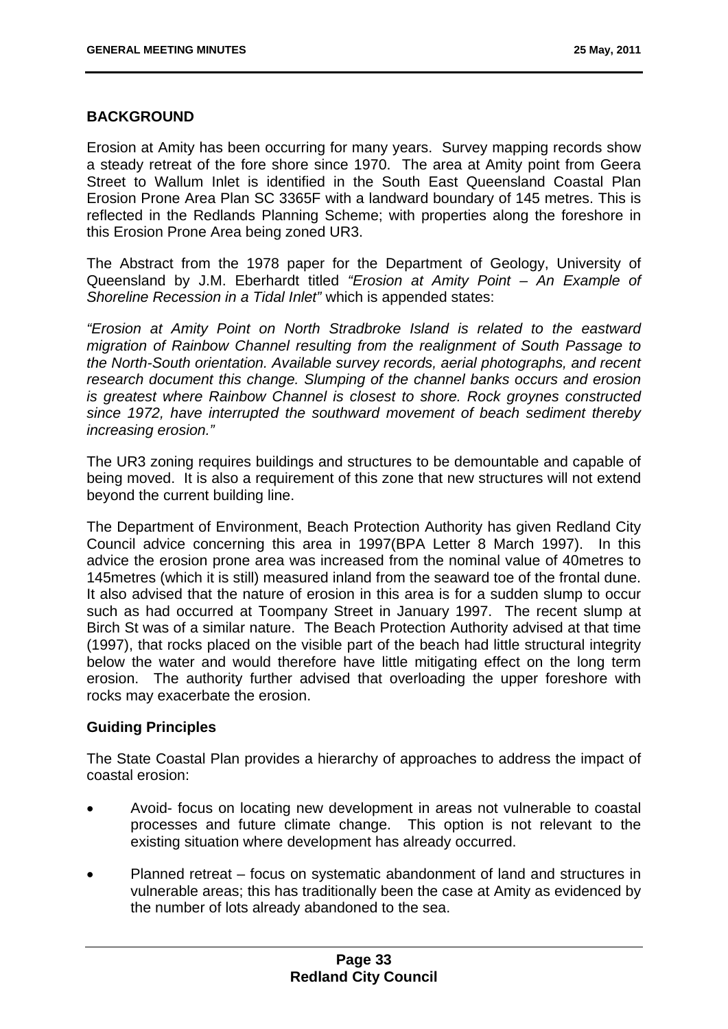## BACKGROUND

Erosion at Amity has been occurring for many years. Survey mapping records show a steady retreat of the fore shore since 1970. The area at Amity point from Geera Street to Wallum Inlet is identified in the South East Queensland Coastal Plan Erosion Prone Area Plan SC 3365F with a landward boundary of 145 metres. This is reflected in the Redlands Planning Scheme; with properties along the foreshore in this Erosion Prone Area being zoned UR3.

The Abstract from the 1978 paper for the Department of Geology, University of Queensland by J.M. Eberhardt titled *"Erosion at Amity Point – An Example of Shoreline Recession in a Tidal Inlet"* which is appended states:

*"Erosion at Amity Point on North Stradbroke Island is related to the eastward migration of Rainbow Channel resulting from the realignment of South Passage to the North-South orientation. Available survey records, aerial photographs, and recent research document this change. Slumping of the channel banks occurs and erosion is greatest where Rainbow Channel is closest to shore. Rock groynes constructed since 1972, have interrupted the southward movement of beach sediment thereby increasing erosion."*

The UR3 zoning requires buildings and structures to be demountable and capable of being moved. It is also a requirement of this zone that new structures will not extend beyond the current building line.

The Department of Environment, Beach Protection Authority has given Redland City Council advice concerning this area in 1997(BPA Letter 8 March 1997). In this advice the erosion prone area was increased from the nominal value of 40metres to 145metres (which it is still) measured inland from the seaward toe of the frontal dune. It also advised that the nature of erosion in this area is for a sudden slump to occur such as had occurred at Toompany Street in January 1997. The recent slump at Birch St was of a similar nature. The Beach Protection Authority advised at that time (1997), that rocks placed on the visible part of the beach had little structural integrity below the water and would therefore have little mitigating effect on the long term erosion. The authority further advised that overloading the upper foreshore with rocks may exacerbate the erosion.

### Guiding Principles

The State Coastal Plan provides a hierarchy of approaches to address the impact of coastal erosion:

- Avoid- focus on locating new development in areas not vulnerable to coastal processes and future climate change. This option is not relevant to the existing situation where development has already occurred.
- Planned retreat – focus on systematic abandonment of land and structures in vulnerable areas; this has traditionally been the case at Amity as evidenced by the number of lots already abandoned to the sea.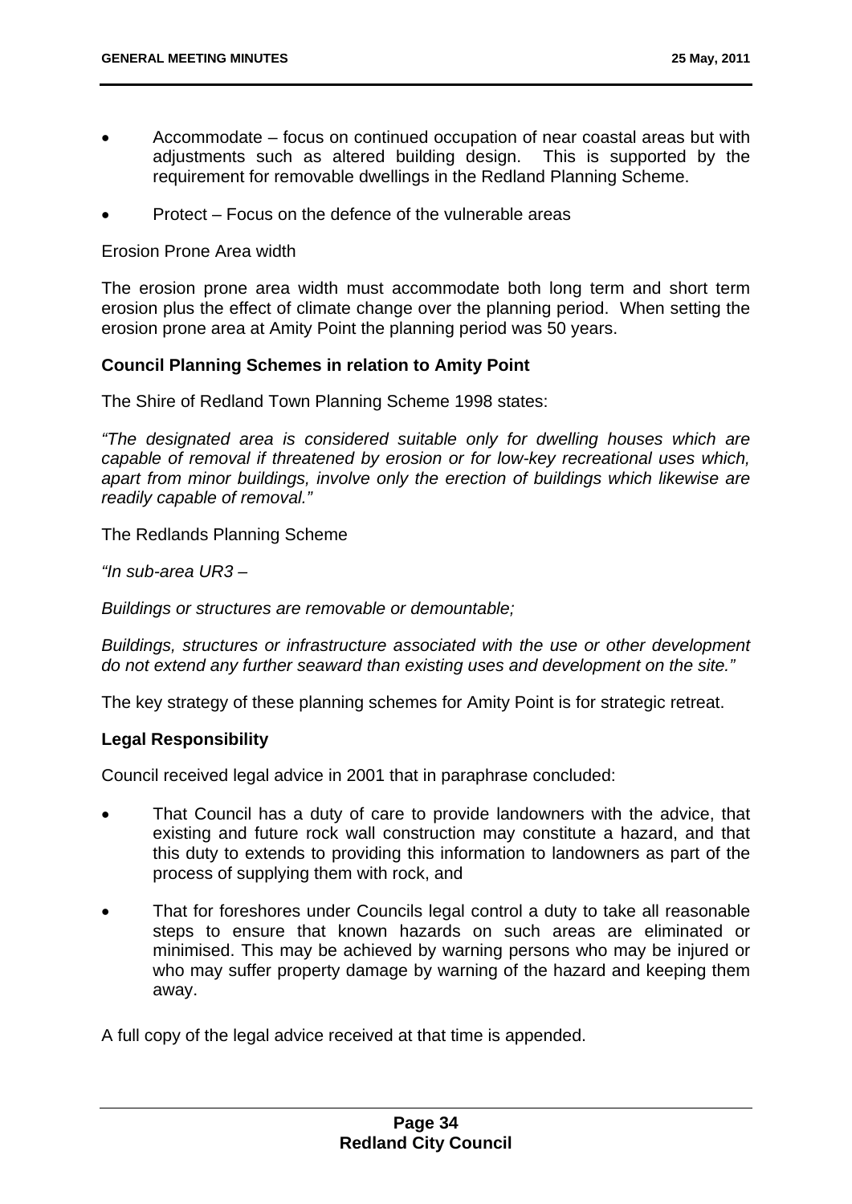- Accommodate – focus on continued occupation of near coastal areas but with adjustments such as altered building design. This is supported by the requirement for removable dwellings in the Redland Planning Scheme.

- Protect – Focus on the defence of the vulnerable areas

Erosion Prone Area width

The erosion prone area width must accommodate both long term and short term erosion plus the effect of climate change over the planning period. When setting the erosion prone area at Amity Point the planning period was 50 years.

**Council Planning Schemes in relation to Amity Point**

The Shire of Redland Town Planning Scheme 1998 states:

*"The designated area is considered suitable only for dwelling houses which are capable of removal if threatened by erosion or for low-key recreational uses which, apart from minor buildings, involve only the erection of buildings which likewise are readily capable of removal."*

The Redlands Planning Scheme

*"In sub-area UR3 –*

*Buildings or structures are removable or demountable;*

*Buildings, structures or infrastructure associated with the use or other development do not extend any further seaward than existing uses and development on the site."*

The key strategy of these planning schemes for Amity Point is for strategic retreat.

**Legal Responsibility**

Council received legal advice in 2001 that in paraphrase concluded:

- That Council has a duty of care to provide landowners with the advice, that existing and future rock wall construction may constitute a hazard, and that this duty to extends to providing this information to landowners as part of the process of supplying them with rock, and

- That for foreshores under Councils legal control a duty to take all reasonable steps to ensure that known hazards on such areas are eliminated or minimised. This may be achieved by warning persons who may be injured or who may suffer property damage by warning of the hazard and keeping them away.

A full copy of the legal advice received at that time is appended.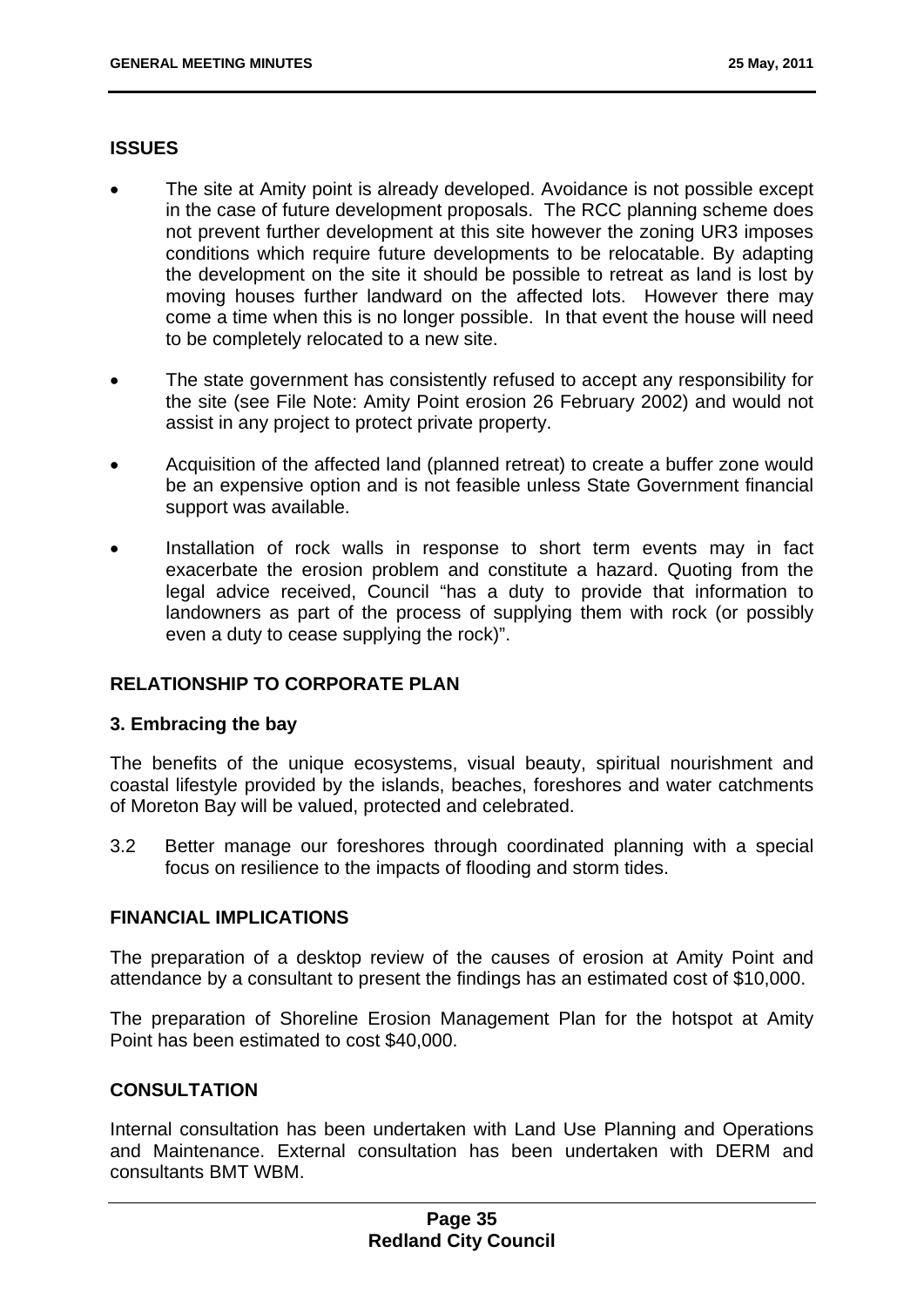## ISSUES

- The site at Amity point is already developed. Avoidance is not possible except in the case of future development proposals. The RCC planning scheme does not prevent further development at this site however the zoning UR3 imposes conditions which require future developments to be relocatable. By adapting the development on the site it should be possible to retreat as land is lost by moving houses further landward on the affected lots. However there may come a time when this is no longer possible. In that event the house will need to be completely relocated to a new site.

- The state government has consistently refused to accept any responsibility for the site (see File Note: Amity Point erosion 26 February 2002) and would not assist in any project to protect private property.

- Acquisition of the affected land (planned retreat) to create a buffer zone would be an expensive option and is not feasible unless State Government financial support was available.

- Installation of rock walls in response to short term events may in fact exacerbate the erosion problem and constitute a hazard. Quoting from the legal advice received, Council "has a duty to provide that information to landowners as part of the process of supplying them with rock (or possibly even a duty to cease supplying the rock)".

## RELATIONSHIP TO CORPORATE PLAN

### 3. Embracing the bay

The benefits of the unique ecosystems, visual beauty, spiritual nourishment and coastal lifestyle provided by the islands, beaches, foreshores and water catchments of Moreton Bay will be valued, protected and celebrated.

3.2 Better manage our foreshores through coordinated planning with a special focus on resilience to the impacts of flooding and storm tides.

## FINANCIAL IMPLICATIONS

The preparation of a desktop review of the causes of erosion at Amity Point and attendance by a consultant to present the findings has an estimated cost of $10,000.

The preparation of Shoreline Erosion Management Plan for the hotspot at Amity Point has been estimated to cost $40,000.

## CONSULTATION

Internal consultation has been undertaken with Land Use Planning and Operations and Maintenance. External consultation has been undertaken with DERM and consultants BMT WBM.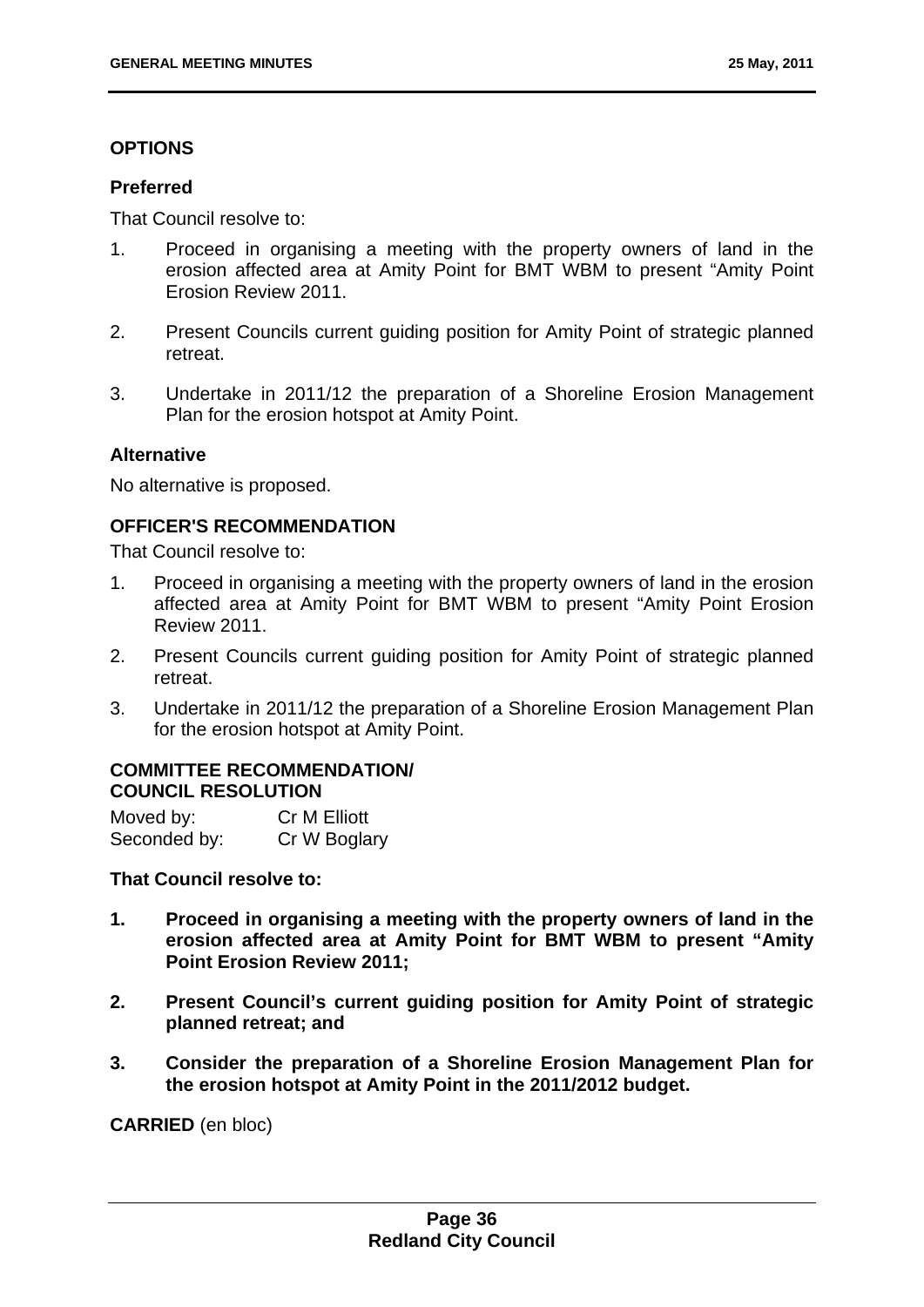## OPTIONS

### Preferred

That Council resolve to:

1. Proceed in organising a meeting with the property owners of land in the erosion affected area at Amity Point for BMT WBM to present "Amity Point Erosion Review 2011.

2. Present Councils current guiding position for Amity Point of strategic planned retreat.

3. Undertake in 2011/12 the preparation of a Shoreline Erosion Management Plan for the erosion hotspot at Amity Point.

### Alternative

No alternative is proposed.

## OFFICER'S RECOMMENDATION

That Council resolve to:

1. Proceed in organising a meeting with the property owners of land in the erosion affected area at Amity Point for BMT WBM to present "Amity Point Erosion Review 2011.
2. Present Councils current guiding position for Amity Point of strategic planned retreat.
3. Undertake in 2011/12 the preparation of a Shoreline Erosion Management Plan for the erosion hotspot at Amity Point.

## COMMITTEE RECOMMENDATION/ COUNCIL RESOLUTION

Moved by: Cr M Elliott
Seconded by: Cr W Boglary

**That Council resolve to:**

1. **Proceed in organising a meeting with the property owners of land in the erosion affected area at Amity Point for BMT WBM to present "Amity Point Erosion Review 2011;**

2. **Present Council's current guiding position for Amity Point of strategic planned retreat; and**

3. **Consider the preparation of a Shoreline Erosion Management Plan for the erosion hotspot at Amity Point in the 2011/2012 budget.**

**CARRIED** (en bloc)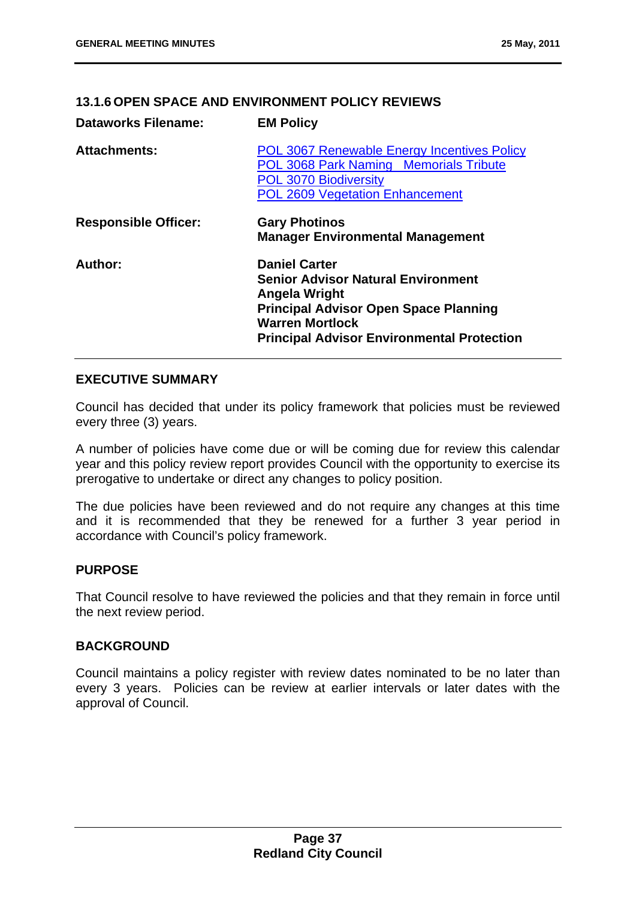## 13.1.6 OPEN SPACE AND ENVIRONMENT POLICY REVIEWS

| | |
|---|---|
| **Dataworks Filename:** | **EM Policy** |
| **Attachments:** | POL 3067 Renewable Energy Incentives Policy<br>POL 3068 Park Naming Memorials Tribute<br>POL 3070 Biodiversity<br>POL 2609 Vegetation Enhancement |
| **Responsible Officer:** | **Gary Photinos**<br>**Manager Environmental Management** |
| **Author:** | **Daniel Carter**<br>**Senior Advisor Natural Environment**<br>**Angela Wright**<br>**Principal Advisor Open Space Planning**<br>**Warren Mortlock**<br>**Principal Advisor Environmental Protection** |

### EXECUTIVE SUMMARY

Council has decided that under its policy framework that policies must be reviewed every three (3) years.

A number of policies have come due or will be coming due for review this calendar year and this policy review report provides Council with the opportunity to exercise its prerogative to undertake or direct any changes to policy position.

The due policies have been reviewed and do not require any changes at this time and it is recommended that they be renewed for a further 3 year period in accordance with Council's policy framework.

### PURPOSE

That Council resolve to have reviewed the policies and that they remain in force until the next review period.

### BACKGROUND

Council maintains a policy register with review dates nominated to be no later than every 3 years. Policies can be review at earlier intervals or later dates with the approval of Council.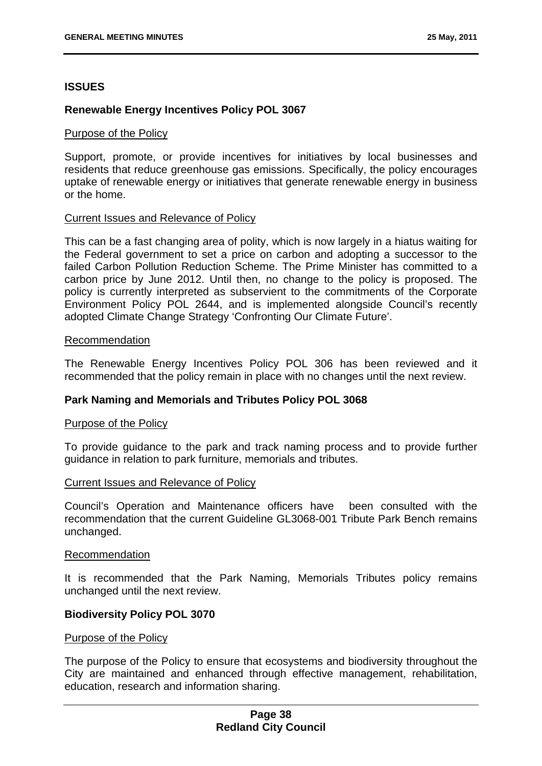## ISSUES

### Renewable Energy Incentives Policy POL 3067

Purpose of the Policy

Support, promote, or provide incentives for initiatives by local businesses and residents that reduce greenhouse gas emissions. Specifically, the policy encourages uptake of renewable energy or initiatives that generate renewable energy in business or the home.

Current Issues and Relevance of Policy

This can be a fast changing area of polity, which is now largely in a hiatus waiting for the Federal government to set a price on carbon and adopting a successor to the failed Carbon Pollution Reduction Scheme. The Prime Minister has committed to a carbon price by June 2012. Until then, no change to the policy is proposed. The policy is currently interpreted as subservient to the commitments of the Corporate Environment Policy POL 2644, and is implemented alongside Council's recently adopted Climate Change Strategy 'Confronting Our Climate Future'.

Recommendation

The Renewable Energy Incentives Policy POL 306 has been reviewed and it recommended that the policy remain in place with no changes until the next review.

### Park Naming and Memorials and Tributes Policy POL 3068

Purpose of the Policy

To provide guidance to the park and track naming process and to provide further guidance in relation to park furniture, memorials and tributes.

Current Issues and Relevance of Policy

Council's Operation and Maintenance officers have been consulted with the recommendation that the current Guideline GL3068-001 Tribute Park Bench remains unchanged.

Recommendation

It is recommended that the Park Naming, Memorials Tributes policy remains unchanged until the next review.

### Biodiversity Policy POL 3070

Purpose of the Policy

The purpose of the Policy to ensure that ecosystems and biodiversity throughout the City are maintained and enhanced through effective management, rehabilitation, education, research and information sharing.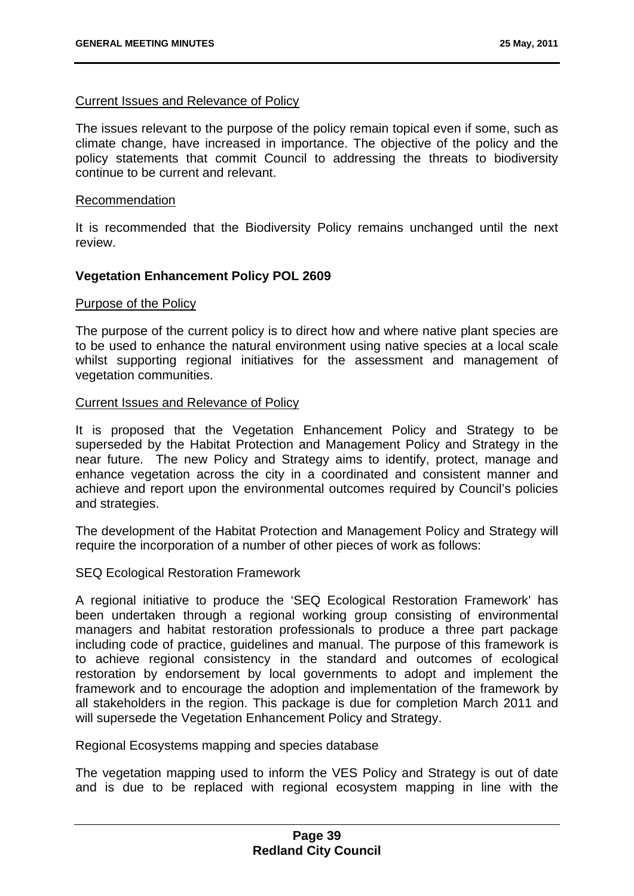Current Issues and Relevance of Policy

The issues relevant to the purpose of the policy remain topical even if some, such as climate change, have increased in importance. The objective of the policy and the policy statements that commit Council to addressing the threats to biodiversity continue to be current and relevant.

Recommendation

It is recommended that the Biodiversity Policy remains unchanged until the next review.

**Vegetation Enhancement Policy POL 2609**

Purpose of the Policy

The purpose of the current policy is to direct how and where native plant species are to be used to enhance the natural environment using native species at a local scale whilst supporting regional initiatives for the assessment and management of vegetation communities.

Current Issues and Relevance of Policy

It is proposed that the Vegetation Enhancement Policy and Strategy to be superseded by the Habitat Protection and Management Policy and Strategy in the near future. The new Policy and Strategy aims to identify, protect, manage and enhance vegetation across the city in a coordinated and consistent manner and achieve and report upon the environmental outcomes required by Council's policies and strategies.

The development of the Habitat Protection and Management Policy and Strategy will require the incorporation of a number of other pieces of work as follows:

SEQ Ecological Restoration Framework

A regional initiative to produce the 'SEQ Ecological Restoration Framework' has been undertaken through a regional working group consisting of environmental managers and habitat restoration professionals to produce a three part package including code of practice, guidelines and manual. The purpose of this framework is to achieve regional consistency in the standard and outcomes of ecological restoration by endorsement by local governments to adopt and implement the framework and to encourage the adoption and implementation of the framework by all stakeholders in the region. This package is due for completion March 2011 and will supersede the Vegetation Enhancement Policy and Strategy.

Regional Ecosystems mapping and species database

The vegetation mapping used to inform the VES Policy and Strategy is out of date and is due to be replaced with regional ecosystem mapping in line with the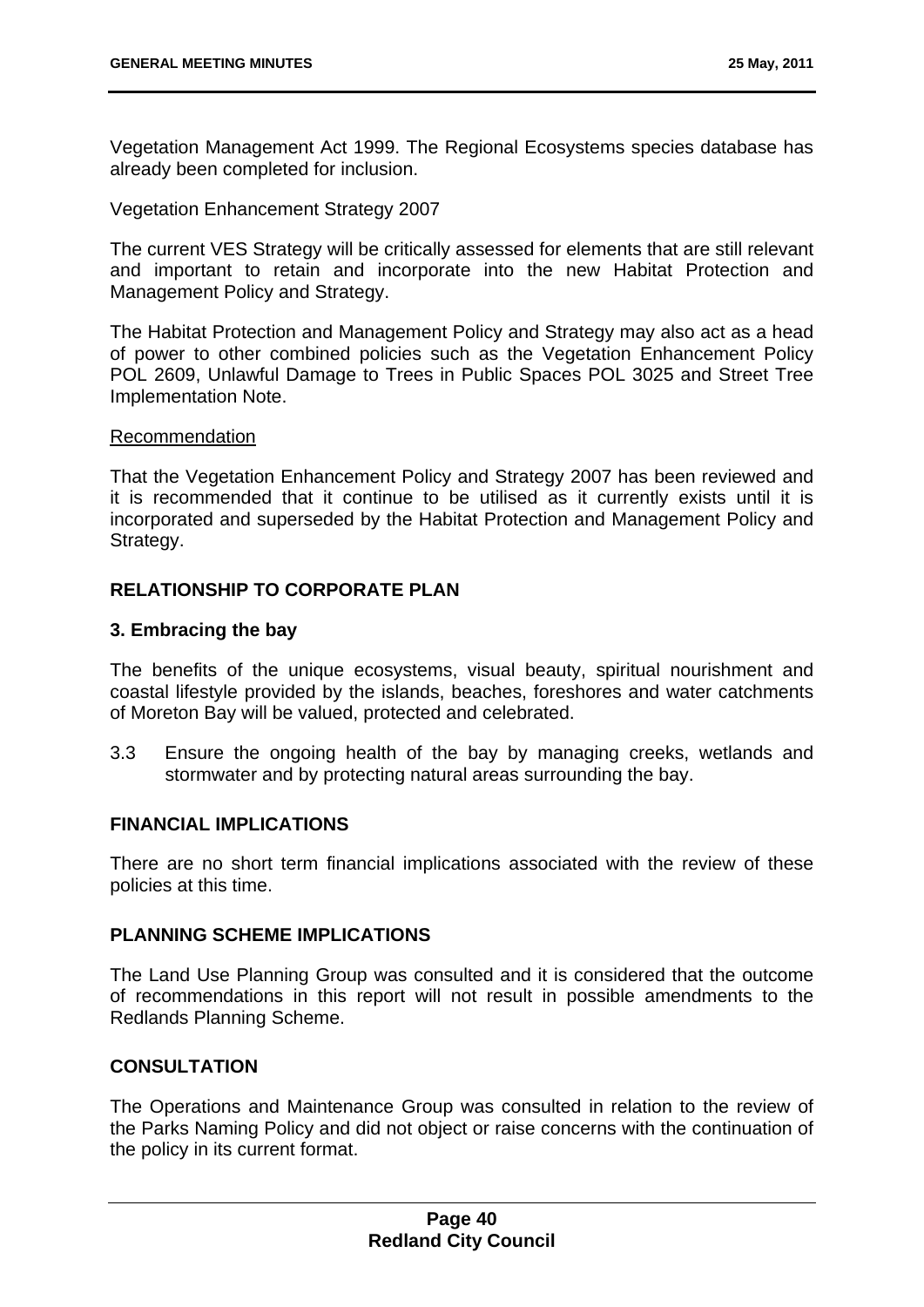Vegetation Management Act 1999. The Regional Ecosystems species database has already been completed for inclusion.

Vegetation Enhancement Strategy 2007

The current VES Strategy will be critically assessed for elements that are still relevant and important to retain and incorporate into the new Habitat Protection and Management Policy and Strategy.

The Habitat Protection and Management Policy and Strategy may also act as a head of power to other combined policies such as the Vegetation Enhancement Policy POL 2609, Unlawful Damage to Trees in Public Spaces POL 3025 and Street Tree Implementation Note.

Recommendation

That the Vegetation Enhancement Policy and Strategy 2007 has been reviewed and it is recommended that it continue to be utilised as it currently exists until it is incorporated and superseded by the Habitat Protection and Management Policy and Strategy.

**RELATIONSHIP TO CORPORATE PLAN**

**3. Embracing the bay**

The benefits of the unique ecosystems, visual beauty, spiritual nourishment and coastal lifestyle provided by the islands, beaches, foreshores and water catchments of Moreton Bay will be valued, protected and celebrated.

3.3 Ensure the ongoing health of the bay by managing creeks, wetlands and stormwater and by protecting natural areas surrounding the bay.

**FINANCIAL IMPLICATIONS**

There are no short term financial implications associated with the review of these policies at this time.

**PLANNING SCHEME IMPLICATIONS**

The Land Use Planning Group was consulted and it is considered that the outcome of recommendations in this report will not result in possible amendments to the Redlands Planning Scheme.

**CONSULTATION**

The Operations and Maintenance Group was consulted in relation to the review of the Parks Naming Policy and did not object or raise concerns with the continuation of the policy in its current format.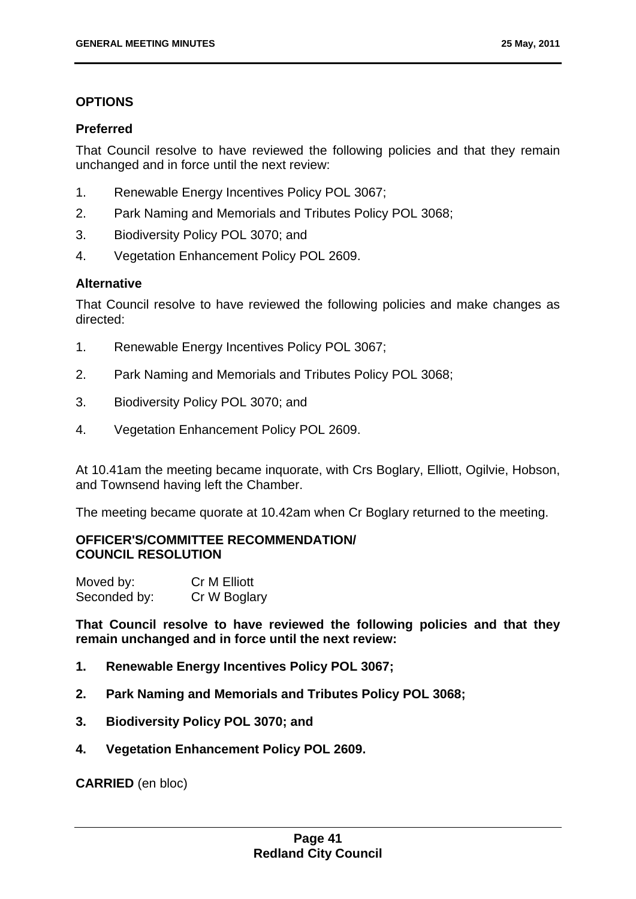## OPTIONS

### Preferred

That Council resolve to have reviewed the following policies and that they remain unchanged and in force until the next review:

1. Renewable Energy Incentives Policy POL 3067;
2. Park Naming and Memorials and Tributes Policy POL 3068;
3. Biodiversity Policy POL 3070; and
4. Vegetation Enhancement Policy POL 2609.

### Alternative

That Council resolve to have reviewed the following policies and make changes as directed:

1. Renewable Energy Incentives Policy POL 3067;
2. Park Naming and Memorials and Tributes Policy POL 3068;
3. Biodiversity Policy POL 3070; and
4. Vegetation Enhancement Policy POL 2609.

At 10.41am the meeting became inquorate, with Crs Boglary, Elliott, Ogilvie, Hobson, and Townsend having left the Chamber.

The meeting became quorate at 10.42am when Cr Boglary returned to the meeting.

### OFFICER'S/COMMITTEE RECOMMENDATION/ COUNCIL RESOLUTION

Moved by: Cr M Elliott
Seconded by: Cr W Boglary

**That Council resolve to have reviewed the following policies and that they remain unchanged and in force until the next review:**

1. **Renewable Energy Incentives Policy POL 3067;**
2. **Park Naming and Memorials and Tributes Policy POL 3068;**
3. **Biodiversity Policy POL 3070; and**
4. **Vegetation Enhancement Policy POL 2609.**

**CARRIED** (en bloc)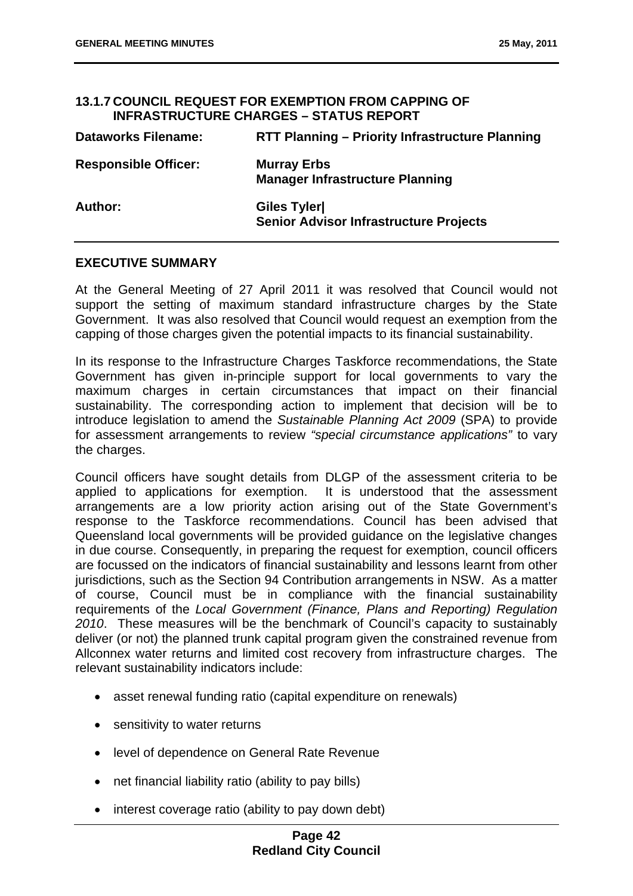## 13.1.7 COUNCIL REQUEST FOR EXEMPTION FROM CAPPING OF INFRASTRUCTURE CHARGES – STATUS REPORT

| | |
|---|---|
| **Dataworks Filename:** | **RTT Planning – Priority Infrastructure Planning** |
| **Responsible Officer:** | **Murray Erbs**<br>**Manager Infrastructure Planning** |
| **Author:** | **Giles Tyler\|**<br>**Senior Advisor Infrastructure Projects** |

### EXECUTIVE SUMMARY

At the General Meeting of 27 April 2011 it was resolved that Council would not support the setting of maximum standard infrastructure charges by the State Government. It was also resolved that Council would request an exemption from the capping of those charges given the potential impacts to its financial sustainability.

In its response to the Infrastructure Charges Taskforce recommendations, the State Government has given in-principle support for local governments to vary the maximum charges in certain circumstances that impact on their financial sustainability. The corresponding action to implement that decision will be to introduce legislation to amend the *Sustainable Planning Act 2009* (SPA) to provide for assessment arrangements to review *"special circumstance applications"* to vary the charges.

Council officers have sought details from DLGP of the assessment criteria to be applied to applications for exemption. It is understood that the assessment arrangements are a low priority action arising out of the State Government's response to the Taskforce recommendations. Council has been advised that Queensland local governments will be provided guidance on the legislative changes in due course. Consequently, in preparing the request for exemption, council officers are focussed on the indicators of financial sustainability and lessons learnt from other jurisdictions, such as the Section 94 Contribution arrangements in NSW. As a matter of course, Council must be in compliance with the financial sustainability requirements of the *Local Government (Finance, Plans and Reporting) Regulation 2010*. These measures will be the benchmark of Council's capacity to sustainably deliver (or not) the planned trunk capital program given the constrained revenue from Allconnex water returns and limited cost recovery from infrastructure charges. The relevant sustainability indicators include:

- asset renewal funding ratio (capital expenditure on renewals)
- sensitivity to water returns
- level of dependence on General Rate Revenue
- net financial liability ratio (ability to pay bills)
- interest coverage ratio (ability to pay down debt)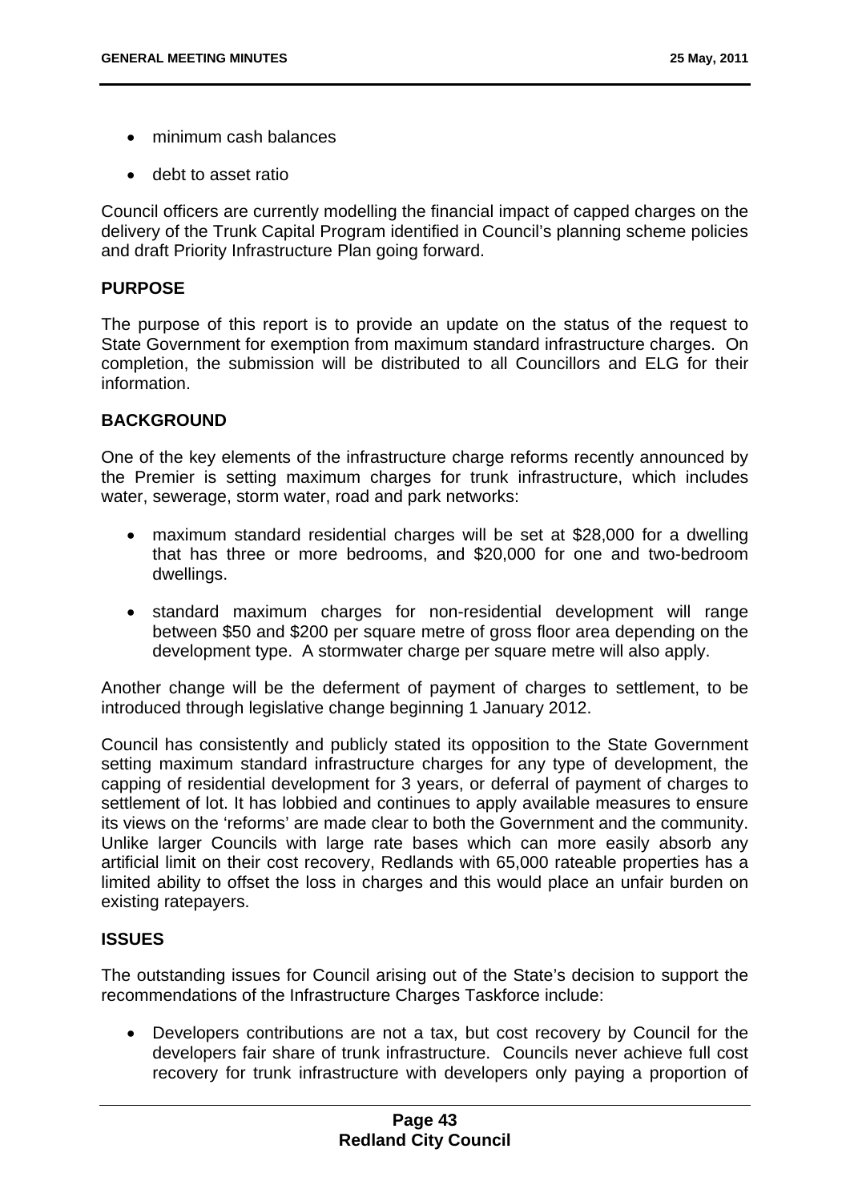- minimum cash balances
- debt to asset ratio

Council officers are currently modelling the financial impact of capped charges on the delivery of the Trunk Capital Program identified in Council's planning scheme policies and draft Priority Infrastructure Plan going forward.

## PURPOSE

The purpose of this report is to provide an update on the status of the request to State Government for exemption from maximum standard infrastructure charges. On completion, the submission will be distributed to all Councillors and ELG for their information.

## BACKGROUND

One of the key elements of the infrastructure charge reforms recently announced by the Premier is setting maximum charges for trunk infrastructure, which includes water, sewerage, storm water, road and park networks:

- maximum standard residential charges will be set at $28,000 for a dwelling that has three or more bedrooms, and $20,000 for one and two-bedroom dwellings.
- standard maximum charges for non-residential development will range between $50 and $200 per square metre of gross floor area depending on the development type. A stormwater charge per square metre will also apply.

Another change will be the deferment of payment of charges to settlement, to be introduced through legislative change beginning 1 January 2012.

Council has consistently and publicly stated its opposition to the State Government setting maximum standard infrastructure charges for any type of development, the capping of residential development for 3 years, or deferral of payment of charges to settlement of lot. It has lobbied and continues to apply available measures to ensure its views on the 'reforms' are made clear to both the Government and the community. Unlike larger Councils with large rate bases which can more easily absorb any artificial limit on their cost recovery, Redlands with 65,000 rateable properties has a limited ability to offset the loss in charges and this would place an unfair burden on existing ratepayers.

## ISSUES

The outstanding issues for Council arising out of the State's decision to support the recommendations of the Infrastructure Charges Taskforce include:

- Developers contributions are not a tax, but cost recovery by Council for the developers fair share of trunk infrastructure. Councils never achieve full cost recovery for trunk infrastructure with developers only paying a proportion of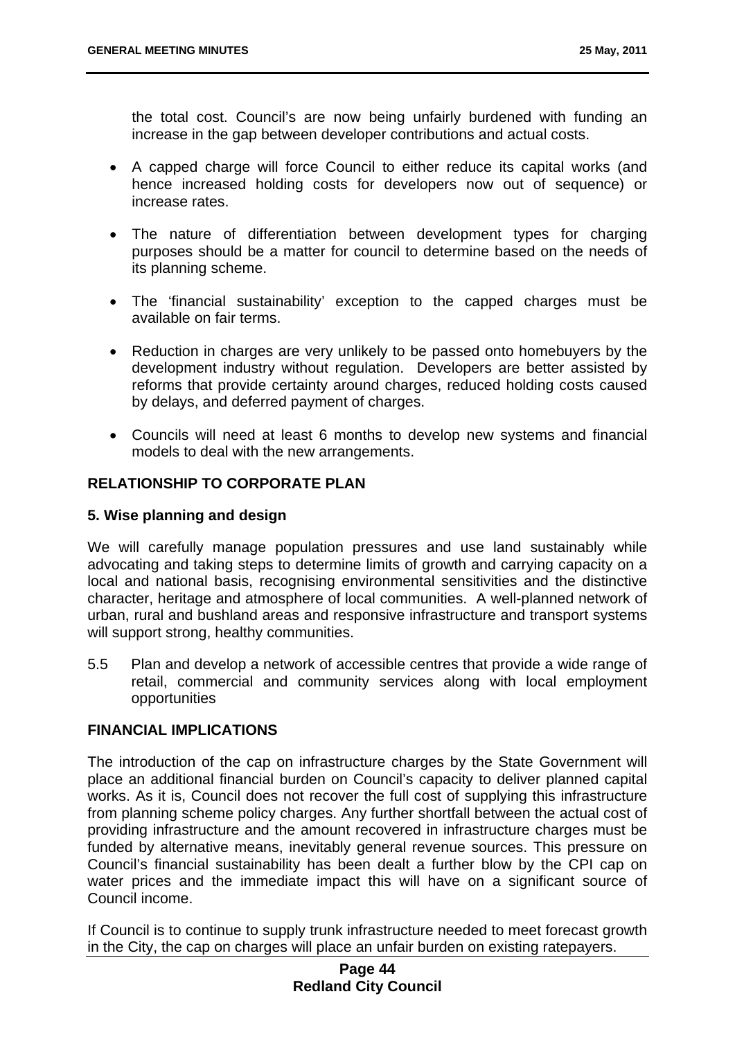the total cost. Council's are now being unfairly burdened with funding an increase in the gap between developer contributions and actual costs.

- A capped charge will force Council to either reduce its capital works (and hence increased holding costs for developers now out of sequence) or increase rates.
- The nature of differentiation between development types for charging purposes should be a matter for council to determine based on the needs of its planning scheme.
- The 'financial sustainability' exception to the capped charges must be available on fair terms.
- Reduction in charges are very unlikely to be passed onto homebuyers by the development industry without regulation. Developers are better assisted by reforms that provide certainty around charges, reduced holding costs caused by delays, and deferred payment of charges.
- Councils will need at least 6 months to develop new systems and financial models to deal with the new arrangements.

## RELATIONSHIP TO CORPORATE PLAN

### 5. Wise planning and design

We will carefully manage population pressures and use land sustainably while advocating and taking steps to determine limits of growth and carrying capacity on a local and national basis, recognising environmental sensitivities and the distinctive character, heritage and atmosphere of local communities. A well-planned network of urban, rural and bushland areas and responsive infrastructure and transport systems will support strong, healthy communities.

5.5 Plan and develop a network of accessible centres that provide a wide range of retail, commercial and community services along with local employment opportunities

## FINANCIAL IMPLICATIONS

The introduction of the cap on infrastructure charges by the State Government will place an additional financial burden on Council's capacity to deliver planned capital works. As it is, Council does not recover the full cost of supplying this infrastructure from planning scheme policy charges. Any further shortfall between the actual cost of providing infrastructure and the amount recovered in infrastructure charges must be funded by alternative means, inevitably general revenue sources. This pressure on Council's financial sustainability has been dealt a further blow by the CPI cap on water prices and the immediate impact this will have on a significant source of Council income.

If Council is to continue to supply trunk infrastructure needed to meet forecast growth in the City, the cap on charges will place an unfair burden on existing ratepayers.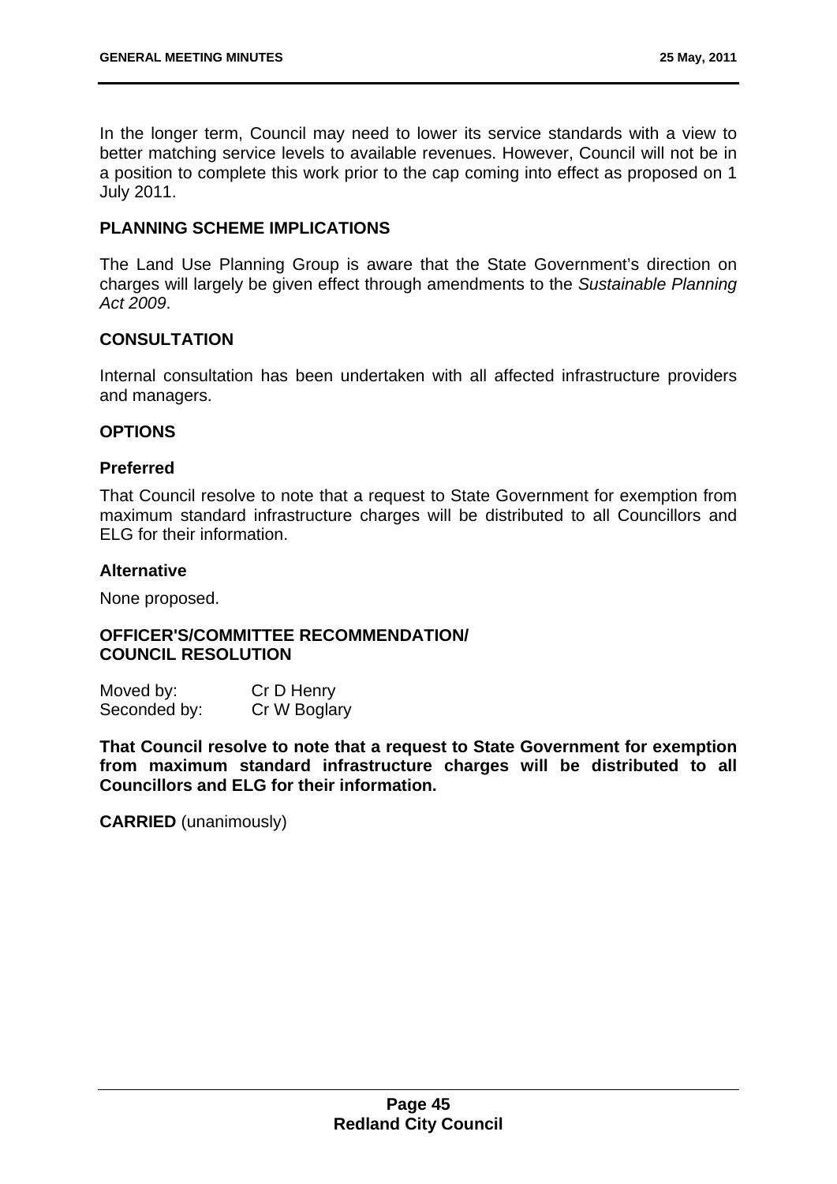In the longer term, Council may need to lower its service standards with a view to better matching service levels to available revenues. However, Council will not be in a position to complete this work prior to the cap coming into effect as proposed on 1 July 2011.

**PLANNING SCHEME IMPLICATIONS**

The Land Use Planning Group is aware that the State Government's direction on charges will largely be given effect through amendments to the *Sustainable Planning Act 2009*.

**CONSULTATION**

Internal consultation has been undertaken with all affected infrastructure providers and managers.

**OPTIONS**

**Preferred**

That Council resolve to note that a request to State Government for exemption from maximum standard infrastructure charges will be distributed to all Councillors and ELG for their information.

**Alternative**

None proposed.

**OFFICER'S/COMMITTEE RECOMMENDATION/**
**COUNCIL RESOLUTION**

Moved by: Cr D Henry
Seconded by: Cr W Boglary

**That Council resolve to note that a request to State Government for exemption from maximum standard infrastructure charges will be distributed to all Councillors and ELG for their information.**

**CARRIED** (unanimously)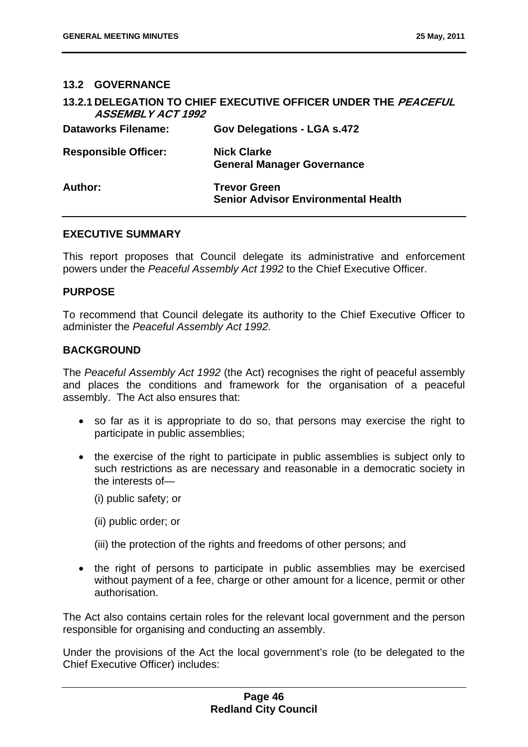## 13.2 GOVERNANCE

### 13.2.1 DELEGATION TO CHIEF EXECUTIVE OFFICER UNDER THE *PEACEFUL ASSEMBLY ACT 1992*

| | |
|---|---|
| **Dataworks Filename:** | **Gov Delegations - LGA s.472** |
| **Responsible Officer:** | **Nick Clarke**<br>**General Manager Governance** |
| **Author:** | **Trevor Green**<br>**Senior Advisor Environmental Health** |

**EXECUTIVE SUMMARY**

This report proposes that Council delegate its administrative and enforcement powers under the *Peaceful Assembly Act 1992* to the Chief Executive Officer.

**PURPOSE**

To recommend that Council delegate its authority to the Chief Executive Officer to administer the *Peaceful Assembly Act 1992.*

**BACKGROUND**

The *Peaceful Assembly Act 1992* (the Act) recognises the right of peaceful assembly and places the conditions and framework for the organisation of a peaceful assembly. The Act also ensures that:

- so far as it is appropriate to do so, that persons may exercise the right to participate in public assemblies;
- the exercise of the right to participate in public assemblies is subject only to such restrictions as are necessary and reasonable in a democratic society in the interests of—

  (i) public safety; or

  (ii) public order; or

  (iii) the protection of the rights and freedoms of other persons; and

- the right of persons to participate in public assemblies may be exercised without payment of a fee, charge or other amount for a licence, permit or other authorisation.

The Act also contains certain roles for the relevant local government and the person responsible for organising and conducting an assembly.

Under the provisions of the Act the local government's role (to be delegated to the Chief Executive Officer) includes: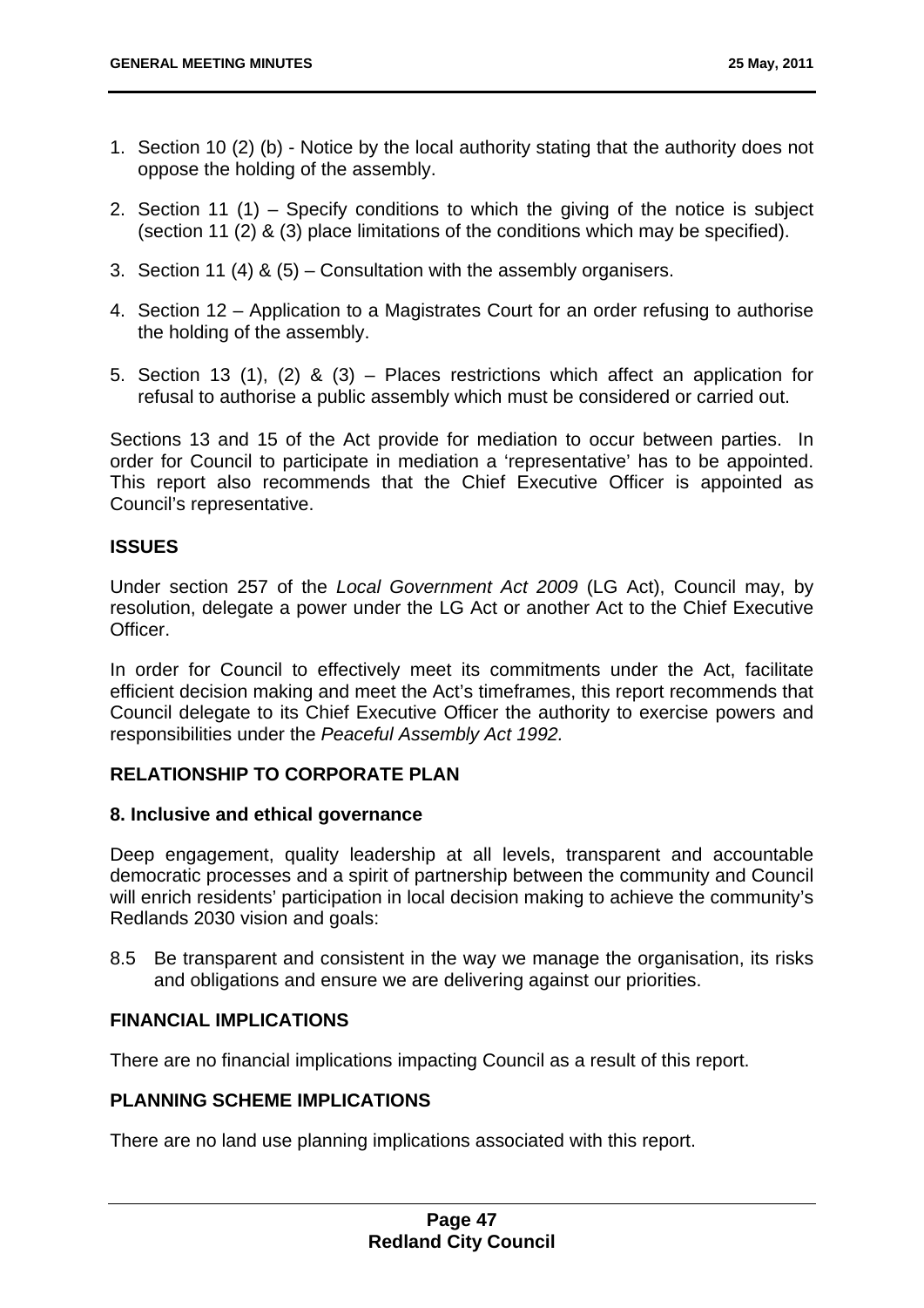1. Section 10 (2) (b) - Notice by the local authority stating that the authority does not oppose the holding of the assembly.

2. Section 11 (1) – Specify conditions to which the giving of the notice is subject (section 11 (2) & (3) place limitations of the conditions which may be specified).

3. Section 11 (4) & (5) – Consultation with the assembly organisers.

4. Section 12 – Application to a Magistrates Court for an order refusing to authorise the holding of the assembly.

5. Section 13 (1), (2) & (3) – Places restrictions which affect an application for refusal to authorise a public assembly which must be considered or carried out.

Sections 13 and 15 of the Act provide for mediation to occur between parties. In order for Council to participate in mediation a 'representative' has to be appointed. This report also recommends that the Chief Executive Officer is appointed as Council's representative.

## ISSUES

Under section 257 of the *Local Government Act 2009* (LG Act), Council may, by resolution, delegate a power under the LG Act or another Act to the Chief Executive Officer.

In order for Council to effectively meet its commitments under the Act, facilitate efficient decision making and meet the Act's timeframes, this report recommends that Council delegate to its Chief Executive Officer the authority to exercise powers and responsibilities under the *Peaceful Assembly Act 1992.*

## RELATIONSHIP TO CORPORATE PLAN

### 8. Inclusive and ethical governance

Deep engagement, quality leadership at all levels, transparent and accountable democratic processes and a spirit of partnership between the community and Council will enrich residents' participation in local decision making to achieve the community's Redlands 2030 vision and goals:

8.5 Be transparent and consistent in the way we manage the organisation, its risks and obligations and ensure we are delivering against our priorities.

## FINANCIAL IMPLICATIONS

There are no financial implications impacting Council as a result of this report.

## PLANNING SCHEME IMPLICATIONS

There are no land use planning implications associated with this report.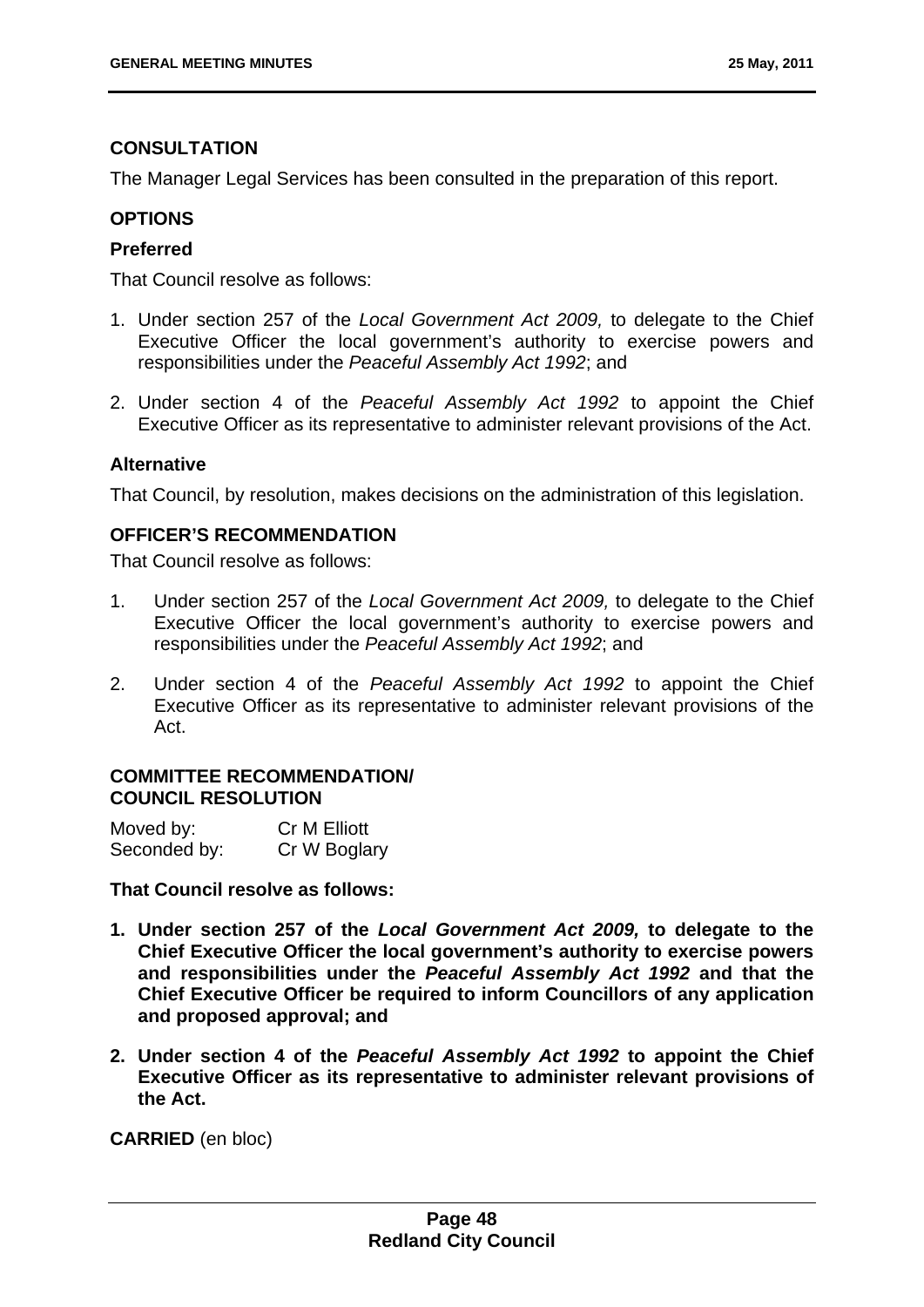## CONSULTATION

The Manager Legal Services has been consulted in the preparation of this report.

## OPTIONS

### Preferred

That Council resolve as follows:

1. Under section 257 of the *Local Government Act 2009,* to delegate to the Chief Executive Officer the local government's authority to exercise powers and responsibilities under the *Peaceful Assembly Act 1992*; and
2. Under section 4 of the *Peaceful Assembly Act 1992* to appoint the Chief Executive Officer as its representative to administer relevant provisions of the Act.

### Alternative

That Council, by resolution, makes decisions on the administration of this legislation.

## OFFICER'S RECOMMENDATION

That Council resolve as follows:

1. Under section 257 of the *Local Government Act 2009,* to delegate to the Chief Executive Officer the local government's authority to exercise powers and responsibilities under the *Peaceful Assembly Act 1992*; and
2. Under section 4 of the *Peaceful Assembly Act 1992* to appoint the Chief Executive Officer as its representative to administer relevant provisions of the Act.

## COMMITTEE RECOMMENDATION/ COUNCIL RESOLUTION

Moved by: Cr M Elliott
Seconded by: Cr W Boglary

**That Council resolve as follows:**

1. **Under section 257 of the *Local Government Act 2009,* to delegate to the Chief Executive Officer the local government's authority to exercise powers and responsibilities under the *Peaceful Assembly Act 1992* and that the Chief Executive Officer be required to inform Councillors of any application and proposed approval; and**
2. **Under section 4 of the *Peaceful Assembly Act 1992* to appoint the Chief Executive Officer as its representative to administer relevant provisions of the Act.**

**CARRIED** (en bloc)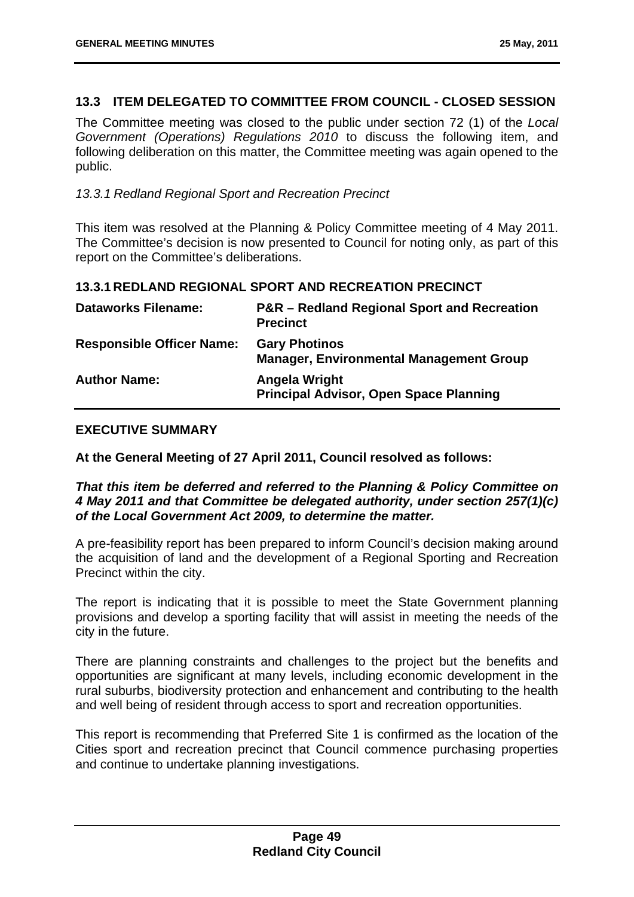## 13.3 ITEM DELEGATED TO COMMITTEE FROM COUNCIL - CLOSED SESSION

The Committee meeting was closed to the public under section 72 (1) of the *Local Government (Operations) Regulations 2010* to discuss the following item, and following deliberation on this matter, the Committee meeting was again opened to the public.

*13.3.1 Redland Regional Sport and Recreation Precinct*

This item was resolved at the Planning & Policy Committee meeting of 4 May 2011. The Committee's decision is now presented to Council for noting only, as part of this report on the Committee's deliberations.

### 13.3.1 REDLAND REGIONAL SPORT AND RECREATION PRECINCT

| | |
|---|---|
| **Dataworks Filename:** | **P&R – Redland Regional Sport and Recreation Precinct** |
| **Responsible Officer Name:** | **Gary Photinos**<br>**Manager, Environmental Management Group** |
| **Author Name:** | **Angela Wright**<br>**Principal Advisor, Open Space Planning** |

### EXECUTIVE SUMMARY

**At the General Meeting of 27 April 2011, Council resolved as follows:**

***That this item be deferred and referred to the Planning & Policy Committee on 4 May 2011 and that Committee be delegated authority, under section 257(1)(c) of the Local Government Act 2009, to determine the matter.***

A pre-feasibility report has been prepared to inform Council's decision making around the acquisition of land and the development of a Regional Sporting and Recreation Precinct within the city.

The report is indicating that it is possible to meet the State Government planning provisions and develop a sporting facility that will assist in meeting the needs of the city in the future.

There are planning constraints and challenges to the project but the benefits and opportunities are significant at many levels, including economic development in the rural suburbs, biodiversity protection and enhancement and contributing to the health and well being of resident through access to sport and recreation opportunities.

This report is recommending that Preferred Site 1 is confirmed as the location of the Cities sport and recreation precinct that Council commence purchasing properties and continue to undertake planning investigations.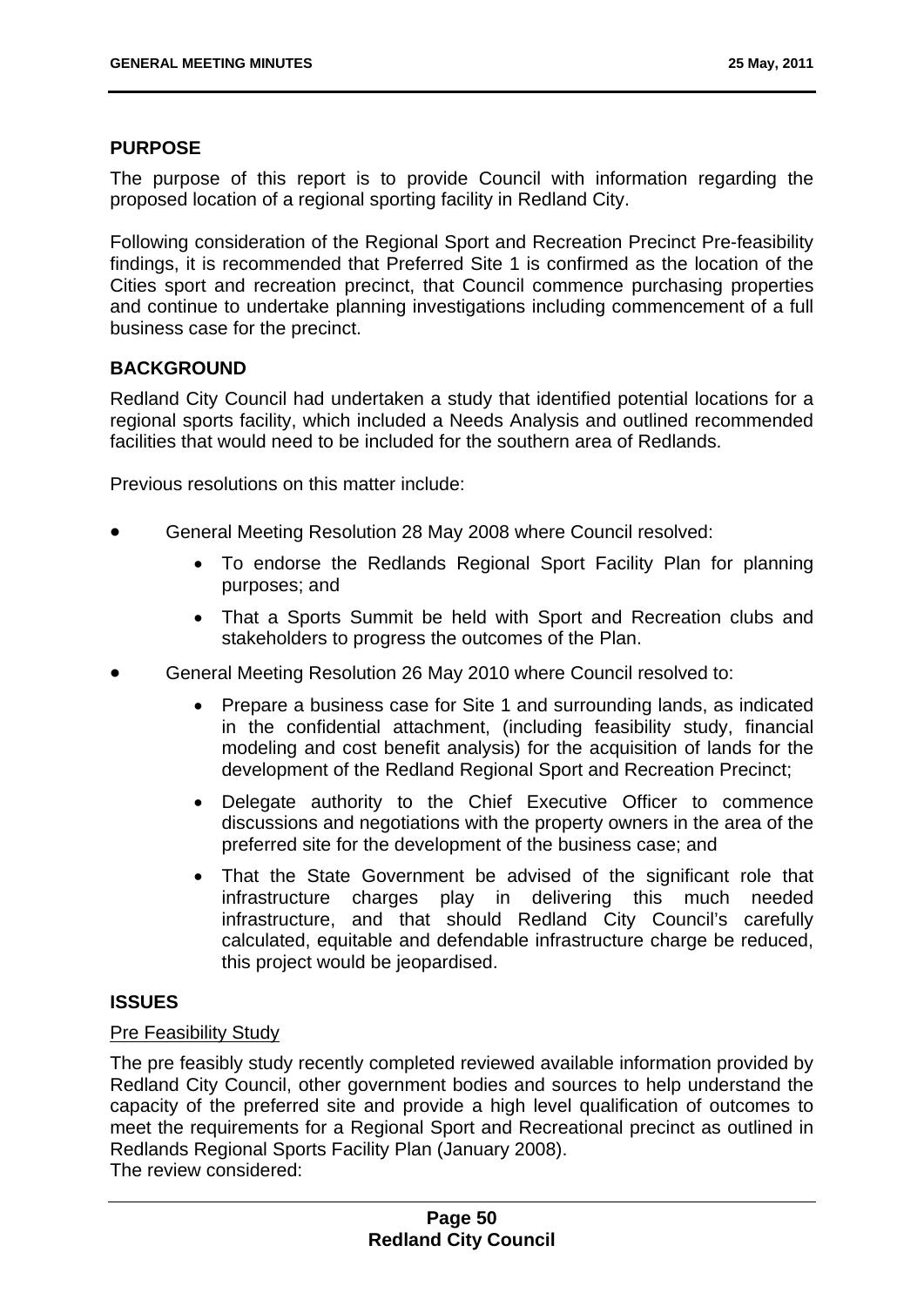## PURPOSE

The purpose of this report is to provide Council with information regarding the proposed location of a regional sporting facility in Redland City.

Following consideration of the Regional Sport and Recreation Precinct Pre-feasibility findings, it is recommended that Preferred Site 1 is confirmed as the location of the Cities sport and recreation precinct, that Council commence purchasing properties and continue to undertake planning investigations including commencement of a full business case for the precinct.

## BACKGROUND

Redland City Council had undertaken a study that identified potential locations for a regional sports facility, which included a Needs Analysis and outlined recommended facilities that would need to be included for the southern area of Redlands.

Previous resolutions on this matter include:

- General Meeting Resolution 28 May 2008 where Council resolved:
  - To endorse the Redlands Regional Sport Facility Plan for planning purposes; and
  - That a Sports Summit be held with Sport and Recreation clubs and stakeholders to progress the outcomes of the Plan.
- General Meeting Resolution 26 May 2010 where Council resolved to:
  - Prepare a business case for Site 1 and surrounding lands, as indicated in the confidential attachment, (including feasibility study, financial modeling and cost benefit analysis) for the acquisition of lands for the development of the Redland Regional Sport and Recreation Precinct;
  - Delegate authority to the Chief Executive Officer to commence discussions and negotiations with the property owners in the area of the preferred site for the development of the business case; and
  - That the State Government be advised of the significant role that infrastructure charges play in delivering this much needed infrastructure, and that should Redland City Council's carefully calculated, equitable and defendable infrastructure charge be reduced, this project would be jeopardised.

## ISSUES

Pre Feasibility Study

The pre feasibly study recently completed reviewed available information provided by Redland City Council, other government bodies and sources to help understand the capacity of the preferred site and provide a high level qualification of outcomes to meet the requirements for a Regional Sport and Recreational precinct as outlined in Redlands Regional Sports Facility Plan (January 2008).
The review considered: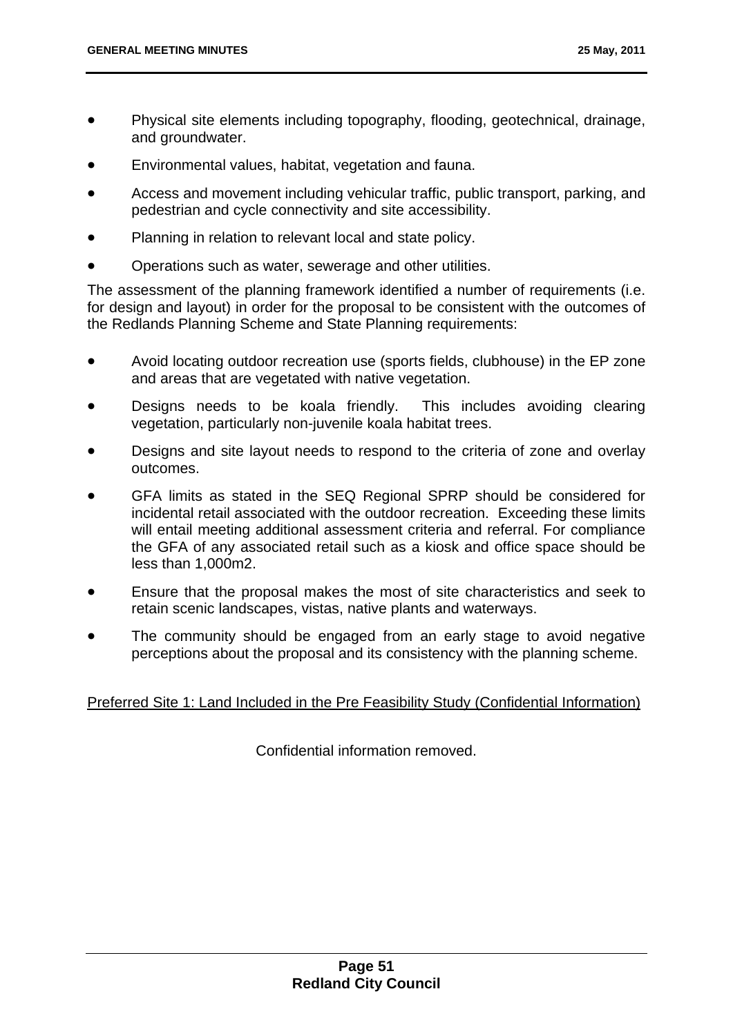- Physical site elements including topography, flooding, geotechnical, drainage, and groundwater.
- Environmental values, habitat, vegetation and fauna.
- Access and movement including vehicular traffic, public transport, parking, and pedestrian and cycle connectivity and site accessibility.
- Planning in relation to relevant local and state policy.
- Operations such as water, sewerage and other utilities.

The assessment of the planning framework identified a number of requirements (i.e. for design and layout) in order for the proposal to be consistent with the outcomes of the Redlands Planning Scheme and State Planning requirements:

- Avoid locating outdoor recreation use (sports fields, clubhouse) in the EP zone and areas that are vegetated with native vegetation.
- Designs needs to be koala friendly. This includes avoiding clearing vegetation, particularly non-juvenile koala habitat trees.
- Designs and site layout needs to respond to the criteria of zone and overlay outcomes.
- GFA limits as stated in the SEQ Regional SPRP should be considered for incidental retail associated with the outdoor recreation. Exceeding these limits will entail meeting additional assessment criteria and referral. For compliance the GFA of any associated retail such as a kiosk and office space should be less than 1,000m2.
- Ensure that the proposal makes the most of site characteristics and seek to retain scenic landscapes, vistas, native plants and waterways.
- The community should be engaged from an early stage to avoid negative perceptions about the proposal and its consistency with the planning scheme.

<u>Preferred Site 1: Land Included in the Pre Feasibility Study (Confidential Information)</u>

Confidential information removed.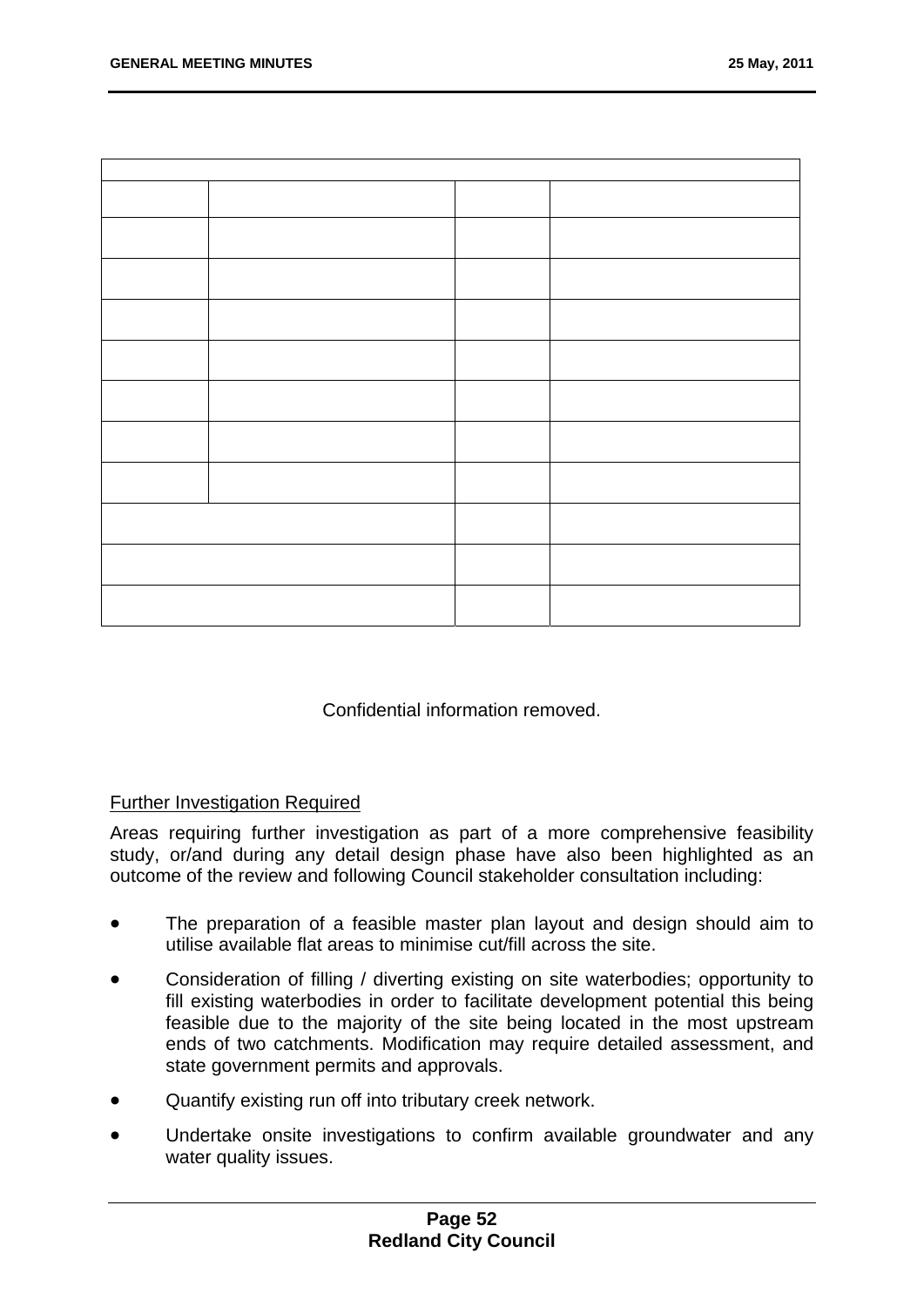| | | | |
|---|---|---|---|
| | | | |
| | | | |
| | | | |
| | | | |
| | | | |
| | | | |
| | | | |
| | | | |
| | | | |
| | | | |
| | | | |

Confidential information removed.

Further Investigation Required

Areas requiring further investigation as part of a more comprehensive feasibility study, or/and during any detail design phase have also been highlighted as an outcome of the review and following Council stakeholder consultation including:

- The preparation of a feasible master plan layout and design should aim to utilise available flat areas to minimise cut/fill across the site.
- Consideration of filling / diverting existing on site waterbodies; opportunity to fill existing waterbodies in order to facilitate development potential this being feasible due to the majority of the site being located in the most upstream ends of two catchments. Modification may require detailed assessment, and state government permits and approvals.
- Quantify existing run off into tributary creek network.
- Undertake onsite investigations to confirm available groundwater and any water quality issues.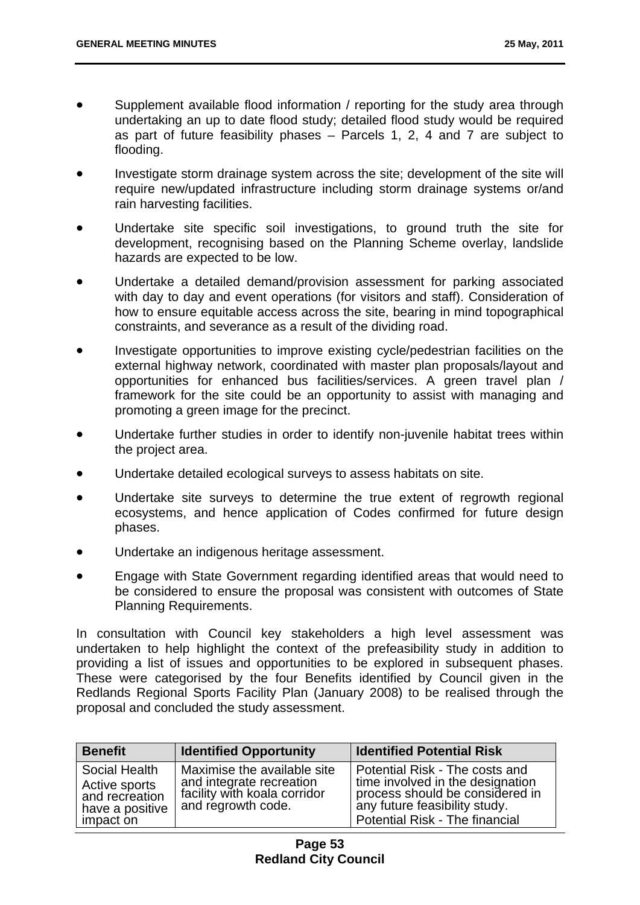- Supplement available flood information / reporting for the study area through undertaking an up to date flood study; detailed flood study would be required as part of future feasibility phases – Parcels 1, 2, 4 and 7 are subject to flooding.
- Investigate storm drainage system across the site; development of the site will require new/updated infrastructure including storm drainage systems or/and rain harvesting facilities.
- Undertake site specific soil investigations, to ground truth the site for development, recognising based on the Planning Scheme overlay, landslide hazards are expected to be low.
- Undertake a detailed demand/provision assessment for parking associated with day to day and event operations (for visitors and staff). Consideration of how to ensure equitable access across the site, bearing in mind topographical constraints, and severance as a result of the dividing road.
- Investigate opportunities to improve existing cycle/pedestrian facilities on the external highway network, coordinated with master plan proposals/layout and opportunities for enhanced bus facilities/services. A green travel plan / framework for the site could be an opportunity to assist with managing and promoting a green image for the precinct.
- Undertake further studies in order to identify non-juvenile habitat trees within the project area.
- Undertake detailed ecological surveys to assess habitats on site.
- Undertake site surveys to determine the true extent of regrowth regional ecosystems, and hence application of Codes confirmed for future design phases.
- Undertake an indigenous heritage assessment.
- Engage with State Government regarding identified areas that would need to be considered to ensure the proposal was consistent with outcomes of State Planning Requirements.

In consultation with Council key stakeholders a high level assessment was undertaken to help highlight the context of the prefeasibility study in addition to providing a list of issues and opportunities to be explored in subsequent phases. These were categorised by the four Benefits identified by Council given in the Redlands Regional Sports Facility Plan (January 2008) to be realised through the proposal and concluded the study assessment.

| Benefit | Identified Opportunity | Identified Potential Risk |
|---|---|---|
| Social Health<br>Active sports and recreation have a positive impact on | Maximise the available site and integrate recreation facility with koala corridor and regrowth code. | Potential Risk - The costs and time involved in the designation process should be considered in any future feasibility study.<br>Potential Risk - The financial |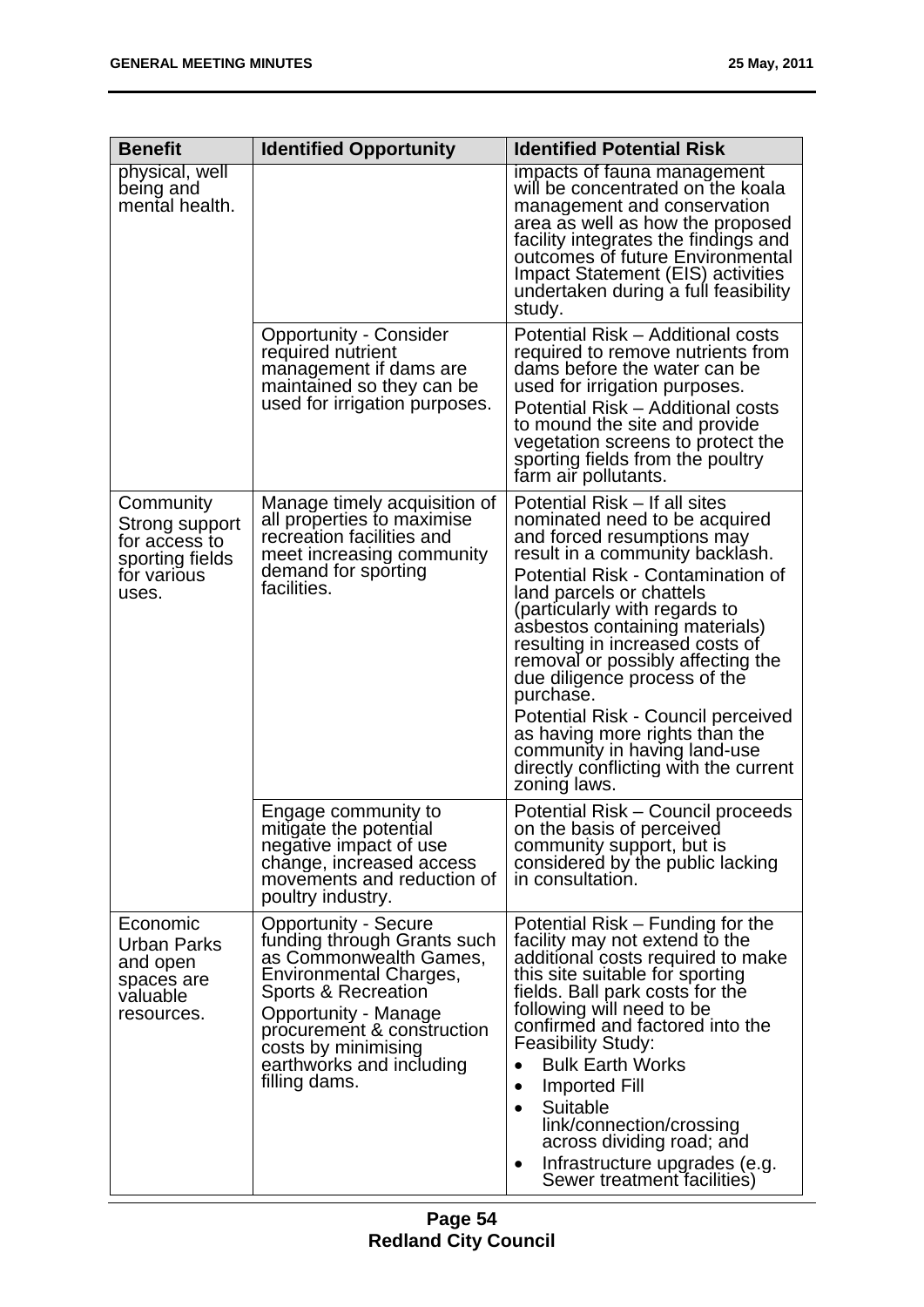| Benefit | Identified Opportunity | Identified Potential Risk |
|---|---|---|
| physical, well being and mental health. | | impacts of fauna management will be concentrated on the koala management and conservation area as well as how the proposed facility integrates the findings and outcomes of future Environmental Impact Statement (EIS) activities undertaken during a full feasibility study. |
| | Opportunity - Consider required nutrient management if dams are maintained so they can be used for irrigation purposes. | Potential Risk – Additional costs required to remove nutrients from dams before the water can be used for irrigation purposes.<br>Potential Risk – Additional costs to mound the site and provide vegetation screens to protect the sporting fields from the poultry farm air pollutants. |
| Community<br>Strong support for access to sporting fields for various uses. | Manage timely acquisition of all properties to maximise recreation facilities and meet increasing community demand for sporting facilities. | Potential Risk – If all sites nominated need to be acquired and forced resumptions may result in a community backlash.<br>Potential Risk - Contamination of land parcels or chattels (particularly with regards to asbestos containing materials) resulting in increased costs of removal or possibly affecting the due diligence process of the purchase.<br>Potential Risk - Council perceived as having more rights than the community in having land-use directly conflicting with the current zoning laws. |
| | Engage community to mitigate the potential negative impact of use change, increased access movements and reduction of poultry industry. | Potential Risk – Council proceeds on the basis of perceived community support, but is considered by the public lacking in consultation. |
| Economic<br>Urban Parks and open spaces are valuable resources. | Opportunity - Secure funding through Grants such as Commonwealth Games, Environmental Charges, Sports & Recreation<br>Opportunity - Manage procurement & construction costs by minimising earthworks and including filling dams. | Potential Risk – Funding for the facility may not extend to the additional costs required to make this site suitable for sporting fields. Ball park costs for the following will need to be confirmed and factored into the Feasibility Study:<br>• Bulk Earth Works<br>• Imported Fill<br>• Suitable link/connection/crossing across dividing road; and<br>• Infrastructure upgrades (e.g. Sewer treatment facilities) |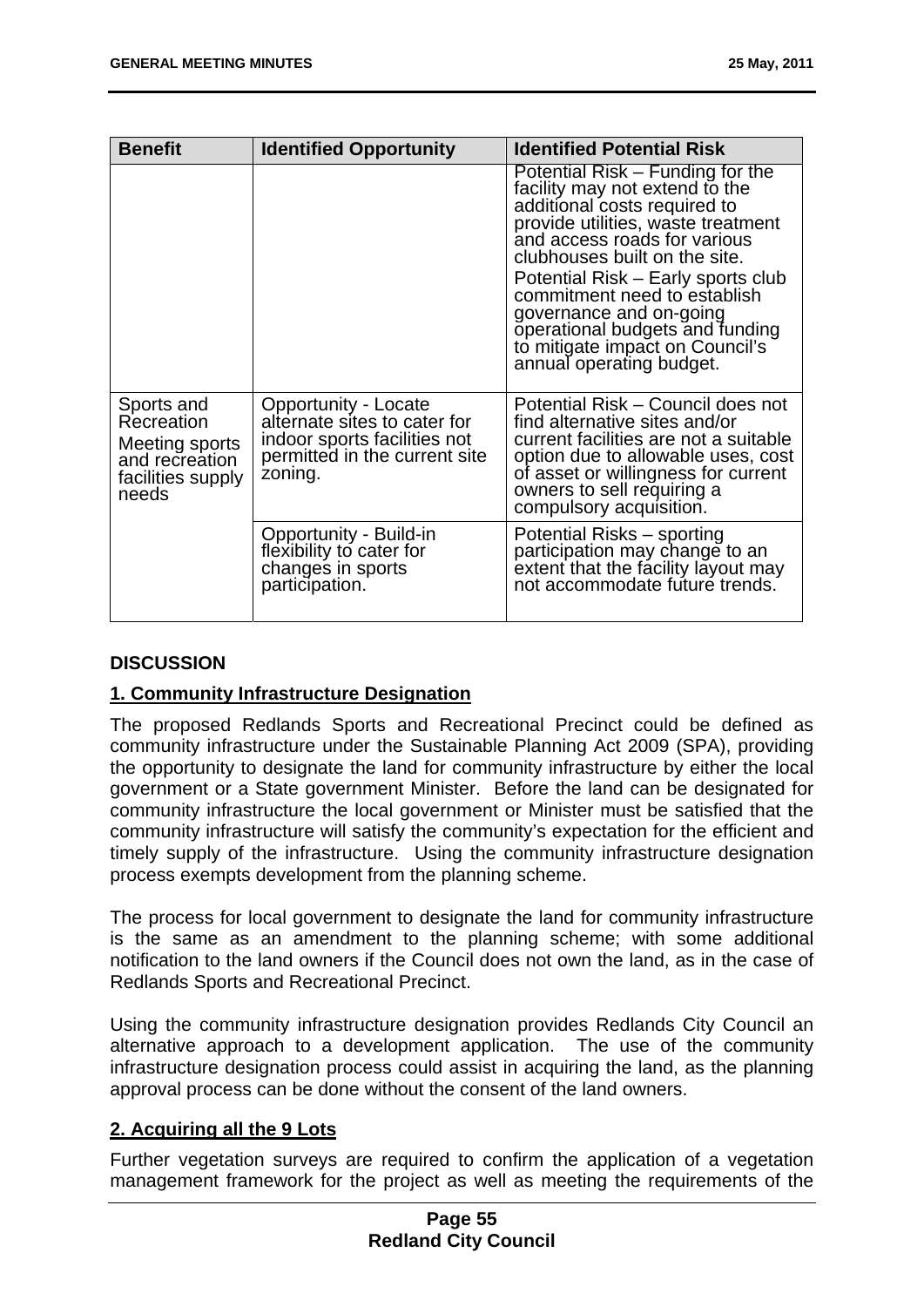| Benefit | Identified Opportunity | Identified Potential Risk |
| --- | --- | --- |
| | | Potential Risk – Funding for the facility may not extend to the additional costs required to provide utilities, waste treatment and access roads for various clubhouses built on the site.<br>Potential Risk – Early sports club commitment need to establish governance and on-going operational budgets and funding to mitigate impact on Council's annual operating budget. |
| Sports and Recreation<br>Meeting sports and recreation facilities supply needs | Opportunity - Locate alternate sites to cater for indoor sports facilities not permitted in the current site zoning. | Potential Risk – Council does not find alternative sites and/or current facilities are not a suitable option due to allowable uses, cost of asset or willingness for current owners to sell requiring a compulsory acquisition. |
| | Opportunity - Build-in flexibility to cater for changes in sports participation. | Potential Risks – sporting participation may change to an extent that the facility layout may not accommodate future trends. |

**DISCUSSION**

**1. Community Infrastructure Designation**

The proposed Redlands Sports and Recreational Precinct could be defined as community infrastructure under the Sustainable Planning Act 2009 (SPA), providing the opportunity to designate the land for community infrastructure by either the local government or a State government Minister. Before the land can be designated for community infrastructure the local government or Minister must be satisfied that the community infrastructure will satisfy the community's expectation for the efficient and timely supply of the infrastructure. Using the community infrastructure designation process exempts development from the planning scheme.

The process for local government to designate the land for community infrastructure is the same as an amendment to the planning scheme; with some additional notification to the land owners if the Council does not own the land, as in the case of Redlands Sports and Recreational Precinct.

Using the community infrastructure designation provides Redlands City Council an alternative approach to a development application. The use of the community infrastructure designation process could assist in acquiring the land, as the planning approval process can be done without the consent of the land owners.

**2. Acquiring all the 9 Lots**

Further vegetation surveys are required to confirm the application of a vegetation management framework for the project as well as meeting the requirements of the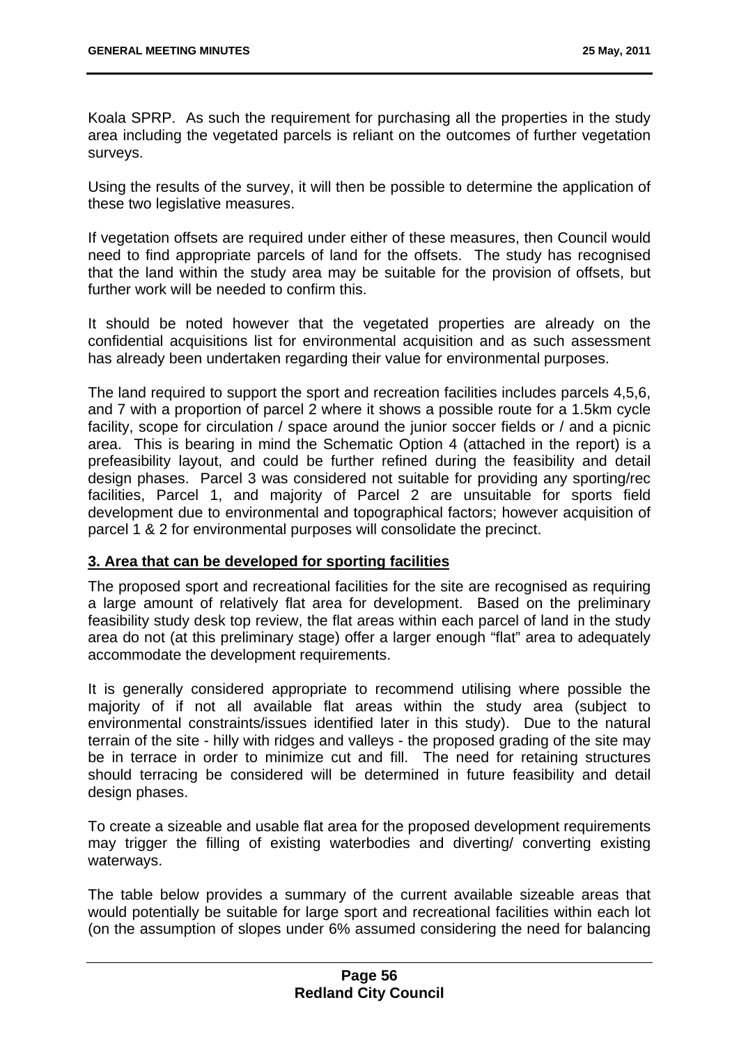Koala SPRP. As such the requirement for purchasing all the properties in the study area including the vegetated parcels is reliant on the outcomes of further vegetation surveys.

Using the results of the survey, it will then be possible to determine the application of these two legislative measures.

If vegetation offsets are required under either of these measures, then Council would need to find appropriate parcels of land for the offsets. The study has recognised that the land within the study area may be suitable for the provision of offsets, but further work will be needed to confirm this.

It should be noted however that the vegetated properties are already on the confidential acquisitions list for environmental acquisition and as such assessment has already been undertaken regarding their value for environmental purposes.

The land required to support the sport and recreation facilities includes parcels 4,5,6, and 7 with a proportion of parcel 2 where it shows a possible route for a 1.5km cycle facility, scope for circulation / space around the junior soccer fields or / and a picnic area. This is bearing in mind the Schematic Option 4 (attached in the report) is a prefeasibility layout, and could be further refined during the feasibility and detail design phases. Parcel 3 was considered not suitable for providing any sporting/rec facilities, Parcel 1, and majority of Parcel 2 are unsuitable for sports field development due to environmental and topographical factors; however acquisition of parcel 1 & 2 for environmental purposes will consolidate the precinct.

## 3. Area that can be developed for sporting facilities

The proposed sport and recreational facilities for the site are recognised as requiring a large amount of relatively flat area for development. Based on the preliminary feasibility study desk top review, the flat areas within each parcel of land in the study area do not (at this preliminary stage) offer a larger enough "flat" area to adequately accommodate the development requirements.

It is generally considered appropriate to recommend utilising where possible the majority of if not all available flat areas within the study area (subject to environmental constraints/issues identified later in this study). Due to the natural terrain of the site - hilly with ridges and valleys - the proposed grading of the site may be in terrace in order to minimize cut and fill. The need for retaining structures should terracing be considered will be determined in future feasibility and detail design phases.

To create a sizeable and usable flat area for the proposed development requirements may trigger the filling of existing waterbodies and diverting/ converting existing waterways.

The table below provides a summary of the current available sizeable areas that would potentially be suitable for large sport and recreational facilities within each lot (on the assumption of slopes under 6% assumed considering the need for balancing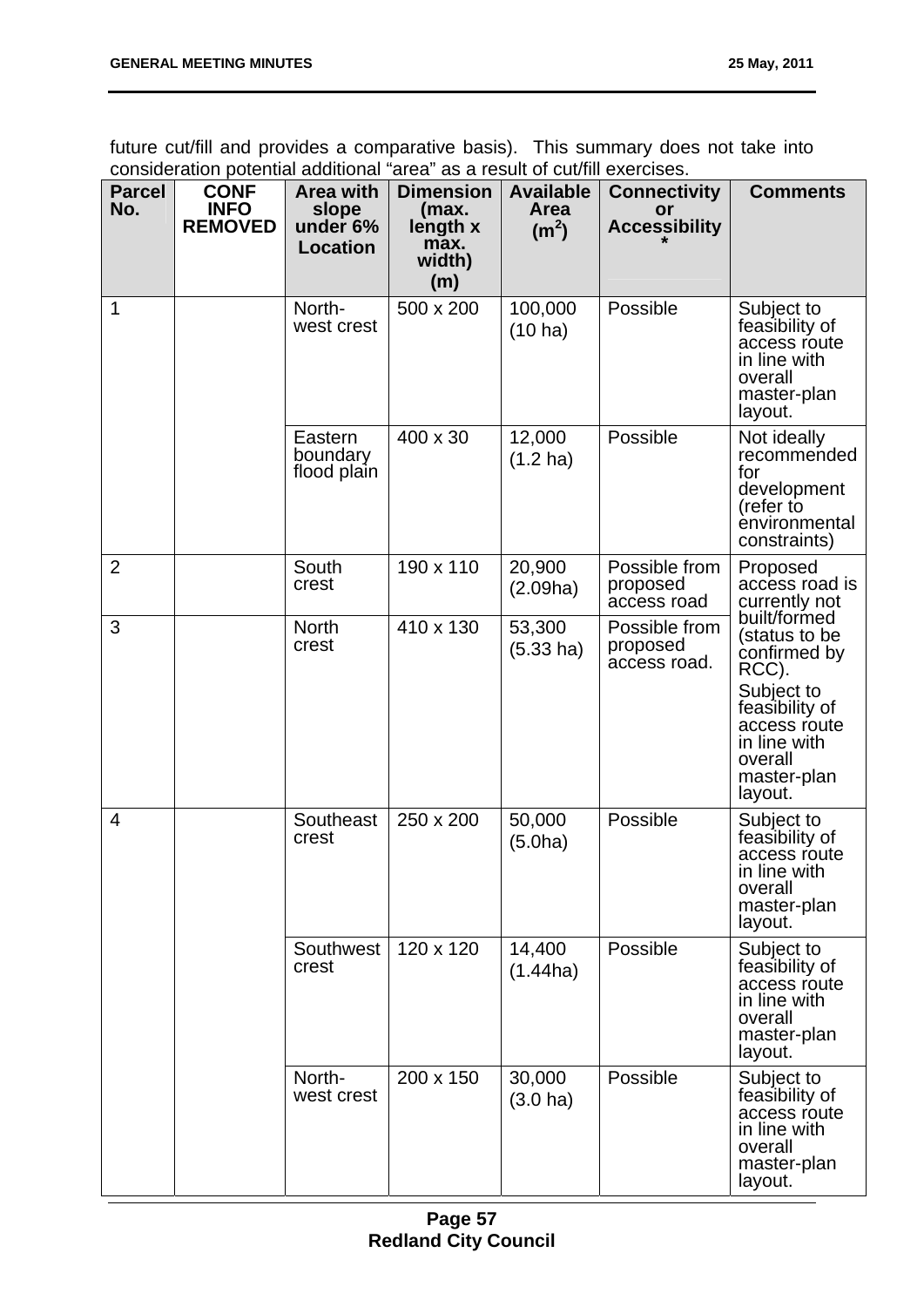future cut/fill and provides a comparative basis). This summary does not take into consideration potential additional "area" as a result of cut/fill exercises.

| Parcel No. | CONF INFO REMOVED | Area with slope under 6% Location | Dimension (max. length x max. width) (m) | Available Area ($m^2$) | Connectivity or Accessibility * | Comments |
|---|---|---|---|---|---|---|
| 1 | | North-west crest | 500 x 200 | 100,000 (10 ha) | Possible | Subject to feasibility of access route in line with overall master-plan layout. |
| | | Eastern boundary flood plain | 400 x 30 | 12,000 (1.2 ha) | Possible | Not ideally recommended for development (refer to environmental constraints) |
| 2 | | South crest | 190 x 110 | 20,900 (2.09ha) | Possible from proposed access road | Proposed access road is currently not built/formed (status to be confirmed by RCC). Subject to feasibility of access route in line with overall master-plan layout. |
| 3 | | North crest | 410 x 130 | 53,300 (5.33 ha) | Possible from proposed access road. | |
| 4 | | Southeast crest | 250 x 200 | 50,000 (5.0ha) | Possible | Subject to feasibility of access route in line with overall master-plan layout. |
| | | Southwest crest | 120 x 120 | 14,400 (1.44ha) | Possible | Subject to feasibility of access route in line with overall master-plan layout. |
| | | North-west crest | 200 x 150 | 30,000 (3.0 ha) | Possible | Subject to feasibility of access route in line with overall master-plan layout. |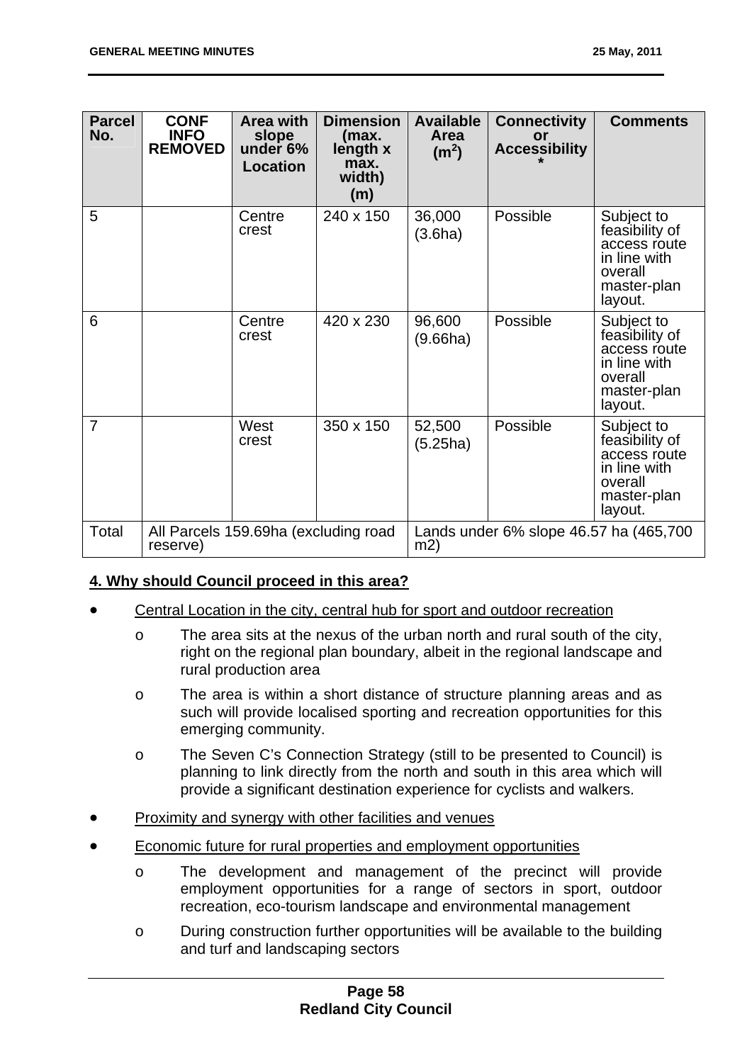| Parcel No. | CONF INFO REMOVED | Area with slope under 6% Location | Dimension (max. length x max. width) (m) | Available Area ($m^2$) | Connectivity or Accessibility * | Comments |
|---|---|---|---|---|---|---|
| 5 | | Centre crest | 240 x 150 | 36,000 (3.6ha) | Possible | Subject to feasibility of access route in line with overall master-plan layout. |
| 6 | | Centre crest | 420 x 230 | 96,600 (9.66ha) | Possible | Subject to feasibility of access route in line with overall master-plan layout. |
| 7 | | West crest | 350 x 150 | 52,500 (5.25ha) | Possible | Subject to feasibility of access route in line with overall master-plan layout. |
| Total | All Parcels 159.69ha (excluding road reserve) | | | Lands under 6% slope 46.57 ha (465,700 m2) | | |

**4. Why should Council proceed in this area?**

- Central Location in the city, central hub for sport and outdoor recreation
  - The area sits at the nexus of the urban north and rural south of the city, right on the regional plan boundary, albeit in the regional landscape and rural production area
  - The area is within a short distance of structure planning areas and as such will provide localised sporting and recreation opportunities for this emerging community.
  - The Seven C's Connection Strategy (still to be presented to Council) is planning to link directly from the north and south in this area which will provide a significant destination experience for cyclists and walkers.
- Proximity and synergy with other facilities and venues
- Economic future for rural properties and employment opportunities
  - The development and management of the precinct will provide employment opportunities for a range of sectors in sport, outdoor recreation, eco-tourism landscape and environmental management
  - During construction further opportunities will be available to the building and turf and landscaping sectors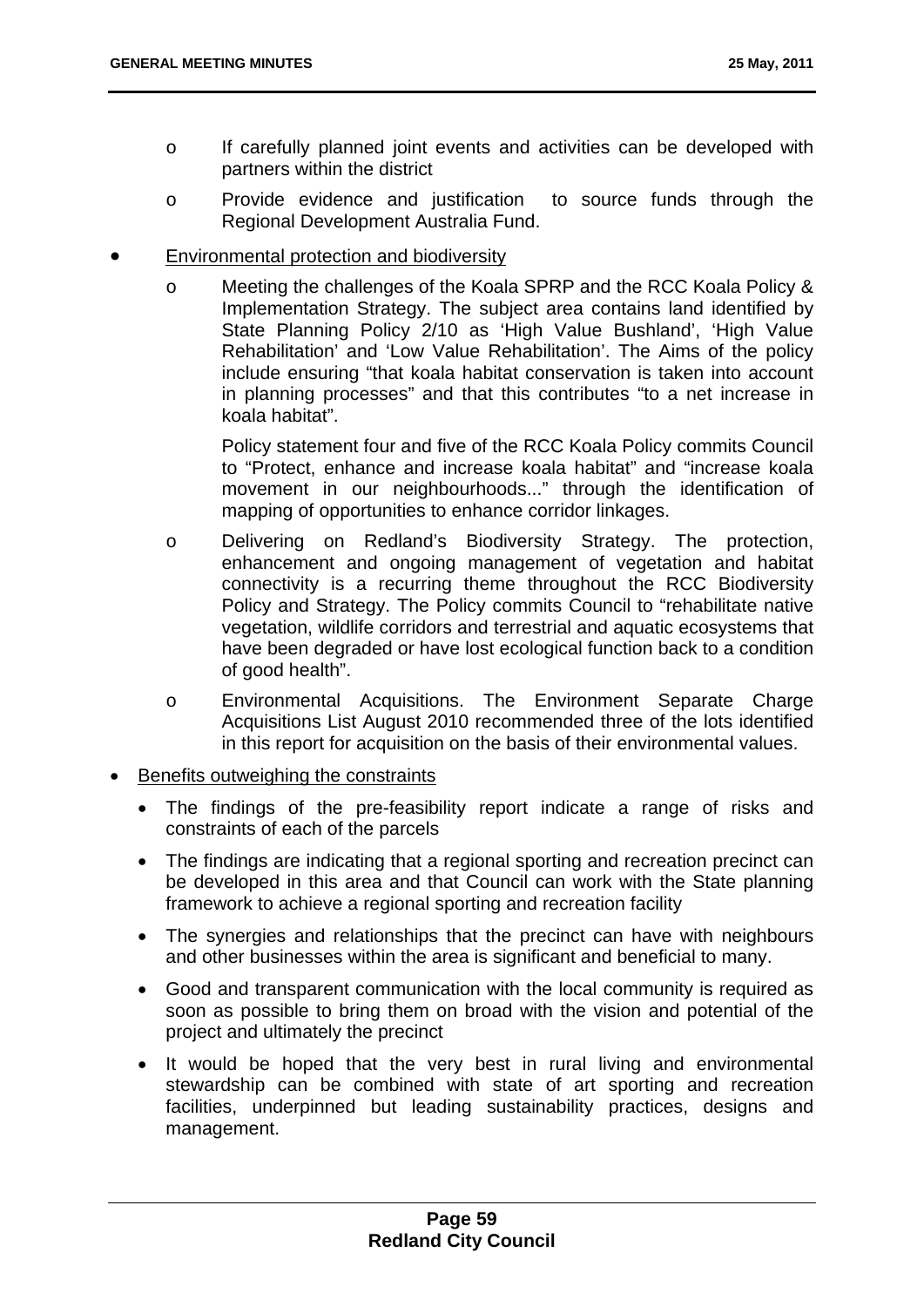- If carefully planned joint events and activities can be developed with partners within the district
  - Provide evidence and justification to source funds through the Regional Development Australia Fund.

- <u>Environmental protection and biodiversity</u>
  - Meeting the challenges of the Koala SPRP and the RCC Koala Policy & Implementation Strategy. The subject area contains land identified by State Planning Policy 2/10 as 'High Value Bushland', 'High Value Rehabilitation' and 'Low Value Rehabilitation'. The Aims of the policy include ensuring "that koala habitat conservation is taken into account in planning processes" and that this contributes "to a net increase in koala habitat".

    Policy statement four and five of the RCC Koala Policy commits Council to "Protect, enhance and increase koala habitat" and "increase koala movement in our neighbourhoods..." through the identification of mapping of opportunities to enhance corridor linkages.
  - Delivering on Redland's Biodiversity Strategy. The protection, enhancement and ongoing management of vegetation and habitat connectivity is a recurring theme throughout the RCC Biodiversity Policy and Strategy. The Policy commits Council to "rehabilitate native vegetation, wildlife corridors and terrestrial and aquatic ecosystems that have been degraded or have lost ecological function back to a condition of good health".
  - Environmental Acquisitions. The Environment Separate Charge Acquisitions List August 2010 recommended three of the lots identified in this report for acquisition on the basis of their environmental values.

- <u>Benefits outweighing the constraints</u>
  - The findings of the pre-feasibility report indicate a range of risks and constraints of each of the parcels
  - The findings are indicating that a regional sporting and recreation precinct can be developed in this area and that Council can work with the State planning framework to achieve a regional sporting and recreation facility
  - The synergies and relationships that the precinct can have with neighbours and other businesses within the area is significant and beneficial to many.
  - Good and transparent communication with the local community is required as soon as possible to bring them on broad with the vision and potential of the project and ultimately the precinct
  - It would be hoped that the very best in rural living and environmental stewardship can be combined with state of art sporting and recreation facilities, underpinned but leading sustainability practices, designs and management.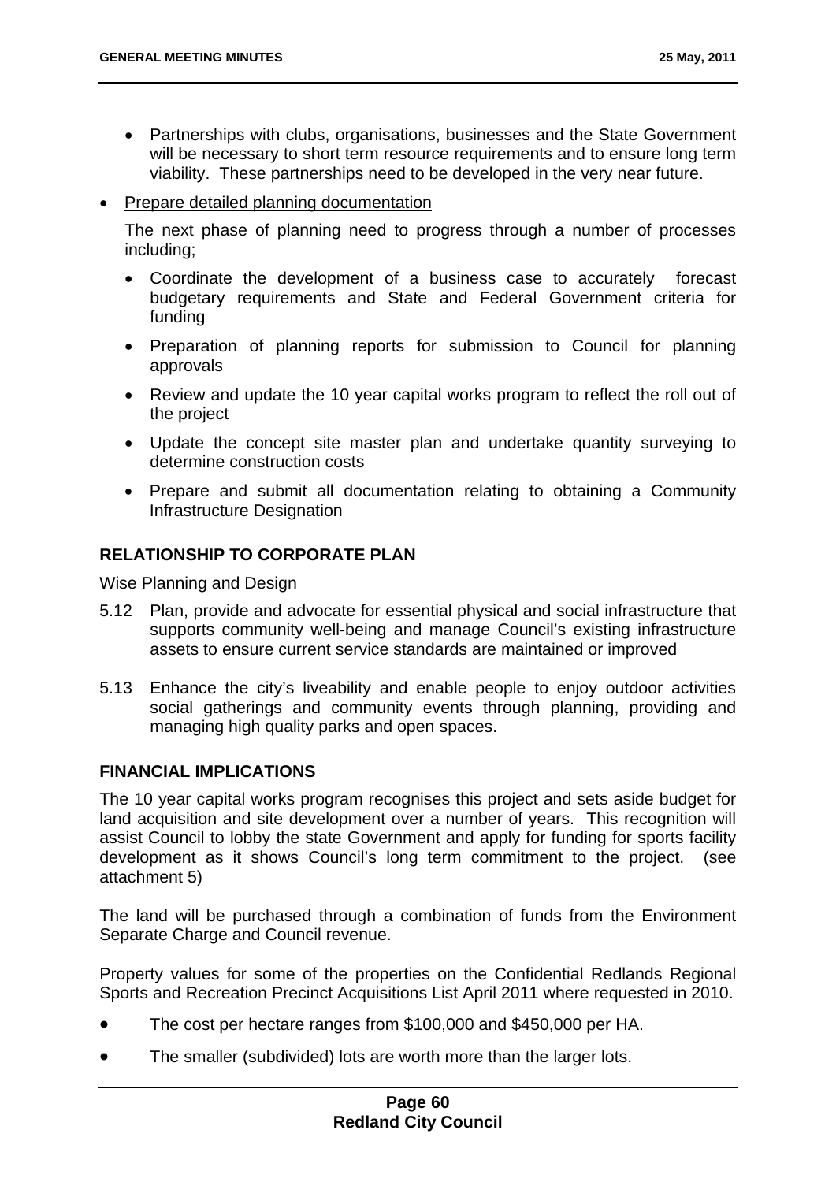- Partnerships with clubs, organisations, businesses and the State Government will be necessary to short term resource requirements and to ensure long term viability. These partnerships need to be developed in the very near future.

- Prepare detailed planning documentation

  The next phase of planning need to progress through a number of processes including;

  - Coordinate the development of a business case to accurately forecast budgetary requirements and State and Federal Government criteria for funding
  - Preparation of planning reports for submission to Council for planning approvals
  - Review and update the 10 year capital works program to reflect the roll out of the project
  - Update the concept site master plan and undertake quantity surveying to determine construction costs
  - Prepare and submit all documentation relating to obtaining a Community Infrastructure Designation

## RELATIONSHIP TO CORPORATE PLAN

Wise Planning and Design

5.12 Plan, provide and advocate for essential physical and social infrastructure that supports community well-being and manage Council's existing infrastructure assets to ensure current service standards are maintained or improved

5.13 Enhance the city's liveability and enable people to enjoy outdoor activities social gatherings and community events through planning, providing and managing high quality parks and open spaces.

## FINANCIAL IMPLICATIONS

The 10 year capital works program recognises this project and sets aside budget for land acquisition and site development over a number of years. This recognition will assist Council to lobby the state Government and apply for funding for sports facility development as it shows Council's long term commitment to the project. (see attachment 5)

The land will be purchased through a combination of funds from the Environment Separate Charge and Council revenue.

Property values for some of the properties on the Confidential Redlands Regional Sports and Recreation Precinct Acquisitions List April 2011 where requested in 2010.

- The cost per hectare ranges from $100,000 and $450,000 per HA.
- The smaller (subdivided) lots are worth more than the larger lots.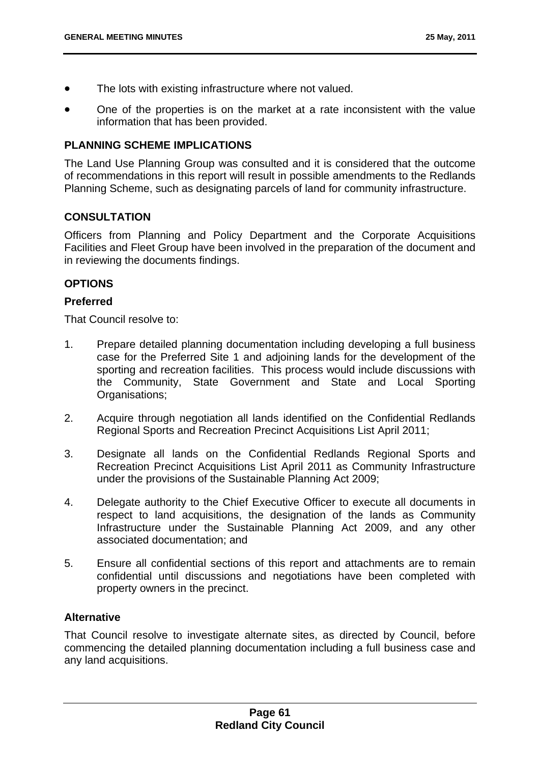- The lots with existing infrastructure where not valued.
- One of the properties is on the market at a rate inconsistent with the value information that has been provided.

**PLANNING SCHEME IMPLICATIONS**

The Land Use Planning Group was consulted and it is considered that the outcome of recommendations in this report will result in possible amendments to the Redlands Planning Scheme, such as designating parcels of land for community infrastructure.

**CONSULTATION**

Officers from Planning and Policy Department and the Corporate Acquisitions Facilities and Fleet Group have been involved in the preparation of the document and in reviewing the documents findings.

**OPTIONS**

**Preferred**

That Council resolve to:

1. Prepare detailed planning documentation including developing a full business case for the Preferred Site 1 and adjoining lands for the development of the sporting and recreation facilities. This process would include discussions with the Community, State Government and State and Local Sporting Organisations;
2. Acquire through negotiation all lands identified on the Confidential Redlands Regional Sports and Recreation Precinct Acquisitions List April 2011;
3. Designate all lands on the Confidential Redlands Regional Sports and Recreation Precinct Acquisitions List April 2011 as Community Infrastructure under the provisions of the Sustainable Planning Act 2009;
4. Delegate authority to the Chief Executive Officer to execute all documents in respect to land acquisitions, the designation of the lands as Community Infrastructure under the Sustainable Planning Act 2009, and any other associated documentation; and
5. Ensure all confidential sections of this report and attachments are to remain confidential until discussions and negotiations have been completed with property owners in the precinct.

**Alternative**

That Council resolve to investigate alternate sites, as directed by Council, before commencing the detailed planning documentation including a full business case and any land acquisitions.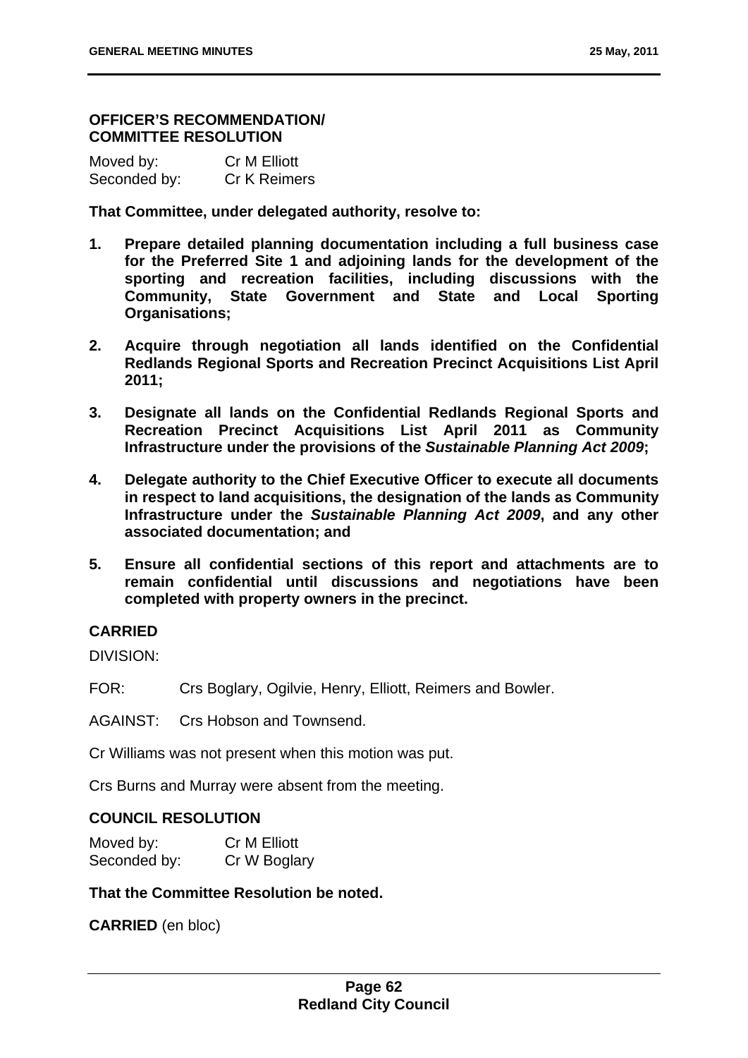**OFFICER'S RECOMMENDATION/ COMMITTEE RESOLUTION**

Moved by: Cr M Elliott
Seconded by: Cr K Reimers

**That Committee, under delegated authority, resolve to:**

1. **Prepare detailed planning documentation including a full business case for the Preferred Site 1 and adjoining lands for the development of the sporting and recreation facilities, including discussions with the Community, State Government and State and Local Sporting Organisations;**

2. **Acquire through negotiation all lands identified on the Confidential Redlands Regional Sports and Recreation Precinct Acquisitions List April 2011;**

3. **Designate all lands on the Confidential Redlands Regional Sports and Recreation Precinct Acquisitions List April 2011 as Community Infrastructure under the provisions of the *Sustainable Planning Act 2009*;**

4. **Delegate authority to the Chief Executive Officer to execute all documents in respect to land acquisitions, the designation of the lands as Community Infrastructure under the *Sustainable Planning Act 2009*, and any other associated documentation; and**

5. **Ensure all confidential sections of this report and attachments are to remain confidential until discussions and negotiations have been completed with property owners in the precinct.**

**CARRIED**

DIVISION:

FOR: Crs Boglary, Ogilvie, Henry, Elliott, Reimers and Bowler.

AGAINST: Crs Hobson and Townsend.

Cr Williams was not present when this motion was put.

Crs Burns and Murray were absent from the meeting.

**COUNCIL RESOLUTION**

Moved by: Cr M Elliott
Seconded by: Cr W Boglary

**That the Committee Resolution be noted.**

**CARRIED** (en bloc)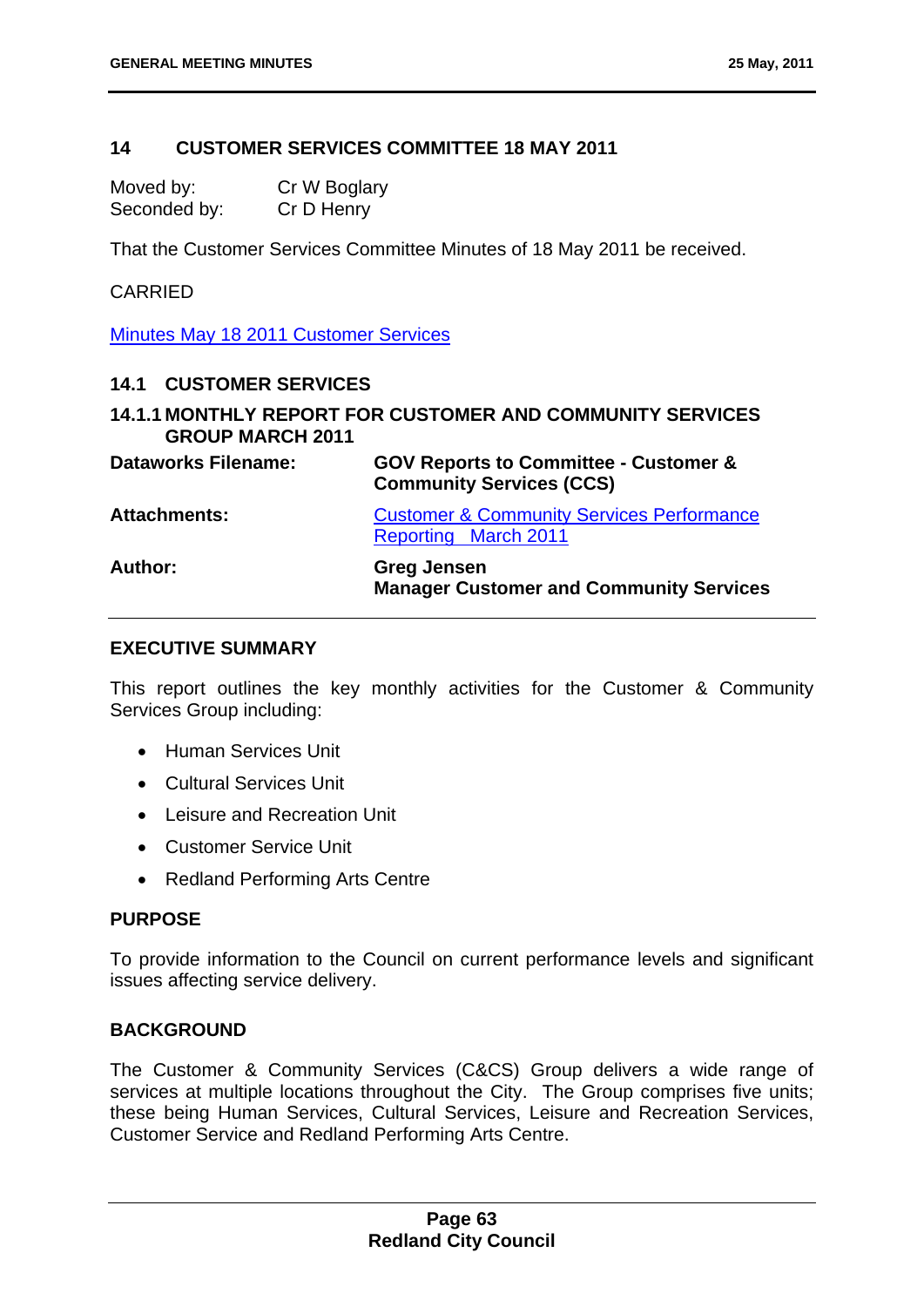## 14 CUSTOMER SERVICES COMMITTEE 18 MAY 2011

Moved by: Cr W Boglary
Seconded by: Cr D Henry

That the Customer Services Committee Minutes of 18 May 2011 be received.

CARRIED

Minutes May 18 2011 Customer Services

### 14.1 CUSTOMER SERVICES

#### 14.1.1 MONTHLY REPORT FOR CUSTOMER AND COMMUNITY SERVICES GROUP MARCH 2011

| | |
|---|---|
| **Dataworks Filename:** | **GOV Reports to Committee - Customer & Community Services (CCS)** |
| **Attachments:** | Customer & Community Services Performance Reporting March 2011 |
| **Author:** | **Greg Jensen**<br>**Manager Customer and Community Services** |

**EXECUTIVE SUMMARY**

This report outlines the key monthly activities for the Customer & Community Services Group including:

- Human Services Unit
- Cultural Services Unit
- Leisure and Recreation Unit
- Customer Service Unit
- Redland Performing Arts Centre

**PURPOSE**

To provide information to the Council on current performance levels and significant issues affecting service delivery.

**BACKGROUND**

The Customer & Community Services (C&CS) Group delivers a wide range of services at multiple locations throughout the City. The Group comprises five units; these being Human Services, Cultural Services, Leisure and Recreation Services, Customer Service and Redland Performing Arts Centre.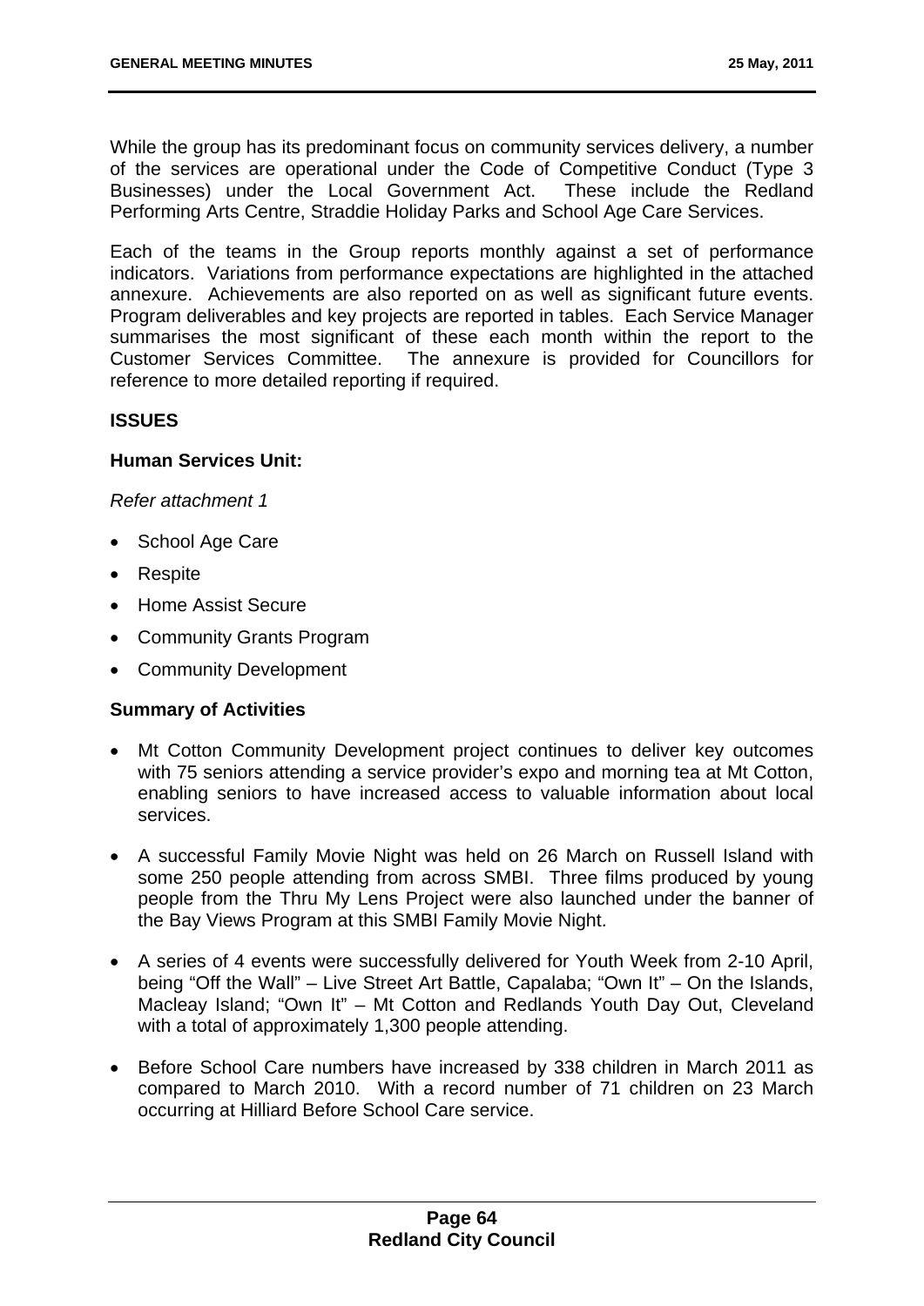While the group has its predominant focus on community services delivery, a number of the services are operational under the Code of Competitive Conduct (Type 3 Businesses) under the Local Government Act. These include the Redland Performing Arts Centre, Straddie Holiday Parks and School Age Care Services.

Each of the teams in the Group reports monthly against a set of performance indicators. Variations from performance expectations are highlighted in the attached annexure. Achievements are also reported on as well as significant future events. Program deliverables and key projects are reported in tables. Each Service Manager summarises the most significant of these each month within the report to the Customer Services Committee. The annexure is provided for Councillors for reference to more detailed reporting if required.

**ISSUES**

**Human Services Unit:**

*Refer attachment 1*

- School Age Care
- Respite
- Home Assist Secure
- Community Grants Program
- Community Development

**Summary of Activities**

- Mt Cotton Community Development project continues to deliver key outcomes with 75 seniors attending a service provider's expo and morning tea at Mt Cotton, enabling seniors to have increased access to valuable information about local services.
- A successful Family Movie Night was held on 26 March on Russell Island with some 250 people attending from across SMBI. Three films produced by young people from the Thru My Lens Project were also launched under the banner of the Bay Views Program at this SMBI Family Movie Night.
- A series of 4 events were successfully delivered for Youth Week from 2-10 April, being "Off the Wall" – Live Street Art Battle, Capalaba; "Own It" – On the Islands, Macleay Island; "Own It" – Mt Cotton and Redlands Youth Day Out, Cleveland with a total of approximately 1,300 people attending.
- Before School Care numbers have increased by 338 children in March 2011 as compared to March 2010. With a record number of 71 children on 23 March occurring at Hilliard Before School Care service.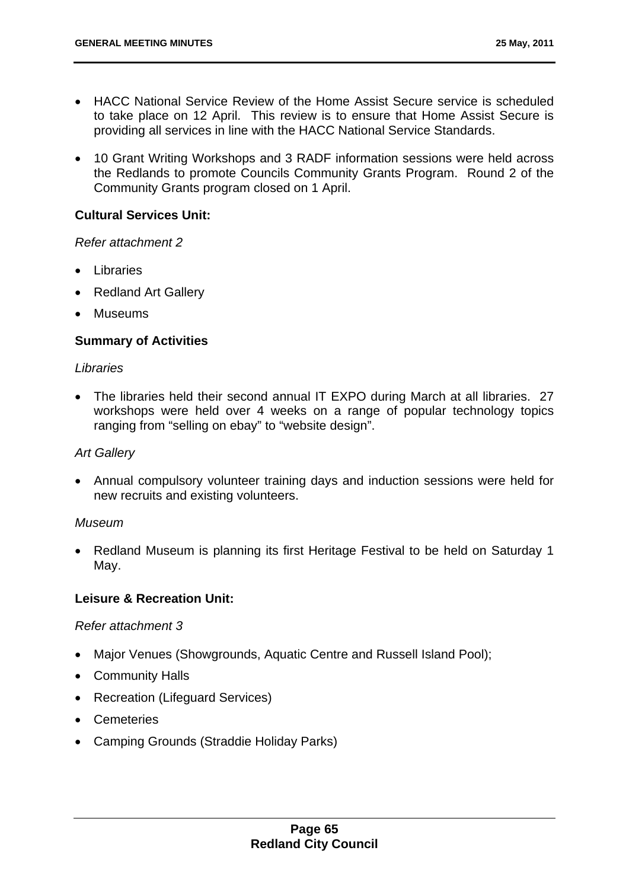- HACC National Service Review of the Home Assist Secure service is scheduled to take place on 12 April. This review is to ensure that Home Assist Secure is providing all services in line with the HACC National Service Standards.
- 10 Grant Writing Workshops and 3 RADF information sessions were held across the Redlands to promote Councils Community Grants Program. Round 2 of the Community Grants program closed on 1 April.

**Cultural Services Unit:**

*Refer attachment 2*

- Libraries
- Redland Art Gallery
- Museums

**Summary of Activities**

*Libraries*

- The libraries held their second annual IT EXPO during March at all libraries. 27 workshops were held over 4 weeks on a range of popular technology topics ranging from "selling on ebay" to "website design".

*Art Gallery*

- Annual compulsory volunteer training days and induction sessions were held for new recruits and existing volunteers.

*Museum*

- Redland Museum is planning its first Heritage Festival to be held on Saturday 1 May.

**Leisure & Recreation Unit:**

*Refer attachment 3*

- Major Venues (Showgrounds, Aquatic Centre and Russell Island Pool);
- Community Halls
- Recreation (Lifeguard Services)
- Cemeteries
- Camping Grounds (Straddie Holiday Parks)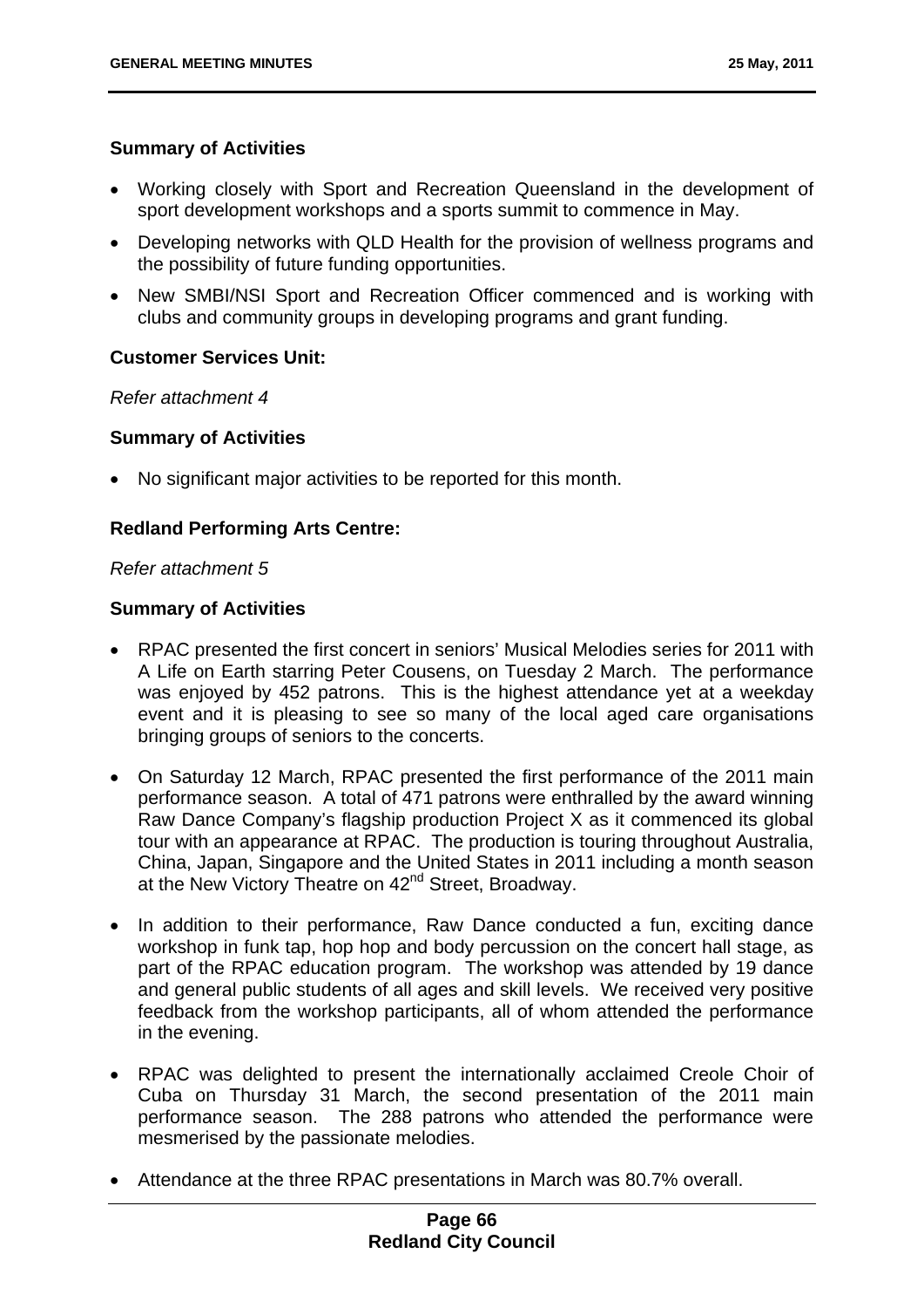**Summary of Activities**

- Working closely with Sport and Recreation Queensland in the development of sport development workshops and a sports summit to commence in May.
- Developing networks with QLD Health for the provision of wellness programs and the possibility of future funding opportunities.
- New SMBI/NSI Sport and Recreation Officer commenced and is working with clubs and community groups in developing programs and grant funding.

**Customer Services Unit:**

*Refer attachment 4*

**Summary of Activities**

- No significant major activities to be reported for this month.

**Redland Performing Arts Centre:**

*Refer attachment 5*

**Summary of Activities**

- RPAC presented the first concert in seniors' Musical Melodies series for 2011 with A Life on Earth starring Peter Cousens, on Tuesday 2 March. The performance was enjoyed by 452 patrons. This is the highest attendance yet at a weekday event and it is pleasing to see so many of the local aged care organisations bringing groups of seniors to the concerts.

- On Saturday 12 March, RPAC presented the first performance of the 2011 main performance season. A total of 471 patrons were enthralled by the award winning Raw Dance Company's flagship production Project X as it commenced its global tour with an appearance at RPAC. The production is touring throughout Australia, China, Japan, Singapore and the United States in 2011 including a month season at the New Victory Theatre on 42nd Street, Broadway.

- In addition to their performance, Raw Dance conducted a fun, exciting dance workshop in funk tap, hop hop and body percussion on the concert hall stage, as part of the RPAC education program. The workshop was attended by 19 dance and general public students of all ages and skill levels. We received very positive feedback from the workshop participants, all of whom attended the performance in the evening.

- RPAC was delighted to present the internationally acclaimed Creole Choir of Cuba on Thursday 31 March, the second presentation of the 2011 main performance season. The 288 patrons who attended the performance were mesmerised by the passionate melodies.

- Attendance at the three RPAC presentations in March was 80.7% overall.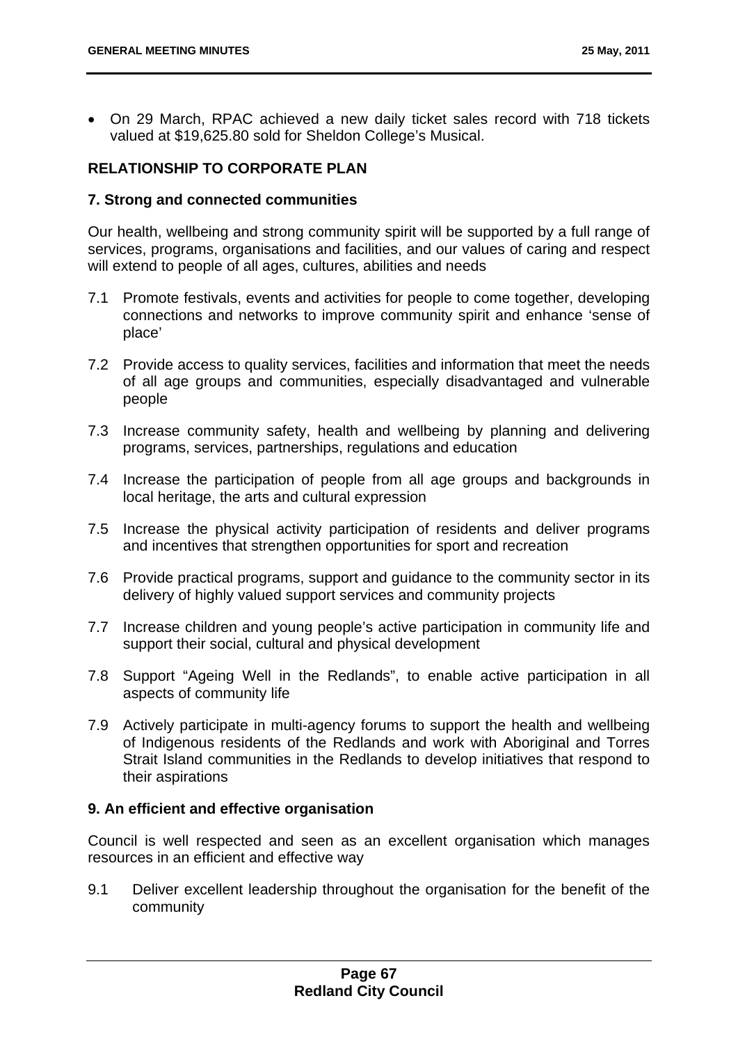- On 29 March, RPAC achieved a new daily ticket sales record with 718 tickets valued at $19,625.80 sold for Sheldon College's Musical.

## RELATIONSHIP TO CORPORATE PLAN

### 7. Strong and connected communities

Our health, wellbeing and strong community spirit will be supported by a full range of services, programs, organisations and facilities, and our values of caring and respect will extend to people of all ages, cultures, abilities and needs

7.1 Promote festivals, events and activities for people to come together, developing connections and networks to improve community spirit and enhance 'sense of place'

7.2 Provide access to quality services, facilities and information that meet the needs of all age groups and communities, especially disadvantaged and vulnerable people

7.3 Increase community safety, health and wellbeing by planning and delivering programs, services, partnerships, regulations and education

7.4 Increase the participation of people from all age groups and backgrounds in local heritage, the arts and cultural expression

7.5 Increase the physical activity participation of residents and deliver programs and incentives that strengthen opportunities for sport and recreation

7.6 Provide practical programs, support and guidance to the community sector in its delivery of highly valued support services and community projects

7.7 Increase children and young people's active participation in community life and support their social, cultural and physical development

7.8 Support "Ageing Well in the Redlands", to enable active participation in all aspects of community life

7.9 Actively participate in multi-agency forums to support the health and wellbeing of Indigenous residents of the Redlands and work with Aboriginal and Torres Strait Island communities in the Redlands to develop initiatives that respond to their aspirations

### 9. An efficient and effective organisation

Council is well respected and seen as an excellent organisation which manages resources in an efficient and effective way

9.1 Deliver excellent leadership throughout the organisation for the benefit of the community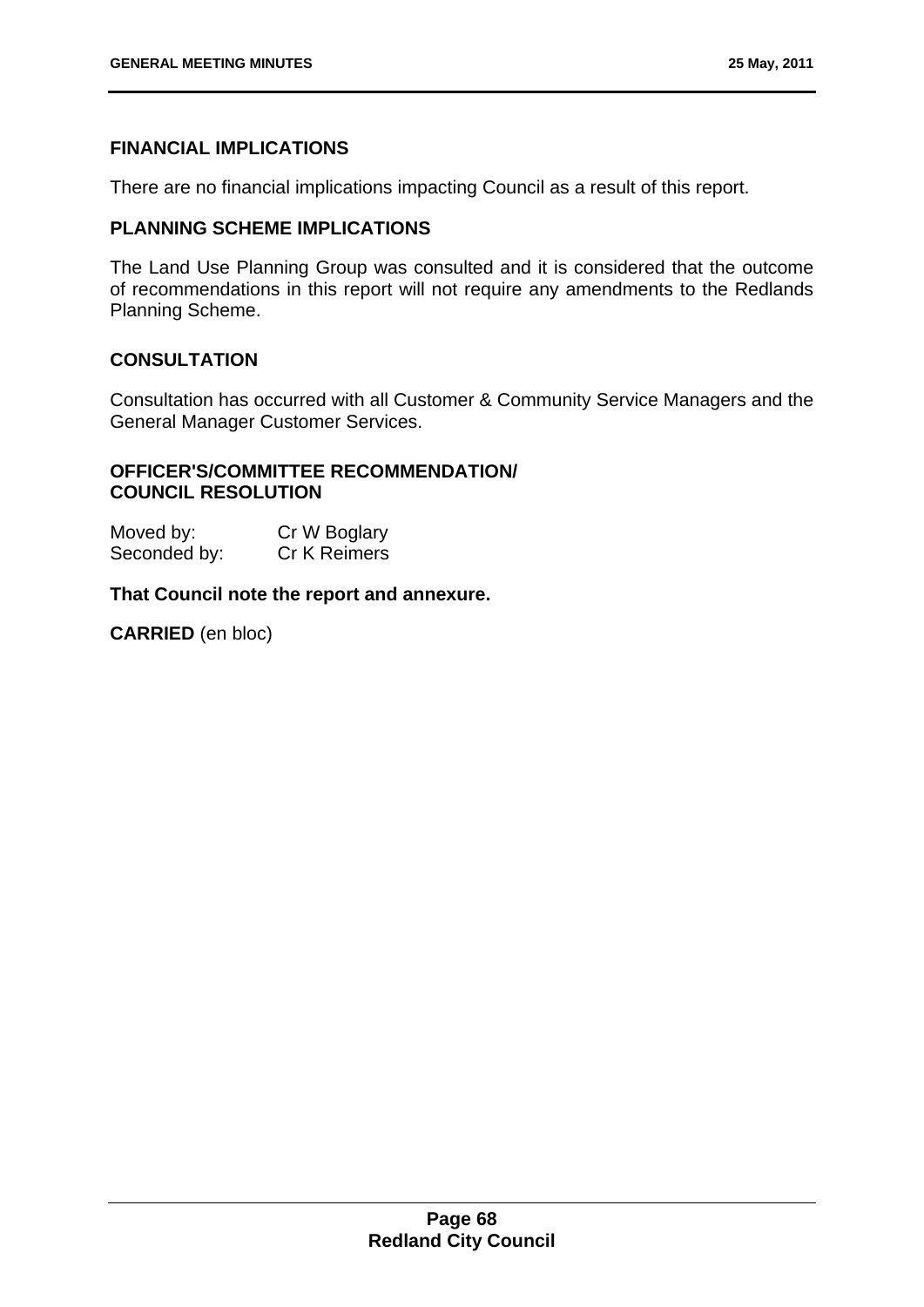## FINANCIAL IMPLICATIONS

There are no financial implications impacting Council as a result of this report.

## PLANNING SCHEME IMPLICATIONS

The Land Use Planning Group was consulted and it is considered that the outcome of recommendations in this report will not require any amendments to the Redlands Planning Scheme.

## CONSULTATION

Consultation has occurred with all Customer & Community Service Managers and the General Manager Customer Services.

## OFFICER'S/COMMITTEE RECOMMENDATION/ COUNCIL RESOLUTION

Moved by: Cr W Boglary
Seconded by: Cr K Reimers

**That Council note the report and annexure.**

**CARRIED** (en bloc)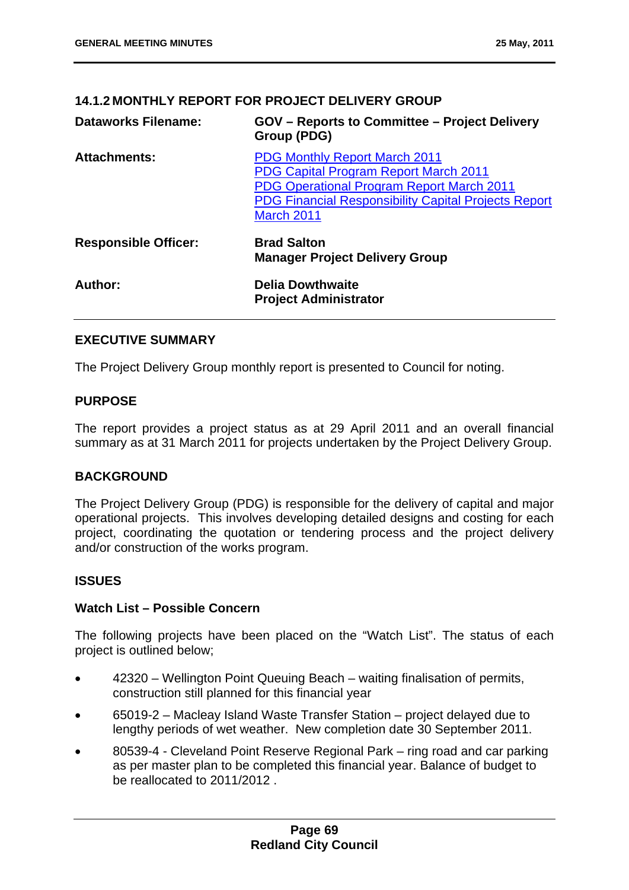### 14.1.2 MONTHLY REPORT FOR PROJECT DELIVERY GROUP

| | |
|---|---|
| **Dataworks Filename:** | **GOV – Reports to Committee – Project Delivery Group (PDG)** |
| **Attachments:** | PDG Monthly Report March 2011<br>PDG Capital Program Report March 2011<br>PDG Operational Program Report March 2011<br>PDG Financial Responsibility Capital Projects Report March 2011 |
| **Responsible Officer:** | **Brad Salton**<br>**Manager Project Delivery Group** |
| **Author:** | **Delia Dowthwaite**<br>**Project Administrator** |

#### EXECUTIVE SUMMARY

The Project Delivery Group monthly report is presented to Council for noting.

#### PURPOSE

The report provides a project status as at 29 April 2011 and an overall financial summary as at 31 March 2011 for projects undertaken by the Project Delivery Group.

#### BACKGROUND

The Project Delivery Group (PDG) is responsible for the delivery of capital and major operational projects. This involves developing detailed designs and costing for each project, coordinating the quotation or tendering process and the project delivery and/or construction of the works program.

#### ISSUES

**Watch List – Possible Concern**

The following projects have been placed on the "Watch List". The status of each project is outlined below;

- 42320 – Wellington Point Queuing Beach – waiting finalisation of permits, construction still planned for this financial year
- 65019-2 – Macleay Island Waste Transfer Station – project delayed due to lengthy periods of wet weather. New completion date 30 September 2011.
- 80539-4 - Cleveland Point Reserve Regional Park – ring road and car parking as per master plan to be completed this financial year. Balance of budget to be reallocated to 2011/2012 .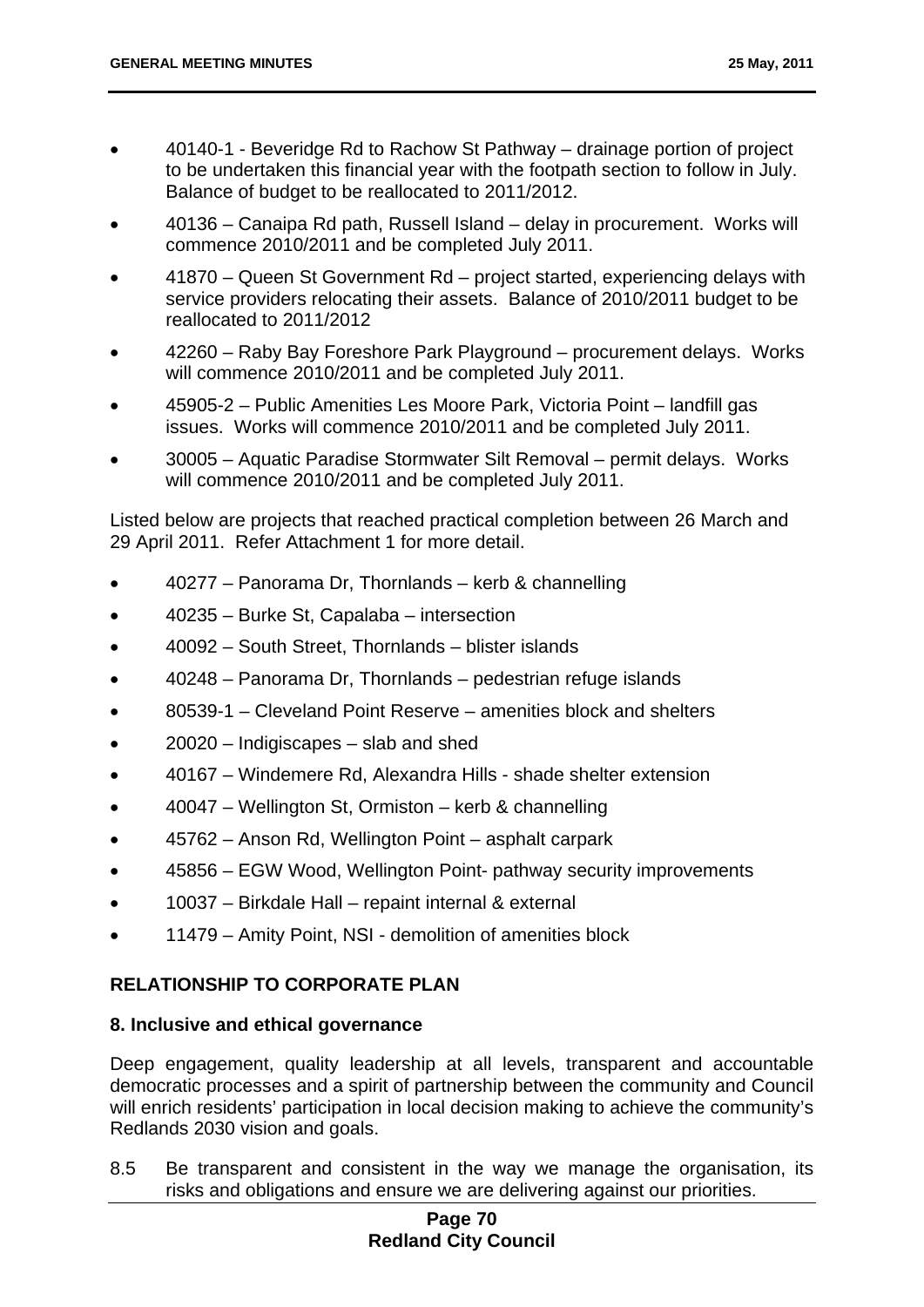- 40140-1 - Beveridge Rd to Rachow St Pathway – drainage portion of project to be undertaken this financial year with the footpath section to follow in July. Balance of budget to be reallocated to 2011/2012.
- 40136 – Canaipa Rd path, Russell Island – delay in procurement. Works will commence 2010/2011 and be completed July 2011.
- 41870 – Queen St Government Rd – project started, experiencing delays with service providers relocating their assets. Balance of 2010/2011 budget to be reallocated to 2011/2012
- 42260 – Raby Bay Foreshore Park Playground – procurement delays. Works will commence 2010/2011 and be completed July 2011.
- 45905-2 – Public Amenities Les Moore Park, Victoria Point – landfill gas issues. Works will commence 2010/2011 and be completed July 2011.
- 30005 – Aquatic Paradise Stormwater Silt Removal – permit delays. Works will commence 2010/2011 and be completed July 2011.

Listed below are projects that reached practical completion between 26 March and 29 April 2011. Refer Attachment 1 for more detail.

- 40277 – Panorama Dr, Thornlands – kerb & channelling
- 40235 – Burke St, Capalaba – intersection
- 40092 – South Street, Thornlands – blister islands
- 40248 – Panorama Dr, Thornlands – pedestrian refuge islands
- 80539-1 – Cleveland Point Reserve – amenities block and shelters
- 20020 – Indigiscapes – slab and shed
- 40167 – Windemere Rd, Alexandra Hills - shade shelter extension
- 40047 – Wellington St, Ormiston – kerb & channelling
- 45762 – Anson Rd, Wellington Point – asphalt carpark
- 45856 – EGW Wood, Wellington Point- pathway security improvements
- 10037 – Birkdale Hall – repaint internal & external
- 11479 – Amity Point, NSI - demolition of amenities block

## RELATIONSHIP TO CORPORATE PLAN

### 8. Inclusive and ethical governance

Deep engagement, quality leadership at all levels, transparent and accountable democratic processes and a spirit of partnership between the community and Council will enrich residents' participation in local decision making to achieve the community's Redlands 2030 vision and goals.

8.5 Be transparent and consistent in the way we manage the organisation, its risks and obligations and ensure we are delivering against our priorities.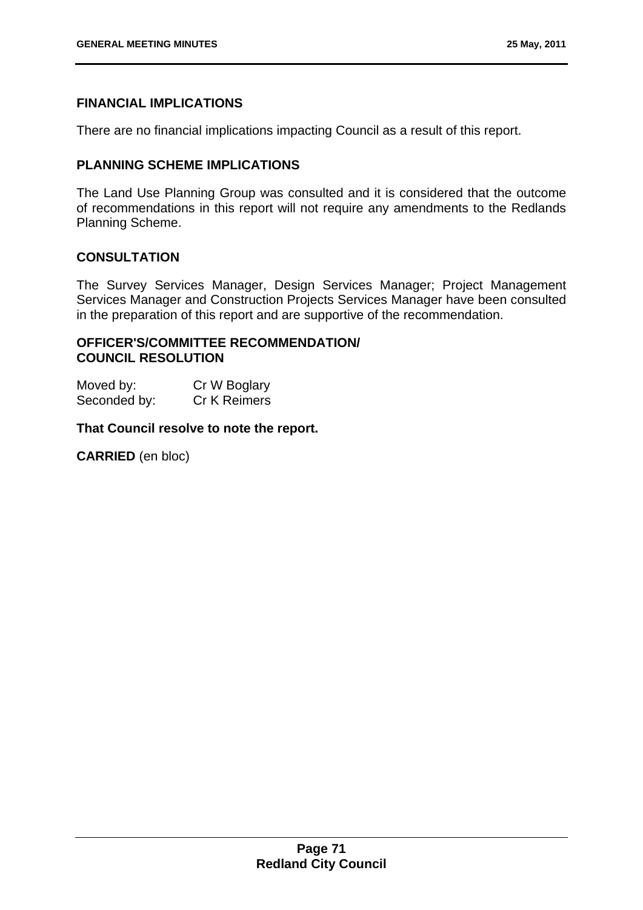**FINANCIAL IMPLICATIONS**

There are no financial implications impacting Council as a result of this report.

**PLANNING SCHEME IMPLICATIONS**

The Land Use Planning Group was consulted and it is considered that the outcome of recommendations in this report will not require any amendments to the Redlands Planning Scheme.

**CONSULTATION**

The Survey Services Manager, Design Services Manager; Project Management Services Manager and Construction Projects Services Manager have been consulted in the preparation of this report and are supportive of the recommendation.

**OFFICER'S/COMMITTEE RECOMMENDATION/**
**COUNCIL RESOLUTION**

Moved by: Cr W Boglary
Seconded by: Cr K Reimers

**That Council resolve to note the report.**

**CARRIED** (en bloc)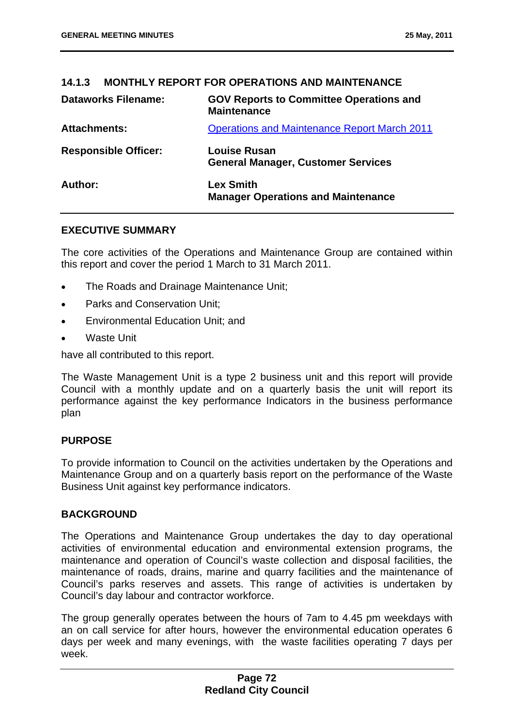## 14.1.3 MONTHLY REPORT FOR OPERATIONS AND MAINTENANCE

| | |
|---|---|
| **Dataworks Filename:** | **GOV Reports to Committee Operations and Maintenance** |
| **Attachments:** | Operations and Maintenance Report March 2011 |
| **Responsible Officer:** | **Louise Rusan**<br>**General Manager, Customer Services** |
| **Author:** | **Lex Smith**<br>**Manager Operations and Maintenance** |

### EXECUTIVE SUMMARY

The core activities of the Operations and Maintenance Group are contained within this report and cover the period 1 March to 31 March 2011.

- The Roads and Drainage Maintenance Unit;
- Parks and Conservation Unit;
- Environmental Education Unit; and
- Waste Unit

have all contributed to this report.

The Waste Management Unit is a type 2 business unit and this report will provide Council with a monthly update and on a quarterly basis the unit will report its performance against the key performance Indicators in the business performance plan

### PURPOSE

To provide information to Council on the activities undertaken by the Operations and Maintenance Group and on a quarterly basis report on the performance of the Waste Business Unit against key performance indicators.

### BACKGROUND

The Operations and Maintenance Group undertakes the day to day operational activities of environmental education and environmental extension programs, the maintenance and operation of Council's waste collection and disposal facilities, the maintenance of roads, drains, marine and quarry facilities and the maintenance of Council's parks reserves and assets. This range of activities is undertaken by Council's day labour and contractor workforce.

The group generally operates between the hours of 7am to 4.45 pm weekdays with an on call service for after hours, however the environmental education operates 6 days per week and many evenings, with the waste facilities operating 7 days per week.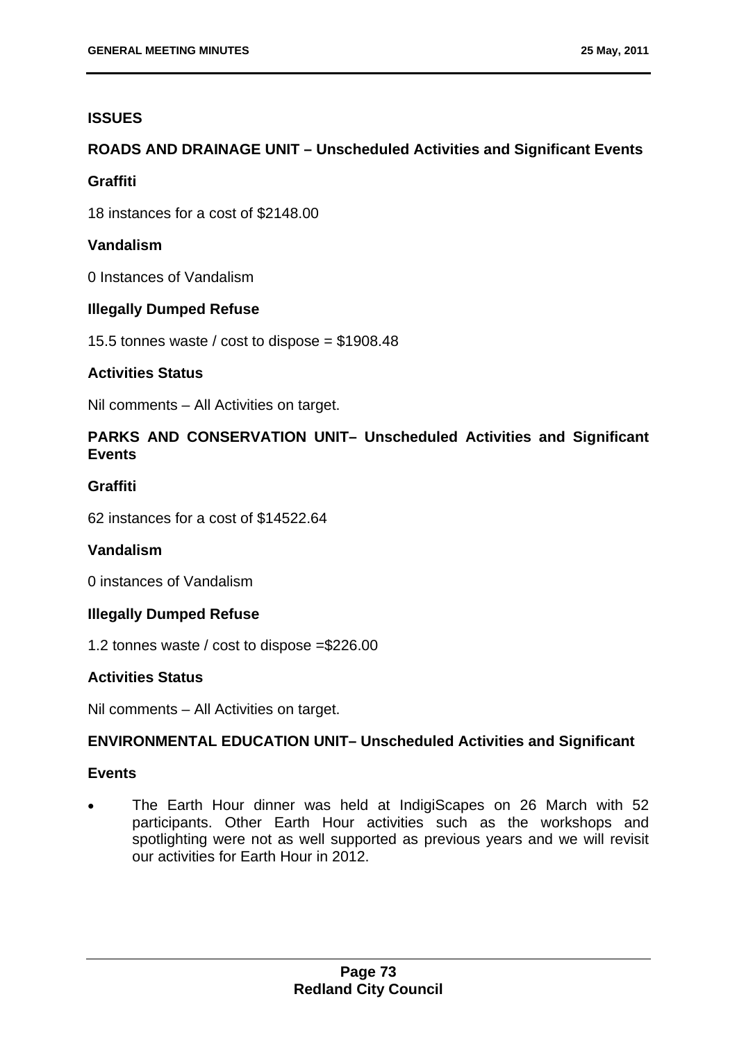**ISSUES**

**ROADS AND DRAINAGE UNIT – Unscheduled Activities and Significant Events**

**Graffiti**

18 instances for a cost of $2148.00

**Vandalism**

0 Instances of Vandalism

**Illegally Dumped Refuse**

15.5 tonnes waste / cost to dispose = $1908.48

**Activities Status**

Nil comments – All Activities on target.

**PARKS AND CONSERVATION UNIT– Unscheduled Activities and Significant Events**

**Graffiti**

62 instances for a cost of $14522.64

**Vandalism**

0 instances of Vandalism

**Illegally Dumped Refuse**

1.2 tonnes waste / cost to dispose =$226.00

**Activities Status**

Nil comments – All Activities on target.

**ENVIRONMENTAL EDUCATION UNIT– Unscheduled Activities and Significant**

**Events**

- The Earth Hour dinner was held at IndigiScapes on 26 March with 52 participants. Other Earth Hour activities such as the workshops and spotlighting were not as well supported as previous years and we will revisit our activities for Earth Hour in 2012.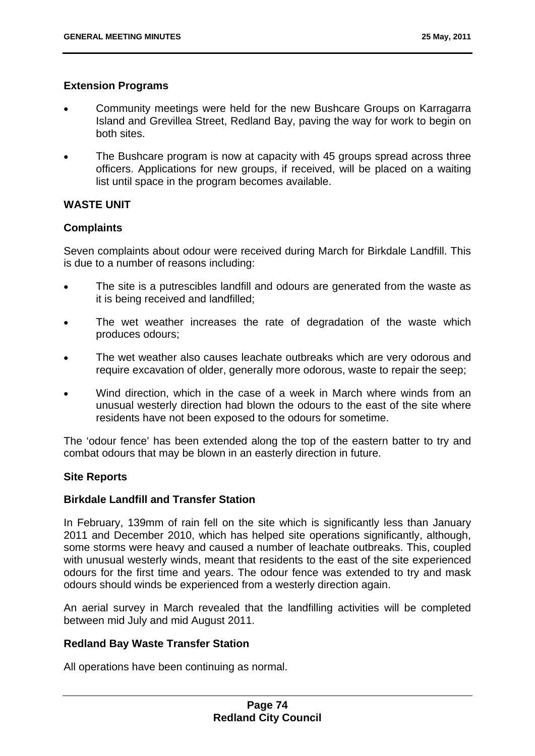**Extension Programs**

- Community meetings were held for the new Bushcare Groups on Karragarra Island and Grevillea Street, Redland Bay, paving the way for work to begin on both sites.
- The Bushcare program is now at capacity with 45 groups spread across three officers. Applications for new groups, if received, will be placed on a waiting list until space in the program becomes available.

**WASTE UNIT**

**Complaints**

Seven complaints about odour were received during March for Birkdale Landfill. This is due to a number of reasons including:

- The site is a putrescibles landfill and odours are generated from the waste as it is being received and landfilled;
- The wet weather increases the rate of degradation of the waste which produces odours;
- The wet weather also causes leachate outbreaks which are very odorous and require excavation of older, generally more odorous, waste to repair the seep;
- Wind direction, which in the case of a week in March where winds from an unusual westerly direction had blown the odours to the east of the site where residents have not been exposed to the odours for sometime.

The 'odour fence' has been extended along the top of the eastern batter to try and combat odours that may be blown in an easterly direction in future.

**Site Reports**

**Birkdale Landfill and Transfer Station**

In February, 139mm of rain fell on the site which is significantly less than January 2011 and December 2010, which has helped site operations significantly, although, some storms were heavy and caused a number of leachate outbreaks. This, coupled with unusual westerly winds, meant that residents to the east of the site experienced odours for the first time and years. The odour fence was extended to try and mask odours should winds be experienced from a westerly direction again.

An aerial survey in March revealed that the landfilling activities will be completed between mid July and mid August 2011.

**Redland Bay Waste Transfer Station**

All operations have been continuing as normal.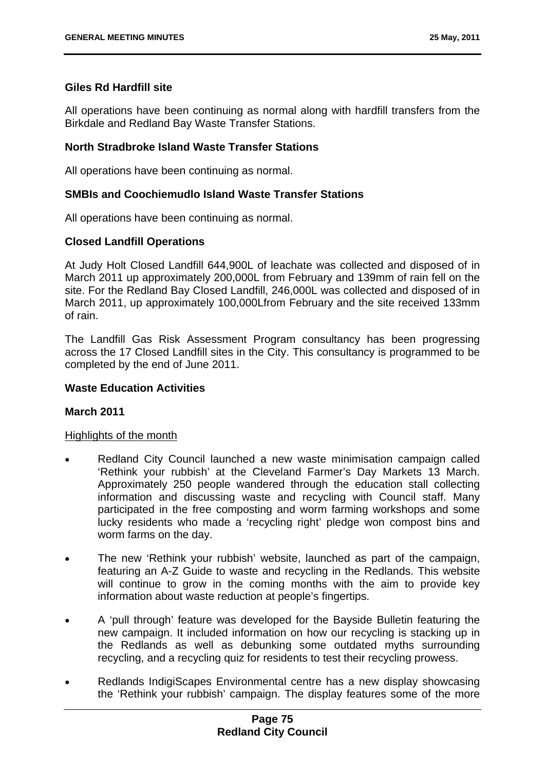**Giles Rd Hardfill site**

All operations have been continuing as normal along with hardfill transfers from the Birkdale and Redland Bay Waste Transfer Stations.

**North Stradbroke Island Waste Transfer Stations**

All operations have been continuing as normal.

**SMBIs and Coochiemudlo Island Waste Transfer Stations**

All operations have been continuing as normal.

**Closed Landfill Operations**

At Judy Holt Closed Landfill 644,900L of leachate was collected and disposed of in March 2011 up approximately 200,000L from February and 139mm of rain fell on the site. For the Redland Bay Closed Landfill, 246,000L was collected and disposed of in March 2011, up approximately 100,000Lfrom February and the site received 133mm of rain.

The Landfill Gas Risk Assessment Program consultancy has been progressing across the 17 Closed Landfill sites in the City. This consultancy is programmed to be completed by the end of June 2011.

**Waste Education Activities**

**March 2011**

Highlights of the month

- Redland City Council launched a new waste minimisation campaign called 'Rethink your rubbish' at the Cleveland Farmer's Day Markets 13 March. Approximately 250 people wandered through the education stall collecting information and discussing waste and recycling with Council staff. Many participated in the free composting and worm farming workshops and some lucky residents who made a 'recycling right' pledge won compost bins and worm farms on the day.
- The new 'Rethink your rubbish' website, launched as part of the campaign, featuring an A-Z Guide to waste and recycling in the Redlands. This website will continue to grow in the coming months with the aim to provide key information about waste reduction at people's fingertips.
- A 'pull through' feature was developed for the Bayside Bulletin featuring the new campaign. It included information on how our recycling is stacking up in the Redlands as well as debunking some outdated myths surrounding recycling, and a recycling quiz for residents to test their recycling prowess.
- Redlands IndigiScapes Environmental centre has a new display showcasing the 'Rethink your rubbish' campaign. The display features some of the more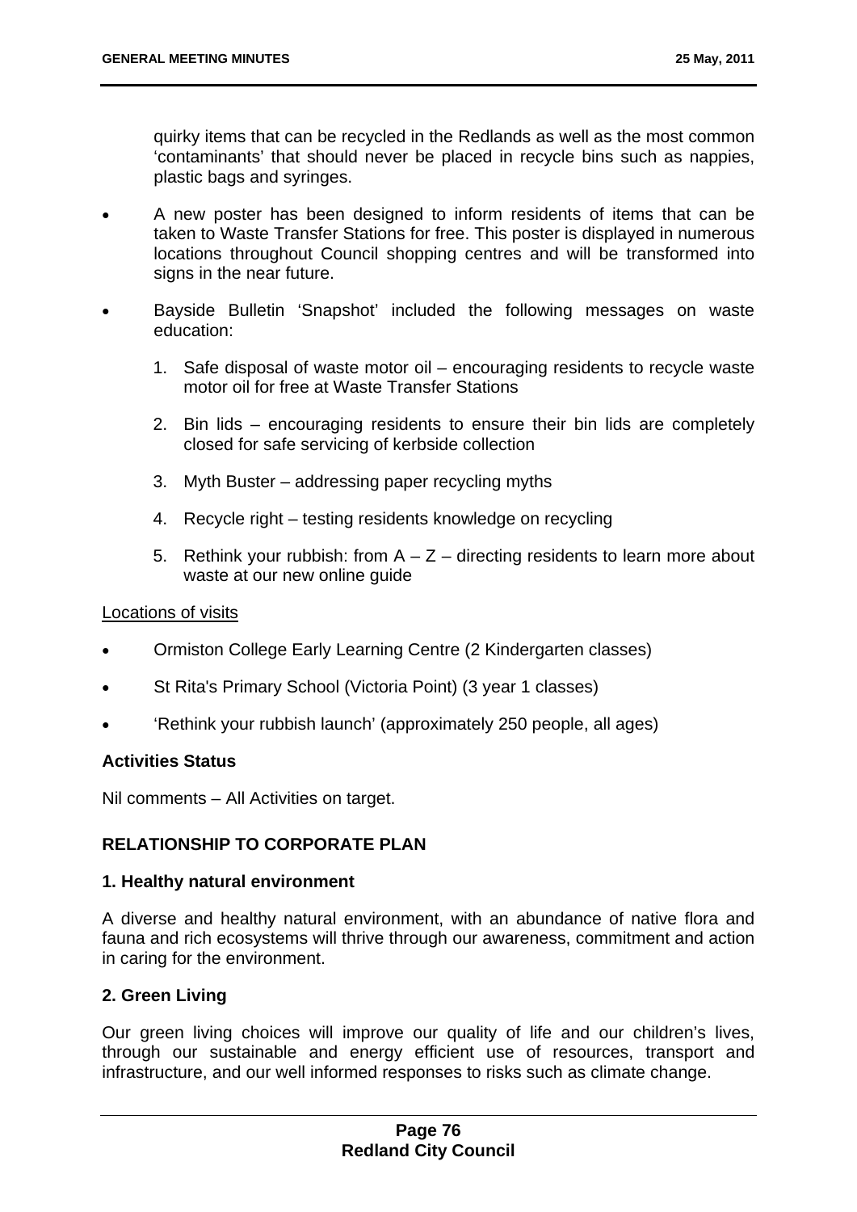quirky items that can be recycled in the Redlands as well as the most common 'contaminants' that should never be placed in recycle bins such as nappies, plastic bags and syringes.

- A new poster has been designed to inform residents of items that can be taken to Waste Transfer Stations for free. This poster is displayed in numerous locations throughout Council shopping centres and will be transformed into signs in the near future.
- Bayside Bulletin 'Snapshot' included the following messages on waste education:
  1. Safe disposal of waste motor oil – encouraging residents to recycle waste motor oil for free at Waste Transfer Stations
  2. Bin lids – encouraging residents to ensure their bin lids are completely closed for safe servicing of kerbside collection
  3. Myth Buster – addressing paper recycling myths
  4. Recycle right – testing residents knowledge on recycling
  5. Rethink your rubbish: from A – Z – directing residents to learn more about waste at our new online guide

Locations of visits

- Ormiston College Early Learning Centre (2 Kindergarten classes)
- St Rita's Primary School (Victoria Point) (3 year 1 classes)
- 'Rethink your rubbish launch' (approximately 250 people, all ages)

**Activities Status**

Nil comments – All Activities on target.

## RELATIONSHIP TO CORPORATE PLAN

**1. Healthy natural environment**

A diverse and healthy natural environment, with an abundance of native flora and fauna and rich ecosystems will thrive through our awareness, commitment and action in caring for the environment.

**2. Green Living**

Our green living choices will improve our quality of life and our children's lives, through our sustainable and energy efficient use of resources, transport and infrastructure, and our well informed responses to risks such as climate change.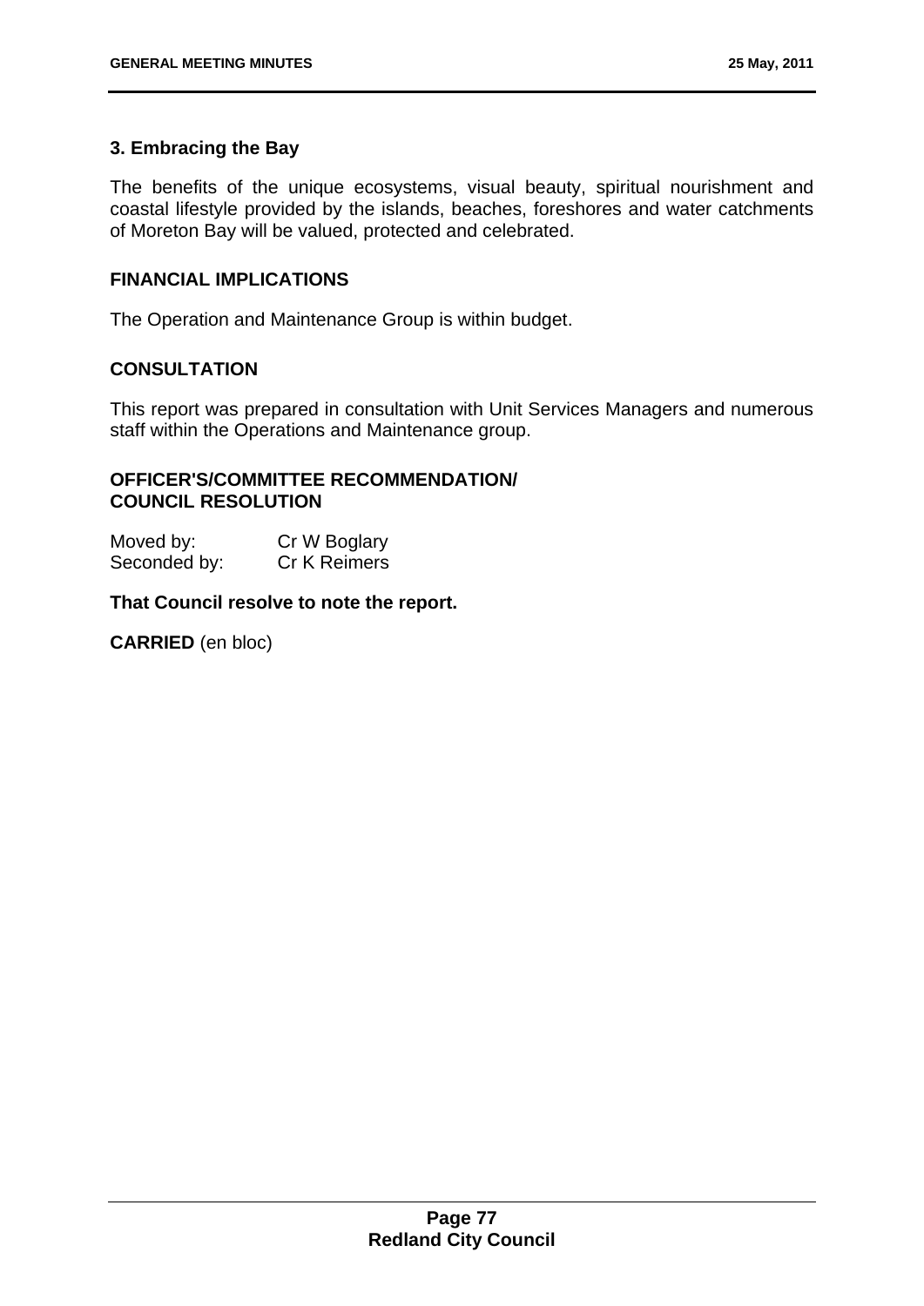### 3. Embracing the Bay

The benefits of the unique ecosystems, visual beauty, spiritual nourishment and coastal lifestyle provided by the islands, beaches, foreshores and water catchments of Moreton Bay will be valued, protected and celebrated.

### FINANCIAL IMPLICATIONS

The Operation and Maintenance Group is within budget.

### CONSULTATION

This report was prepared in consultation with Unit Services Managers and numerous staff within the Operations and Maintenance group.

### OFFICER'S/COMMITTEE RECOMMENDATION/ COUNCIL RESOLUTION

Moved by: Cr W Boglary
Seconded by: Cr K Reimers

**That Council resolve to note the report.**

**CARRIED** (en bloc)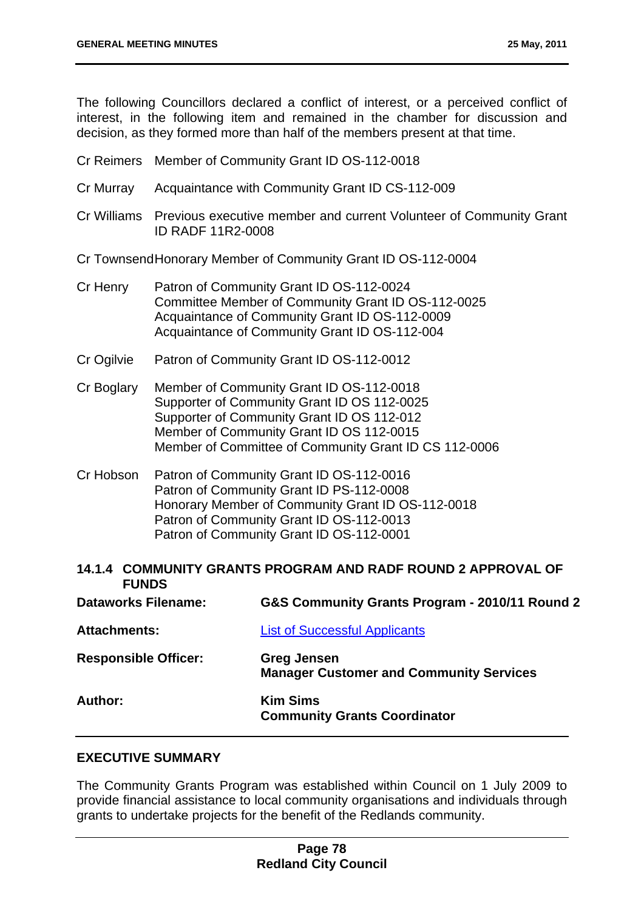The following Councillors declared a conflict of interest, or a perceived conflict of interest, in the following item and remained in the chamber for discussion and decision, as they formed more than half of the members present at that time.

| | |
|---|---|
| Cr Reimers | Member of Community Grant ID OS-112-0018 |
| Cr Murray | Acquaintance with Community Grant ID CS-112-009 |
| Cr Williams | Previous executive member and current Volunteer of Community Grant ID RADF 11R2-0008 |
| Cr Townsend | Honorary Member of Community Grant ID OS-112-0004 |
| Cr Henry | Patron of Community Grant ID OS-112-0024<br>Committee Member of Community Grant ID OS-112-0025<br>Acquaintance of Community Grant ID OS-112-0009<br>Acquaintance of Community Grant ID OS-112-004 |
| Cr Ogilvie | Patron of Community Grant ID OS-112-0012 |
| Cr Boglary | Member of Community Grant ID OS-112-0018<br>Supporter of Community Grant ID OS 112-0025<br>Supporter of Community Grant ID OS 112-012<br>Member of Community Grant ID OS 112-0015<br>Member of Committee of Community Grant ID CS 112-0006 |
| Cr Hobson | Patron of Community Grant ID OS-112-0016<br>Patron of Community Grant ID PS-112-0008<br>Honorary Member of Community Grant ID OS-112-0018<br>Patron of Community Grant ID OS-112-0013<br>Patron of Community Grant ID OS-112-0001 |

### 14.1.4 COMMUNITY GRANTS PROGRAM AND RADF ROUND 2 APPROVAL OF FUNDS

| | |
|---|---|
| **Dataworks Filename:** | **G&S Community Grants Program - 2010/11 Round 2** |
| **Attachments:** | List of Successful Applicants |
| **Responsible Officer:** | **Greg Jensen**<br>**Manager Customer and Community Services** |
| **Author:** | **Kim Sims**<br>**Community Grants Coordinator** |

**EXECUTIVE SUMMARY**

The Community Grants Program was established within Council on 1 July 2009 to provide financial assistance to local community organisations and individuals through grants to undertake projects for the benefit of the Redlands community.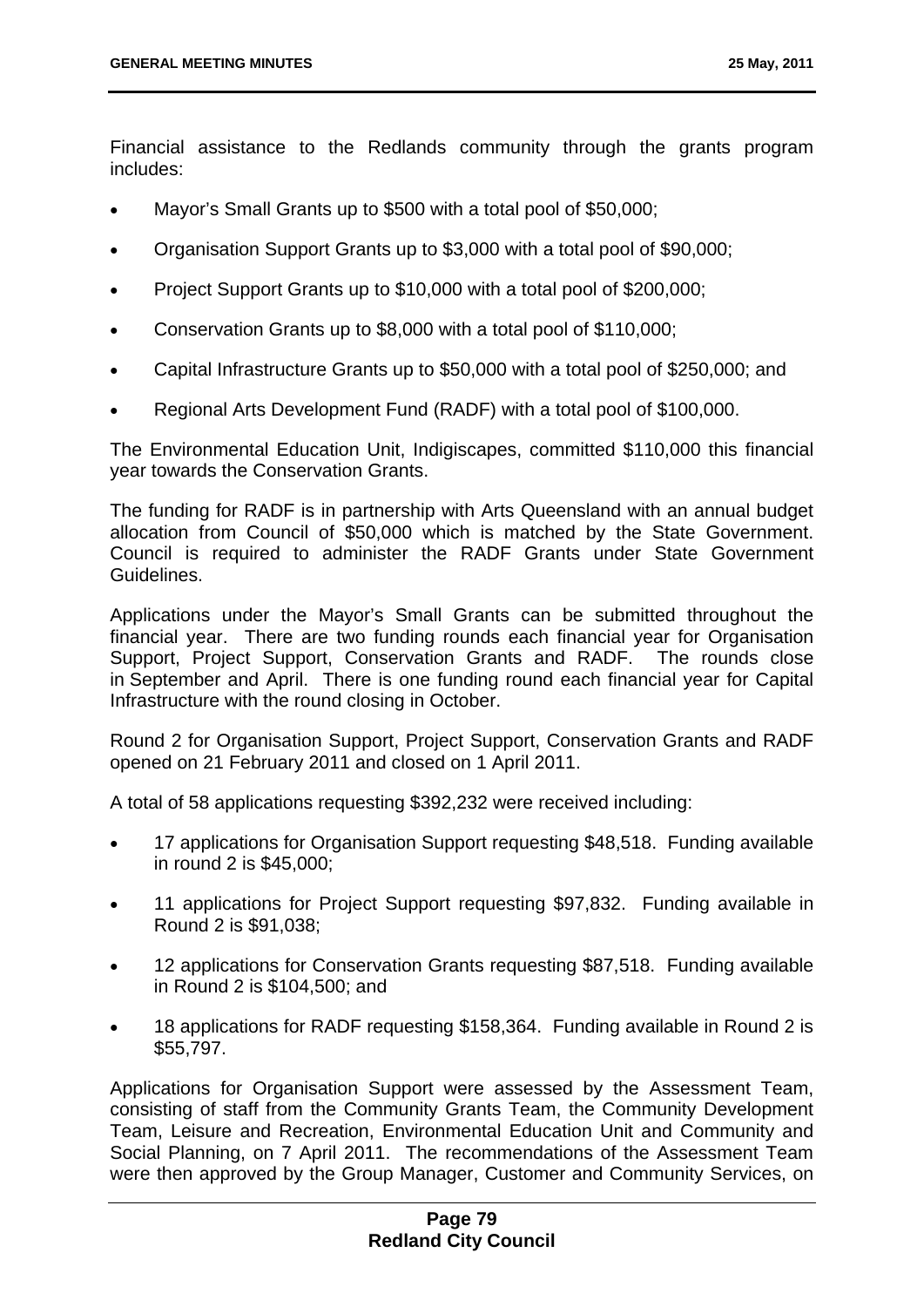Financial assistance to the Redlands community through the grants program includes:

- Mayor's Small Grants up to $500 with a total pool of $50,000;
- Organisation Support Grants up to $3,000 with a total pool of $90,000;
- Project Support Grants up to $10,000 with a total pool of $200,000;
- Conservation Grants up to $8,000 with a total pool of $110,000;
- Capital Infrastructure Grants up to $50,000 with a total pool of $250,000; and
- Regional Arts Development Fund (RADF) with a total pool of $100,000.

The Environmental Education Unit, Indigiscapes, committed $110,000 this financial year towards the Conservation Grants.

The funding for RADF is in partnership with Arts Queensland with an annual budget allocation from Council of $50,000 which is matched by the State Government. Council is required to administer the RADF Grants under State Government Guidelines.

Applications under the Mayor's Small Grants can be submitted throughout the financial year. There are two funding rounds each financial year for Organisation Support, Project Support, Conservation Grants and RADF. The rounds close in September and April. There is one funding round each financial year for Capital Infrastructure with the round closing in October.

Round 2 for Organisation Support, Project Support, Conservation Grants and RADF opened on 21 February 2011 and closed on 1 April 2011.

A total of 58 applications requesting $392,232 were received including:

- 17 applications for Organisation Support requesting $48,518. Funding available in round 2 is $45,000;
- 11 applications for Project Support requesting $97,832. Funding available in Round 2 is $91,038;
- 12 applications for Conservation Grants requesting $87,518. Funding available in Round 2 is $104,500; and
- 18 applications for RADF requesting $158,364. Funding available in Round 2 is $55,797.

Applications for Organisation Support were assessed by the Assessment Team, consisting of staff from the Community Grants Team, the Community Development Team, Leisure and Recreation, Environmental Education Unit and Community and Social Planning, on 7 April 2011. The recommendations of the Assessment Team were then approved by the Group Manager, Customer and Community Services, on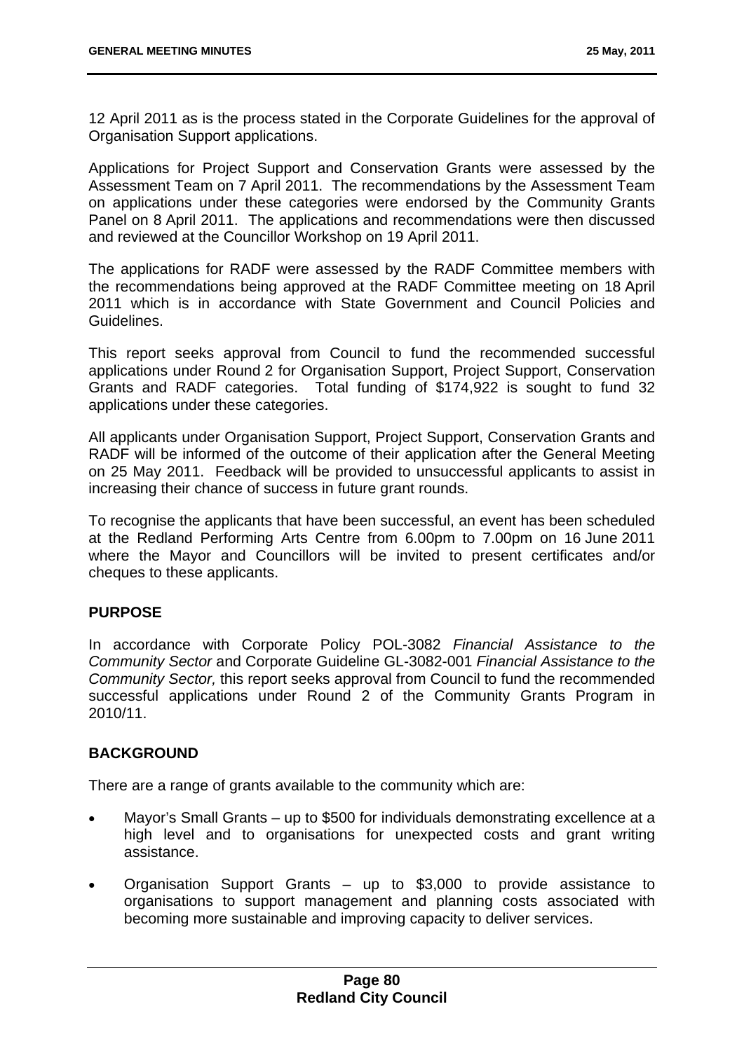12 April 2011 as is the process stated in the Corporate Guidelines for the approval of Organisation Support applications.

Applications for Project Support and Conservation Grants were assessed by the Assessment Team on 7 April 2011. The recommendations by the Assessment Team on applications under these categories were endorsed by the Community Grants Panel on 8 April 2011. The applications and recommendations were then discussed and reviewed at the Councillor Workshop on 19 April 2011.

The applications for RADF were assessed by the RADF Committee members with the recommendations being approved at the RADF Committee meeting on 18 April 2011 which is in accordance with State Government and Council Policies and Guidelines.

This report seeks approval from Council to fund the recommended successful applications under Round 2 for Organisation Support, Project Support, Conservation Grants and RADF categories. Total funding of $174,922 is sought to fund 32 applications under these categories.

All applicants under Organisation Support, Project Support, Conservation Grants and RADF will be informed of the outcome of their application after the General Meeting on 25 May 2011. Feedback will be provided to unsuccessful applicants to assist in increasing their chance of success in future grant rounds.

To recognise the applicants that have been successful, an event has been scheduled at the Redland Performing Arts Centre from 6.00pm to 7.00pm on 16 June 2011 where the Mayor and Councillors will be invited to present certificates and/or cheques to these applicants.

## PURPOSE

In accordance with Corporate Policy POL-3082 *Financial Assistance to the Community Sector* and Corporate Guideline GL-3082-001 *Financial Assistance to the Community Sector,* this report seeks approval from Council to fund the recommended successful applications under Round 2 of the Community Grants Program in 2010/11.

## BACKGROUND

There are a range of grants available to the community which are:

- Mayor's Small Grants – up to $500 for individuals demonstrating excellence at a high level and to organisations for unexpected costs and grant writing assistance.
- Organisation Support Grants – up to $3,000 to provide assistance to organisations to support management and planning costs associated with becoming more sustainable and improving capacity to deliver services.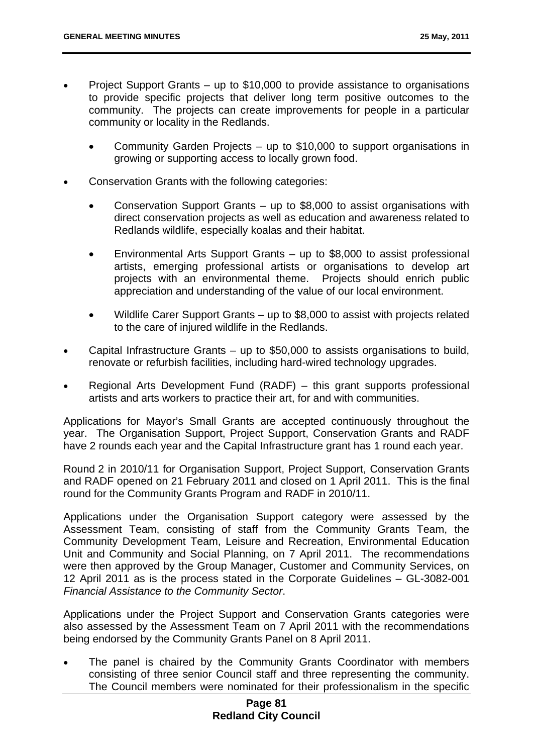- Project Support Grants – up to $10,000 to provide assistance to organisations to provide specific projects that deliver long term positive outcomes to the community. The projects can create improvements for people in a particular community or locality in the Redlands.
  - Community Garden Projects – up to $10,000 to support organisations in growing or supporting access to locally grown food.
- Conservation Grants with the following categories:
  - Conservation Support Grants – up to $8,000 to assist organisations with direct conservation projects as well as education and awareness related to Redlands wildlife, especially koalas and their habitat.
  - Environmental Arts Support Grants – up to $8,000 to assist professional artists, emerging professional artists or organisations to develop art projects with an environmental theme. Projects should enrich public appreciation and understanding of the value of our local environment.
  - Wildlife Carer Support Grants – up to $8,000 to assist with projects related to the care of injured wildlife in the Redlands.
- Capital Infrastructure Grants – up to $50,000 to assists organisations to build, renovate or refurbish facilities, including hard-wired technology upgrades.
- Regional Arts Development Fund (RADF) – this grant supports professional artists and arts workers to practice their art, for and with communities.

Applications for Mayor's Small Grants are accepted continuously throughout the year. The Organisation Support, Project Support, Conservation Grants and RADF have 2 rounds each year and the Capital Infrastructure grant has 1 round each year.

Round 2 in 2010/11 for Organisation Support, Project Support, Conservation Grants and RADF opened on 21 February 2011 and closed on 1 April 2011. This is the final round for the Community Grants Program and RADF in 2010/11.

Applications under the Organisation Support category were assessed by the Assessment Team, consisting of staff from the Community Grants Team, the Community Development Team, Leisure and Recreation, Environmental Education Unit and Community and Social Planning, on 7 April 2011. The recommendations were then approved by the Group Manager, Customer and Community Services, on 12 April 2011 as is the process stated in the Corporate Guidelines – GL-3082-001 *Financial Assistance to the Community Sector*.

Applications under the Project Support and Conservation Grants categories were also assessed by the Assessment Team on 7 April 2011 with the recommendations being endorsed by the Community Grants Panel on 8 April 2011.

- The panel is chaired by the Community Grants Coordinator with members consisting of three senior Council staff and three representing the community. The Council members were nominated for their professionalism in the specific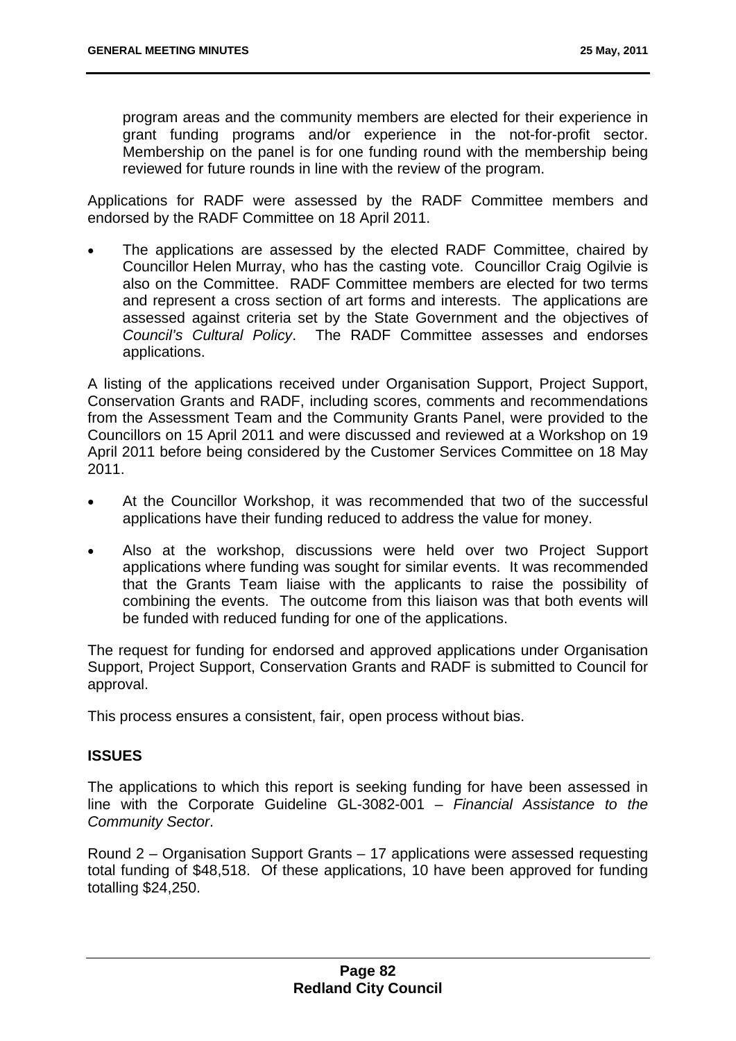program areas and the community members are elected for their experience in grant funding programs and/or experience in the not-for-profit sector. Membership on the panel is for one funding round with the membership being reviewed for future rounds in line with the review of the program.

Applications for RADF were assessed by the RADF Committee members and endorsed by the RADF Committee on 18 April 2011.

- The applications are assessed by the elected RADF Committee, chaired by Councillor Helen Murray, who has the casting vote. Councillor Craig Ogilvie is also on the Committee. RADF Committee members are elected for two terms and represent a cross section of art forms and interests. The applications are assessed against criteria set by the State Government and the objectives of *Council's Cultural Policy*. The RADF Committee assesses and endorses applications.

A listing of the applications received under Organisation Support, Project Support, Conservation Grants and RADF, including scores, comments and recommendations from the Assessment Team and the Community Grants Panel, were provided to the Councillors on 15 April 2011 and were discussed and reviewed at a Workshop on 19 April 2011 before being considered by the Customer Services Committee on 18 May 2011.

- At the Councillor Workshop, it was recommended that two of the successful applications have their funding reduced to address the value for money.
- Also at the workshop, discussions were held over two Project Support applications where funding was sought for similar events. It was recommended that the Grants Team liaise with the applicants to raise the possibility of combining the events. The outcome from this liaison was that both events will be funded with reduced funding for one of the applications.

The request for funding for endorsed and approved applications under Organisation Support, Project Support, Conservation Grants and RADF is submitted to Council for approval.

This process ensures a consistent, fair, open process without bias.

## ISSUES

The applications to which this report is seeking funding for have been assessed in line with the Corporate Guideline GL-3082-001 – *Financial Assistance to the Community Sector*.

Round 2 – Organisation Support Grants – 17 applications were assessed requesting total funding of $48,518. Of these applications, 10 have been approved for funding totalling $24,250.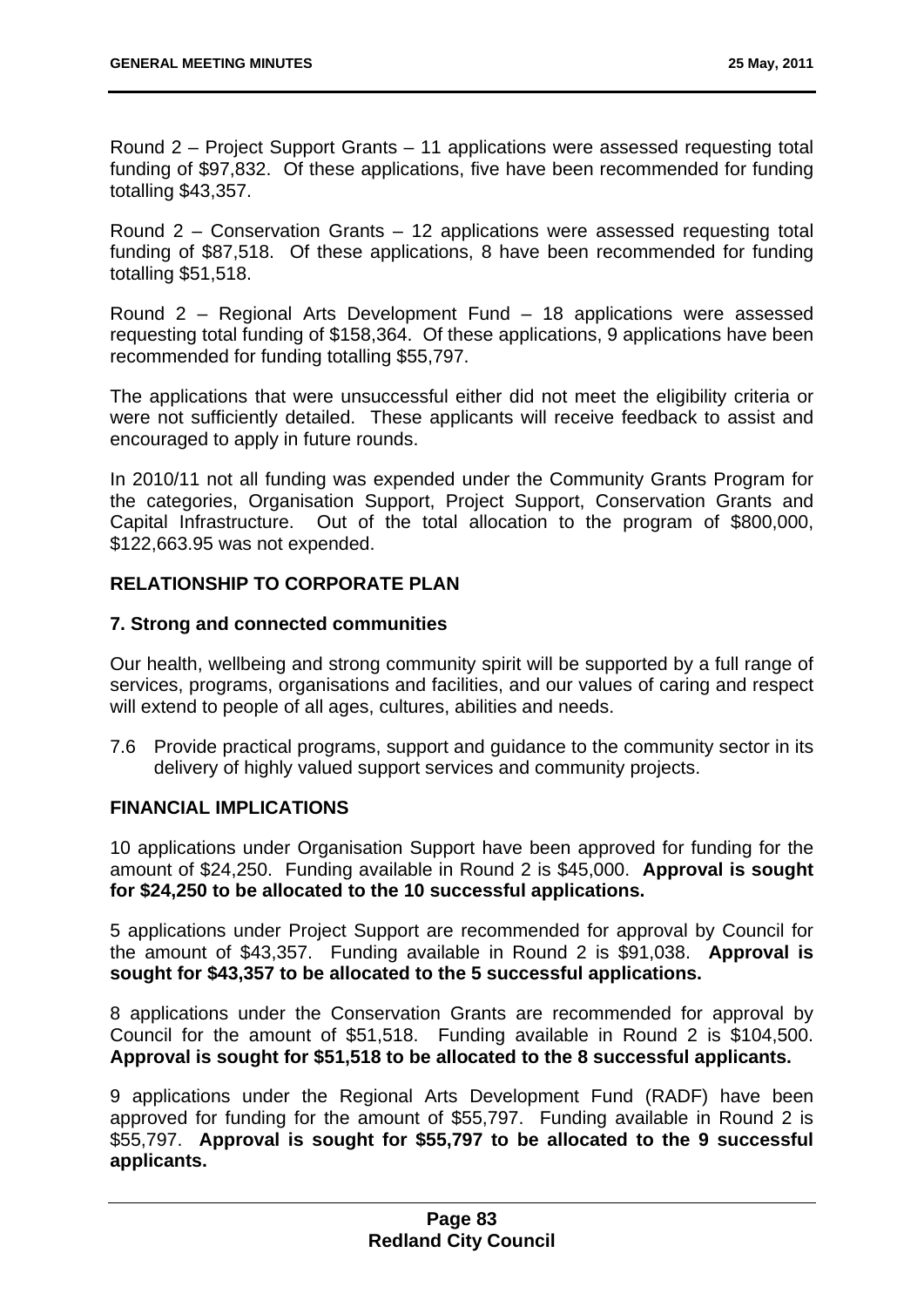Round 2 – Project Support Grants – 11 applications were assessed requesting total funding of $97,832. Of these applications, five have been recommended for funding totalling $43,357.

Round 2 – Conservation Grants – 12 applications were assessed requesting total funding of $87,518. Of these applications, 8 have been recommended for funding totalling $51,518.

Round 2 – Regional Arts Development Fund – 18 applications were assessed requesting total funding of $158,364. Of these applications, 9 applications have been recommended for funding totalling $55,797.

The applications that were unsuccessful either did not meet the eligibility criteria or were not sufficiently detailed. These applicants will receive feedback to assist and encouraged to apply in future rounds.

In 2010/11 not all funding was expended under the Community Grants Program for the categories, Organisation Support, Project Support, Conservation Grants and Capital Infrastructure. Out of the total allocation to the program of $800,000, $122,663.95 was not expended.

## RELATIONSHIP TO CORPORATE PLAN

### 7. Strong and connected communities

Our health, wellbeing and strong community spirit will be supported by a full range of services, programs, organisations and facilities, and our values of caring and respect will extend to people of all ages, cultures, abilities and needs.

7.6 Provide practical programs, support and guidance to the community sector in its delivery of highly valued support services and community projects.

## FINANCIAL IMPLICATIONS

10 applications under Organisation Support have been approved for funding for the amount of $24,250. Funding available in Round 2 is $45,000. **Approval is sought for $24,250 to be allocated to the 10 successful applications.**

5 applications under Project Support are recommended for approval by Council for the amount of $43,357. Funding available in Round 2 is $91,038. **Approval is sought for $43,357 to be allocated to the 5 successful applications.**

8 applications under the Conservation Grants are recommended for approval by Council for the amount of $51,518. Funding available in Round 2 is $104,500. **Approval is sought for $51,518 to be allocated to the 8 successful applicants.**

9 applications under the Regional Arts Development Fund (RADF) have been approved for funding for the amount of $55,797. Funding available in Round 2 is $55,797. **Approval is sought for $55,797 to be allocated to the 9 successful applicants.**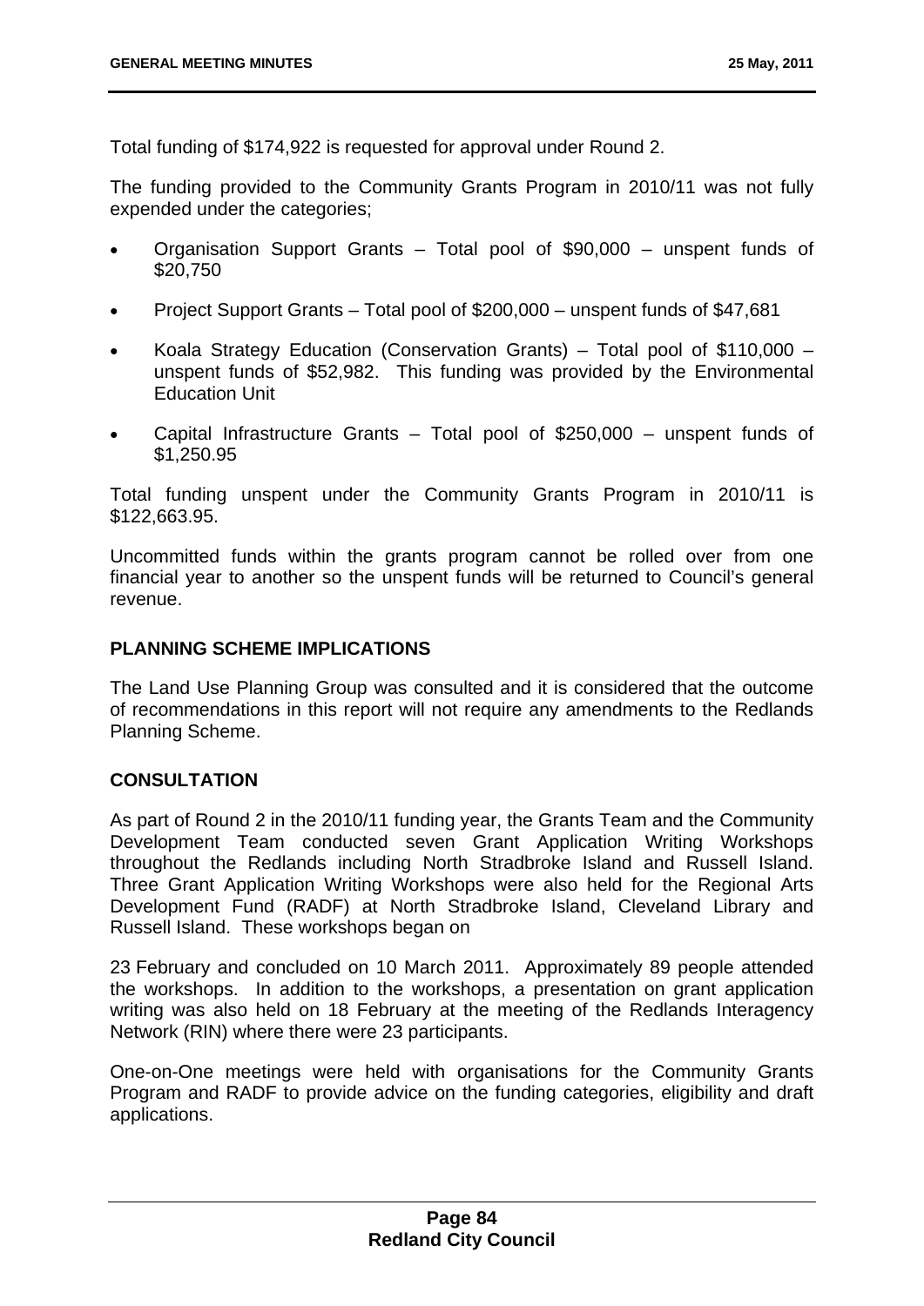Total funding of $174,922 is requested for approval under Round 2.

The funding provided to the Community Grants Program in 2010/11 was not fully expended under the categories;

- Organisation Support Grants – Total pool of $90,000 – unspent funds of $20,750
- Project Support Grants – Total pool of $200,000 – unspent funds of $47,681
- Koala Strategy Education (Conservation Grants) – Total pool of $110,000 – unspent funds of $52,982. This funding was provided by the Environmental Education Unit
- Capital Infrastructure Grants – Total pool of $250,000 – unspent funds of $1,250.95

Total funding unspent under the Community Grants Program in 2010/11 is $122,663.95.

Uncommitted funds within the grants program cannot be rolled over from one financial year to another so the unspent funds will be returned to Council's general revenue.

## PLANNING SCHEME IMPLICATIONS

The Land Use Planning Group was consulted and it is considered that the outcome of recommendations in this report will not require any amendments to the Redlands Planning Scheme.

## CONSULTATION

As part of Round 2 in the 2010/11 funding year, the Grants Team and the Community Development Team conducted seven Grant Application Writing Workshops throughout the Redlands including North Stradbroke Island and Russell Island. Three Grant Application Writing Workshops were also held for the Regional Arts Development Fund (RADF) at North Stradbroke Island, Cleveland Library and Russell Island. These workshops began on

23 February and concluded on 10 March 2011. Approximately 89 people attended the workshops. In addition to the workshops, a presentation on grant application writing was also held on 18 February at the meeting of the Redlands Interagency Network (RIN) where there were 23 participants.

One-on-One meetings were held with organisations for the Community Grants Program and RADF to provide advice on the funding categories, eligibility and draft applications.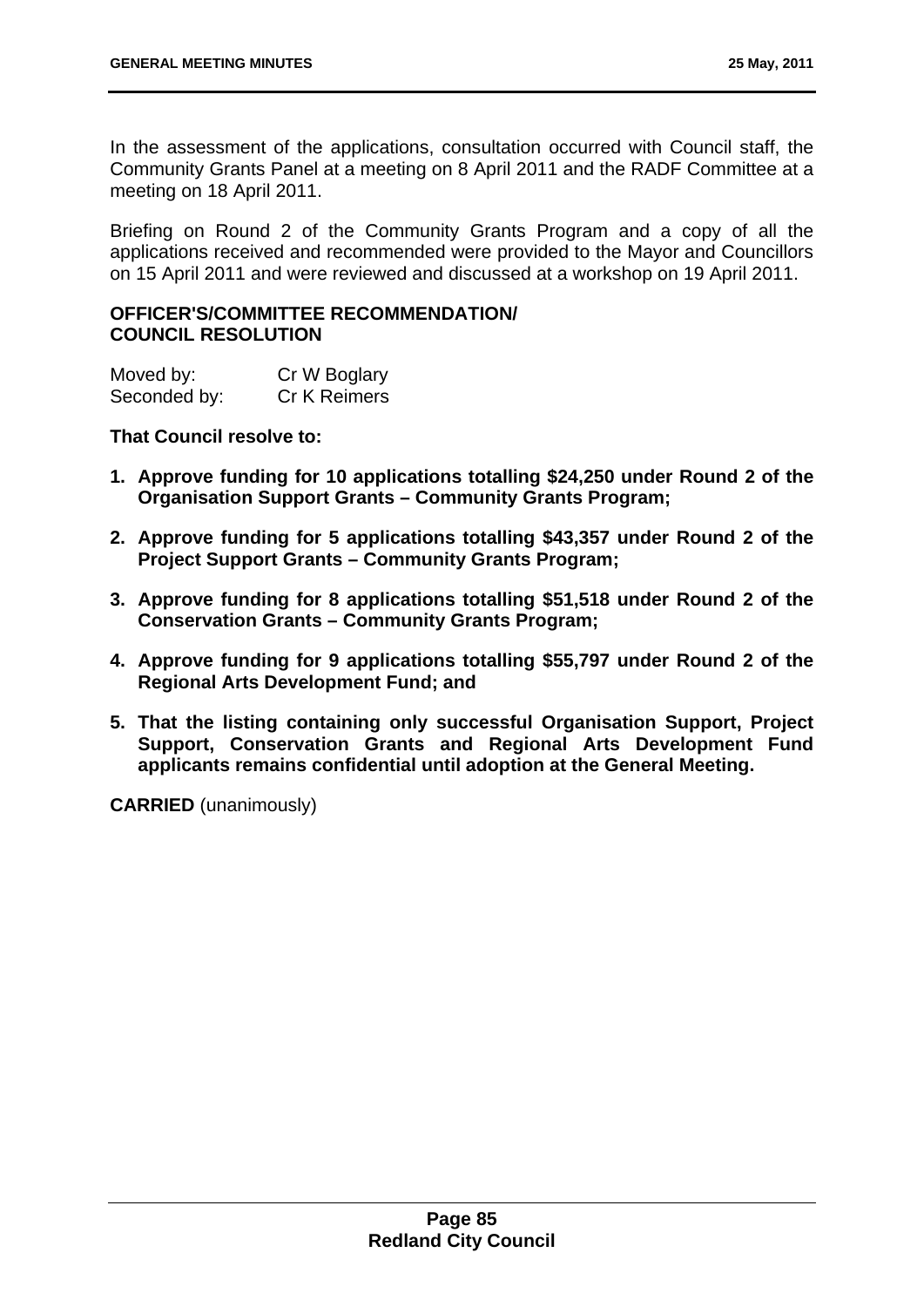In the assessment of the applications, consultation occurred with Council staff, the Community Grants Panel at a meeting on 8 April 2011 and the RADF Committee at a meeting on 18 April 2011.

Briefing on Round 2 of the Community Grants Program and a copy of all the applications received and recommended were provided to the Mayor and Councillors on 15 April 2011 and were reviewed and discussed at a workshop on 19 April 2011.

**OFFICER'S/COMMITTEE RECOMMENDATION/ COUNCIL RESOLUTION**

Moved by: Cr W Boglary
Seconded by: Cr K Reimers

**That Council resolve to:**

1. **Approve funding for 10 applications totalling $24,250 under Round 2 of the Organisation Support Grants – Community Grants Program;**
2. **Approve funding for 5 applications totalling $43,357 under Round 2 of the Project Support Grants – Community Grants Program;**
3. **Approve funding for 8 applications totalling $51,518 under Round 2 of the Conservation Grants – Community Grants Program;**
4. **Approve funding for 9 applications totalling $55,797 under Round 2 of the Regional Arts Development Fund; and**
5. **That the listing containing only successful Organisation Support, Project Support, Conservation Grants and Regional Arts Development Fund applicants remains confidential until adoption at the General Meeting.**

**CARRIED** (unanimously)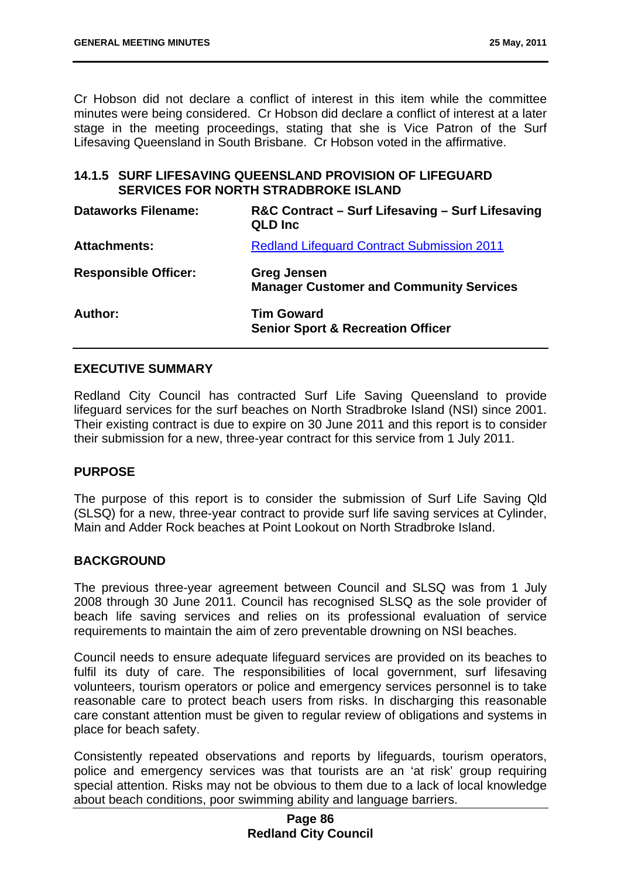Cr Hobson did not declare a conflict of interest in this item while the committee minutes were being considered. Cr Hobson did declare a conflict of interest at a later stage in the meeting proceedings, stating that she is Vice Patron of the Surf Lifesaving Queensland in South Brisbane. Cr Hobson voted in the affirmative.

### 14.1.5 SURF LIFESAVING QUEENSLAND PROVISION OF LIFEGUARD SERVICES FOR NORTH STRADBROKE ISLAND

| | |
|---|---|
| **Dataworks Filename:** | **R&C Contract – Surf Lifesaving – Surf Lifesaving QLD Inc** |
| **Attachments:** | Redland Lifeguard Contract Submission 2011 |
| **Responsible Officer:** | **Greg Jensen**<br>**Manager Customer and Community Services** |
| **Author:** | **Tim Goward**<br>**Senior Sport & Recreation Officer** |

#### EXECUTIVE SUMMARY

Redland City Council has contracted Surf Life Saving Queensland to provide lifeguard services for the surf beaches on North Stradbroke Island (NSI) since 2001. Their existing contract is due to expire on 30 June 2011 and this report is to consider their submission for a new, three-year contract for this service from 1 July 2011.

#### PURPOSE

The purpose of this report is to consider the submission of Surf Life Saving Qld (SLSQ) for a new, three-year contract to provide surf life saving services at Cylinder, Main and Adder Rock beaches at Point Lookout on North Stradbroke Island.

#### BACKGROUND

The previous three-year agreement between Council and SLSQ was from 1 July 2008 through 30 June 2011. Council has recognised SLSQ as the sole provider of beach life saving services and relies on its professional evaluation of service requirements to maintain the aim of zero preventable drowning on NSI beaches.

Council needs to ensure adequate lifeguard services are provided on its beaches to fulfil its duty of care. The responsibilities of local government, surf lifesaving volunteers, tourism operators or police and emergency services personnel is to take reasonable care to protect beach users from risks. In discharging this reasonable care constant attention must be given to regular review of obligations and systems in place for beach safety.

Consistently repeated observations and reports by lifeguards, tourism operators, police and emergency services was that tourists are an 'at risk' group requiring special attention. Risks may not be obvious to them due to a lack of local knowledge about beach conditions, poor swimming ability and language barriers.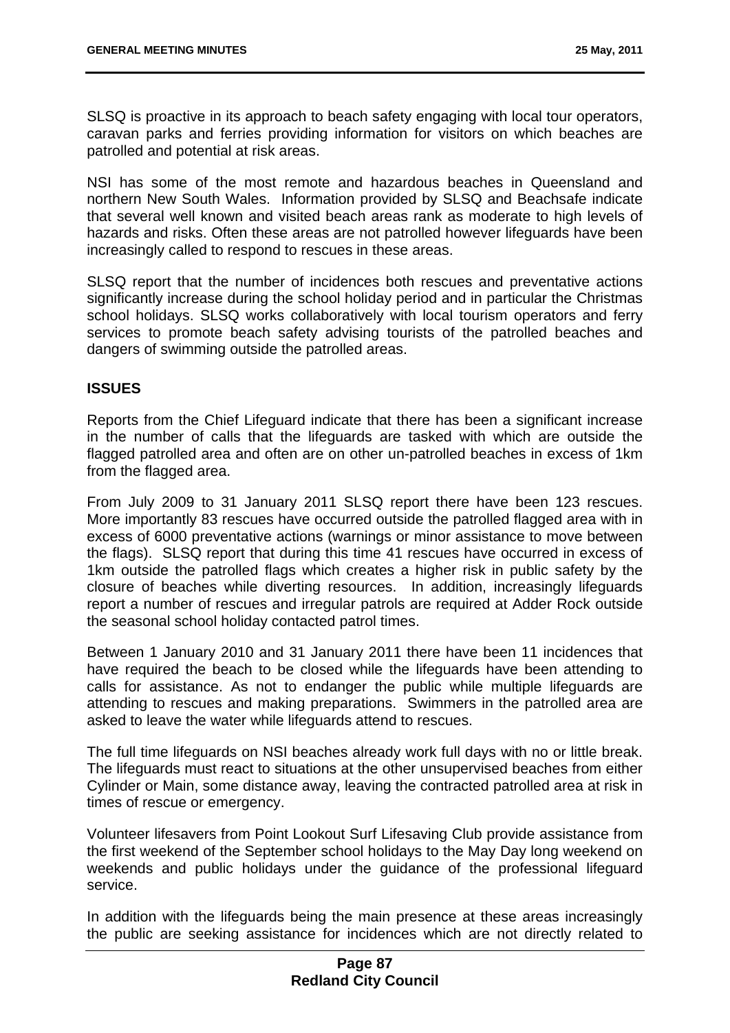SLSQ is proactive in its approach to beach safety engaging with local tour operators, caravan parks and ferries providing information for visitors on which beaches are patrolled and potential at risk areas.

NSI has some of the most remote and hazardous beaches in Queensland and northern New South Wales. Information provided by SLSQ and Beachsafe indicate that several well known and visited beach areas rank as moderate to high levels of hazards and risks. Often these areas are not patrolled however lifeguards have been increasingly called to respond to rescues in these areas.

SLSQ report that the number of incidences both rescues and preventative actions significantly increase during the school holiday period and in particular the Christmas school holidays. SLSQ works collaboratively with local tourism operators and ferry services to promote beach safety advising tourists of the patrolled beaches and dangers of swimming outside the patrolled areas.

## ISSUES

Reports from the Chief Lifeguard indicate that there has been a significant increase in the number of calls that the lifeguards are tasked with which are outside the flagged patrolled area and often are on other un-patrolled beaches in excess of 1km from the flagged area.

From July 2009 to 31 January 2011 SLSQ report there have been 123 rescues. More importantly 83 rescues have occurred outside the patrolled flagged area with in excess of 6000 preventative actions (warnings or minor assistance to move between the flags). SLSQ report that during this time 41 rescues have occurred in excess of 1km outside the patrolled flags which creates a higher risk in public safety by the closure of beaches while diverting resources. In addition, increasingly lifeguards report a number of rescues and irregular patrols are required at Adder Rock outside the seasonal school holiday contacted patrol times.

Between 1 January 2010 and 31 January 2011 there have been 11 incidences that have required the beach to be closed while the lifeguards have been attending to calls for assistance. As not to endanger the public while multiple lifeguards are attending to rescues and making preparations. Swimmers in the patrolled area are asked to leave the water while lifeguards attend to rescues.

The full time lifeguards on NSI beaches already work full days with no or little break. The lifeguards must react to situations at the other unsupervised beaches from either Cylinder or Main, some distance away, leaving the contracted patrolled area at risk in times of rescue or emergency.

Volunteer lifesavers from Point Lookout Surf Lifesaving Club provide assistance from the first weekend of the September school holidays to the May Day long weekend on weekends and public holidays under the guidance of the professional lifeguard service.

In addition with the lifeguards being the main presence at these areas increasingly the public are seeking assistance for incidences which are not directly related to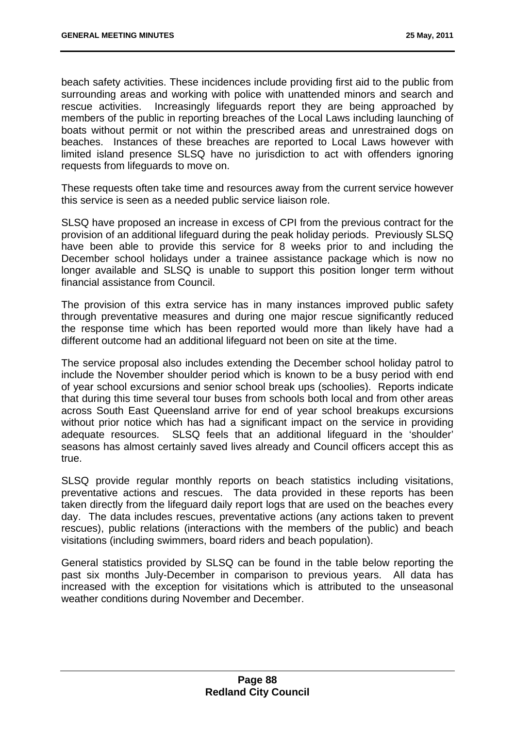beach safety activities. These incidences include providing first aid to the public from surrounding areas and working with police with unattended minors and search and rescue activities. Increasingly lifeguards report they are being approached by members of the public in reporting breaches of the Local Laws including launching of boats without permit or not within the prescribed areas and unrestrained dogs on beaches. Instances of these breaches are reported to Local Laws however with limited island presence SLSQ have no jurisdiction to act with offenders ignoring requests from lifeguards to move on.

These requests often take time and resources away from the current service however this service is seen as a needed public service liaison role.

SLSQ have proposed an increase in excess of CPI from the previous contract for the provision of an additional lifeguard during the peak holiday periods. Previously SLSQ have been able to provide this service for 8 weeks prior to and including the December school holidays under a trainee assistance package which is now no longer available and SLSQ is unable to support this position longer term without financial assistance from Council.

The provision of this extra service has in many instances improved public safety through preventative measures and during one major rescue significantly reduced the response time which has been reported would more than likely have had a different outcome had an additional lifeguard not been on site at the time.

The service proposal also includes extending the December school holiday patrol to include the November shoulder period which is known to be a busy period with end of year school excursions and senior school break ups (schoolies). Reports indicate that during this time several tour buses from schools both local and from other areas across South East Queensland arrive for end of year school breakups excursions without prior notice which has had a significant impact on the service in providing adequate resources. SLSQ feels that an additional lifeguard in the 'shoulder' seasons has almost certainly saved lives already and Council officers accept this as true.

SLSQ provide regular monthly reports on beach statistics including visitations, preventative actions and rescues. The data provided in these reports has been taken directly from the lifeguard daily report logs that are used on the beaches every day. The data includes rescues, preventative actions (any actions taken to prevent rescues), public relations (interactions with the members of the public) and beach visitations (including swimmers, board riders and beach population).

General statistics provided by SLSQ can be found in the table below reporting the past six months July-December in comparison to previous years. All data has increased with the exception for visitations which is attributed to the unseasonal weather conditions during November and December.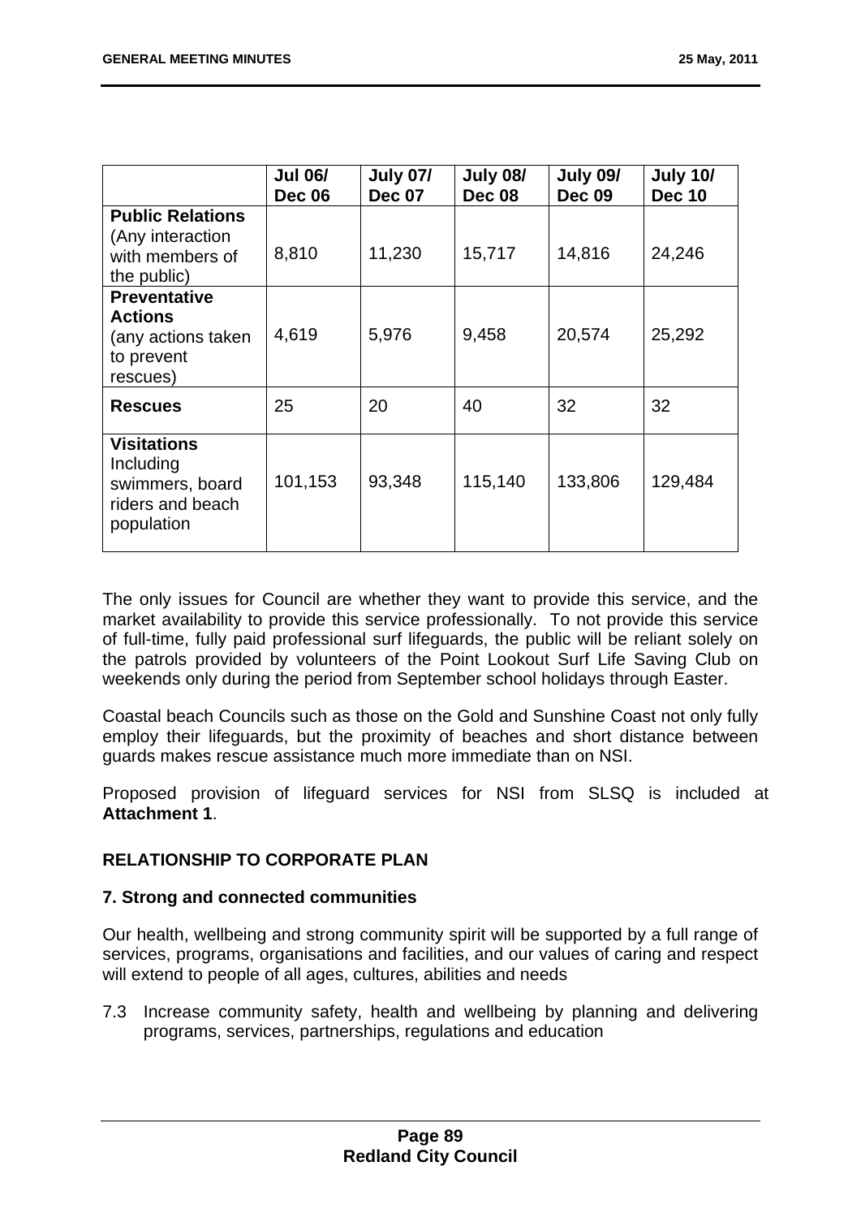| | **Jul 06/ Dec 06** | **July 07/ Dec 07** | **July 08/ Dec 08** | **July 09/ Dec 09** | **July 10/ Dec 10** |
|---|---|---|---|---|---|
| **Public Relations** (Any interaction with members of the public) | 8,810 | 11,230 | 15,717 | 14,816 | 24,246 |
| **Preventative Actions** (any actions taken to prevent rescues) | 4,619 | 5,976 | 9,458 | 20,574 | 25,292 |
| **Rescues** | 25 | 20 | 40 | 32 | 32 |
| **Visitations** Including swimmers, board riders and beach population | 101,153 | 93,348 | 115,140 | 133,806 | 129,484 |

The only issues for Council are whether they want to provide this service, and the market availability to provide this service professionally. To not provide this service of full-time, fully paid professional surf lifeguards, the public will be reliant solely on the patrols provided by volunteers of the Point Lookout Surf Life Saving Club on weekends only during the period from September school holidays through Easter.

Coastal beach Councils such as those on the Gold and Sunshine Coast not only fully employ their lifeguards, but the proximity of beaches and short distance between guards makes rescue assistance much more immediate than on NSI.

Proposed provision of lifeguard services for NSI from SLSQ is included at **Attachment 1**.

## RELATIONSHIP TO CORPORATE PLAN

### 7. Strong and connected communities

Our health, wellbeing and strong community spirit will be supported by a full range of services, programs, organisations and facilities, and our values of caring and respect will extend to people of all ages, cultures, abilities and needs

7.3 Increase community safety, health and wellbeing by planning and delivering programs, services, partnerships, regulations and education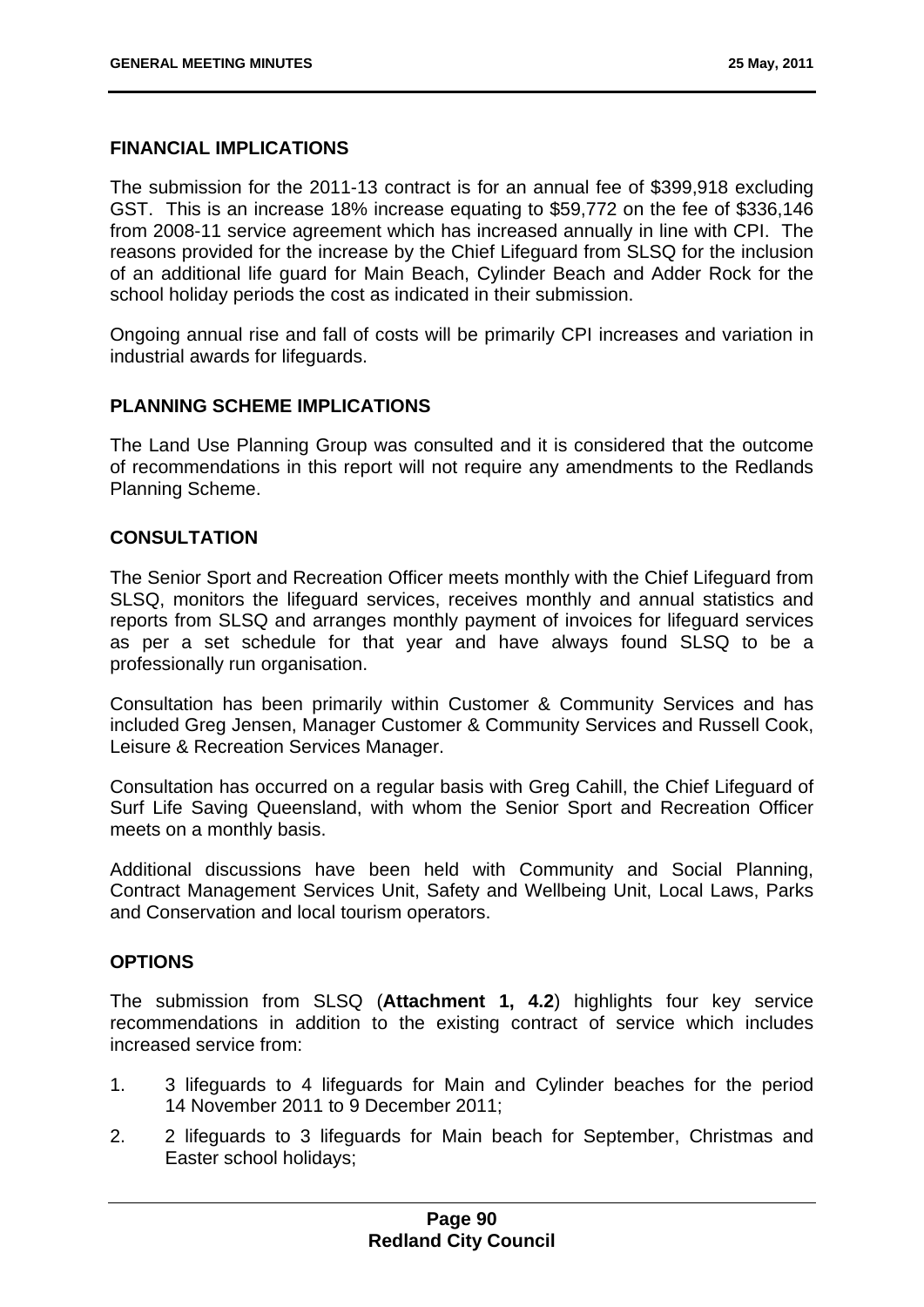## FINANCIAL IMPLICATIONS

The submission for the 2011-13 contract is for an annual fee of $399,918 excluding GST. This is an increase 18% increase equating to $59,772 on the fee of $336,146 from 2008-11 service agreement which has increased annually in line with CPI. The reasons provided for the increase by the Chief Lifeguard from SLSQ for the inclusion of an additional life guard for Main Beach, Cylinder Beach and Adder Rock for the school holiday periods the cost as indicated in their submission.

Ongoing annual rise and fall of costs will be primarily CPI increases and variation in industrial awards for lifeguards.

## PLANNING SCHEME IMPLICATIONS

The Land Use Planning Group was consulted and it is considered that the outcome of recommendations in this report will not require any amendments to the Redlands Planning Scheme.

## CONSULTATION

The Senior Sport and Recreation Officer meets monthly with the Chief Lifeguard from SLSQ, monitors the lifeguard services, receives monthly and annual statistics and reports from SLSQ and arranges monthly payment of invoices for lifeguard services as per a set schedule for that year and have always found SLSQ to be a professionally run organisation.

Consultation has been primarily within Customer & Community Services and has included Greg Jensen, Manager Customer & Community Services and Russell Cook, Leisure & Recreation Services Manager.

Consultation has occurred on a regular basis with Greg Cahill, the Chief Lifeguard of Surf Life Saving Queensland, with whom the Senior Sport and Recreation Officer meets on a monthly basis.

Additional discussions have been held with Community and Social Planning, Contract Management Services Unit, Safety and Wellbeing Unit, Local Laws, Parks and Conservation and local tourism operators.

## OPTIONS

The submission from SLSQ (**Attachment 1, 4.2**) highlights four key service recommendations in addition to the existing contract of service which includes increased service from:

1. 3 lifeguards to 4 lifeguards for Main and Cylinder beaches for the period 14 November 2011 to 9 December 2011;
2. 2 lifeguards to 3 lifeguards for Main beach for September, Christmas and Easter school holidays;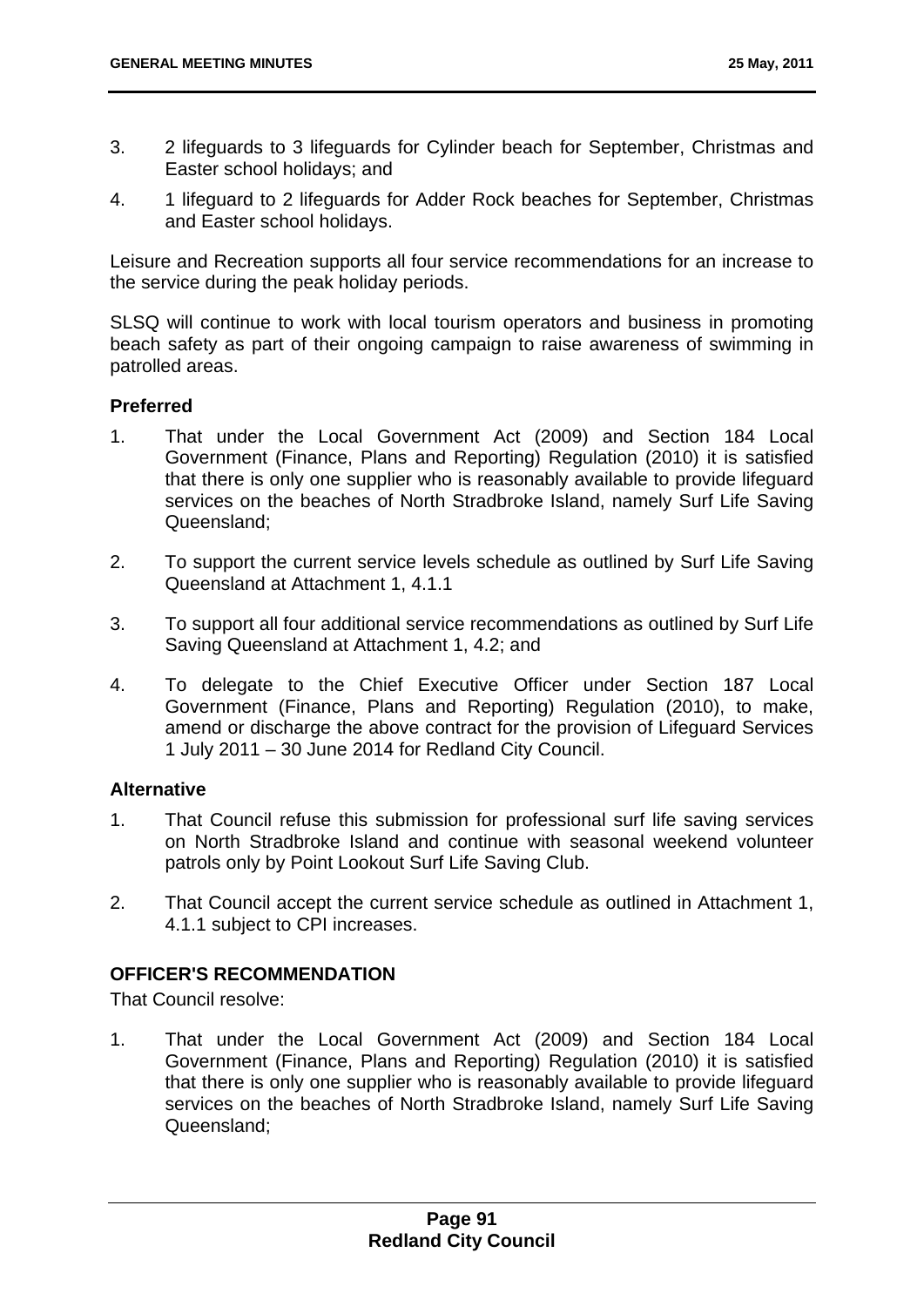3. 2 lifeguards to 3 lifeguards for Cylinder beach for September, Christmas and Easter school holidays; and

4. 1 lifeguard to 2 lifeguards for Adder Rock beaches for September, Christmas and Easter school holidays.

Leisure and Recreation supports all four service recommendations for an increase to the service during the peak holiday periods.

SLSQ will continue to work with local tourism operators and business in promoting beach safety as part of their ongoing campaign to raise awareness of swimming in patrolled areas.

**Preferred**

1. That under the Local Government Act (2009) and Section 184 Local Government (Finance, Plans and Reporting) Regulation (2010) it is satisfied that there is only one supplier who is reasonably available to provide lifeguard services on the beaches of North Stradbroke Island, namely Surf Life Saving Queensland;

2. To support the current service levels schedule as outlined by Surf Life Saving Queensland at Attachment 1, 4.1.1

3. To support all four additional service recommendations as outlined by Surf Life Saving Queensland at Attachment 1, 4.2; and

4. To delegate to the Chief Executive Officer under Section 187 Local Government (Finance, Plans and Reporting) Regulation (2010), to make, amend or discharge the above contract for the provision of Lifeguard Services 1 July 2011 – 30 June 2014 for Redland City Council.

**Alternative**

1. That Council refuse this submission for professional surf life saving services on North Stradbroke Island and continue with seasonal weekend volunteer patrols only by Point Lookout Surf Life Saving Club.

2. That Council accept the current service schedule as outlined in Attachment 1, 4.1.1 subject to CPI increases.

## OFFICER'S RECOMMENDATION

That Council resolve:

1. That under the Local Government Act (2009) and Section 184 Local Government (Finance, Plans and Reporting) Regulation (2010) it is satisfied that there is only one supplier who is reasonably available to provide lifeguard services on the beaches of North Stradbroke Island, namely Surf Life Saving Queensland;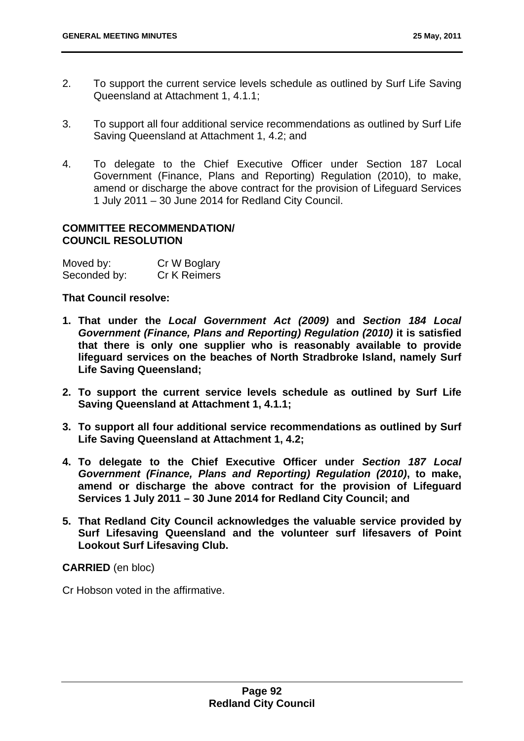2. To support the current service levels schedule as outlined by Surf Life Saving Queensland at Attachment 1, 4.1.1;

3. To support all four additional service recommendations as outlined by Surf Life Saving Queensland at Attachment 1, 4.2; and

4. To delegate to the Chief Executive Officer under Section 187 Local Government (Finance, Plans and Reporting) Regulation (2010), to make, amend or discharge the above contract for the provision of Lifeguard Services 1 July 2011 – 30 June 2014 for Redland City Council.

**COMMITTEE RECOMMENDATION/ COUNCIL RESOLUTION**

| Moved by: | Cr W Boglary |
|---|---|
| Seconded by: | Cr K Reimers |

**That Council resolve:**

1. **That under the *Local Government Act (2009)* and *Section 184 Local Government (Finance, Plans and Reporting) Regulation (2010)* it is satisfied that there is only one supplier who is reasonably available to provide lifeguard services on the beaches of North Stradbroke Island, namely Surf Life Saving Queensland;**

2. **To support the current service levels schedule as outlined by Surf Life Saving Queensland at Attachment 1, 4.1.1;**

3. **To support all four additional service recommendations as outlined by Surf Life Saving Queensland at Attachment 1, 4.2;**

4. **To delegate to the Chief Executive Officer under *Section 187 Local Government (Finance, Plans and Reporting) Regulation (2010)*, to make, amend or discharge the above contract for the provision of Lifeguard Services 1 July 2011 – 30 June 2014 for Redland City Council; and**

5. **That Redland City Council acknowledges the valuable service provided by Surf Lifesaving Queensland and the volunteer surf lifesavers of Point Lookout Surf Lifesaving Club.**

**CARRIED** (en bloc)

Cr Hobson voted in the affirmative.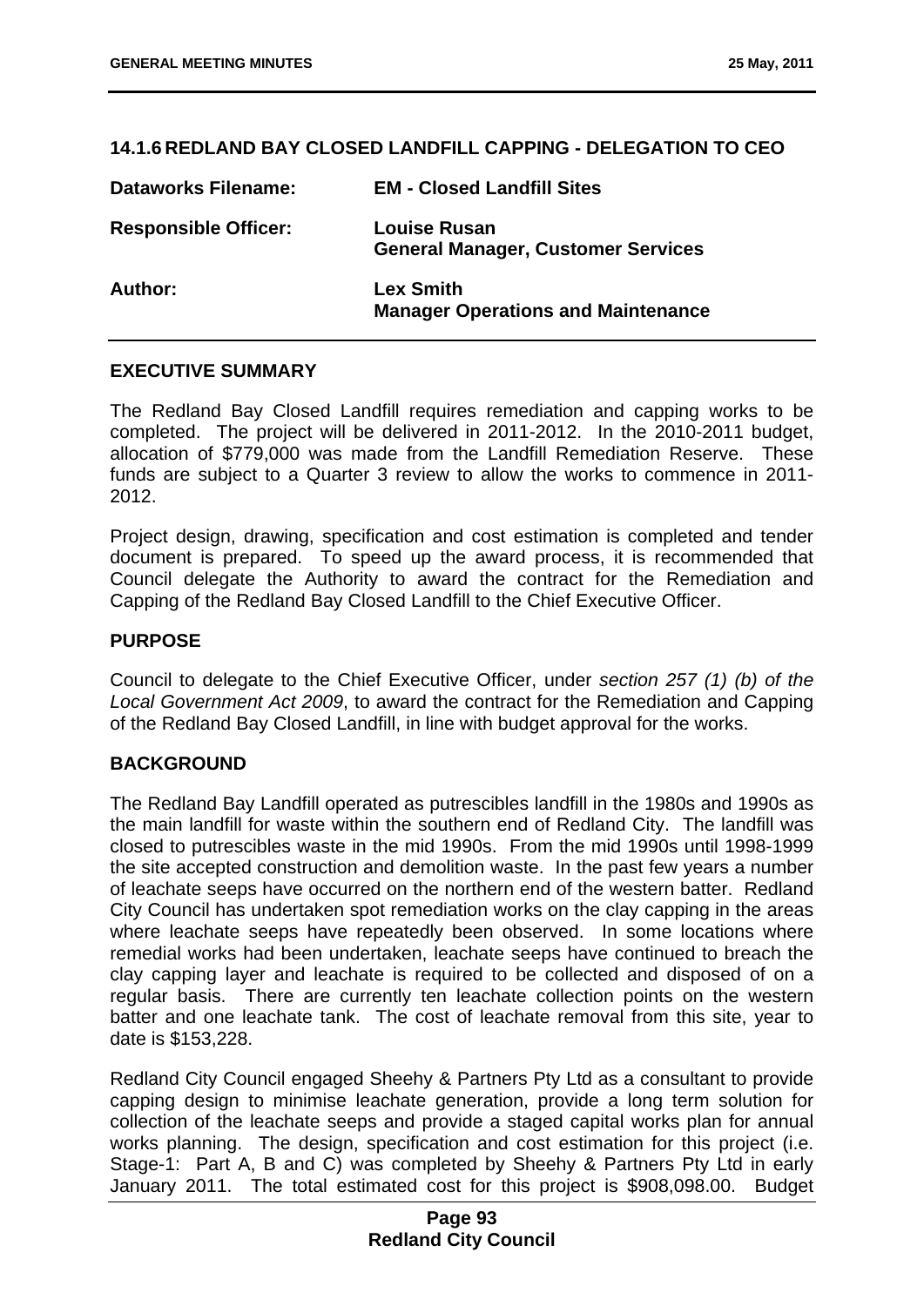### 14.1.6 REDLAND BAY CLOSED LANDFILL CAPPING - DELEGATION TO CEO

**Dataworks Filename:** **EM - Closed Landfill Sites**

**Responsible Officer:** **Louise Rusan**
**General Manager, Customer Services**

**Author:** **Lex Smith**
**Manager Operations and Maintenance**

#### EXECUTIVE SUMMARY

The Redland Bay Closed Landfill requires remediation and capping works to be completed. The project will be delivered in 2011-2012. In the 2010-2011 budget, allocation of $779,000 was made from the Landfill Remediation Reserve. These funds are subject to a Quarter 3 review to allow the works to commence in 2011-2012.

Project design, drawing, specification and cost estimation is completed and tender document is prepared. To speed up the award process, it is recommended that Council delegate the Authority to award the contract for the Remediation and Capping of the Redland Bay Closed Landfill to the Chief Executive Officer.

#### PURPOSE

Council to delegate to the Chief Executive Officer, under *section 257 (1) (b) of the Local Government Act 2009*, to award the contract for the Remediation and Capping of the Redland Bay Closed Landfill, in line with budget approval for the works.

#### BACKGROUND

The Redland Bay Landfill operated as putrescibles landfill in the 1980s and 1990s as the main landfill for waste within the southern end of Redland City. The landfill was closed to putrescibles waste in the mid 1990s. From the mid 1990s until 1998-1999 the site accepted construction and demolition waste. In the past few years a number of leachate seeps have occurred on the northern end of the western batter. Redland City Council has undertaken spot remediation works on the clay capping in the areas where leachate seeps have repeatedly been observed. In some locations where remedial works had been undertaken, leachate seeps have continued to breach the clay capping layer and leachate is required to be collected and disposed of on a regular basis. There are currently ten leachate collection points on the western batter and one leachate tank. The cost of leachate removal from this site, year to date is $153,228.

Redland City Council engaged Sheehy & Partners Pty Ltd as a consultant to provide capping design to minimise leachate generation, provide a long term solution for collection of the leachate seeps and provide a staged capital works plan for annual works planning. The design, specification and cost estimation for this project (i.e. Stage-1: Part A, B and C) was completed by Sheehy & Partners Pty Ltd in early January 2011. The total estimated cost for this project is $908,098.00. Budget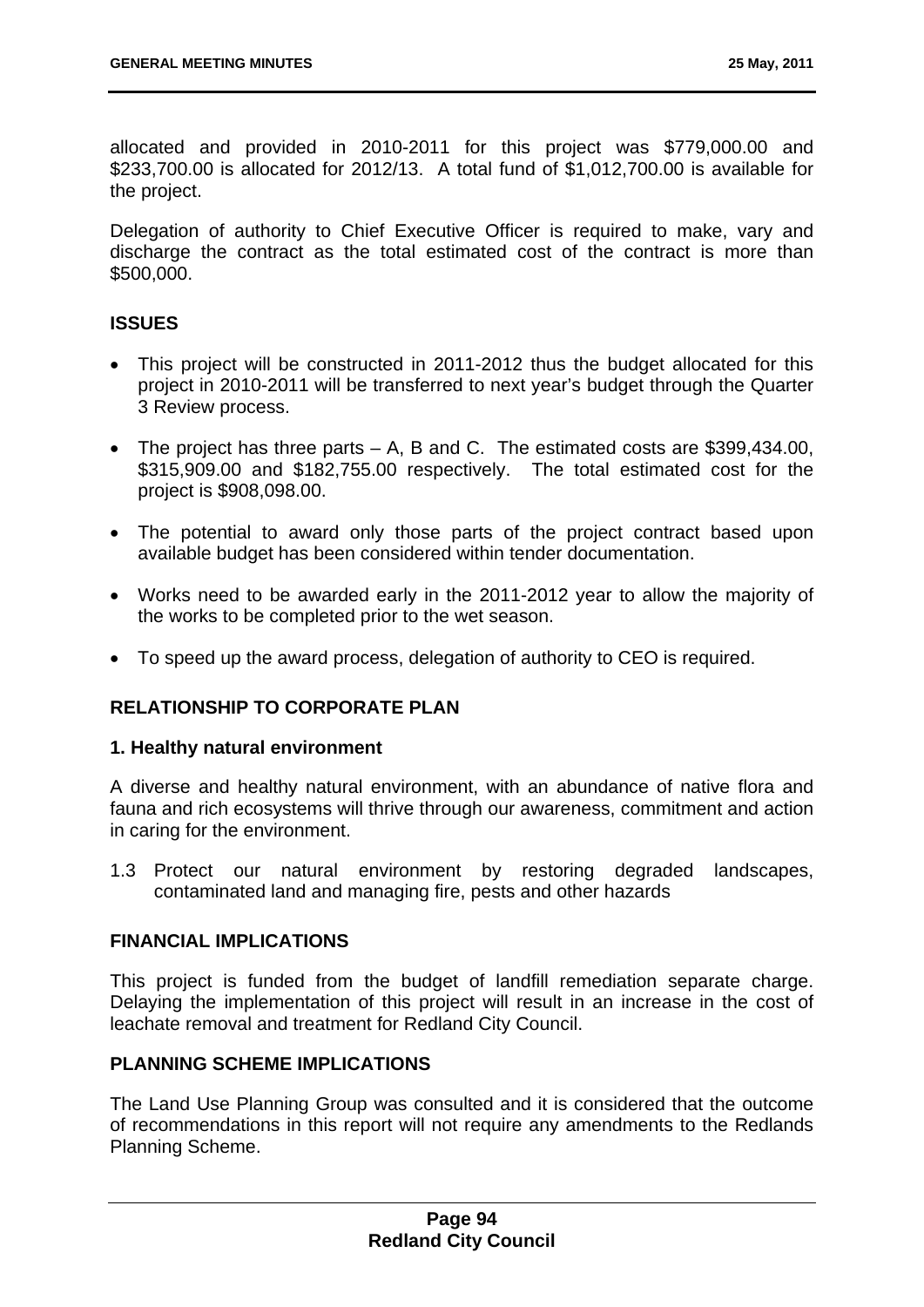allocated and provided in 2010-2011 for this project was $779,000.00 and $233,700.00 is allocated for 2012/13. A total fund of $1,012,700.00 is available for the project.

Delegation of authority to Chief Executive Officer is required to make, vary and discharge the contract as the total estimated cost of the contract is more than $500,000.

## ISSUES

- This project will be constructed in 2011-2012 thus the budget allocated for this project in 2010-2011 will be transferred to next year's budget through the Quarter 3 Review process.
- The project has three parts – A, B and C. The estimated costs are $399,434.00, $315,909.00 and $182,755.00 respectively. The total estimated cost for the project is $908,098.00.
- The potential to award only those parts of the project contract based upon available budget has been considered within tender documentation.
- Works need to be awarded early in the 2011-2012 year to allow the majority of the works to be completed prior to the wet season.
- To speed up the award process, delegation of authority to CEO is required.

## RELATIONSHIP TO CORPORATE PLAN

### 1. Healthy natural environment

A diverse and healthy natural environment, with an abundance of native flora and fauna and rich ecosystems will thrive through our awareness, commitment and action in caring for the environment.

1.3 Protect our natural environment by restoring degraded landscapes, contaminated land and managing fire, pests and other hazards

## FINANCIAL IMPLICATIONS

This project is funded from the budget of landfill remediation separate charge. Delaying the implementation of this project will result in an increase in the cost of leachate removal and treatment for Redland City Council.

## PLANNING SCHEME IMPLICATIONS

The Land Use Planning Group was consulted and it is considered that the outcome of recommendations in this report will not require any amendments to the Redlands Planning Scheme.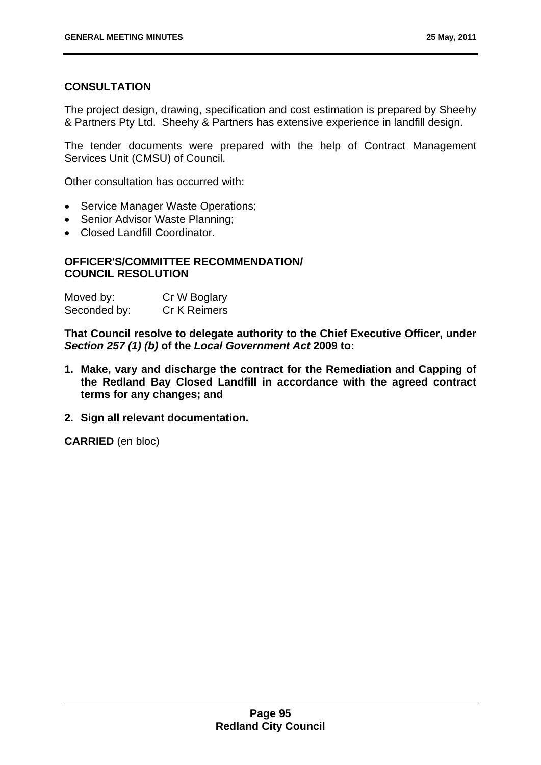**CONSULTATION**

The project design, drawing, specification and cost estimation is prepared by Sheehy & Partners Pty Ltd. Sheehy & Partners has extensive experience in landfill design.

The tender documents were prepared with the help of Contract Management Services Unit (CMSU) of Council.

Other consultation has occurred with:

- Service Manager Waste Operations;
- Senior Advisor Waste Planning;
- Closed Landfill Coordinator.

**OFFICER'S/COMMITTEE RECOMMENDATION/ COUNCIL RESOLUTION**

Moved by: Cr W Boglary
Seconded by: Cr K Reimers

**That Council resolve to delegate authority to the Chief Executive Officer, under *Section 257 (1) (b)* of the *Local Government Act* 2009 to:**

1. **Make, vary and discharge the contract for the Remediation and Capping of the Redland Bay Closed Landfill in accordance with the agreed contract terms for any changes; and**
2. **Sign all relevant documentation.**

**CARRIED** (en bloc)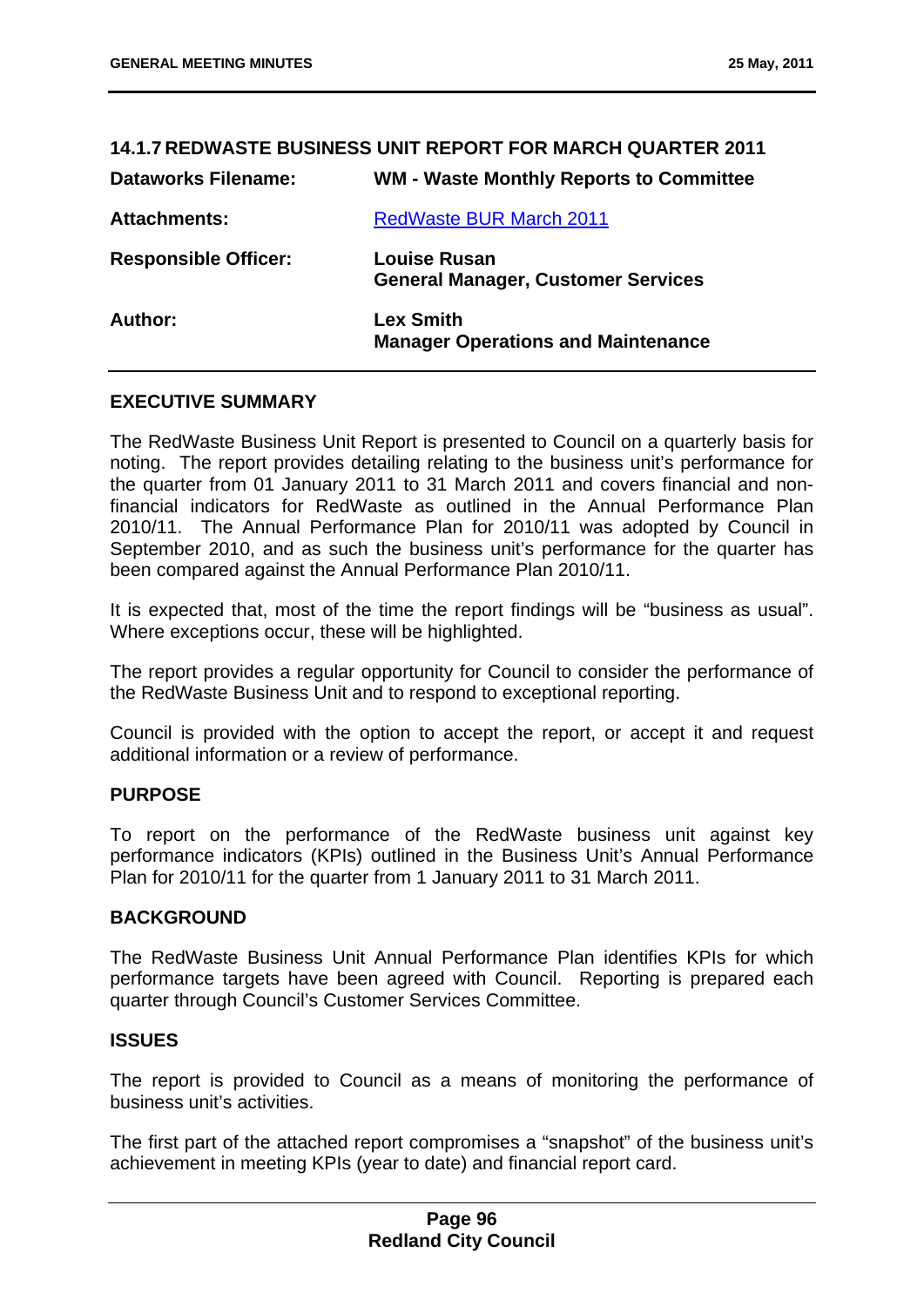### 14.1.7 REDWASTE BUSINESS UNIT REPORT FOR MARCH QUARTER 2011

| | |
|---|---|
| **Dataworks Filename:** | **WM - Waste Monthly Reports to Committee** |
| **Attachments:** | RedWaste BUR March 2011 |
| **Responsible Officer:** | **Louise Rusan**<br>**General Manager, Customer Services** |
| **Author:** | **Lex Smith**<br>**Manager Operations and Maintenance** |

**EXECUTIVE SUMMARY**

The RedWaste Business Unit Report is presented to Council on a quarterly basis for noting. The report provides detailing relating to the business unit's performance for the quarter from 01 January 2011 to 31 March 2011 and covers financial and non-financial indicators for RedWaste as outlined in the Annual Performance Plan 2010/11. The Annual Performance Plan for 2010/11 was adopted by Council in September 2010, and as such the business unit's performance for the quarter has been compared against the Annual Performance Plan 2010/11.

It is expected that, most of the time the report findings will be "business as usual". Where exceptions occur, these will be highlighted.

The report provides a regular opportunity for Council to consider the performance of the RedWaste Business Unit and to respond to exceptional reporting.

Council is provided with the option to accept the report, or accept it and request additional information or a review of performance.

**PURPOSE**

To report on the performance of the RedWaste business unit against key performance indicators (KPIs) outlined in the Business Unit's Annual Performance Plan for 2010/11 for the quarter from 1 January 2011 to 31 March 2011.

**BACKGROUND**

The RedWaste Business Unit Annual Performance Plan identifies KPIs for which performance targets have been agreed with Council. Reporting is prepared each quarter through Council's Customer Services Committee.

**ISSUES**

The report is provided to Council as a means of monitoring the performance of business unit's activities.

The first part of the attached report compromises a "snapshot" of the business unit's achievement in meeting KPIs (year to date) and financial report card.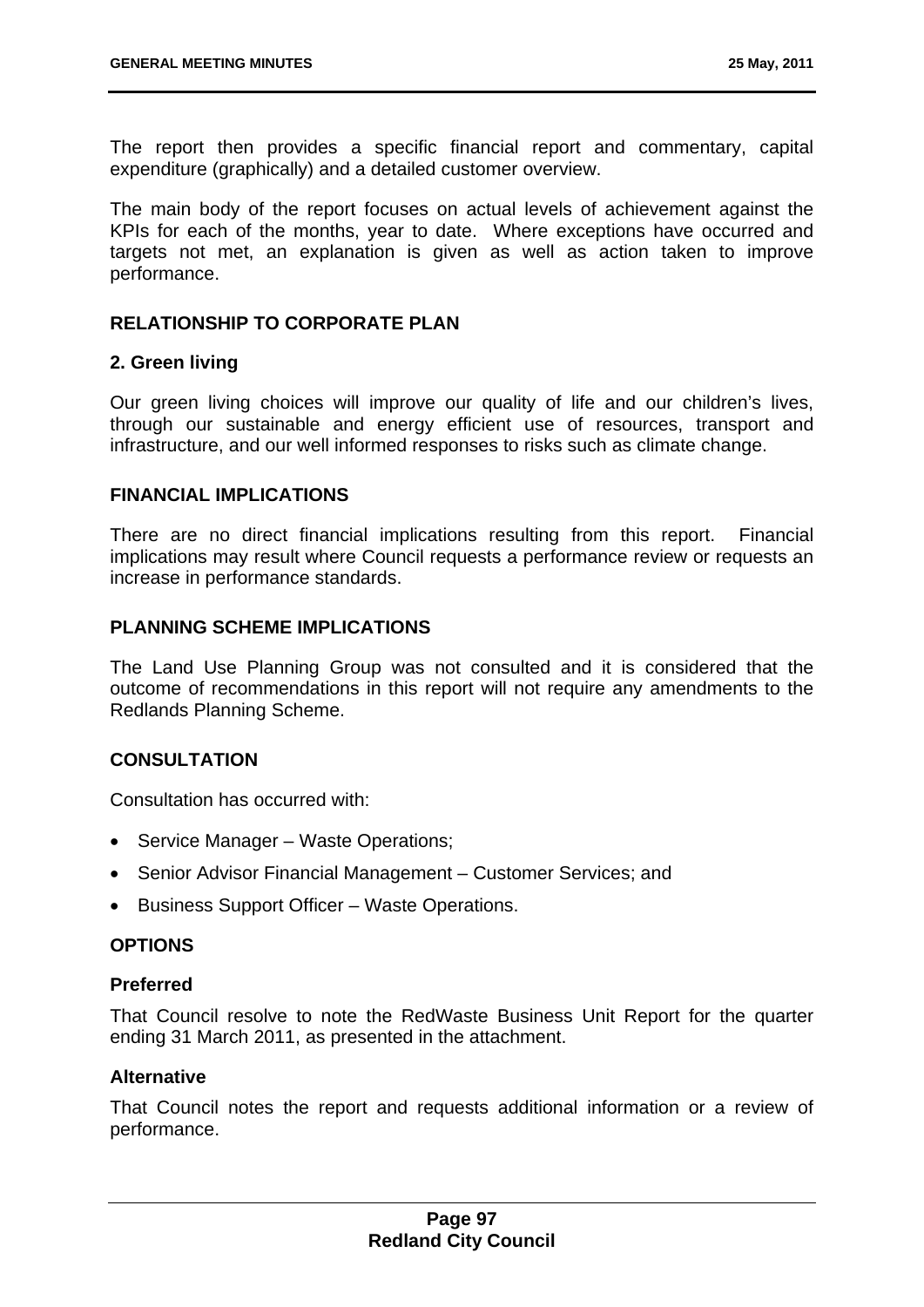The report then provides a specific financial report and commentary, capital expenditure (graphically) and a detailed customer overview.

The main body of the report focuses on actual levels of achievement against the KPIs for each of the months, year to date. Where exceptions have occurred and targets not met, an explanation is given as well as action taken to improve performance.

## RELATIONSHIP TO CORPORATE PLAN

### 2. Green living

Our green living choices will improve our quality of life and our children's lives, through our sustainable and energy efficient use of resources, transport and infrastructure, and our well informed responses to risks such as climate change.

## FINANCIAL IMPLICATIONS

There are no direct financial implications resulting from this report. Financial implications may result where Council requests a performance review or requests an increase in performance standards.

## PLANNING SCHEME IMPLICATIONS

The Land Use Planning Group was not consulted and it is considered that the outcome of recommendations in this report will not require any amendments to the Redlands Planning Scheme.

## CONSULTATION

Consultation has occurred with:

- Service Manager – Waste Operations;
- Senior Advisor Financial Management – Customer Services; and
- Business Support Officer – Waste Operations.

## OPTIONS

### Preferred

That Council resolve to note the RedWaste Business Unit Report for the quarter ending 31 March 2011, as presented in the attachment.

### Alternative

That Council notes the report and requests additional information or a review of performance.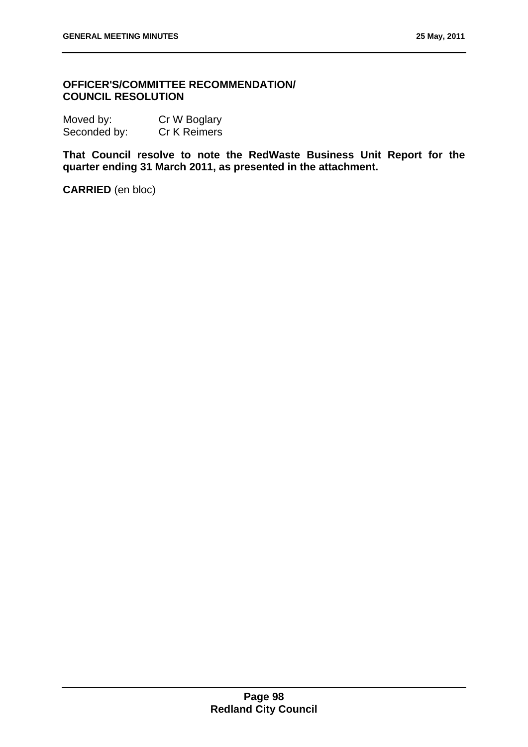**OFFICER'S/COMMITTEE RECOMMENDATION/**
**COUNCIL RESOLUTION**

Moved by: Cr W Boglary
Seconded by: Cr K Reimers

**That Council resolve to note the RedWaste Business Unit Report for the quarter ending 31 March 2011, as presented in the attachment.**

**CARRIED** (en bloc)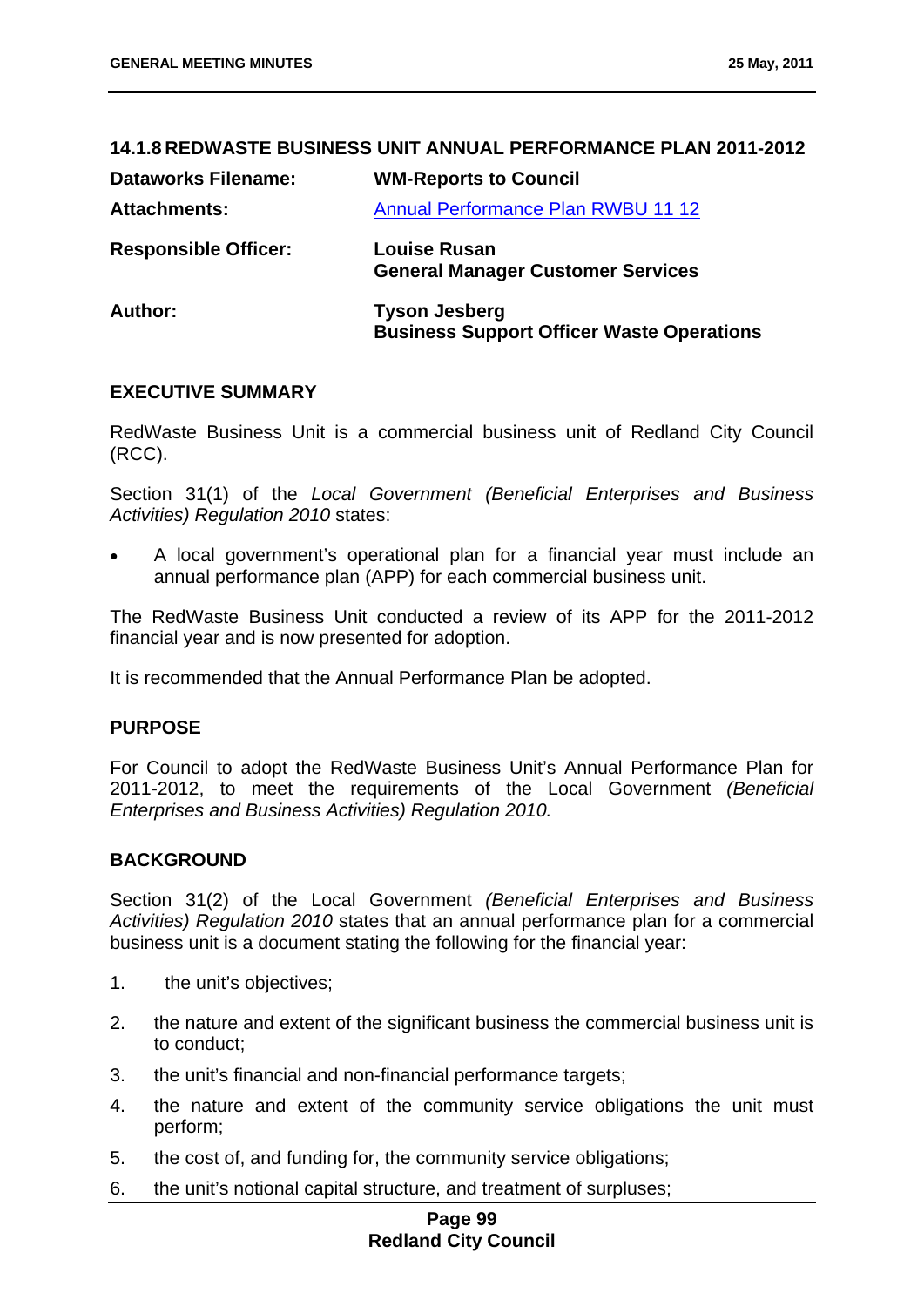### 14.1.8 REDWASTE BUSINESS UNIT ANNUAL PERFORMANCE PLAN 2011-2012

| | |
|---|---|
| **Dataworks Filename:** | **WM-Reports to Council** |
| **Attachments:** | Annual Performance Plan RWBU 11 12 |
| **Responsible Officer:** | **Louise Rusan**<br>**General Manager Customer Services** |
| **Author:** | **Tyson Jesberg**<br>**Business Support Officer Waste Operations** |

**EXECUTIVE SUMMARY**

RedWaste Business Unit is a commercial business unit of Redland City Council (RCC).

Section 31(1) of the *Local Government (Beneficial Enterprises and Business Activities) Regulation 2010* states:

- A local government's operational plan for a financial year must include an annual performance plan (APP) for each commercial business unit.

The RedWaste Business Unit conducted a review of its APP for the 2011-2012 financial year and is now presented for adoption.

It is recommended that the Annual Performance Plan be adopted.

**PURPOSE**

For Council to adopt the RedWaste Business Unit's Annual Performance Plan for 2011-2012, to meet the requirements of the Local Government *(Beneficial Enterprises and Business Activities) Regulation 2010.*

**BACKGROUND**

Section 31(2) of the Local Government *(Beneficial Enterprises and Business Activities) Regulation 2010* states that an annual performance plan for a commercial business unit is a document stating the following for the financial year:

1. the unit's objectives;
2. the nature and extent of the significant business the commercial business unit is to conduct;
3. the unit's financial and non-financial performance targets;
4. the nature and extent of the community service obligations the unit must perform;
5. the cost of, and funding for, the community service obligations;
6. the unit's notional capital structure, and treatment of surpluses;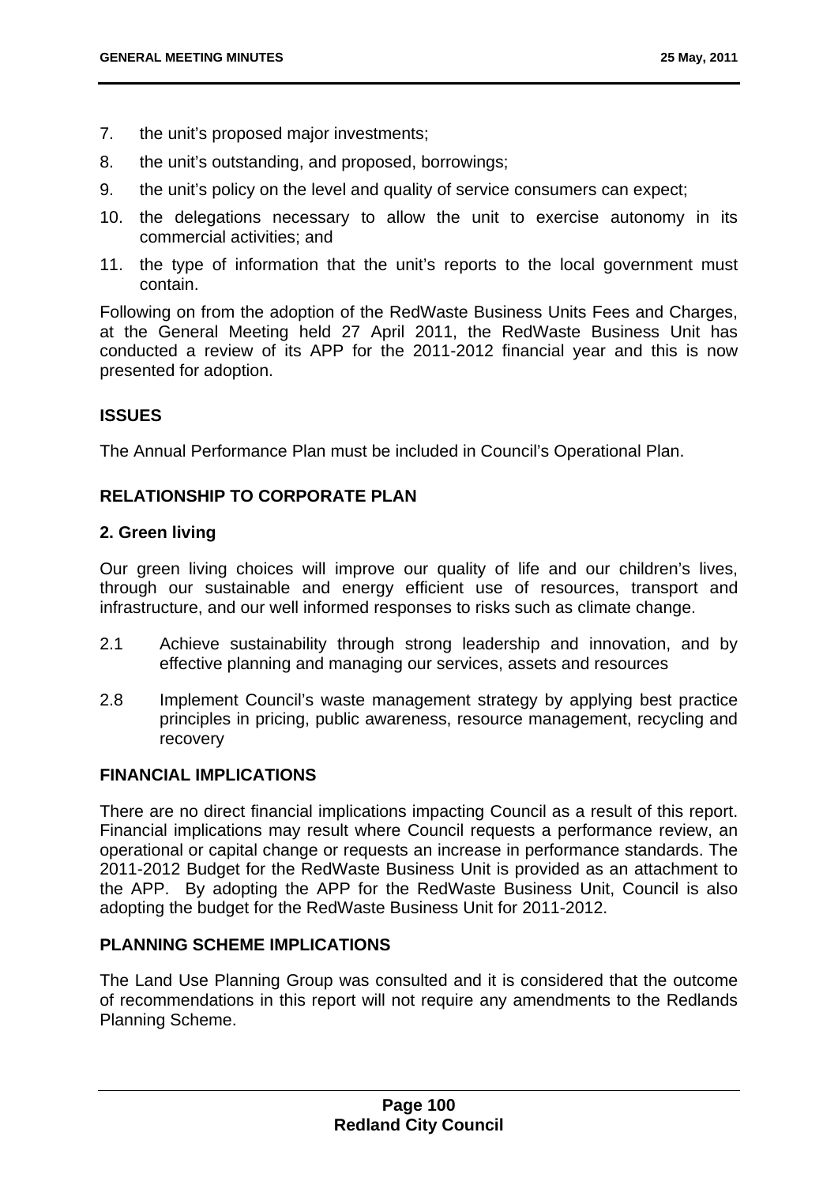7. the unit's proposed major investments;
8. the unit's outstanding, and proposed, borrowings;
9. the unit's policy on the level and quality of service consumers can expect;
10. the delegations necessary to allow the unit to exercise autonomy in its commercial activities; and
11. the type of information that the unit's reports to the local government must contain.

Following on from the adoption of the RedWaste Business Units Fees and Charges, at the General Meeting held 27 April 2011, the RedWaste Business Unit has conducted a review of its APP for the 2011-2012 financial year and this is now presented for adoption.

**ISSUES**

The Annual Performance Plan must be included in Council's Operational Plan.

**RELATIONSHIP TO CORPORATE PLAN**

**2. Green living**

Our green living choices will improve our quality of life and our children's lives, through our sustainable and energy efficient use of resources, transport and infrastructure, and our well informed responses to risks such as climate change.

2.1 Achieve sustainability through strong leadership and innovation, and by effective planning and managing our services, assets and resources

2.8 Implement Council's waste management strategy by applying best practice principles in pricing, public awareness, resource management, recycling and recovery

**FINANCIAL IMPLICATIONS**

There are no direct financial implications impacting Council as a result of this report. Financial implications may result where Council requests a performance review, an operational or capital change or requests an increase in performance standards. The 2011-2012 Budget for the RedWaste Business Unit is provided as an attachment to the APP. By adopting the APP for the RedWaste Business Unit, Council is also adopting the budget for the RedWaste Business Unit for 2011-2012.

**PLANNING SCHEME IMPLICATIONS**

The Land Use Planning Group was consulted and it is considered that the outcome of recommendations in this report will not require any amendments to the Redlands Planning Scheme.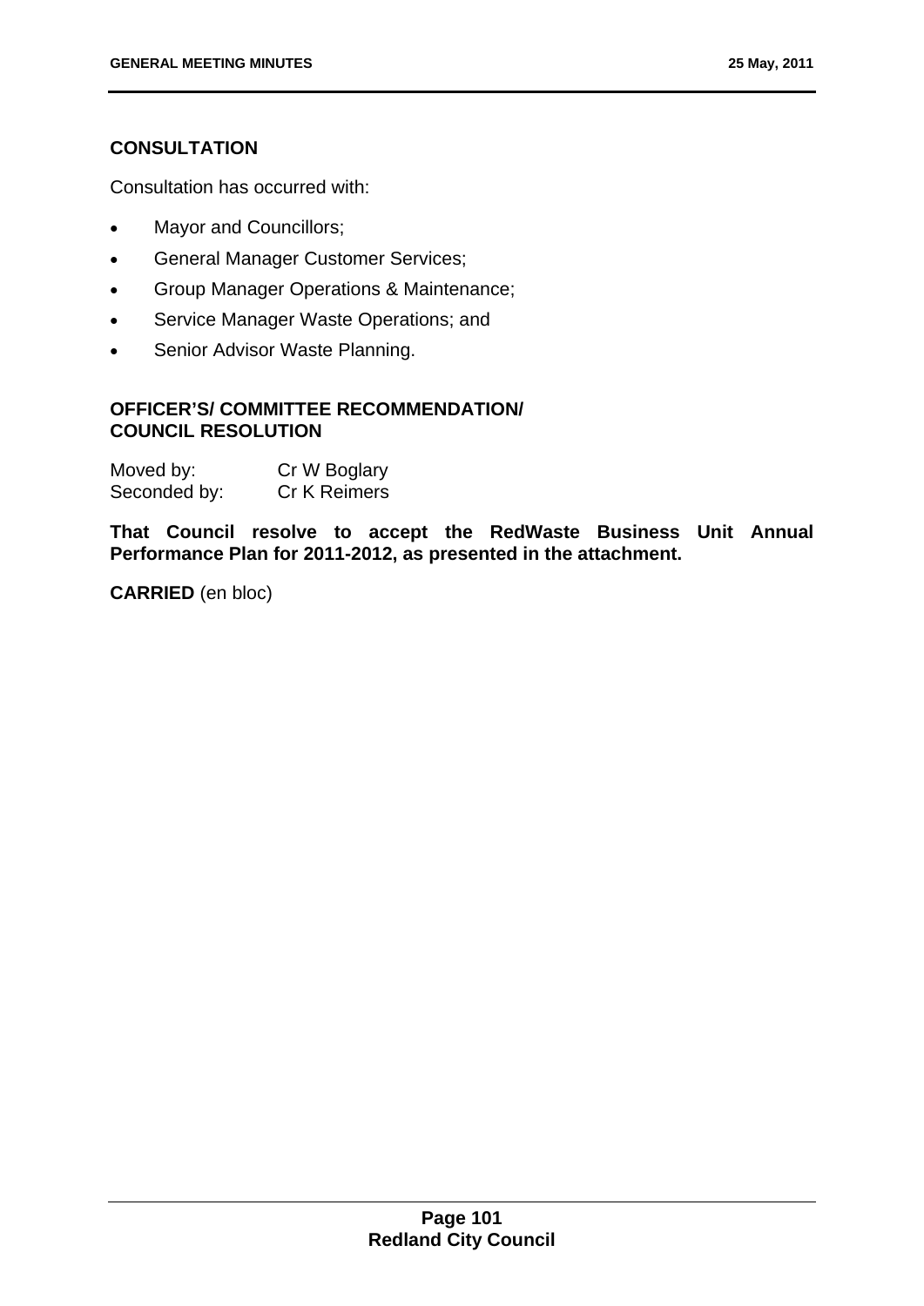## CONSULTATION

Consultation has occurred with:

- Mayor and Councillors;
- General Manager Customer Services;
- Group Manager Operations & Maintenance;
- Service Manager Waste Operations; and
- Senior Advisor Waste Planning.

## OFFICER'S/ COMMITTEE RECOMMENDATION/ COUNCIL RESOLUTION

Moved by: Cr W Boglary
Seconded by: Cr K Reimers

**That Council resolve to accept the RedWaste Business Unit Annual Performance Plan for 2011-2012, as presented in the attachment.**

**CARRIED** (en bloc)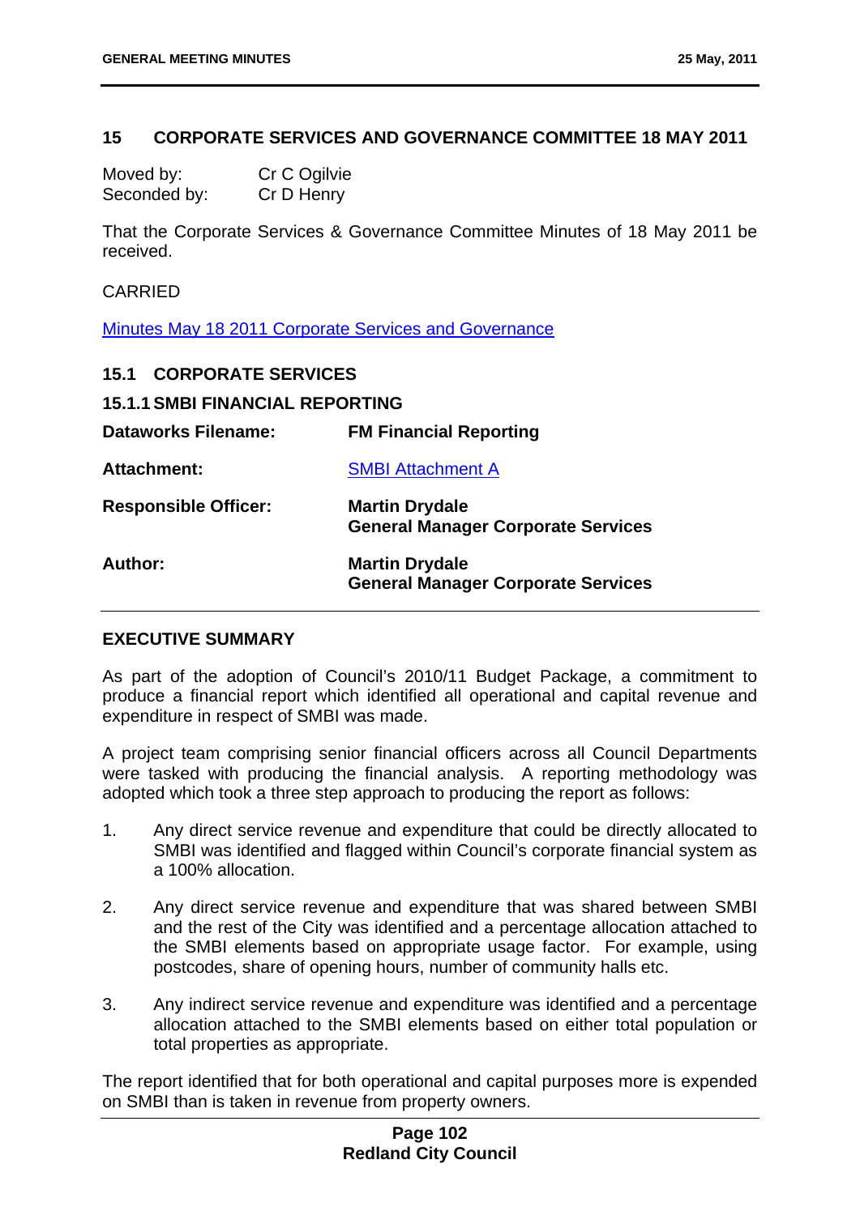## 15 CORPORATE SERVICES AND GOVERNANCE COMMITTEE 18 MAY 2011

Moved by: Cr C Ogilvie
Seconded by: Cr D Henry

That the Corporate Services & Governance Committee Minutes of 18 May 2011 be received.

CARRIED

Minutes May 18 2011 Corporate Services and Governance

### 15.1 CORPORATE SERVICES

#### 15.1.1 SMBI FINANCIAL REPORTING

| | |
|---|---|
| **Dataworks Filename:** | **FM Financial Reporting** |
| **Attachment:** | SMBI Attachment A |
| **Responsible Officer:** | **Martin Drydale**<br>**General Manager Corporate Services** |
| **Author:** | **Martin Drydale**<br>**General Manager Corporate Services** |

**EXECUTIVE SUMMARY**

As part of the adoption of Council's 2010/11 Budget Package, a commitment to produce a financial report which identified all operational and capital revenue and expenditure in respect of SMBI was made.

A project team comprising senior financial officers across all Council Departments were tasked with producing the financial analysis. A reporting methodology was adopted which took a three step approach to producing the report as follows:

1. Any direct service revenue and expenditure that could be directly allocated to SMBI was identified and flagged within Council's corporate financial system as a 100% allocation.

2. Any direct service revenue and expenditure that was shared between SMBI and the rest of the City was identified and a percentage allocation attached to the SMBI elements based on appropriate usage factor. For example, using postcodes, share of opening hours, number of community halls etc.

3. Any indirect service revenue and expenditure was identified and a percentage allocation attached to the SMBI elements based on either total population or total properties as appropriate.

The report identified that for both operational and capital purposes more is expended on SMBI than is taken in revenue from property owners.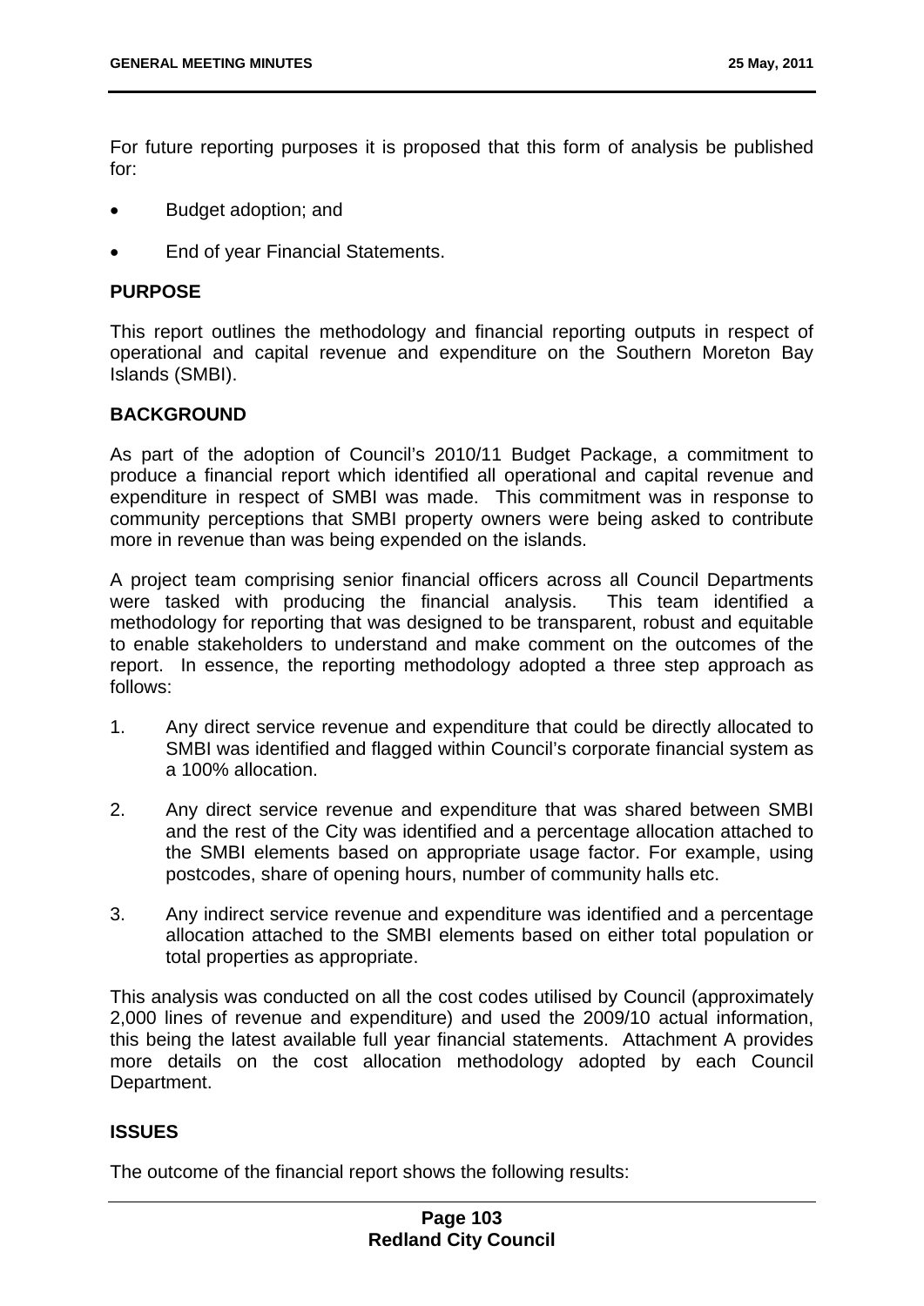For future reporting purposes it is proposed that this form of analysis be published for:

- Budget adoption; and
- End of year Financial Statements.

**PURPOSE**

This report outlines the methodology and financial reporting outputs in respect of operational and capital revenue and expenditure on the Southern Moreton Bay Islands (SMBI).

**BACKGROUND**

As part of the adoption of Council's 2010/11 Budget Package, a commitment to produce a financial report which identified all operational and capital revenue and expenditure in respect of SMBI was made. This commitment was in response to community perceptions that SMBI property owners were being asked to contribute more in revenue than was being expended on the islands.

A project team comprising senior financial officers across all Council Departments were tasked with producing the financial analysis. This team identified a methodology for reporting that was designed to be transparent, robust and equitable to enable stakeholders to understand and make comment on the outcomes of the report. In essence, the reporting methodology adopted a three step approach as follows:

1. Any direct service revenue and expenditure that could be directly allocated to SMBI was identified and flagged within Council's corporate financial system as a 100% allocation.
2. Any direct service revenue and expenditure that was shared between SMBI and the rest of the City was identified and a percentage allocation attached to the SMBI elements based on appropriate usage factor. For example, using postcodes, share of opening hours, number of community halls etc.
3. Any indirect service revenue and expenditure was identified and a percentage allocation attached to the SMBI elements based on either total population or total properties as appropriate.

This analysis was conducted on all the cost codes utilised by Council (approximately 2,000 lines of revenue and expenditure) and used the 2009/10 actual information, this being the latest available full year financial statements. Attachment A provides more details on the cost allocation methodology adopted by each Council Department.

**ISSUES**

The outcome of the financial report shows the following results: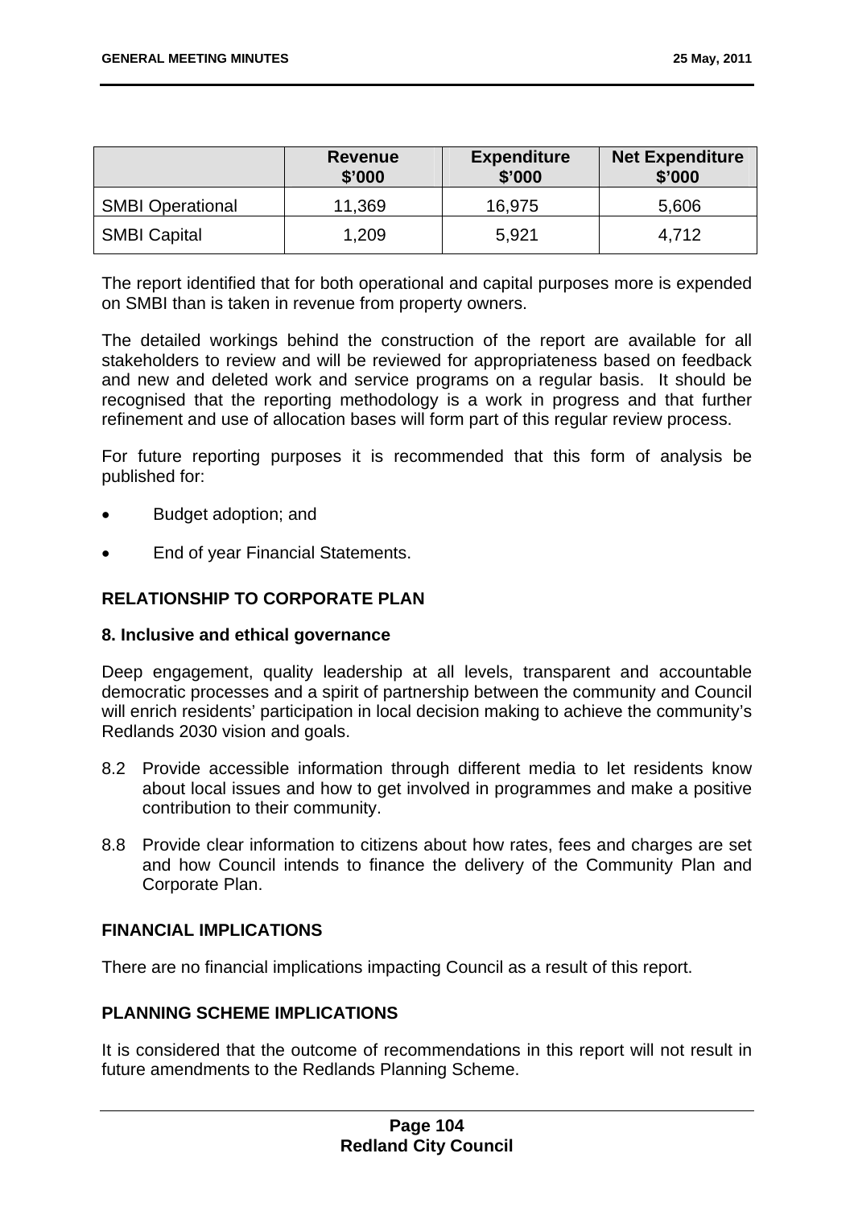| | Revenue $'000 | Expenditure $'000 | Net Expenditure $'000 |
|---|---|---|---|
| SMBI Operational | 11,369 | 16,975 | 5,606 |
| SMBI Capital | 1,209 | 5,921 | 4,712 |

The report identified that for both operational and capital purposes more is expended on SMBI than is taken in revenue from property owners.

The detailed workings behind the construction of the report are available for all stakeholders to review and will be reviewed for appropriateness based on feedback and new and deleted work and service programs on a regular basis. It should be recognised that the reporting methodology is a work in progress and that further refinement and use of allocation bases will form part of this regular review process.

For future reporting purposes it is recommended that this form of analysis be published for:

- Budget adoption; and
- End of year Financial Statements.

## RELATIONSHIP TO CORPORATE PLAN

### 8. Inclusive and ethical governance

Deep engagement, quality leadership at all levels, transparent and accountable democratic processes and a spirit of partnership between the community and Council will enrich residents' participation in local decision making to achieve the community's Redlands 2030 vision and goals.

8.2 Provide accessible information through different media to let residents know about local issues and how to get involved in programmes and make a positive contribution to their community.

8.8 Provide clear information to citizens about how rates, fees and charges are set and how Council intends to finance the delivery of the Community Plan and Corporate Plan.

## FINANCIAL IMPLICATIONS

There are no financial implications impacting Council as a result of this report.

## PLANNING SCHEME IMPLICATIONS

It is considered that the outcome of recommendations in this report will not result in future amendments to the Redlands Planning Scheme.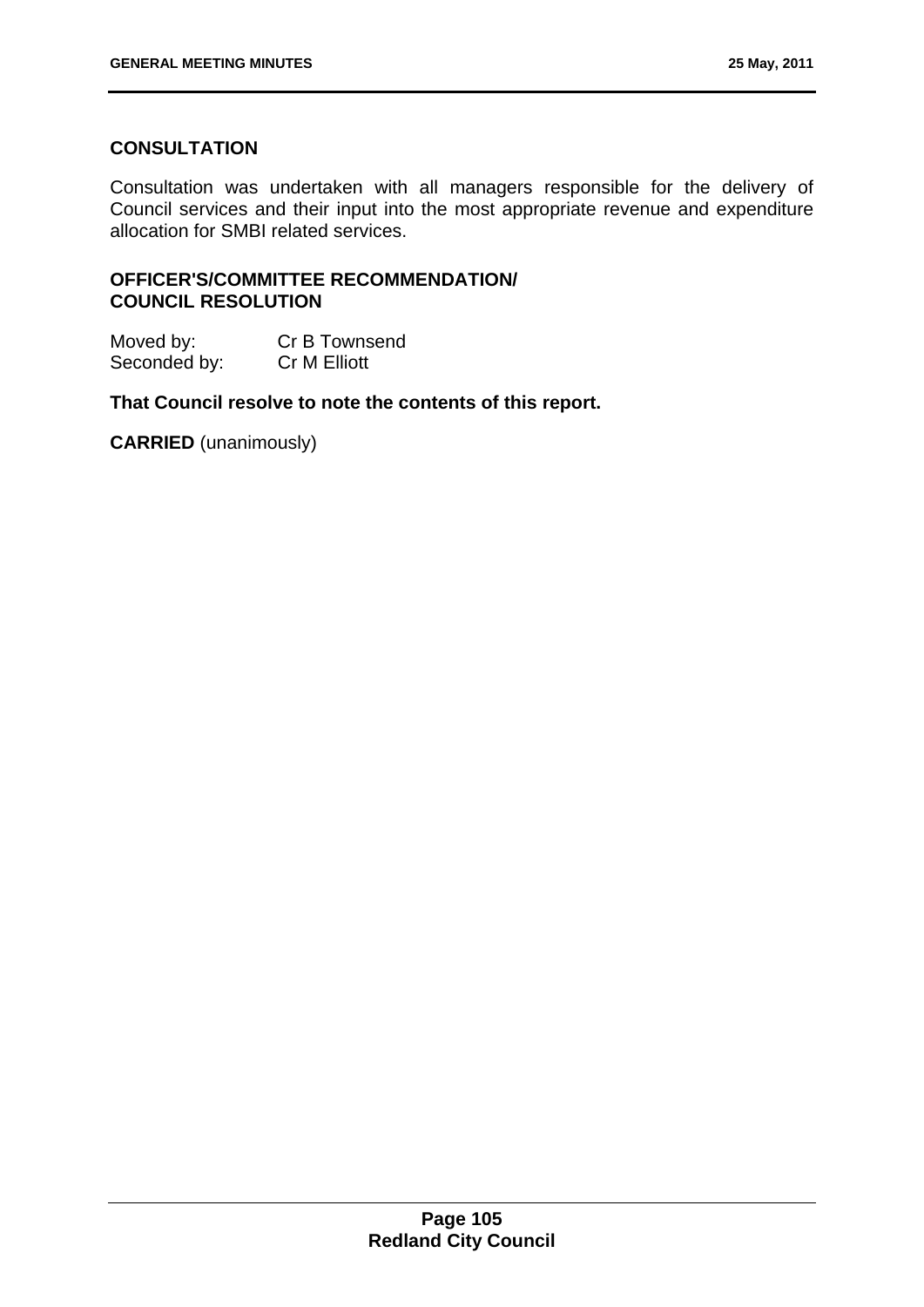## CONSULTATION

Consultation was undertaken with all managers responsible for the delivery of Council services and their input into the most appropriate revenue and expenditure allocation for SMBI related services.

## OFFICER'S/COMMITTEE RECOMMENDATION/ COUNCIL RESOLUTION

| | |
|---|---|
| Moved by: | Cr B Townsend |
| Seconded by: | Cr M Elliott |

**That Council resolve to note the contents of this report.**

**CARRIED** (unanimously)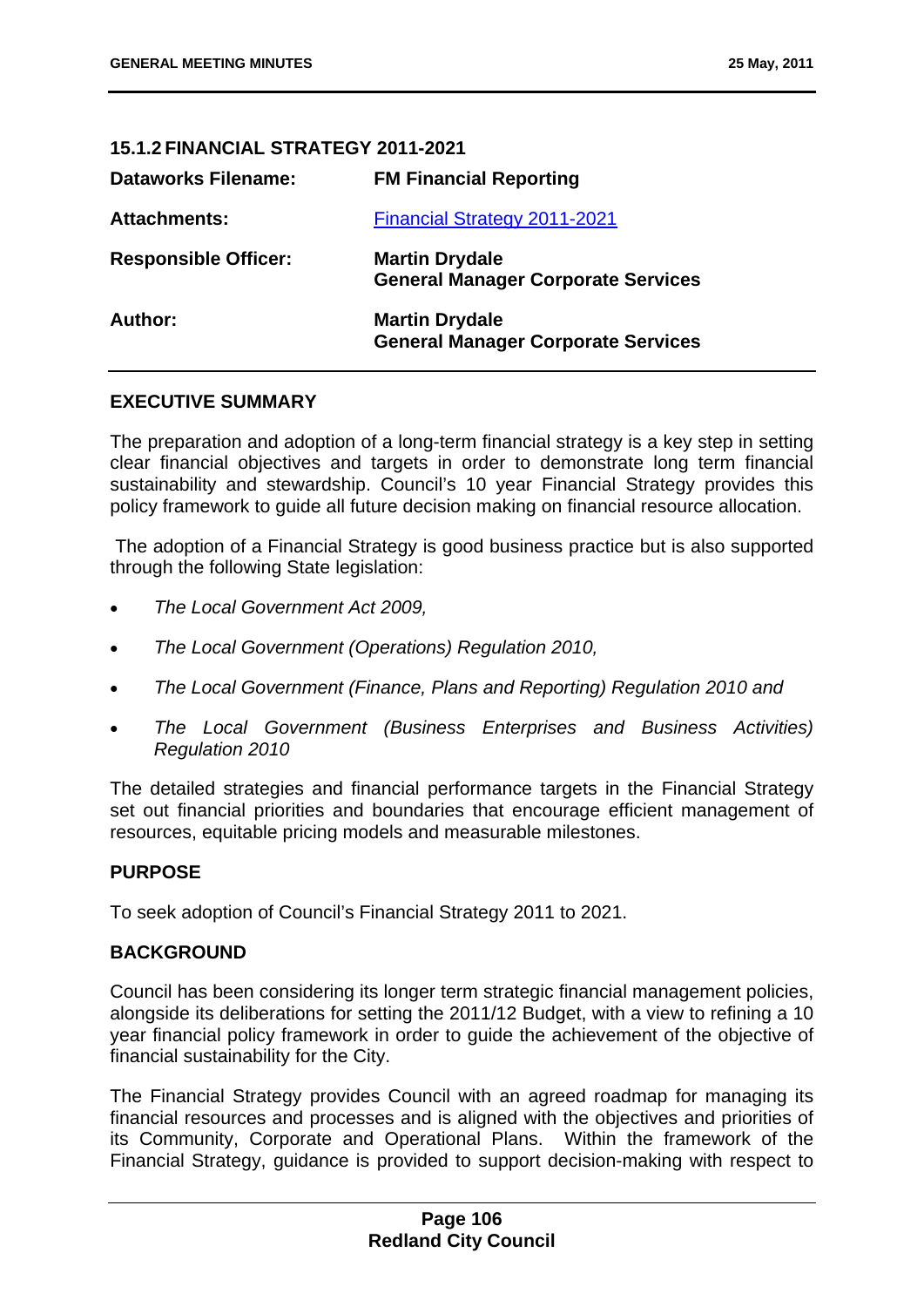## 15.1.2 FINANCIAL STRATEGY 2011-2021

| | |
|---|---|
| **Dataworks Filename:** | **FM Financial Reporting** |
| **Attachments:** | Financial Strategy 2011-2021 |
| **Responsible Officer:** | **Martin Drydale**<br>**General Manager Corporate Services** |
| **Author:** | **Martin Drydale**<br>**General Manager Corporate Services** |

### EXECUTIVE SUMMARY

The preparation and adoption of a long-term financial strategy is a key step in setting clear financial objectives and targets in order to demonstrate long term financial sustainability and stewardship. Council's 10 year Financial Strategy provides this policy framework to guide all future decision making on financial resource allocation.

The adoption of a Financial Strategy is good business practice but is also supported through the following State legislation:

- *The Local Government Act 2009,*
- *The Local Government (Operations) Regulation 2010,*
- *The Local Government (Finance, Plans and Reporting) Regulation 2010 and*
- *The Local Government (Business Enterprises and Business Activities) Regulation 2010*

The detailed strategies and financial performance targets in the Financial Strategy set out financial priorities and boundaries that encourage efficient management of resources, equitable pricing models and measurable milestones.

### PURPOSE

To seek adoption of Council's Financial Strategy 2011 to 2021.

### BACKGROUND

Council has been considering its longer term strategic financial management policies, alongside its deliberations for setting the 2011/12 Budget, with a view to refining a 10 year financial policy framework in order to guide the achievement of the objective of financial sustainability for the City.

The Financial Strategy provides Council with an agreed roadmap for managing its financial resources and processes and is aligned with the objectives and priorities of its Community, Corporate and Operational Plans. Within the framework of the Financial Strategy, guidance is provided to support decision-making with respect to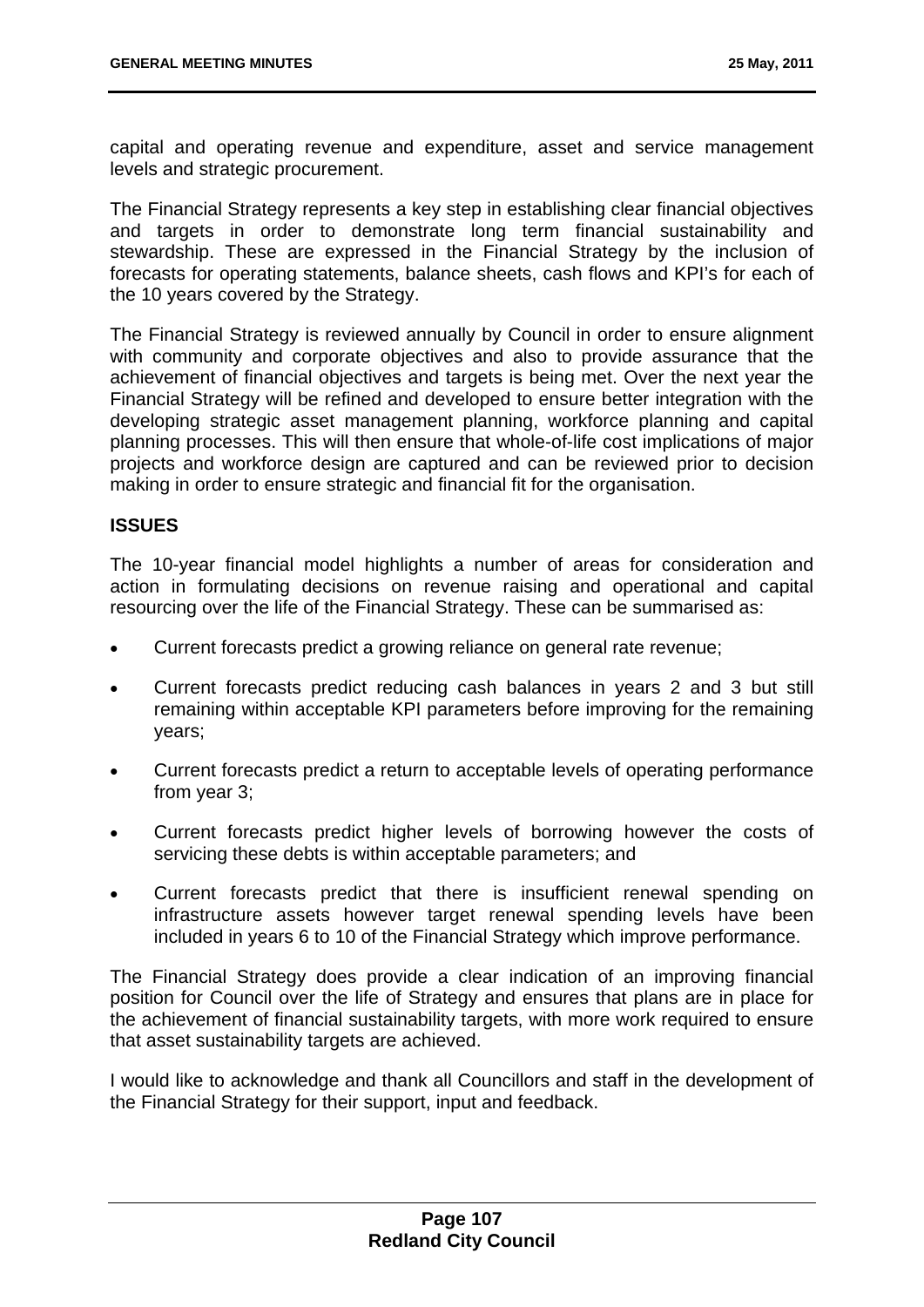capital and operating revenue and expenditure, asset and service management levels and strategic procurement.

The Financial Strategy represents a key step in establishing clear financial objectives and targets in order to demonstrate long term financial sustainability and stewardship. These are expressed in the Financial Strategy by the inclusion of forecasts for operating statements, balance sheets, cash flows and KPI's for each of the 10 years covered by the Strategy.

The Financial Strategy is reviewed annually by Council in order to ensure alignment with community and corporate objectives and also to provide assurance that the achievement of financial objectives and targets is being met. Over the next year the Financial Strategy will be refined and developed to ensure better integration with the developing strategic asset management planning, workforce planning and capital planning processes. This will then ensure that whole-of-life cost implications of major projects and workforce design are captured and can be reviewed prior to decision making in order to ensure strategic and financial fit for the organisation.

**ISSUES**

The 10-year financial model highlights a number of areas for consideration and action in formulating decisions on revenue raising and operational and capital resourcing over the life of the Financial Strategy. These can be summarised as:

- Current forecasts predict a growing reliance on general rate revenue;
- Current forecasts predict reducing cash balances in years 2 and 3 but still remaining within acceptable KPI parameters before improving for the remaining years;
- Current forecasts predict a return to acceptable levels of operating performance from year 3;
- Current forecasts predict higher levels of borrowing however the costs of servicing these debts is within acceptable parameters; and
- Current forecasts predict that there is insufficient renewal spending on infrastructure assets however target renewal spending levels have been included in years 6 to 10 of the Financial Strategy which improve performance.

The Financial Strategy does provide a clear indication of an improving financial position for Council over the life of Strategy and ensures that plans are in place for the achievement of financial sustainability targets, with more work required to ensure that asset sustainability targets are achieved.

I would like to acknowledge and thank all Councillors and staff in the development of the Financial Strategy for their support, input and feedback.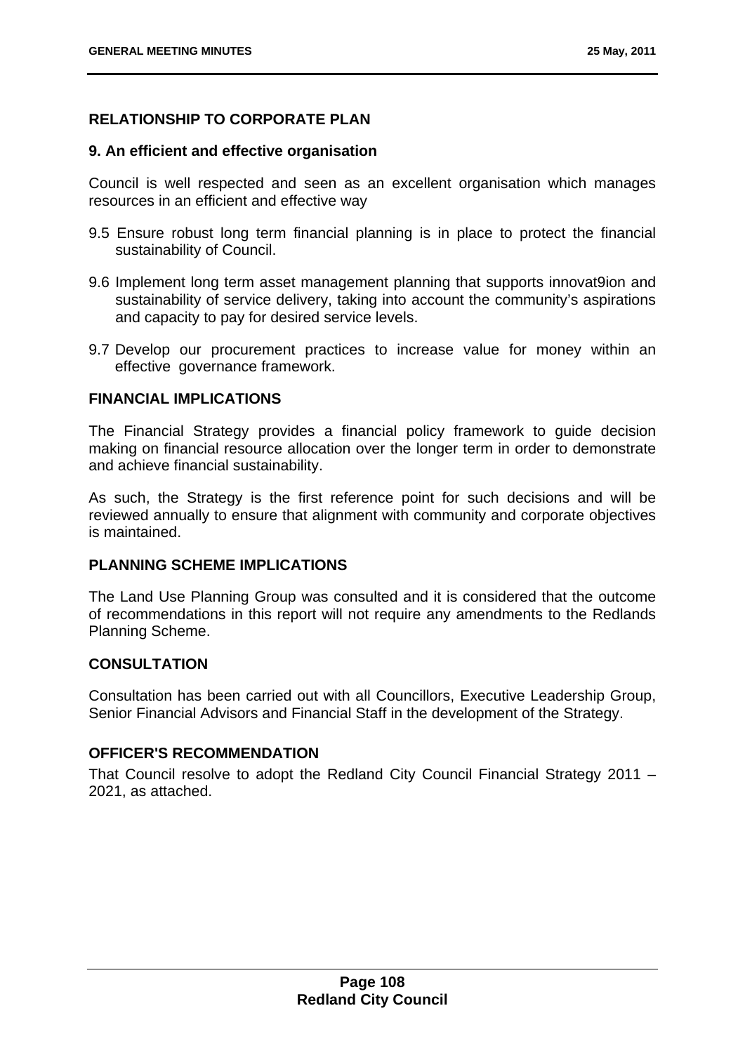## RELATIONSHIP TO CORPORATE PLAN

### 9. An efficient and effective organisation

Council is well respected and seen as an excellent organisation which manages resources in an efficient and effective way

9.5 Ensure robust long term financial planning is in place to protect the financial sustainability of Council.

9.6 Implement long term asset management planning that supports innovat9ion and sustainability of service delivery, taking into account the community's aspirations and capacity to pay for desired service levels.

9.7 Develop our procurement practices to increase value for money within an effective governance framework.

## FINANCIAL IMPLICATIONS

The Financial Strategy provides a financial policy framework to guide decision making on financial resource allocation over the longer term in order to demonstrate and achieve financial sustainability.

As such, the Strategy is the first reference point for such decisions and will be reviewed annually to ensure that alignment with community and corporate objectives is maintained.

## PLANNING SCHEME IMPLICATIONS

The Land Use Planning Group was consulted and it is considered that the outcome of recommendations in this report will not require any amendments to the Redlands Planning Scheme.

## CONSULTATION

Consultation has been carried out with all Councillors, Executive Leadership Group, Senior Financial Advisors and Financial Staff in the development of the Strategy.

## OFFICER'S RECOMMENDATION

That Council resolve to adopt the Redland City Council Financial Strategy 2011 – 2021, as attached.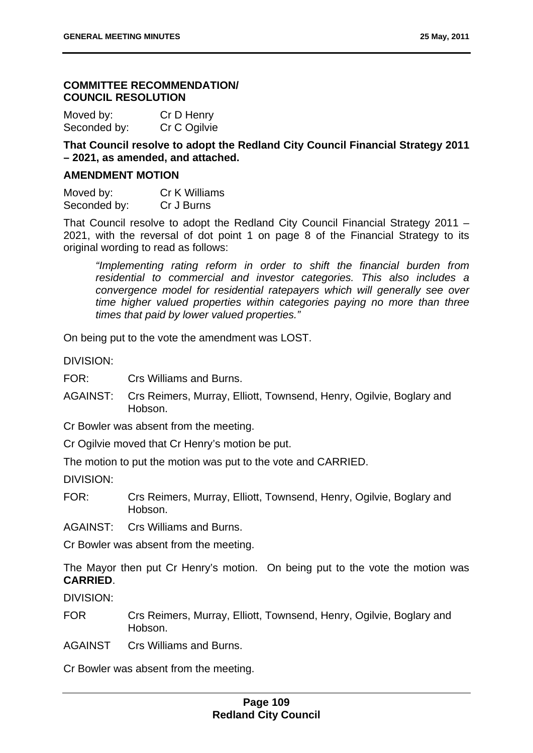### COMMITTEE RECOMMENDATION/ COUNCIL RESOLUTION

Moved by: Cr D Henry
Seconded by: Cr C Ogilvie

**That Council resolve to adopt the Redland City Council Financial Strategy 2011 – 2021, as amended, and attached.**

### AMENDMENT MOTION

Moved by: Cr K Williams
Seconded by: Cr J Burns

That Council resolve to adopt the Redland City Council Financial Strategy 2011 – 2021, with the reversal of dot point 1 on page 8 of the Financial Strategy to its original wording to read as follows:

> *"Implementing rating reform in order to shift the financial burden from residential to commercial and investor categories. This also includes a convergence model for residential ratepayers which will generally see over time higher valued properties within categories paying no more than three times that paid by lower valued properties."*

On being put to the vote the amendment was LOST.

DIVISION:

FOR: Crs Williams and Burns.

AGAINST: Crs Reimers, Murray, Elliott, Townsend, Henry, Ogilvie, Boglary and Hobson.

Cr Bowler was absent from the meeting.

Cr Ogilvie moved that Cr Henry's motion be put.

The motion to put the motion was put to the vote and CARRIED.

DIVISION:

FOR: Crs Reimers, Murray, Elliott, Townsend, Henry, Ogilvie, Boglary and Hobson.

AGAINST: Crs Williams and Burns.

Cr Bowler was absent from the meeting.

The Mayor then put Cr Henry's motion. On being put to the vote the motion was **CARRIED**.

DIVISION:

FOR Crs Reimers, Murray, Elliott, Townsend, Henry, Ogilvie, Boglary and Hobson.

AGAINST Crs Williams and Burns.

Cr Bowler was absent from the meeting.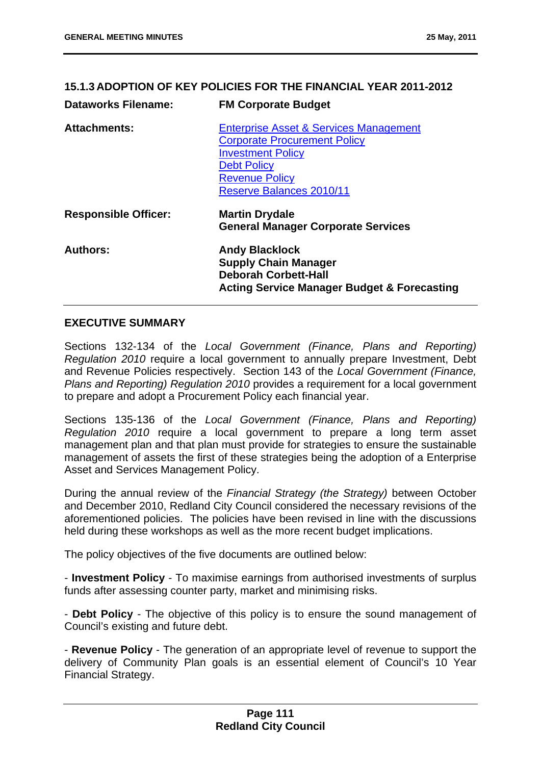## 15.1.3 ADOPTION OF KEY POLICIES FOR THE FINANCIAL YEAR 2011-2012

| | |
|---|---|
| **Dataworks Filename:** | **FM Corporate Budget** |
| **Attachments:** | Enterprise Asset & Services Management<br>Corporate Procurement Policy<br>Investment Policy<br>Debt Policy<br>Revenue Policy<br>Reserve Balances 2010/11 |
| **Responsible Officer:** | **Martin Drydale**<br>**General Manager Corporate Services** |
| **Authors:** | **Andy Blacklock**<br>**Supply Chain Manager**<br>**Deborah Corbett-Hall**<br>**Acting Service Manager Budget & Forecasting** |

### EXECUTIVE SUMMARY

Sections 132-134 of the *Local Government (Finance, Plans and Reporting) Regulation 2010* require a local government to annually prepare Investment, Debt and Revenue Policies respectively. Section 143 of the *Local Government (Finance, Plans and Reporting) Regulation 2010* provides a requirement for a local government to prepare and adopt a Procurement Policy each financial year.

Sections 135-136 of the *Local Government (Finance, Plans and Reporting) Regulation 2010* require a local government to prepare a long term asset management plan and that plan must provide for strategies to ensure the sustainable management of assets the first of these strategies being the adoption of a Enterprise Asset and Services Management Policy.

During the annual review of the *Financial Strategy (the Strategy)* between October and December 2010, Redland City Council considered the necessary revisions of the aforementioned policies. The policies have been revised in line with the discussions held during these workshops as well as the more recent budget implications.

The policy objectives of the five documents are outlined below:

- **Investment Policy** - To maximise earnings from authorised investments of surplus funds after assessing counter party, market and minimising risks.

- **Debt Policy** - The objective of this policy is to ensure the sound management of Council's existing and future debt.

- **Revenue Policy** - The generation of an appropriate level of revenue to support the delivery of Community Plan goals is an essential element of Council's 10 Year Financial Strategy.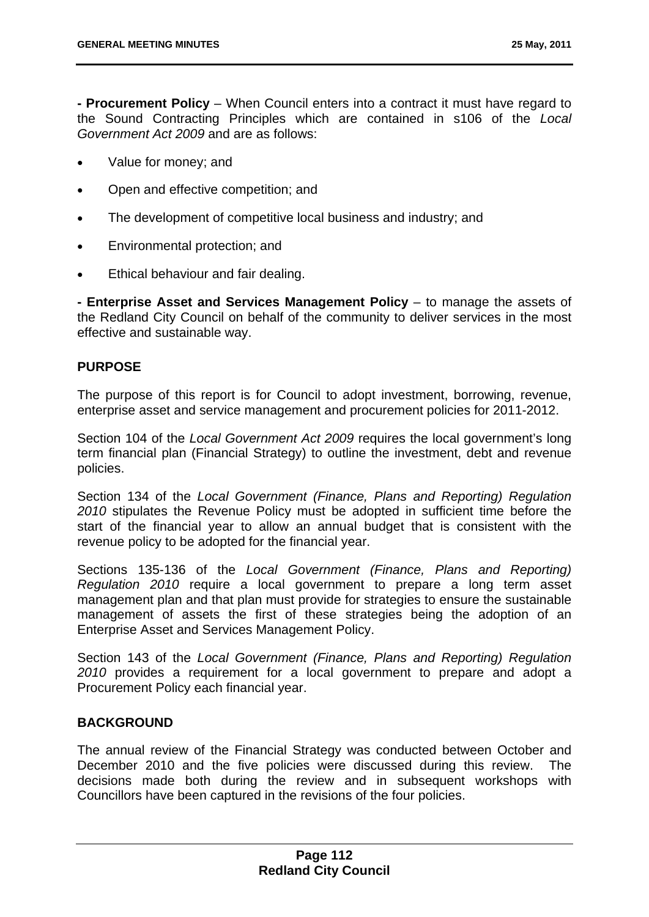**- Procurement Policy** – When Council enters into a contract it must have regard to the Sound Contracting Principles which are contained in s106 of the *Local Government Act 2009* and are as follows:

- Value for money; and
- Open and effective competition; and
- The development of competitive local business and industry; and
- Environmental protection; and
- Ethical behaviour and fair dealing.

**- Enterprise Asset and Services Management Policy** – to manage the assets of the Redland City Council on behalf of the community to deliver services in the most effective and sustainable way.

## PURPOSE

The purpose of this report is for Council to adopt investment, borrowing, revenue, enterprise asset and service management and procurement policies for 2011-2012.

Section 104 of the *Local Government Act 2009* requires the local government's long term financial plan (Financial Strategy) to outline the investment, debt and revenue policies.

Section 134 of the *Local Government (Finance, Plans and Reporting) Regulation 2010* stipulates the Revenue Policy must be adopted in sufficient time before the start of the financial year to allow an annual budget that is consistent with the revenue policy to be adopted for the financial year.

Sections 135-136 of the *Local Government (Finance, Plans and Reporting) Regulation 2010* require a local government to prepare a long term asset management plan and that plan must provide for strategies to ensure the sustainable management of assets the first of these strategies being the adoption of an Enterprise Asset and Services Management Policy.

Section 143 of the *Local Government (Finance, Plans and Reporting) Regulation 2010* provides a requirement for a local government to prepare and adopt a Procurement Policy each financial year.

## BACKGROUND

The annual review of the Financial Strategy was conducted between October and December 2010 and the five policies were discussed during this review. The decisions made both during the review and in subsequent workshops with Councillors have been captured in the revisions of the four policies.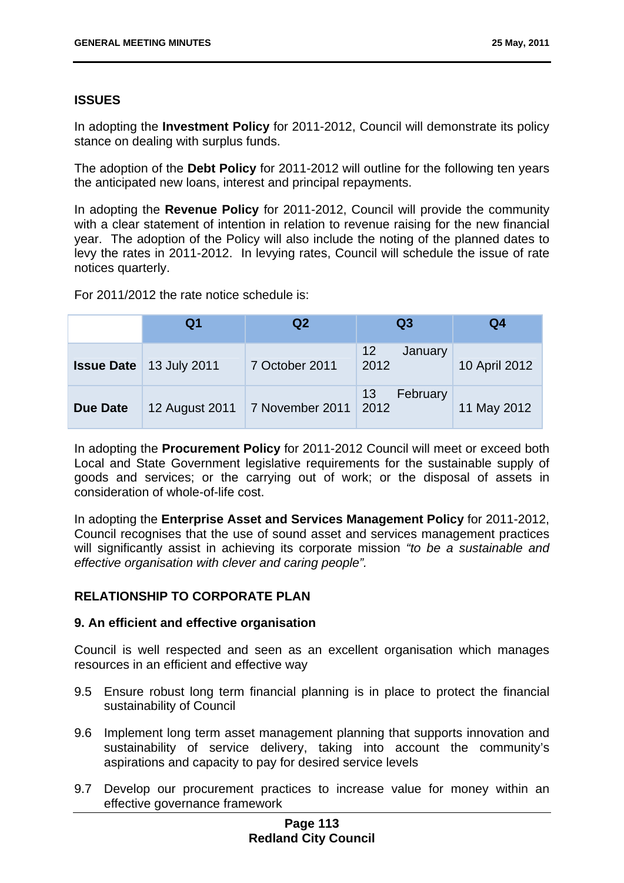## ISSUES

In adopting the **Investment Policy** for 2011-2012, Council will demonstrate its policy stance on dealing with surplus funds.

The adoption of the **Debt Policy** for 2011-2012 will outline for the following ten years the anticipated new loans, interest and principal repayments.

In adopting the **Revenue Policy** for 2011-2012, Council will provide the community with a clear statement of intention in relation to revenue raising for the new financial year. The adoption of the Policy will also include the noting of the planned dates to levy the rates in 2011-2012. In levying rates, Council will schedule the issue of rate notices quarterly.

For 2011/2012 the rate notice schedule is:

| | Q1 | Q2 | Q3 | Q4 |
|---|---|---|---|---|
| **Issue Date** | 13 July 2011 | 7 October 2011 | 12 January 2012 | 10 April 2012 |
| **Due Date** | 12 August 2011 | 7 November 2011 | 13 February 2012 | 11 May 2012 |

In adopting the **Procurement Policy** for 2011-2012 Council will meet or exceed both Local and State Government legislative requirements for the sustainable supply of goods and services; or the carrying out of work; or the disposal of assets in consideration of whole-of-life cost.

In adopting the **Enterprise Asset and Services Management Policy** for 2011-2012, Council recognises that the use of sound asset and services management practices will significantly assist in achieving its corporate mission *"to be a sustainable and effective organisation with clever and caring people".*

## RELATIONSHIP TO CORPORATE PLAN

### 9. An efficient and effective organisation

Council is well respected and seen as an excellent organisation which manages resources in an efficient and effective way

9.5 Ensure robust long term financial planning is in place to protect the financial sustainability of Council

9.6 Implement long term asset management planning that supports innovation and sustainability of service delivery, taking into account the community's aspirations and capacity to pay for desired service levels

9.7 Develop our procurement practices to increase value for money within an effective governance framework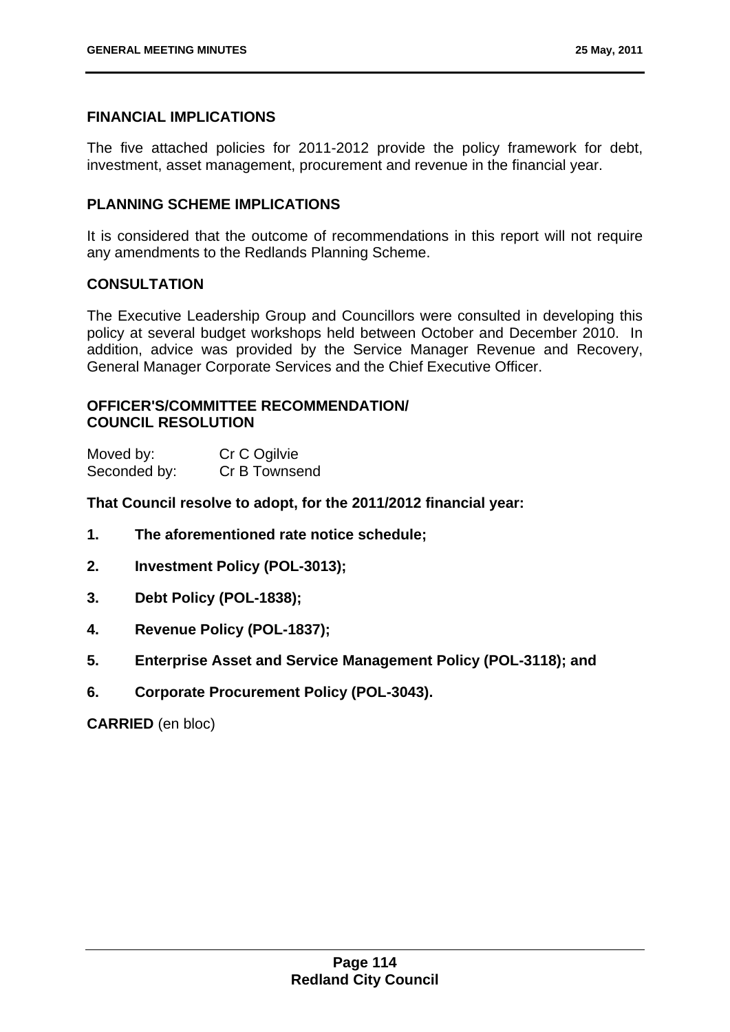## FINANCIAL IMPLICATIONS

The five attached policies for 2011-2012 provide the policy framework for debt, investment, asset management, procurement and revenue in the financial year.

## PLANNING SCHEME IMPLICATIONS

It is considered that the outcome of recommendations in this report will not require any amendments to the Redlands Planning Scheme.

## CONSULTATION

The Executive Leadership Group and Councillors were consulted in developing this policy at several budget workshops held between October and December 2010. In addition, advice was provided by the Service Manager Revenue and Recovery, General Manager Corporate Services and the Chief Executive Officer.

## OFFICER'S/COMMITTEE RECOMMENDATION/ COUNCIL RESOLUTION

Moved by: Cr C Ogilvie
Seconded by: Cr B Townsend

**That Council resolve to adopt, for the 2011/2012 financial year:**

1. **The aforementioned rate notice schedule;**
2. **Investment Policy (POL-3013);**
3. **Debt Policy (POL-1838);**
4. **Revenue Policy (POL-1837);**
5. **Enterprise Asset and Service Management Policy (POL-3118); and**
6. **Corporate Procurement Policy (POL-3043).**

**CARRIED** (en bloc)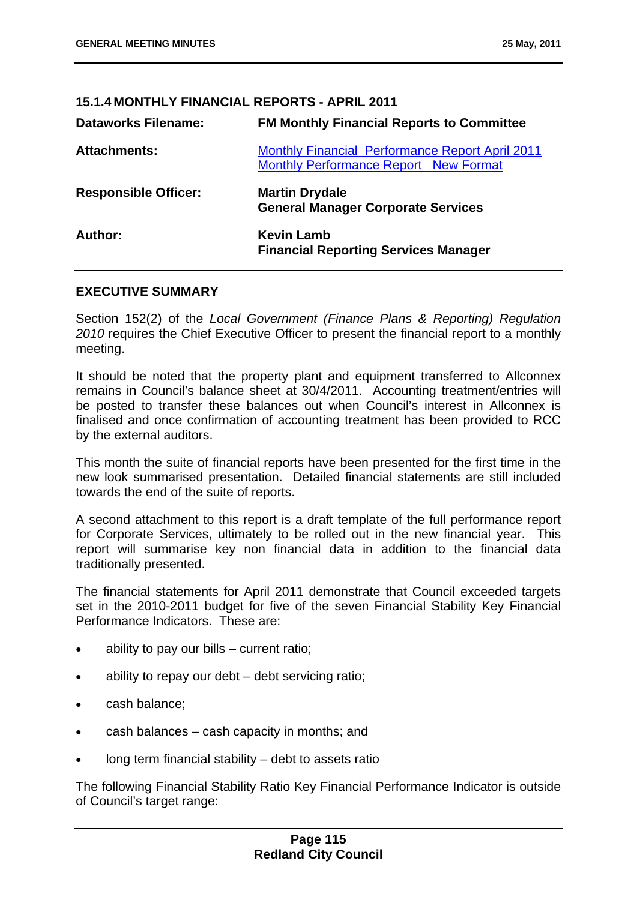### 15.1.4 MONTHLY FINANCIAL REPORTS - APRIL 2011

| | |
|---|---|
| **Dataworks Filename:** | **FM Monthly Financial Reports to Committee** |
| **Attachments:** | Monthly Financial Performance Report April 2011<br>Monthly Performance Report New Format |
| **Responsible Officer:** | **Martin Drydale**<br>**General Manager Corporate Services** |
| **Author:** | **Kevin Lamb**<br>**Financial Reporting Services Manager** |

#### EXECUTIVE SUMMARY

Section 152(2) of the *Local Government (Finance Plans & Reporting) Regulation 2010* requires the Chief Executive Officer to present the financial report to a monthly meeting.

It should be noted that the property plant and equipment transferred to Allconnex remains in Council's balance sheet at 30/4/2011. Accounting treatment/entries will be posted to transfer these balances out when Council's interest in Allconnex is finalised and once confirmation of accounting treatment has been provided to RCC by the external auditors.

This month the suite of financial reports have been presented for the first time in the new look summarised presentation. Detailed financial statements are still included towards the end of the suite of reports.

A second attachment to this report is a draft template of the full performance report for Corporate Services, ultimately to be rolled out in the new financial year. This report will summarise key non financial data in addition to the financial data traditionally presented.

The financial statements for April 2011 demonstrate that Council exceeded targets set in the 2010-2011 budget for five of the seven Financial Stability Key Financial Performance Indicators. These are:

- ability to pay our bills – current ratio;
- ability to repay our debt – debt servicing ratio;
- cash balance;
- cash balances – cash capacity in months; and
- long term financial stability – debt to assets ratio

The following Financial Stability Ratio Key Financial Performance Indicator is outside of Council's target range: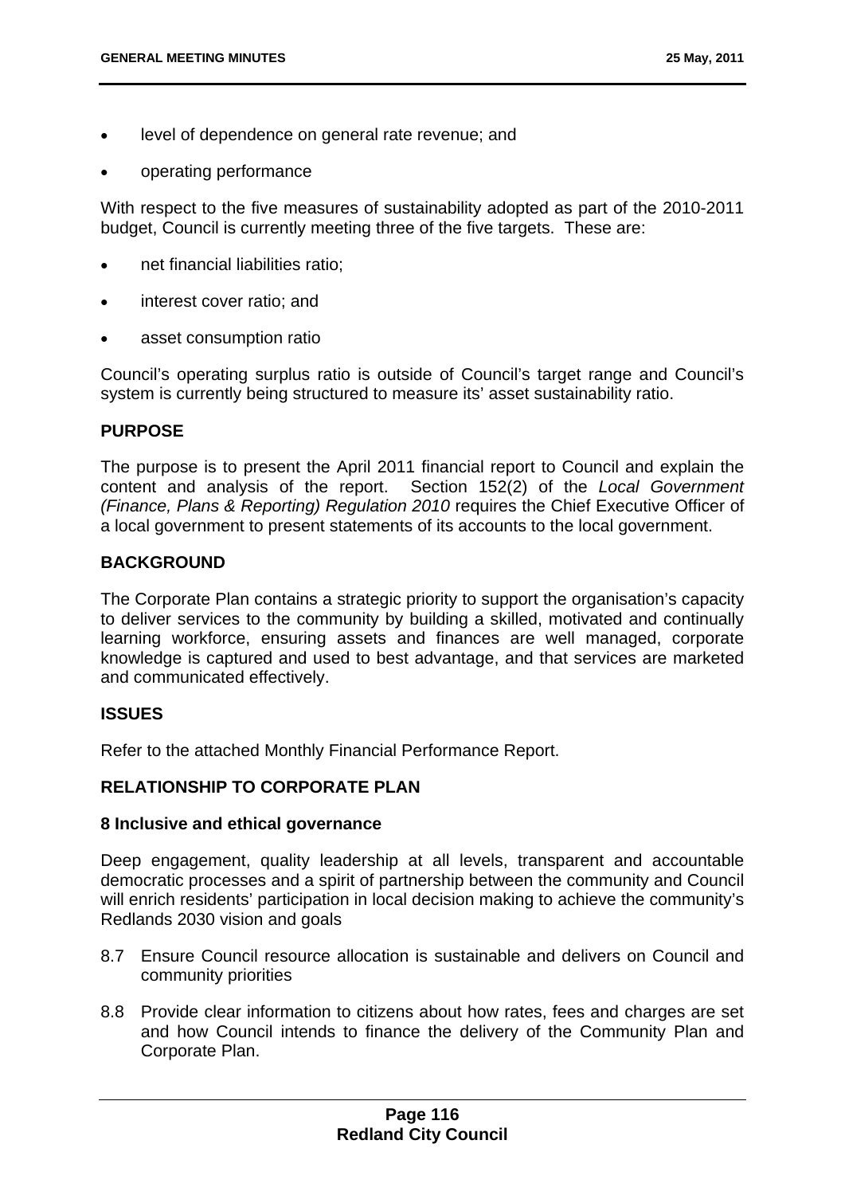- level of dependence on general rate revenue; and
- operating performance

With respect to the five measures of sustainability adopted as part of the 2010-2011 budget, Council is currently meeting three of the five targets. These are:

- net financial liabilities ratio;
- interest cover ratio; and
- asset consumption ratio

Council's operating surplus ratio is outside of Council's target range and Council's system is currently being structured to measure its' asset sustainability ratio.

## PURPOSE

The purpose is to present the April 2011 financial report to Council and explain the content and analysis of the report. Section 152(2) of the *Local Government (Finance, Plans & Reporting) Regulation 2010* requires the Chief Executive Officer of a local government to present statements of its accounts to the local government.

## BACKGROUND

The Corporate Plan contains a strategic priority to support the organisation's capacity to deliver services to the community by building a skilled, motivated and continually learning workforce, ensuring assets and finances are well managed, corporate knowledge is captured and used to best advantage, and that services are marketed and communicated effectively.

## ISSUES

Refer to the attached Monthly Financial Performance Report.

## RELATIONSHIP TO CORPORATE PLAN

### 8 Inclusive and ethical governance

Deep engagement, quality leadership at all levels, transparent and accountable democratic processes and a spirit of partnership between the community and Council will enrich residents' participation in local decision making to achieve the community's Redlands 2030 vision and goals

8.7 Ensure Council resource allocation is sustainable and delivers on Council and community priorities

8.8 Provide clear information to citizens about how rates, fees and charges are set and how Council intends to finance the delivery of the Community Plan and Corporate Plan.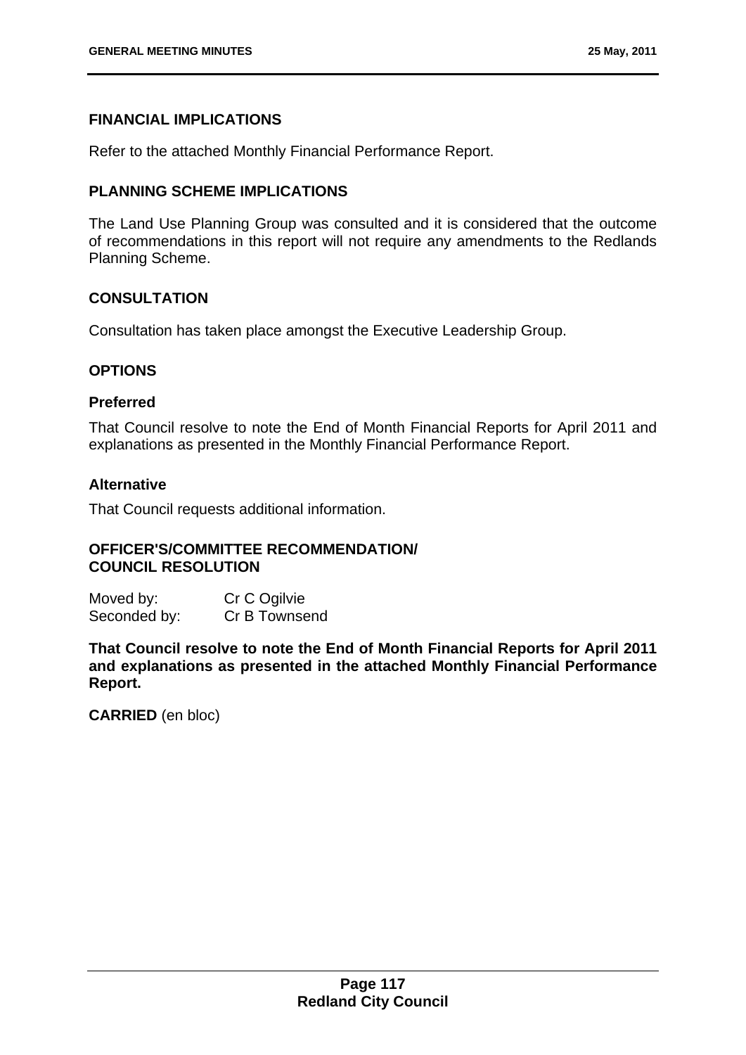## FINANCIAL IMPLICATIONS

Refer to the attached Monthly Financial Performance Report.

## PLANNING SCHEME IMPLICATIONS

The Land Use Planning Group was consulted and it is considered that the outcome of recommendations in this report will not require any amendments to the Redlands Planning Scheme.

## CONSULTATION

Consultation has taken place amongst the Executive Leadership Group.

## OPTIONS

### Preferred

That Council resolve to note the End of Month Financial Reports for April 2011 and explanations as presented in the Monthly Financial Performance Report.

### Alternative

That Council requests additional information.

## OFFICER'S/COMMITTEE RECOMMENDATION/ COUNCIL RESOLUTION

Moved by: Cr C Ogilvie
Seconded by: Cr B Townsend

**That Council resolve to note the End of Month Financial Reports for April 2011 and explanations as presented in the attached Monthly Financial Performance Report.**

**CARRIED** (en bloc)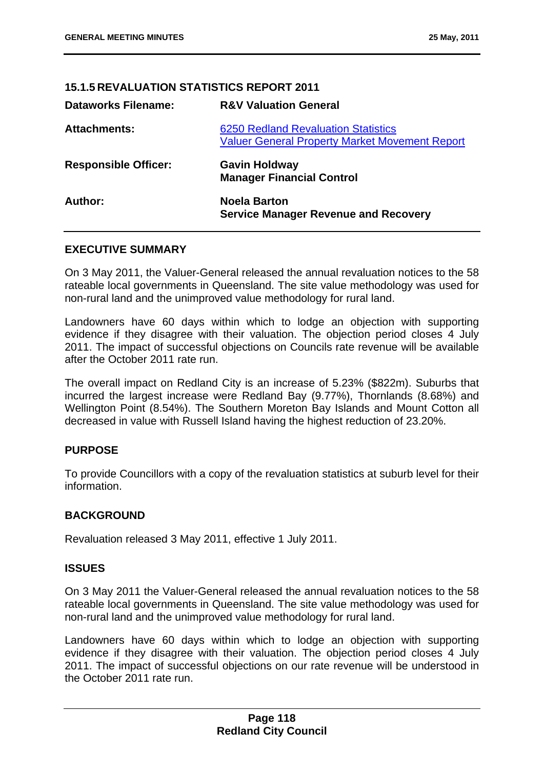## 15.1.5 REVALUATION STATISTICS REPORT 2011

| | |
|---|---|
| **Dataworks Filename:** | **R&V Valuation General** |
| **Attachments:** | 6250 Redland Revaluation Statistics<br>Valuer General Property Market Movement Report |
| **Responsible Officer:** | **Gavin Holdway**<br>**Manager Financial Control** |
| **Author:** | **Noela Barton**<br>**Service Manager Revenue and Recovery** |

### EXECUTIVE SUMMARY

On 3 May 2011, the Valuer-General released the annual revaluation notices to the 58 rateable local governments in Queensland. The site value methodology was used for non-rural land and the unimproved value methodology for rural land.

Landowners have 60 days within which to lodge an objection with supporting evidence if they disagree with their valuation. The objection period closes 4 July 2011. The impact of successful objections on Councils rate revenue will be available after the October 2011 rate run.

The overall impact on Redland City is an increase of 5.23% ($822m). Suburbs that incurred the largest increase were Redland Bay (9.77%), Thornlands (8.68%) and Wellington Point (8.54%). The Southern Moreton Bay Islands and Mount Cotton all decreased in value with Russell Island having the highest reduction of 23.20%.

### PURPOSE

To provide Councillors with a copy of the revaluation statistics at suburb level for their information.

### BACKGROUND

Revaluation released 3 May 2011, effective 1 July 2011.

### ISSUES

On 3 May 2011 the Valuer-General released the annual revaluation notices to the 58 rateable local governments in Queensland. The site value methodology was used for non-rural land and the unimproved value methodology for rural land.

Landowners have 60 days within which to lodge an objection with supporting evidence if they disagree with their valuation. The objection period closes 4 July 2011. The impact of successful objections on our rate revenue will be understood in the October 2011 rate run.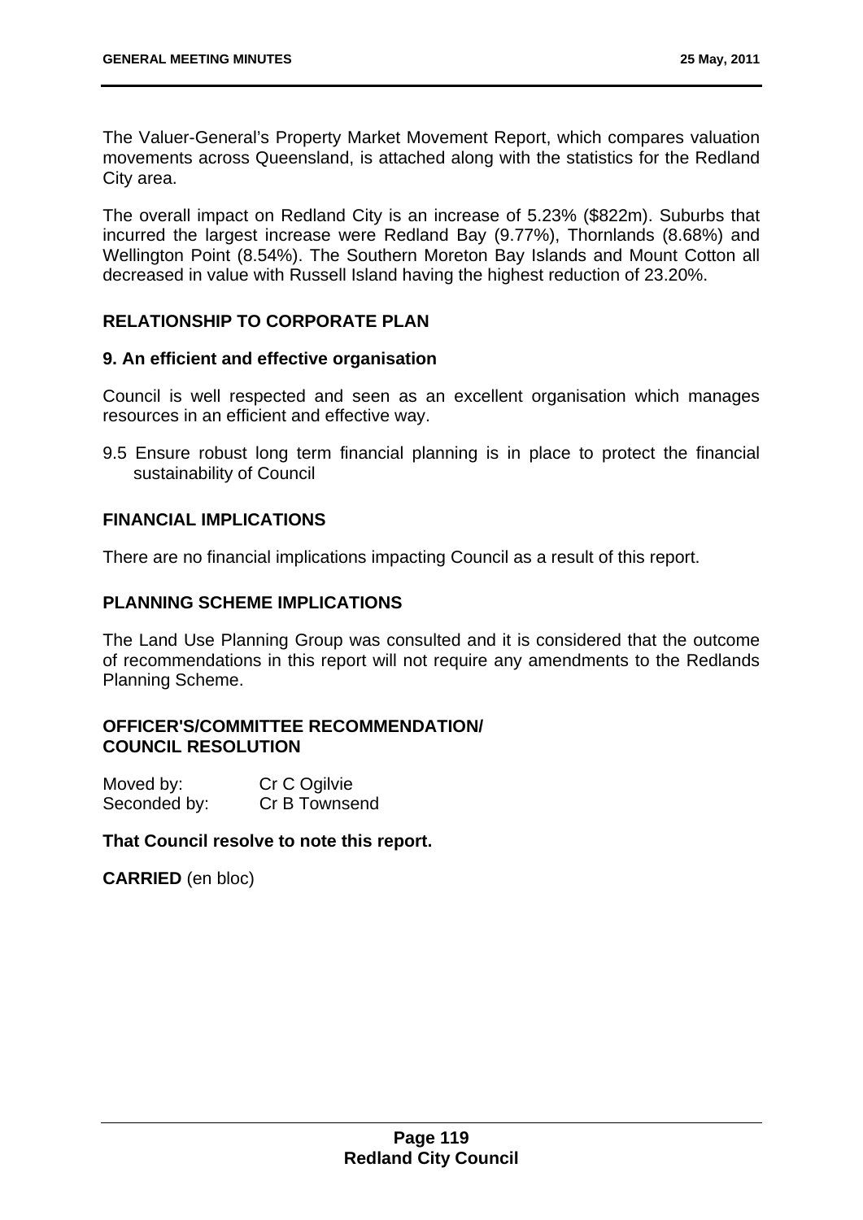The Valuer-General's Property Market Movement Report, which compares valuation movements across Queensland, is attached along with the statistics for the Redland City area.

The overall impact on Redland City is an increase of 5.23% ($822m). Suburbs that incurred the largest increase were Redland Bay (9.77%), Thornlands (8.68%) and Wellington Point (8.54%). The Southern Moreton Bay Islands and Mount Cotton all decreased in value with Russell Island having the highest reduction of 23.20%.

## RELATIONSHIP TO CORPORATE PLAN

### 9. An efficient and effective organisation

Council is well respected and seen as an excellent organisation which manages resources in an efficient and effective way.

9.5 Ensure robust long term financial planning is in place to protect the financial sustainability of Council

## FINANCIAL IMPLICATIONS

There are no financial implications impacting Council as a result of this report.

## PLANNING SCHEME IMPLICATIONS

The Land Use Planning Group was consulted and it is considered that the outcome of recommendations in this report will not require any amendments to the Redlands Planning Scheme.

## OFFICER'S/COMMITTEE RECOMMENDATION/ COUNCIL RESOLUTION

Moved by: Cr C Ogilvie
Seconded by: Cr B Townsend

**That Council resolve to note this report.**

**CARRIED** (en bloc)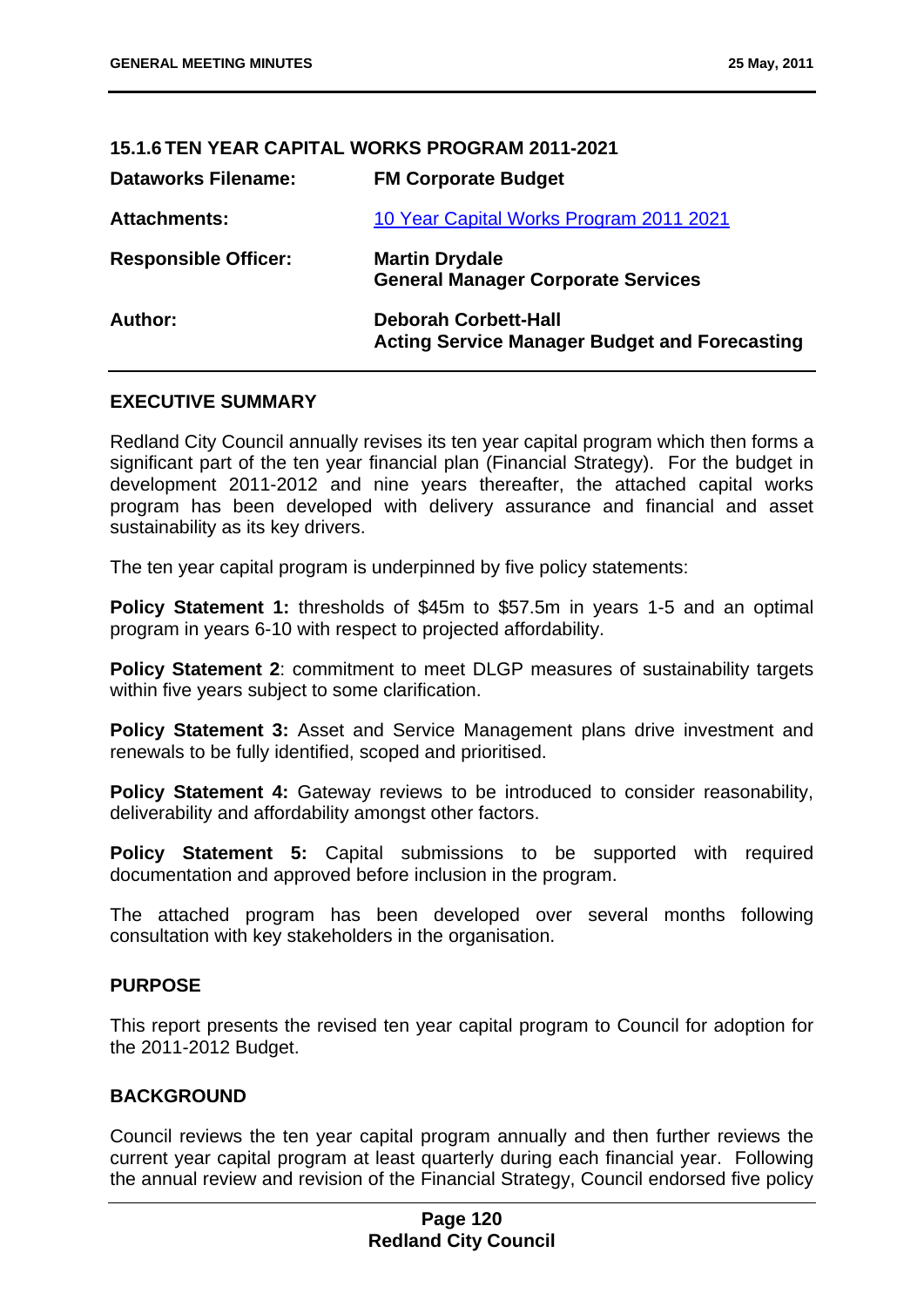### 15.1.6 TEN YEAR CAPITAL WORKS PROGRAM 2011-2021

| | |
|---|---|
| **Dataworks Filename:** | **FM Corporate Budget** |
| **Attachments:** | 10 Year Capital Works Program 2011 2021 |
| **Responsible Officer:** | **Martin Drydale**<br>**General Manager Corporate Services** |
| **Author:** | **Deborah Corbett-Hall**<br>**Acting Service Manager Budget and Forecasting** |

#### EXECUTIVE SUMMARY

Redland City Council annually revises its ten year capital program which then forms a significant part of the ten year financial plan (Financial Strategy). For the budget in development 2011-2012 and nine years thereafter, the attached capital works program has been developed with delivery assurance and financial and asset sustainability as its key drivers.

The ten year capital program is underpinned by five policy statements:

**Policy Statement 1:** thresholds of \$45m to \$57.5m in years 1-5 and an optimal program in years 6-10 with respect to projected affordability.

**Policy Statement 2**: commitment to meet DLGP measures of sustainability targets within five years subject to some clarification.

**Policy Statement 3:** Asset and Service Management plans drive investment and renewals to be fully identified, scoped and prioritised.

**Policy Statement 4:** Gateway reviews to be introduced to consider reasonability, deliverability and affordability amongst other factors.

**Policy Statement 5:** Capital submissions to be supported with required documentation and approved before inclusion in the program.

The attached program has been developed over several months following consultation with key stakeholders in the organisation.

#### PURPOSE

This report presents the revised ten year capital program to Council for adoption for the 2011-2012 Budget.

#### BACKGROUND

Council reviews the ten year capital program annually and then further reviews the current year capital program at least quarterly during each financial year. Following the annual review and revision of the Financial Strategy, Council endorsed five policy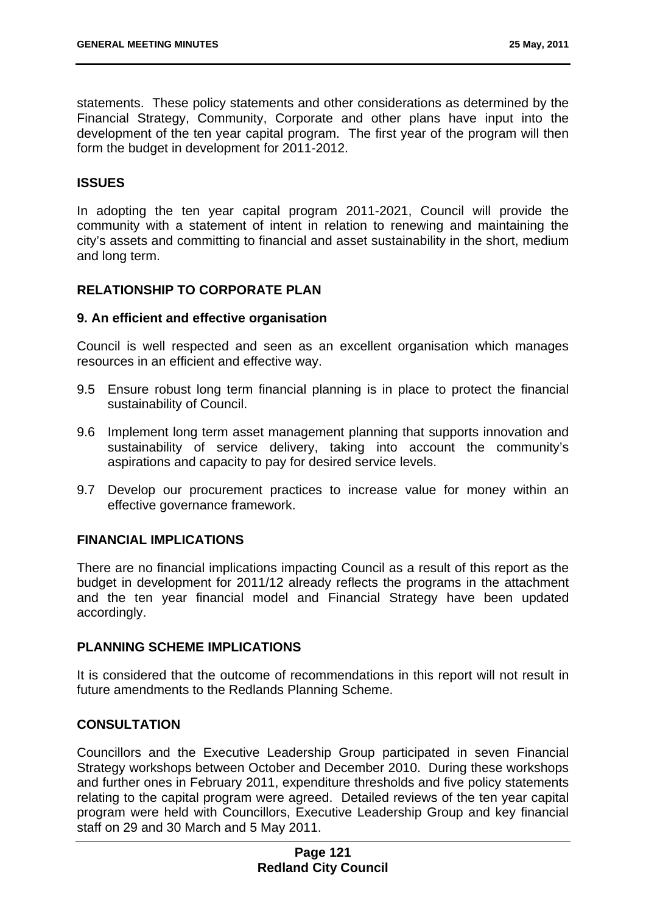statements. These policy statements and other considerations as determined by the Financial Strategy, Community, Corporate and other plans have input into the development of the ten year capital program. The first year of the program will then form the budget in development for 2011-2012.

## ISSUES

In adopting the ten year capital program 2011-2021, Council will provide the community with a statement of intent in relation to renewing and maintaining the city's assets and committing to financial and asset sustainability in the short, medium and long term.

## RELATIONSHIP TO CORPORATE PLAN

### 9. An efficient and effective organisation

Council is well respected and seen as an excellent organisation which manages resources in an efficient and effective way.

9.5 Ensure robust long term financial planning is in place to protect the financial sustainability of Council.

9.6 Implement long term asset management planning that supports innovation and sustainability of service delivery, taking into account the community's aspirations and capacity to pay for desired service levels.

9.7 Develop our procurement practices to increase value for money within an effective governance framework.

## FINANCIAL IMPLICATIONS

There are no financial implications impacting Council as a result of this report as the budget in development for 2011/12 already reflects the programs in the attachment and the ten year financial model and Financial Strategy have been updated accordingly.

## PLANNING SCHEME IMPLICATIONS

It is considered that the outcome of recommendations in this report will not result in future amendments to the Redlands Planning Scheme.

## CONSULTATION

Councillors and the Executive Leadership Group participated in seven Financial Strategy workshops between October and December 2010. During these workshops and further ones in February 2011, expenditure thresholds and five policy statements relating to the capital program were agreed. Detailed reviews of the ten year capital program were held with Councillors, Executive Leadership Group and key financial staff on 29 and 30 March and 5 May 2011.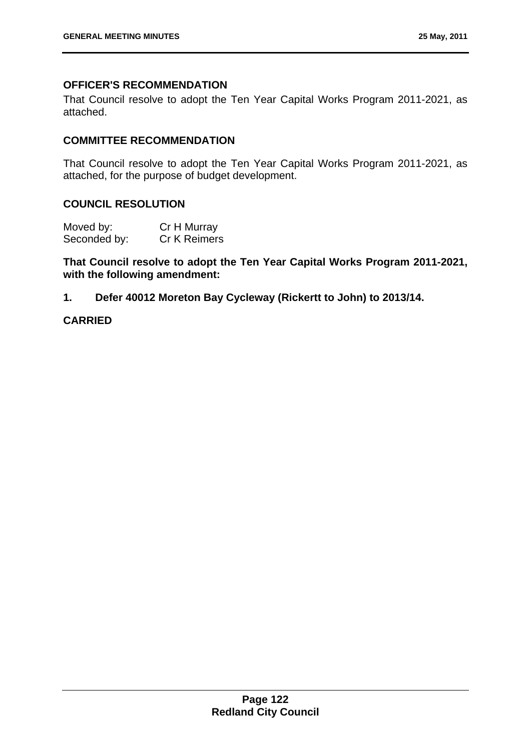### OFFICER'S RECOMMENDATION

That Council resolve to adopt the Ten Year Capital Works Program 2011-2021, as attached.

### COMMITTEE RECOMMENDATION

That Council resolve to adopt the Ten Year Capital Works Program 2011-2021, as attached, for the purpose of budget development.

### COUNCIL RESOLUTION

| Moved by: | Cr H Murray |
|---|---|
| Seconded by: | Cr K Reimers |

**That Council resolve to adopt the Ten Year Capital Works Program 2011-2021, with the following amendment:**

**1. Defer 40012 Moreton Bay Cycleway (Rickertt to John) to 2013/14.**

**CARRIED**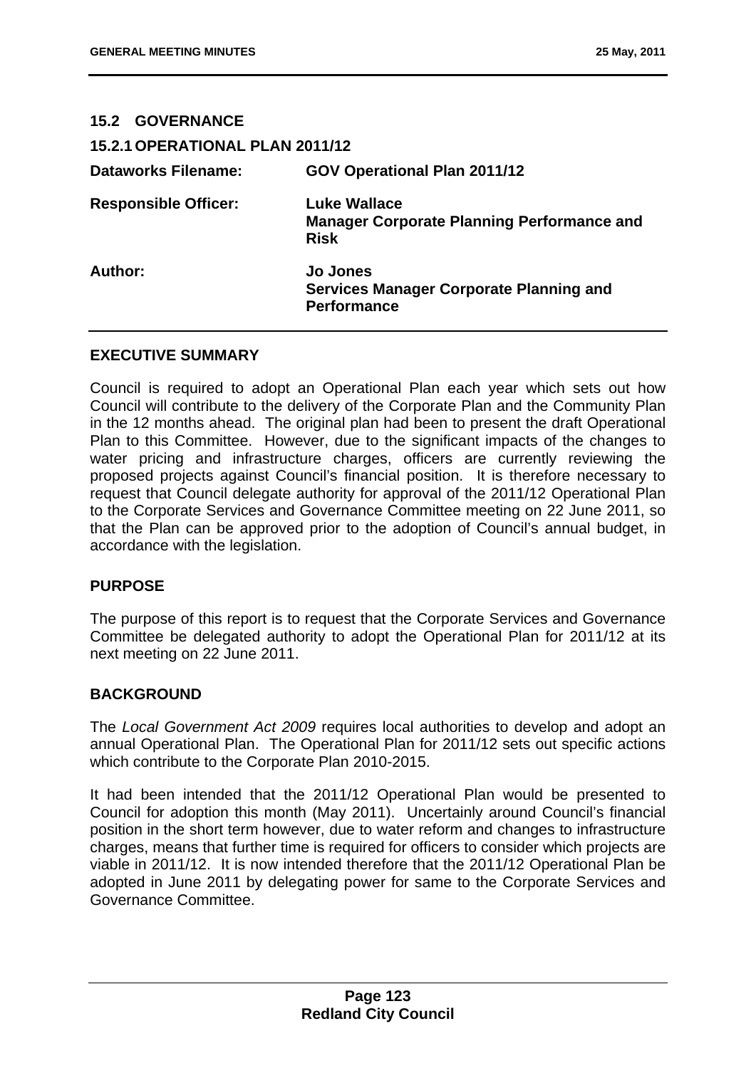## 15.2 GOVERNANCE

### 15.2.1 OPERATIONAL PLAN 2011/12

| | |
|---|---|
| **Dataworks Filename:** | **GOV Operational Plan 2011/12** |
| **Responsible Officer:** | **Luke Wallace**<br>**Manager Corporate Planning Performance and Risk** |
| **Author:** | **Jo Jones**<br>**Services Manager Corporate Planning and Performance** |

**EXECUTIVE SUMMARY**

Council is required to adopt an Operational Plan each year which sets out how Council will contribute to the delivery of the Corporate Plan and the Community Plan in the 12 months ahead. The original plan had been to present the draft Operational Plan to this Committee. However, due to the significant impacts of the changes to water pricing and infrastructure charges, officers are currently reviewing the proposed projects against Council's financial position. It is therefore necessary to request that Council delegate authority for approval of the 2011/12 Operational Plan to the Corporate Services and Governance Committee meeting on 22 June 2011, so that the Plan can be approved prior to the adoption of Council's annual budget, in accordance with the legislation.

**PURPOSE**

The purpose of this report is to request that the Corporate Services and Governance Committee be delegated authority to adopt the Operational Plan for 2011/12 at its next meeting on 22 June 2011.

**BACKGROUND**

The *Local Government Act 2009* requires local authorities to develop and adopt an annual Operational Plan. The Operational Plan for 2011/12 sets out specific actions which contribute to the Corporate Plan 2010-2015.

It had been intended that the 2011/12 Operational Plan would be presented to Council for adoption this month (May 2011). Uncertainly around Council's financial position in the short term however, due to water reform and changes to infrastructure charges, means that further time is required for officers to consider which projects are viable in 2011/12. It is now intended therefore that the 2011/12 Operational Plan be adopted in June 2011 by delegating power for same to the Corporate Services and Governance Committee.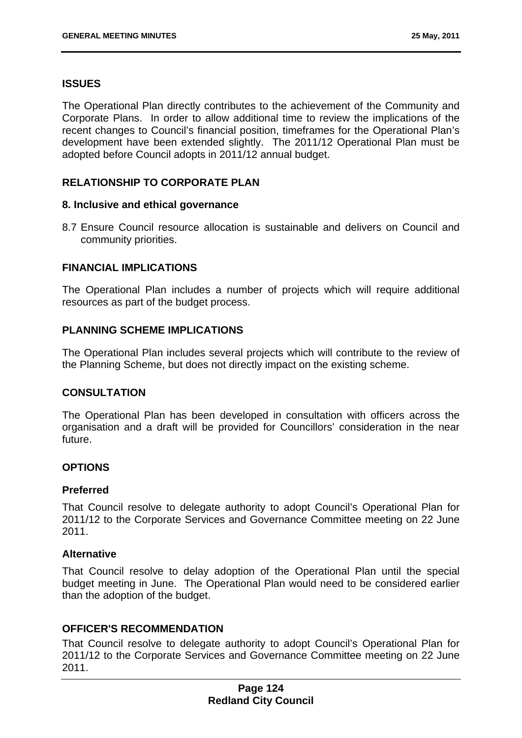## ISSUES

The Operational Plan directly contributes to the achievement of the Community and Corporate Plans. In order to allow additional time to review the implications of the recent changes to Council's financial position, timeframes for the Operational Plan's development have been extended slightly. The 2011/12 Operational Plan must be adopted before Council adopts in 2011/12 annual budget.

## RELATIONSHIP TO CORPORATE PLAN

### 8. Inclusive and ethical governance

8.7 Ensure Council resource allocation is sustainable and delivers on Council and community priorities.

## FINANCIAL IMPLICATIONS

The Operational Plan includes a number of projects which will require additional resources as part of the budget process.

## PLANNING SCHEME IMPLICATIONS

The Operational Plan includes several projects which will contribute to the review of the Planning Scheme, but does not directly impact on the existing scheme.

## CONSULTATION

The Operational Plan has been developed in consultation with officers across the organisation and a draft will be provided for Councillors' consideration in the near future.

## OPTIONS

### Preferred

That Council resolve to delegate authority to adopt Council's Operational Plan for 2011/12 to the Corporate Services and Governance Committee meeting on 22 June 2011.

### Alternative

That Council resolve to delay adoption of the Operational Plan until the special budget meeting in June. The Operational Plan would need to be considered earlier than the adoption of the budget.

## OFFICER'S RECOMMENDATION

That Council resolve to delegate authority to adopt Council's Operational Plan for 2011/12 to the Corporate Services and Governance Committee meeting on 22 June 2011.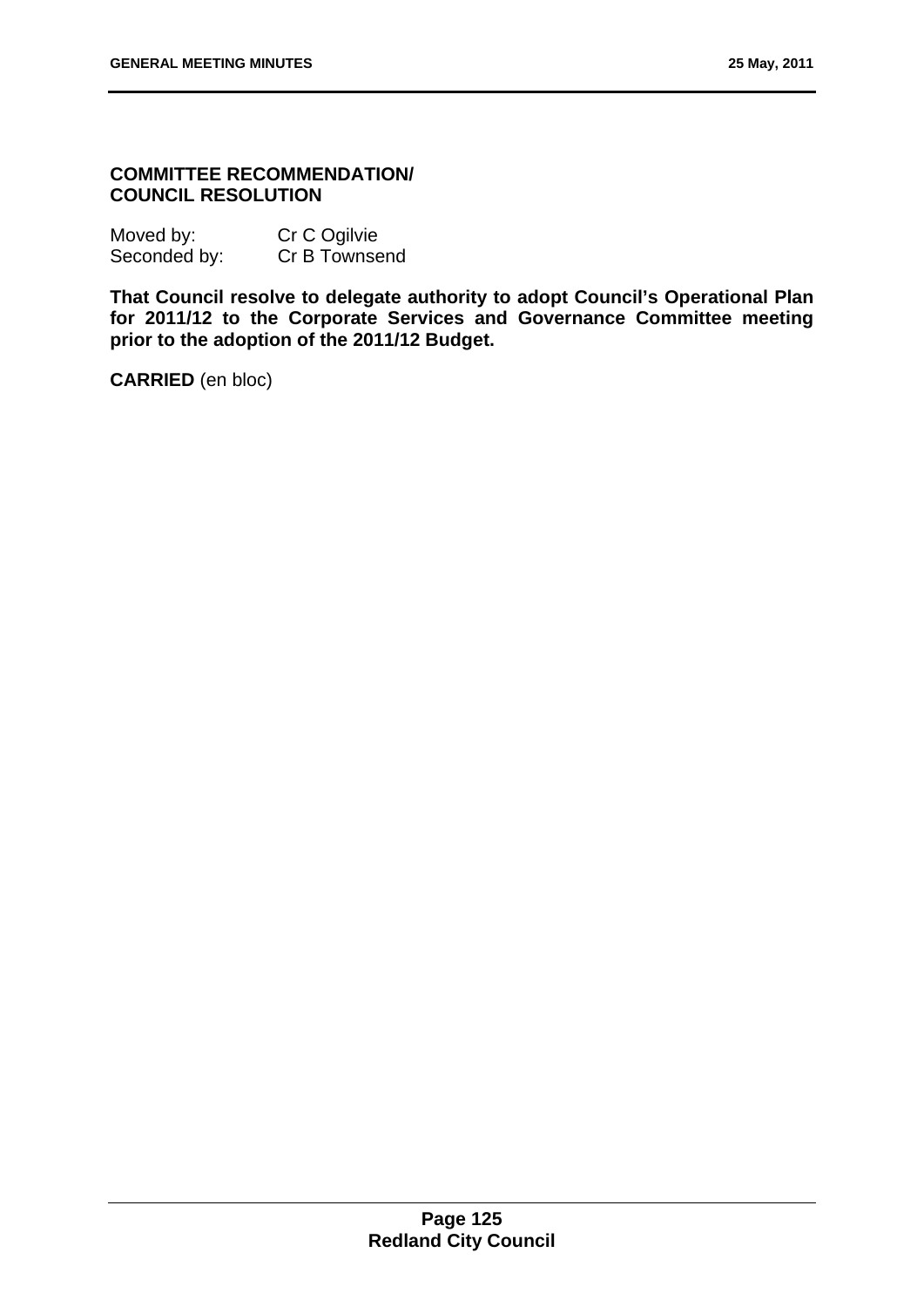**COMMITTEE RECOMMENDATION/
COUNCIL RESOLUTION**

Moved by: Cr C Ogilvie
Seconded by: Cr B Townsend

**That Council resolve to delegate authority to adopt Council's Operational Plan for 2011/12 to the Corporate Services and Governance Committee meeting prior to the adoption of the 2011/12 Budget.**

**CARRIED** (en bloc)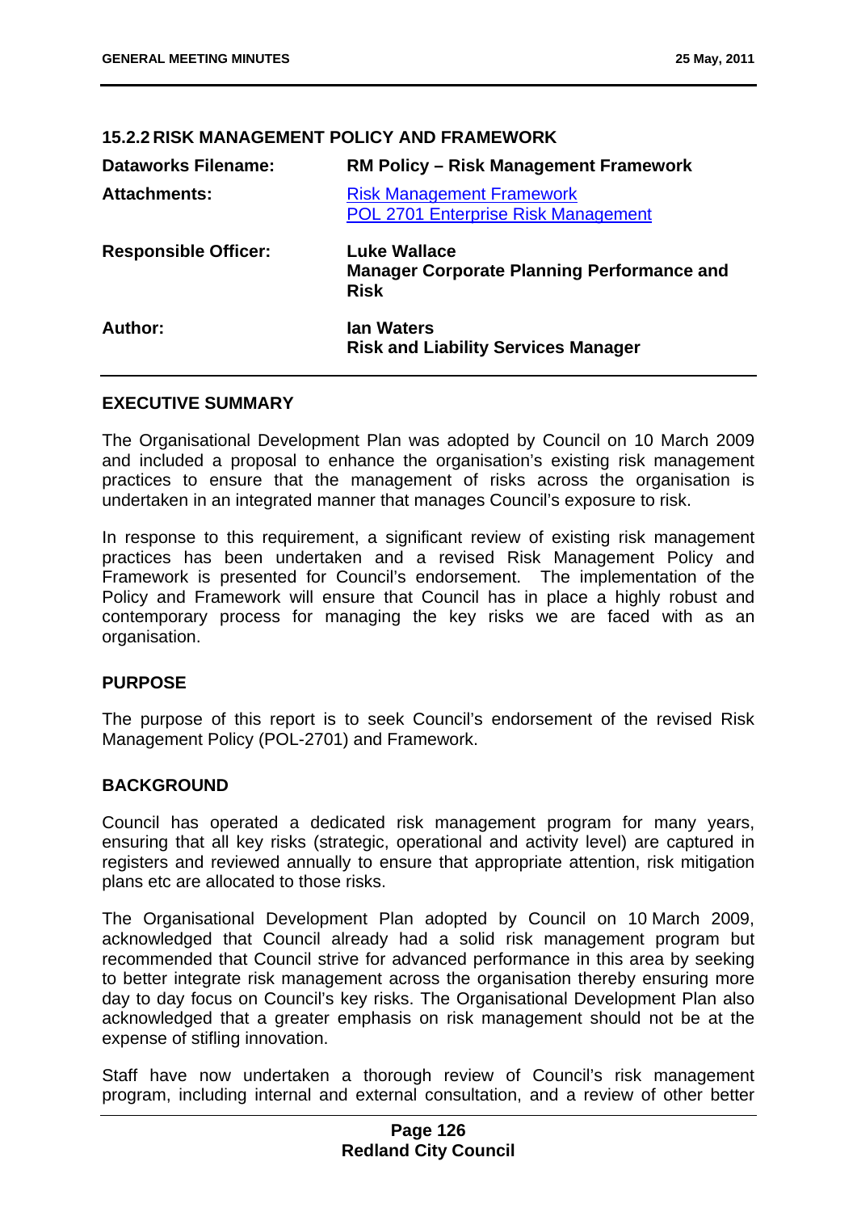### 15.2.2 RISK MANAGEMENT POLICY AND FRAMEWORK

| | |
|---|---|
| **Dataworks Filename:** | **RM Policy – Risk Management Framework** |
| **Attachments:** | Risk Management Framework<br>POL 2701 Enterprise Risk Management |
| **Responsible Officer:** | **Luke Wallace**<br>**Manager Corporate Planning Performance and Risk** |
| **Author:** | **Ian Waters**<br>**Risk and Liability Services Manager** |

**EXECUTIVE SUMMARY**

The Organisational Development Plan was adopted by Council on 10 March 2009 and included a proposal to enhance the organisation's existing risk management practices to ensure that the management of risks across the organisation is undertaken in an integrated manner that manages Council's exposure to risk.

In response to this requirement, a significant review of existing risk management practices has been undertaken and a revised Risk Management Policy and Framework is presented for Council's endorsement. The implementation of the Policy and Framework will ensure that Council has in place a highly robust and contemporary process for managing the key risks we are faced with as an organisation.

**PURPOSE**

The purpose of this report is to seek Council's endorsement of the revised Risk Management Policy (POL-2701) and Framework.

**BACKGROUND**

Council has operated a dedicated risk management program for many years, ensuring that all key risks (strategic, operational and activity level) are captured in registers and reviewed annually to ensure that appropriate attention, risk mitigation plans etc are allocated to those risks.

The Organisational Development Plan adopted by Council on 10 March 2009, acknowledged that Council already had a solid risk management program but recommended that Council strive for advanced performance in this area by seeking to better integrate risk management across the organisation thereby ensuring more day to day focus on Council's key risks. The Organisational Development Plan also acknowledged that a greater emphasis on risk management should not be at the expense of stifling innovation.

Staff have now undertaken a thorough review of Council's risk management program, including internal and external consultation, and a review of other better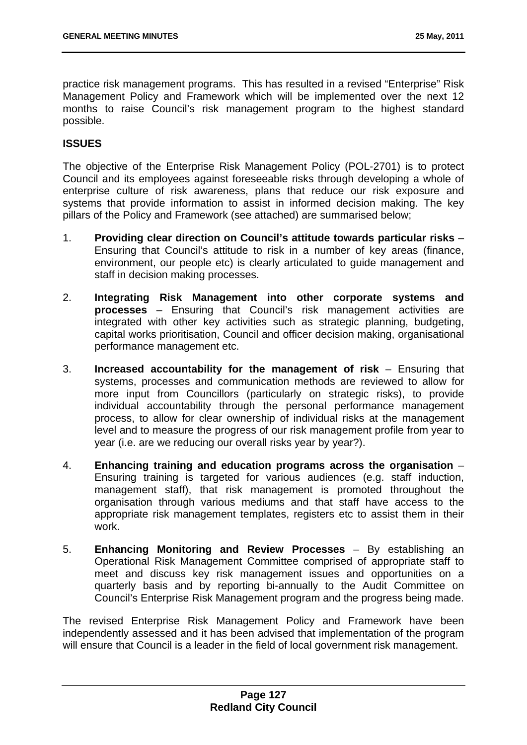practice risk management programs. This has resulted in a revised "Enterprise" Risk Management Policy and Framework which will be implemented over the next 12 months to raise Council's risk management program to the highest standard possible.

## ISSUES

The objective of the Enterprise Risk Management Policy (POL-2701) is to protect Council and its employees against foreseeable risks through developing a whole of enterprise culture of risk awareness, plans that reduce our risk exposure and systems that provide information to assist in informed decision making. The key pillars of the Policy and Framework (see attached) are summarised below;

1. **Providing clear direction on Council's attitude towards particular risks** – Ensuring that Council's attitude to risk in a number of key areas (finance, environment, our people etc) is clearly articulated to guide management and staff in decision making processes.

2. **Integrating Risk Management into other corporate systems and processes** – Ensuring that Council's risk management activities are integrated with other key activities such as strategic planning, budgeting, capital works prioritisation, Council and officer decision making, organisational performance management etc.

3. **Increased accountability for the management of risk** – Ensuring that systems, processes and communication methods are reviewed to allow for more input from Councillors (particularly on strategic risks), to provide individual accountability through the personal performance management process, to allow for clear ownership of individual risks at the management level and to measure the progress of our risk management profile from year to year (i.e. are we reducing our overall risks year by year?).

4. **Enhancing training and education programs across the organisation** – Ensuring training is targeted for various audiences (e.g. staff induction, management staff), that risk management is promoted throughout the organisation through various mediums and that staff have access to the appropriate risk management templates, registers etc to assist them in their work.

5. **Enhancing Monitoring and Review Processes** – By establishing an Operational Risk Management Committee comprised of appropriate staff to meet and discuss key risk management issues and opportunities on a quarterly basis and by reporting bi-annually to the Audit Committee on Council's Enterprise Risk Management program and the progress being made.

The revised Enterprise Risk Management Policy and Framework have been independently assessed and it has been advised that implementation of the program will ensure that Council is a leader in the field of local government risk management.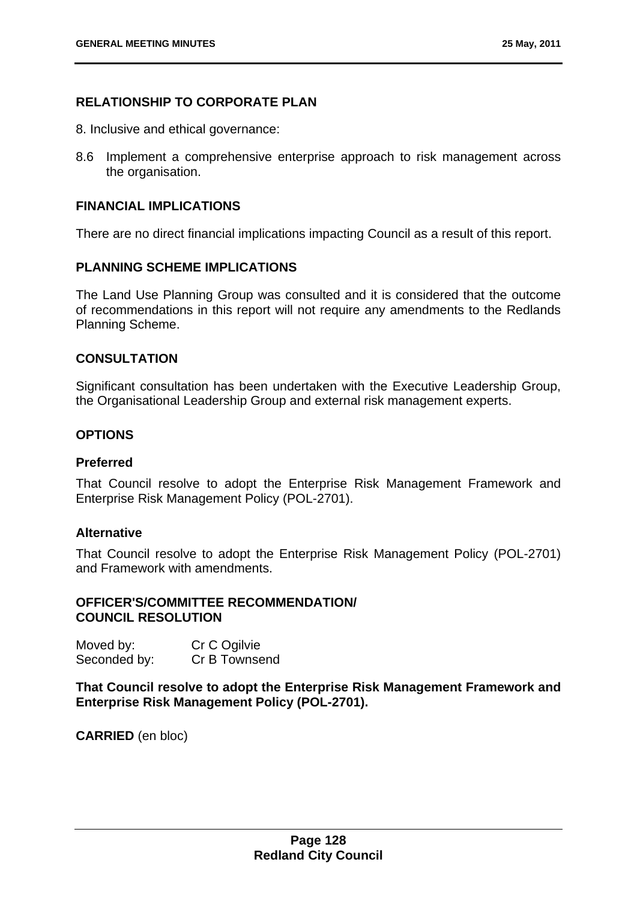## RELATIONSHIP TO CORPORATE PLAN

8. Inclusive and ethical governance:

8.6 Implement a comprehensive enterprise approach to risk management across the organisation.

## FINANCIAL IMPLICATIONS

There are no direct financial implications impacting Council as a result of this report.

## PLANNING SCHEME IMPLICATIONS

The Land Use Planning Group was consulted and it is considered that the outcome of recommendations in this report will not require any amendments to the Redlands Planning Scheme.

## CONSULTATION

Significant consultation has been undertaken with the Executive Leadership Group, the Organisational Leadership Group and external risk management experts.

## OPTIONS

### Preferred

That Council resolve to adopt the Enterprise Risk Management Framework and Enterprise Risk Management Policy (POL-2701).

### Alternative

That Council resolve to adopt the Enterprise Risk Management Policy (POL-2701) and Framework with amendments.

## OFFICER'S/COMMITTEE RECOMMENDATION/ COUNCIL RESOLUTION

Moved by: Cr C Ogilvie
Seconded by: Cr B Townsend

**That Council resolve to adopt the Enterprise Risk Management Framework and Enterprise Risk Management Policy (POL-2701).**

**CARRIED** (en bloc)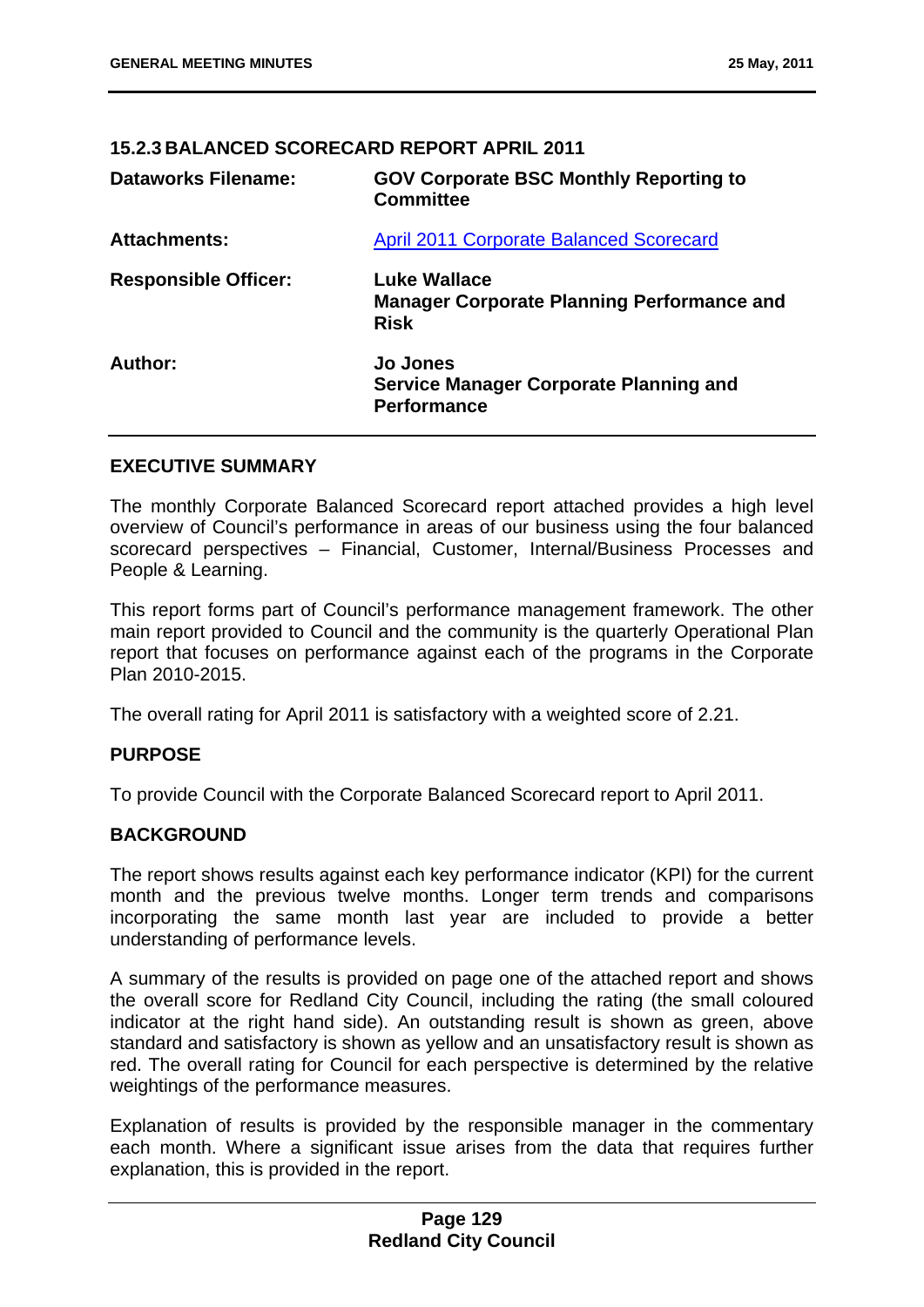### 15.2.3 BALANCED SCORECARD REPORT APRIL 2011

| | |
|---|---|
| **Dataworks Filename:** | **GOV Corporate BSC Monthly Reporting to Committee** |
| **Attachments:** | April 2011 Corporate Balanced Scorecard |
| **Responsible Officer:** | **Luke Wallace**<br>**Manager Corporate Planning Performance and Risk** |
| **Author:** | **Jo Jones**<br>**Service Manager Corporate Planning and Performance** |

#### EXECUTIVE SUMMARY

The monthly Corporate Balanced Scorecard report attached provides a high level overview of Council's performance in areas of our business using the four balanced scorecard perspectives – Financial, Customer, Internal/Business Processes and People & Learning.

This report forms part of Council's performance management framework. The other main report provided to Council and the community is the quarterly Operational Plan report that focuses on performance against each of the programs in the Corporate Plan 2010-2015.

The overall rating for April 2011 is satisfactory with a weighted score of 2.21.

#### PURPOSE

To provide Council with the Corporate Balanced Scorecard report to April 2011.

#### BACKGROUND

The report shows results against each key performance indicator (KPI) for the current month and the previous twelve months. Longer term trends and comparisons incorporating the same month last year are included to provide a better understanding of performance levels.

A summary of the results is provided on page one of the attached report and shows the overall score for Redland City Council, including the rating (the small coloured indicator at the right hand side). An outstanding result is shown as green, above standard and satisfactory is shown as yellow and an unsatisfactory result is shown as red. The overall rating for Council for each perspective is determined by the relative weightings of the performance measures.

Explanation of results is provided by the responsible manager in the commentary each month. Where a significant issue arises from the data that requires further explanation, this is provided in the report.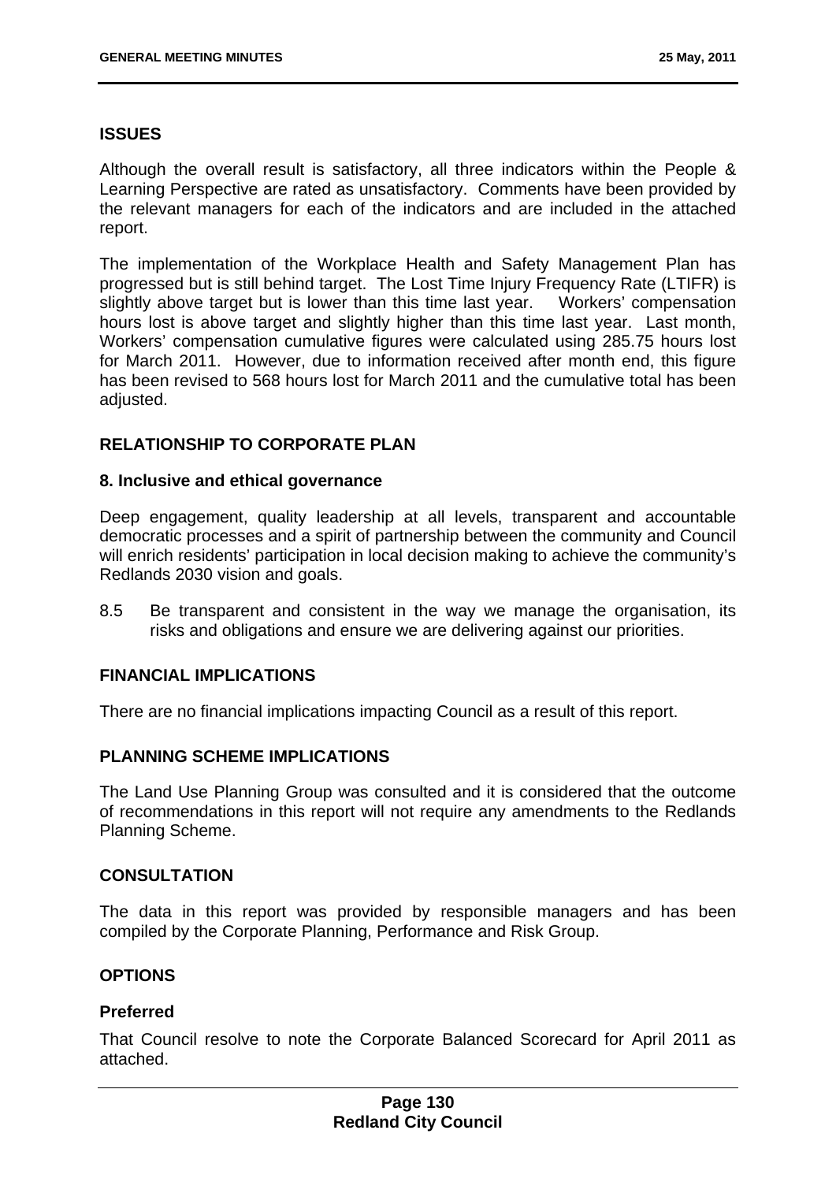## ISSUES

Although the overall result is satisfactory, all three indicators within the People & Learning Perspective are rated as unsatisfactory. Comments have been provided by the relevant managers for each of the indicators and are included in the attached report.

The implementation of the Workplace Health and Safety Management Plan has progressed but is still behind target. The Lost Time Injury Frequency Rate (LTIFR) is slightly above target but is lower than this time last year. Workers' compensation hours lost is above target and slightly higher than this time last year. Last month, Workers' compensation cumulative figures were calculated using 285.75 hours lost for March 2011. However, due to information received after month end, this figure has been revised to 568 hours lost for March 2011 and the cumulative total has been adjusted.

## RELATIONSHIP TO CORPORATE PLAN

### 8. Inclusive and ethical governance

Deep engagement, quality leadership at all levels, transparent and accountable democratic processes and a spirit of partnership between the community and Council will enrich residents' participation in local decision making to achieve the community's Redlands 2030 vision and goals.

8.5 Be transparent and consistent in the way we manage the organisation, its risks and obligations and ensure we are delivering against our priorities.

## FINANCIAL IMPLICATIONS

There are no financial implications impacting Council as a result of this report.

## PLANNING SCHEME IMPLICATIONS

The Land Use Planning Group was consulted and it is considered that the outcome of recommendations in this report will not require any amendments to the Redlands Planning Scheme.

## CONSULTATION

The data in this report was provided by responsible managers and has been compiled by the Corporate Planning, Performance and Risk Group.

## OPTIONS

### Preferred

That Council resolve to note the Corporate Balanced Scorecard for April 2011 as attached.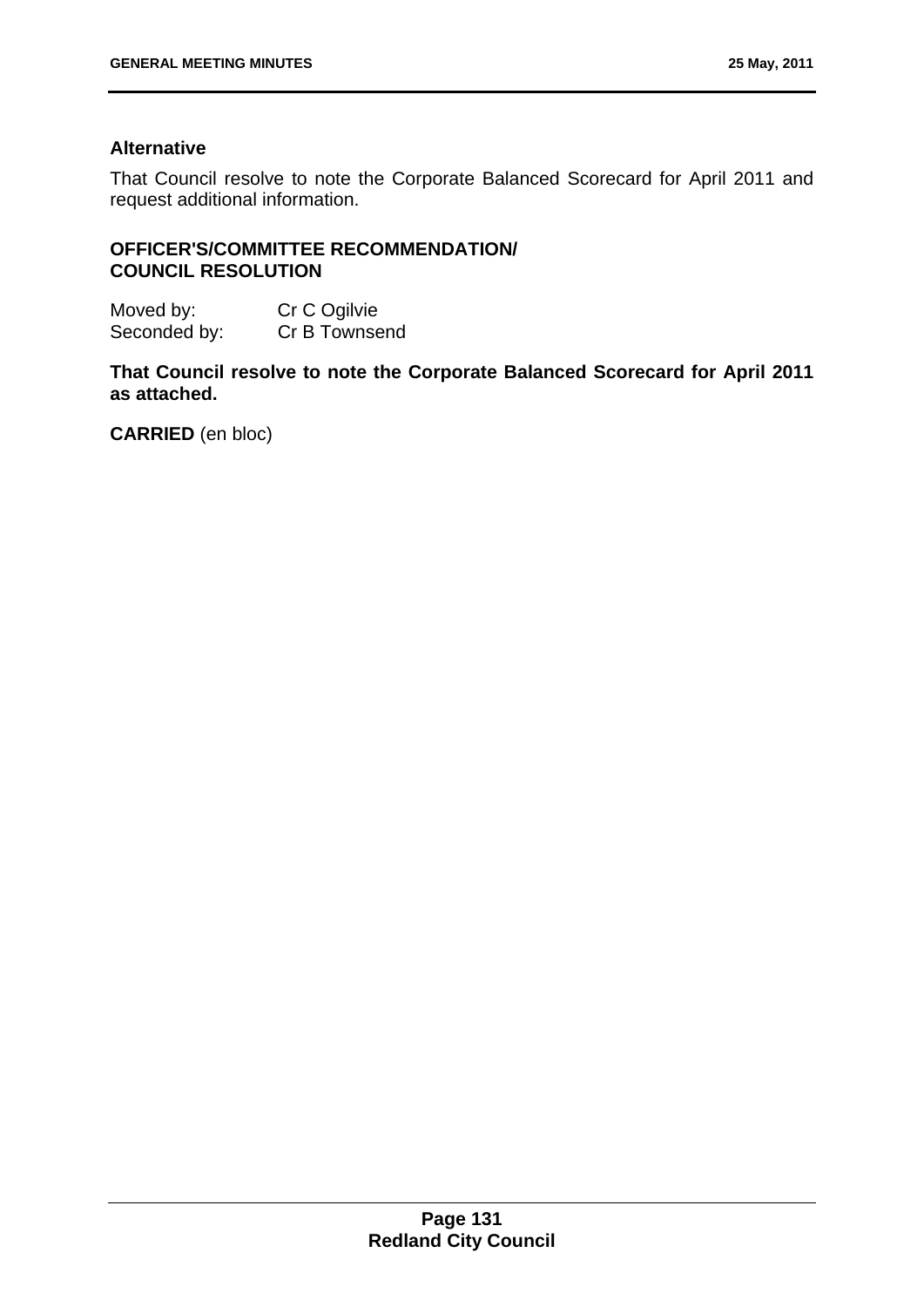### Alternative

That Council resolve to note the Corporate Balanced Scorecard for April 2011 and request additional information.

### OFFICER'S/COMMITTEE RECOMMENDATION/ COUNCIL RESOLUTION

Moved by: Cr C Ogilvie
Seconded by: Cr B Townsend

**That Council resolve to note the Corporate Balanced Scorecard for April 2011 as attached.**

**CARRIED** (en bloc)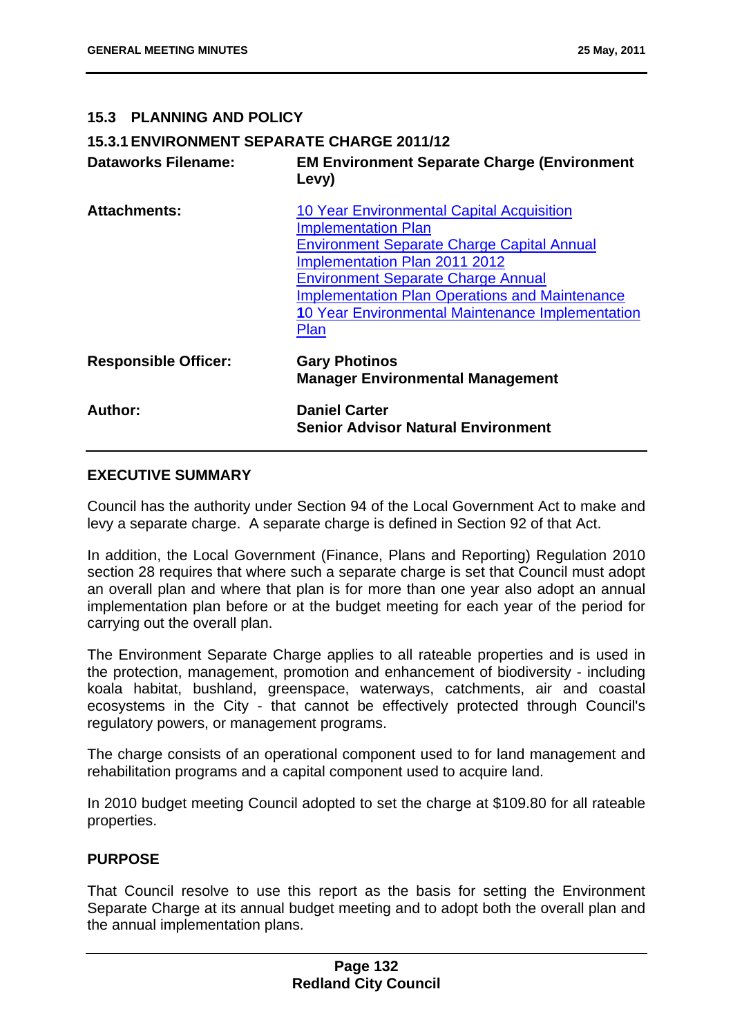## 15.3 PLANNING AND POLICY

### 15.3.1 ENVIRONMENT SEPARATE CHARGE 2011/12

| | |
|---|---|
| **Dataworks Filename:** | **EM Environment Separate Charge (Environment Levy)** |
| **Attachments:** | 10 Year Environmental Capital Acquisition Implementation Plan<br>Environment Separate Charge Capital Annual Implementation Plan 2011 2012<br>Environment Separate Charge Annual Implementation Plan Operations and Maintenance<br>10 Year Environmental Maintenance Implementation Plan |
| **Responsible Officer:** | **Gary Photinos**<br>**Manager Environmental Management** |
| **Author:** | **Daniel Carter**<br>**Senior Advisor Natural Environment** |

### EXECUTIVE SUMMARY

Council has the authority under Section 94 of the Local Government Act to make and levy a separate charge. A separate charge is defined in Section 92 of that Act.

In addition, the Local Government (Finance, Plans and Reporting) Regulation 2010 section 28 requires that where such a separate charge is set that Council must adopt an overall plan and where that plan is for more than one year also adopt an annual implementation plan before or at the budget meeting for each year of the period for carrying out the overall plan.

The Environment Separate Charge applies to all rateable properties and is used in the protection, management, promotion and enhancement of biodiversity - including koala habitat, bushland, greenspace, waterways, catchments, air and coastal ecosystems in the City - that cannot be effectively protected through Council's regulatory powers, or management programs.

The charge consists of an operational component used to for land management and rehabilitation programs and a capital component used to acquire land.

In 2010 budget meeting Council adopted to set the charge at $109.80 for all rateable properties.

### PURPOSE

That Council resolve to use this report as the basis for setting the Environment Separate Charge at its annual budget meeting and to adopt both the overall plan and the annual implementation plans.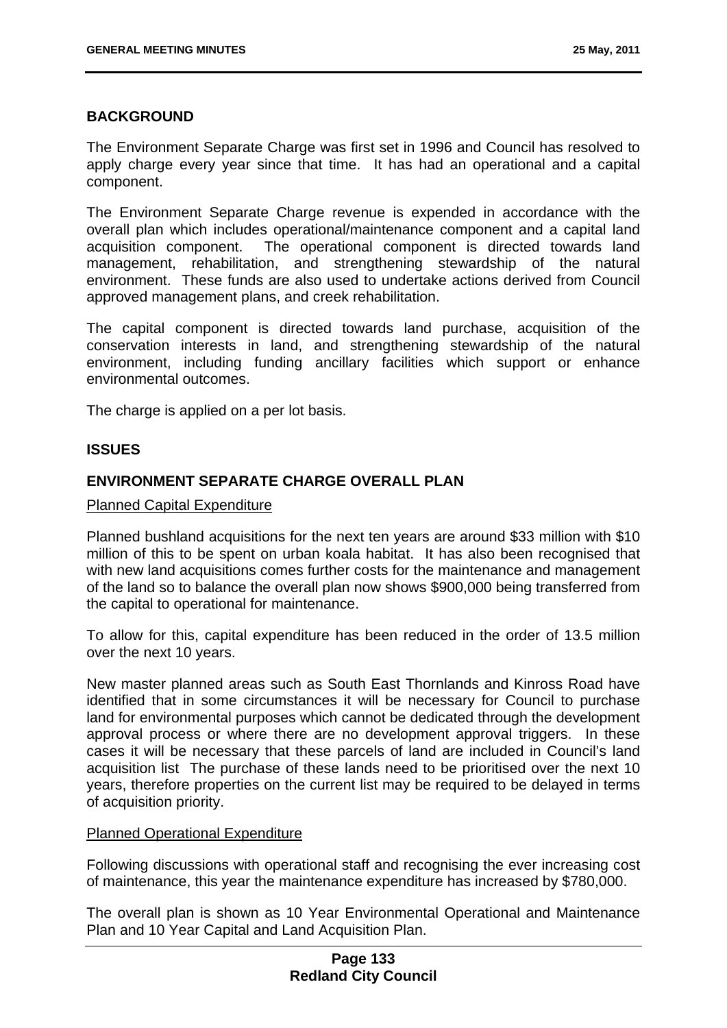## BACKGROUND

The Environment Separate Charge was first set in 1996 and Council has resolved to apply charge every year since that time. It has had an operational and a capital component.

The Environment Separate Charge revenue is expended in accordance with the overall plan which includes operational/maintenance component and a capital land acquisition component. The operational component is directed towards land management, rehabilitation, and strengthening stewardship of the natural environment. These funds are also used to undertake actions derived from Council approved management plans, and creek rehabilitation.

The capital component is directed towards land purchase, acquisition of the conservation interests in land, and strengthening stewardship of the natural environment, including funding ancillary facilities which support or enhance environmental outcomes.

The charge is applied on a per lot basis.

## ISSUES

### ENVIRONMENT SEPARATE CHARGE OVERALL PLAN

<u>Planned Capital Expenditure</u>

Planned bushland acquisitions for the next ten years are around $33 million with $10 million of this to be spent on urban koala habitat. It has also been recognised that with new land acquisitions comes further costs for the maintenance and management of the land so to balance the overall plan now shows $900,000 being transferred from the capital to operational for maintenance.

To allow for this, capital expenditure has been reduced in the order of 13.5 million over the next 10 years.

New master planned areas such as South East Thornlands and Kinross Road have identified that in some circumstances it will be necessary for Council to purchase land for environmental purposes which cannot be dedicated through the development approval process or where there are no development approval triggers. In these cases it will be necessary that these parcels of land are included in Council's land acquisition list The purchase of these lands need to be prioritised over the next 10 years, therefore properties on the current list may be required to be delayed in terms of acquisition priority.

<u>Planned Operational Expenditure</u>

Following discussions with operational staff and recognising the ever increasing cost of maintenance, this year the maintenance expenditure has increased by $780,000.

The overall plan is shown as 10 Year Environmental Operational and Maintenance Plan and 10 Year Capital and Land Acquisition Plan.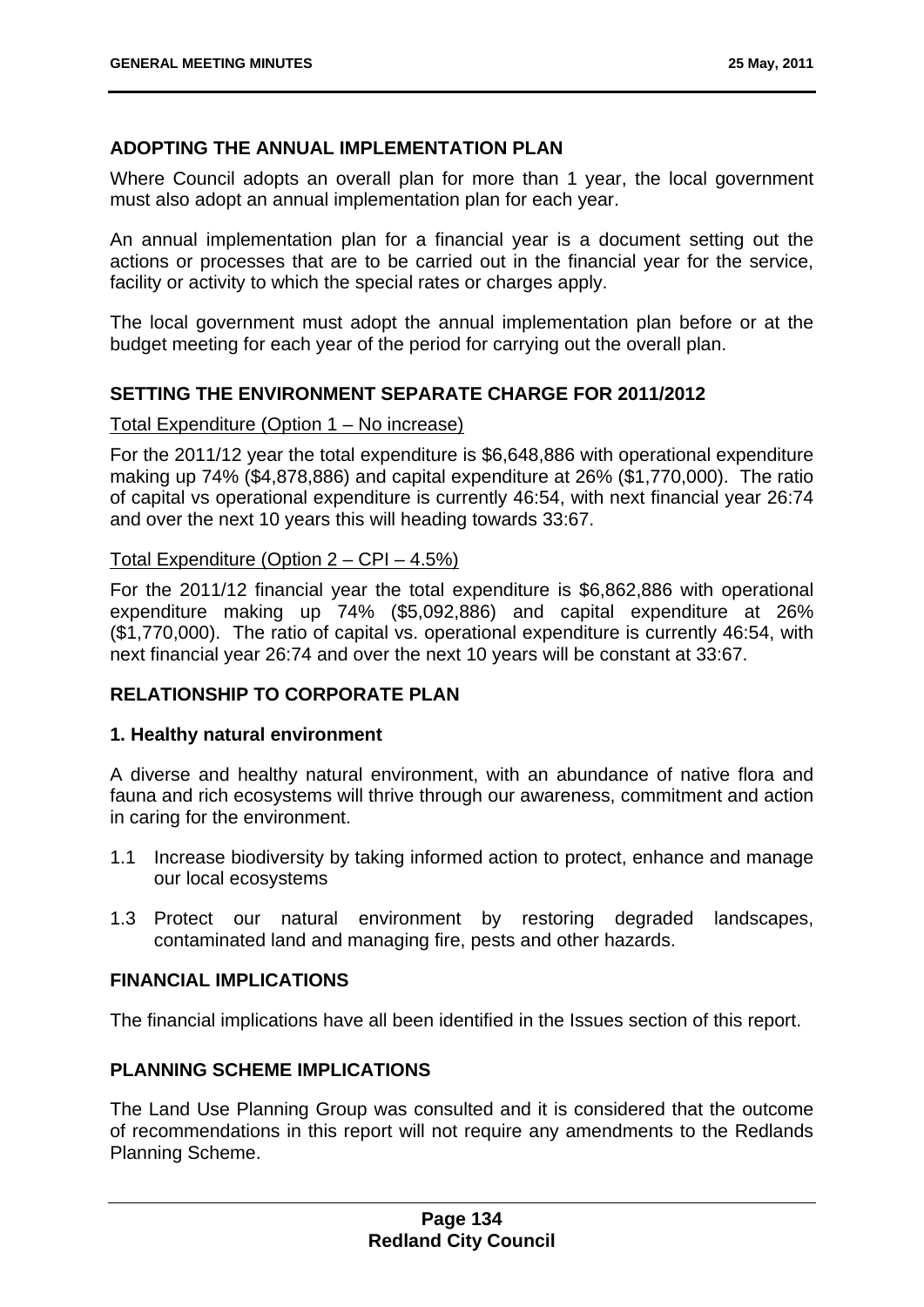## ADOPTING THE ANNUAL IMPLEMENTATION PLAN

Where Council adopts an overall plan for more than 1 year, the local government must also adopt an annual implementation plan for each year.

An annual implementation plan for a financial year is a document setting out the actions or processes that are to be carried out in the financial year for the service, facility or activity to which the special rates or charges apply.

The local government must adopt the annual implementation plan before or at the budget meeting for each year of the period for carrying out the overall plan.

## SETTING THE ENVIRONMENT SEPARATE CHARGE FOR 2011/2012

<u>Total Expenditure (Option 1 – No increase)</u>

For the 2011/12 year the total expenditure is $6,648,886 with operational expenditure making up 74% ($4,878,886) and capital expenditure at 26% ($1,770,000). The ratio of capital vs operational expenditure is currently 46:54, with next financial year 26:74 and over the next 10 years this will heading towards 33:67.

<u>Total Expenditure (Option 2 – CPI – 4.5%)</u>

For the 2011/12 financial year the total expenditure is $6,862,886 with operational expenditure making up 74% ($5,092,886) and capital expenditure at 26% ($1,770,000). The ratio of capital vs. operational expenditure is currently 46:54, with next financial year 26:74 and over the next 10 years will be constant at 33:67.

## RELATIONSHIP TO CORPORATE PLAN

### 1. Healthy natural environment

A diverse and healthy natural environment, with an abundance of native flora and fauna and rich ecosystems will thrive through our awareness, commitment and action in caring for the environment.

1.1 Increase biodiversity by taking informed action to protect, enhance and manage our local ecosystems

1.3 Protect our natural environment by restoring degraded landscapes, contaminated land and managing fire, pests and other hazards.

## FINANCIAL IMPLICATIONS

The financial implications have all been identified in the Issues section of this report.

## PLANNING SCHEME IMPLICATIONS

The Land Use Planning Group was consulted and it is considered that the outcome of recommendations in this report will not require any amendments to the Redlands Planning Scheme.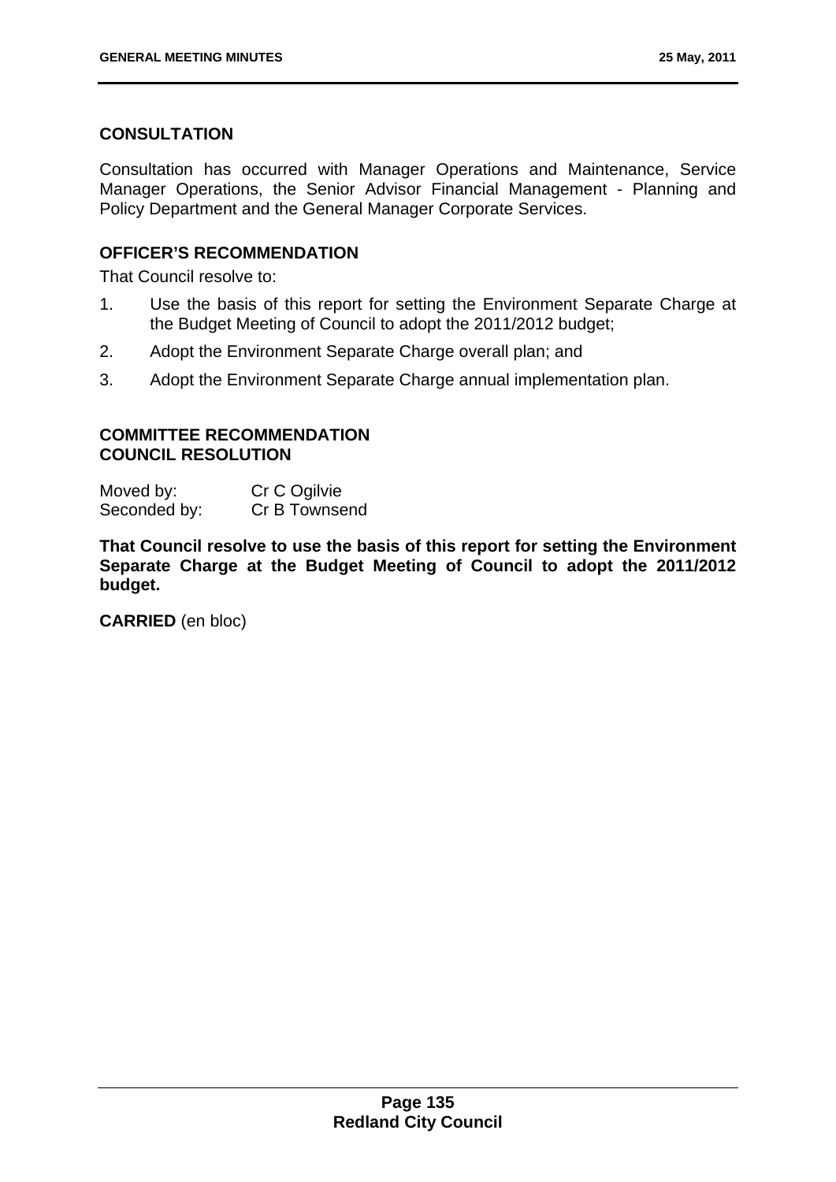## CONSULTATION

Consultation has occurred with Manager Operations and Maintenance, Service Manager Operations, the Senior Advisor Financial Management - Planning and Policy Department and the General Manager Corporate Services.

## OFFICER'S RECOMMENDATION

That Council resolve to:

1. Use the basis of this report for setting the Environment Separate Charge at the Budget Meeting of Council to adopt the 2011/2012 budget;
2. Adopt the Environment Separate Charge overall plan; and
3. Adopt the Environment Separate Charge annual implementation plan.

## COMMITTEE RECOMMENDATION
## COUNCIL RESOLUTION

Moved by: Cr C Ogilvie
Seconded by: Cr B Townsend

**That Council resolve to use the basis of this report for setting the Environment Separate Charge at the Budget Meeting of Council to adopt the 2011/2012 budget.**

**CARRIED** (en bloc)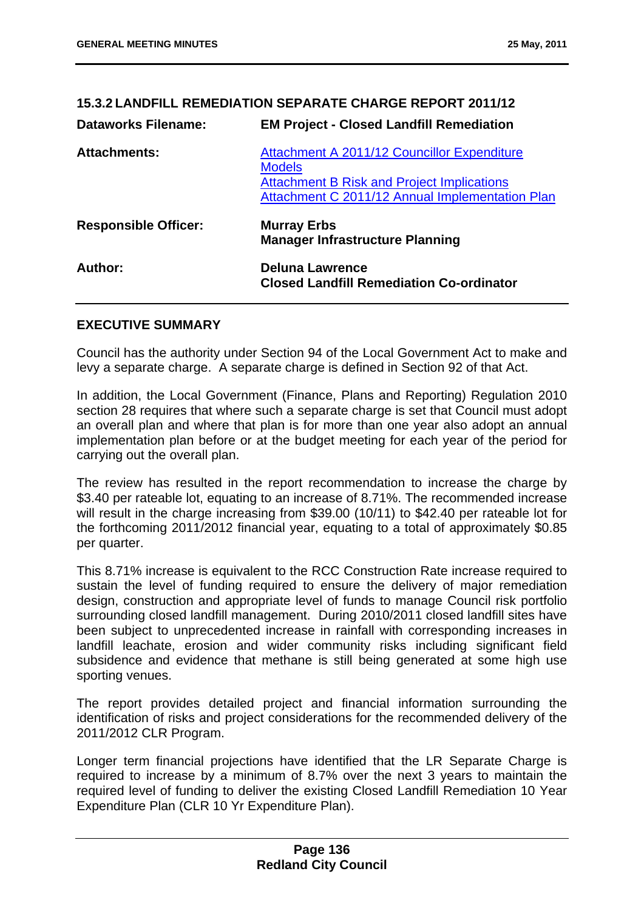### 15.3.2 LANDFILL REMEDIATION SEPARATE CHARGE REPORT 2011/12

| | |
|---|---|
| **Dataworks Filename:** | **EM Project - Closed Landfill Remediation** |
| **Attachments:** | Attachment A 2011/12 Councillor Expenditure Models<br>Attachment B Risk and Project Implications<br>Attachment C 2011/12 Annual Implementation Plan |
| **Responsible Officer:** | **Murray Erbs**<br>**Manager Infrastructure Planning** |
| **Author:** | **Deluna Lawrence**<br>**Closed Landfill Remediation Co-ordinator** |

#### EXECUTIVE SUMMARY

Council has the authority under Section 94 of the Local Government Act to make and levy a separate charge. A separate charge is defined in Section 92 of that Act.

In addition, the Local Government (Finance, Plans and Reporting) Regulation 2010 section 28 requires that where such a separate charge is set that Council must adopt an overall plan and where that plan is for more than one year also adopt an annual implementation plan before or at the budget meeting for each year of the period for carrying out the overall plan.

The review has resulted in the report recommendation to increase the charge by $3.40 per rateable lot, equating to an increase of 8.71%. The recommended increase will result in the charge increasing from $39.00 (10/11) to $42.40 per rateable lot for the forthcoming 2011/2012 financial year, equating to a total of approximately $0.85 per quarter.

This 8.71% increase is equivalent to the RCC Construction Rate increase required to sustain the level of funding required to ensure the delivery of major remediation design, construction and appropriate level of funds to manage Council risk portfolio surrounding closed landfill management. During 2010/2011 closed landfill sites have been subject to unprecedented increase in rainfall with corresponding increases in landfill leachate, erosion and wider community risks including significant field subsidence and evidence that methane is still being generated at some high use sporting venues.

The report provides detailed project and financial information surrounding the identification of risks and project considerations for the recommended delivery of the 2011/2012 CLR Program.

Longer term financial projections have identified that the LR Separate Charge is required to increase by a minimum of 8.7% over the next 3 years to maintain the required level of funding to deliver the existing Closed Landfill Remediation 10 Year Expenditure Plan (CLR 10 Yr Expenditure Plan).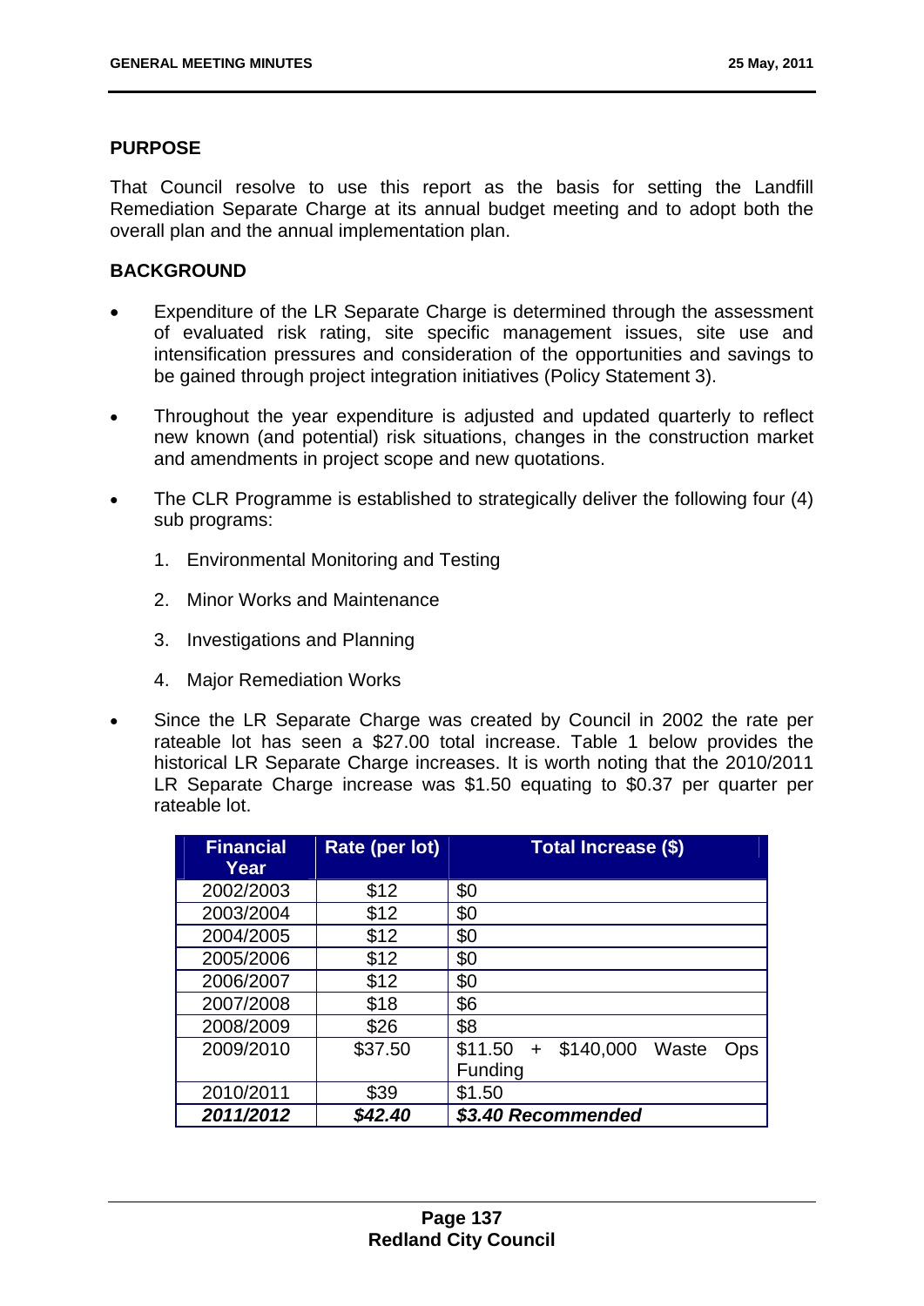## PURPOSE

That Council resolve to use this report as the basis for setting the Landfill Remediation Separate Charge at its annual budget meeting and to adopt both the overall plan and the annual implementation plan.

## BACKGROUND

- Expenditure of the LR Separate Charge is determined through the assessment of evaluated risk rating, site specific management issues, site use and intensification pressures and consideration of the opportunities and savings to be gained through project integration initiatives (Policy Statement 3).

- Throughout the year expenditure is adjusted and updated quarterly to reflect new known (and potential) risk situations, changes in the construction market and amendments in project scope and new quotations.

- The CLR Programme is established to strategically deliver the following four (4) sub programs:

  1. Environmental Monitoring and Testing
  2. Minor Works and Maintenance
  3. Investigations and Planning
  4. Major Remediation Works

- Since the LR Separate Charge was created by Council in 2002 the rate per rateable lot has seen a $27.00 total increase. Table 1 below provides the historical LR Separate Charge increases. It is worth noting that the 2010/2011 LR Separate Charge increase was $1.50 equating to $0.37 per quarter per rateable lot.

| Financial Year | Rate (per lot) | Total Increase ($) |
|---|---|---|
| 2002/2003 | $12 | $0 |
| 2003/2004 | $12 | $0 |
| 2004/2005 | $12 | $0 |
| 2005/2006 | $12 | $0 |
| 2006/2007 | $12 | $0 |
| 2007/2008 | $18 | $6 |
| 2008/2009 | $26 | $8 |
| 2009/2010 | $37.50 | $11.50 + $140,000 Waste Ops Funding |
| 2010/2011 | $39 | $1.50 |
| ***2011/2012*** | ***$42.40*** | ***$3.40 Recommended*** |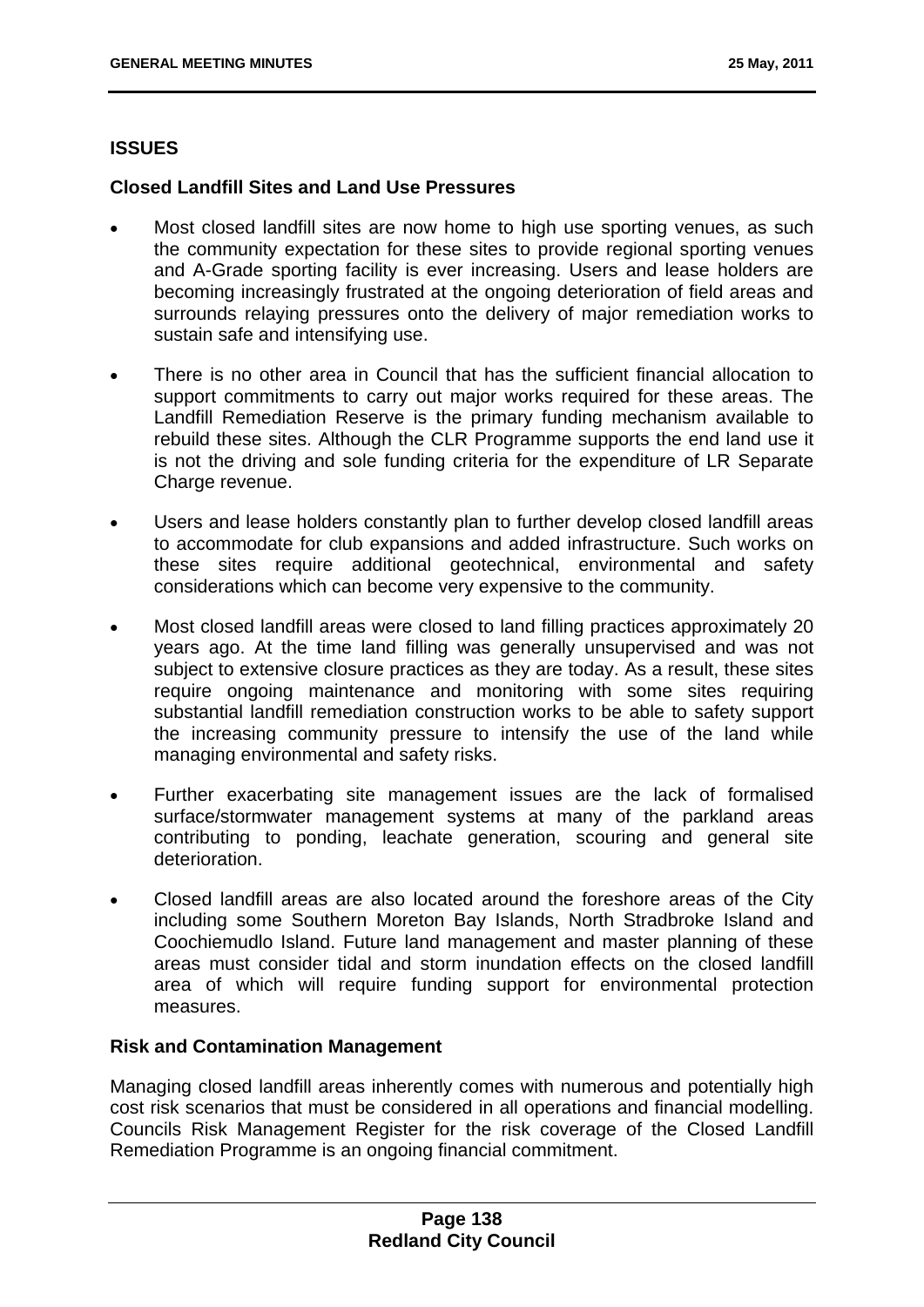## ISSUES

### Closed Landfill Sites and Land Use Pressures

- Most closed landfill sites are now home to high use sporting venues, as such the community expectation for these sites to provide regional sporting venues and A-Grade sporting facility is ever increasing. Users and lease holders are becoming increasingly frustrated at the ongoing deterioration of field areas and surrounds relaying pressures onto the delivery of major remediation works to sustain safe and intensifying use.

- There is no other area in Council that has the sufficient financial allocation to support commitments to carry out major works required for these areas. The Landfill Remediation Reserve is the primary funding mechanism available to rebuild these sites. Although the CLR Programme supports the end land use it is not the driving and sole funding criteria for the expenditure of LR Separate Charge revenue.

- Users and lease holders constantly plan to further develop closed landfill areas to accommodate for club expansions and added infrastructure. Such works on these sites require additional geotechnical, environmental and safety considerations which can become very expensive to the community.

- Most closed landfill areas were closed to land filling practices approximately 20 years ago. At the time land filling was generally unsupervised and was not subject to extensive closure practices as they are today. As a result, these sites require ongoing maintenance and monitoring with some sites requiring substantial landfill remediation construction works to be able to safety support the increasing community pressure to intensify the use of the land while managing environmental and safety risks.

- Further exacerbating site management issues are the lack of formalised surface/stormwater management systems at many of the parkland areas contributing to ponding, leachate generation, scouring and general site deterioration.

- Closed landfill areas are also located around the foreshore areas of the City including some Southern Moreton Bay Islands, North Stradbroke Island and Coochiemudlo Island. Future land management and master planning of these areas must consider tidal and storm inundation effects on the closed landfill area of which will require funding support for environmental protection measures.

### Risk and Contamination Management

Managing closed landfill areas inherently comes with numerous and potentially high cost risk scenarios that must be considered in all operations and financial modelling. Councils Risk Management Register for the risk coverage of the Closed Landfill Remediation Programme is an ongoing financial commitment.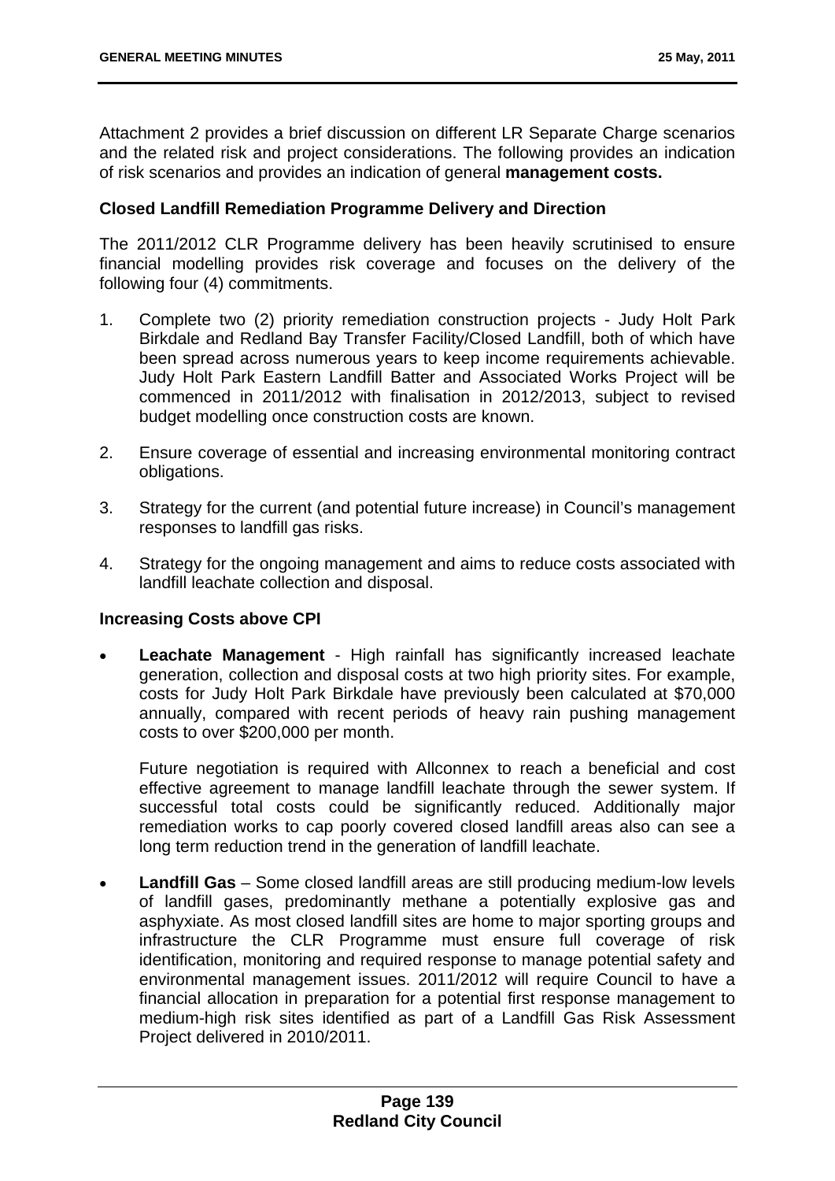Attachment 2 provides a brief discussion on different LR Separate Charge scenarios and the related risk and project considerations. The following provides an indication of risk scenarios and provides an indication of general **management costs.**

**Closed Landfill Remediation Programme Delivery and Direction**

The 2011/2012 CLR Programme delivery has been heavily scrutinised to ensure financial modelling provides risk coverage and focuses on the delivery of the following four (4) commitments.

1. Complete two (2) priority remediation construction projects - Judy Holt Park Birkdale and Redland Bay Transfer Facility/Closed Landfill, both of which have been spread across numerous years to keep income requirements achievable. Judy Holt Park Eastern Landfill Batter and Associated Works Project will be commenced in 2011/2012 with finalisation in 2012/2013, subject to revised budget modelling once construction costs are known.

2. Ensure coverage of essential and increasing environmental monitoring contract obligations.

3. Strategy for the current (and potential future increase) in Council's management responses to landfill gas risks.

4. Strategy for the ongoing management and aims to reduce costs associated with landfill leachate collection and disposal.

**Increasing Costs above CPI**

- **Leachate Management** - High rainfall has significantly increased leachate generation, collection and disposal costs at two high priority sites. For example, costs for Judy Holt Park Birkdale have previously been calculated at $70,000 annually, compared with recent periods of heavy rain pushing management costs to over $200,000 per month.

  Future negotiation is required with Allconnex to reach a beneficial and cost effective agreement to manage landfill leachate through the sewer system. If successful total costs could be significantly reduced. Additionally major remediation works to cap poorly covered closed landfill areas also can see a long term reduction trend in the generation of landfill leachate.

- **Landfill Gas** – Some closed landfill areas are still producing medium-low levels of landfill gases, predominantly methane a potentially explosive gas and asphyxiate. As most closed landfill sites are home to major sporting groups and infrastructure the CLR Programme must ensure full coverage of risk identification, monitoring and required response to manage potential safety and environmental management issues. 2011/2012 will require Council to have a financial allocation in preparation for a potential first response management to medium-high risk sites identified as part of a Landfill Gas Risk Assessment Project delivered in 2010/2011.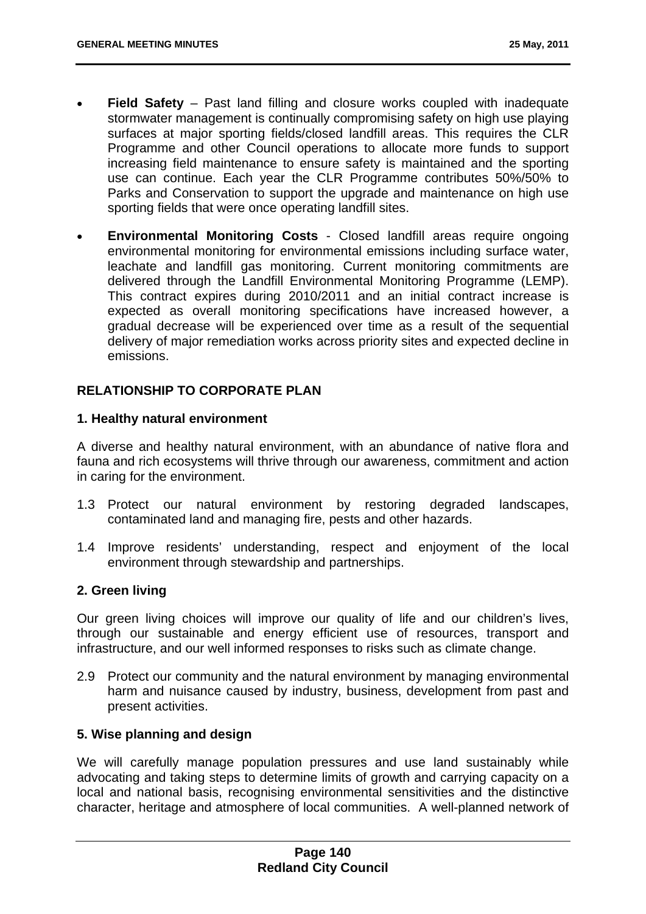- **Field Safety** – Past land filling and closure works coupled with inadequate stormwater management is continually compromising safety on high use playing surfaces at major sporting fields/closed landfill areas. This requires the CLR Programme and other Council operations to allocate more funds to support increasing field maintenance to ensure safety is maintained and the sporting use can continue. Each year the CLR Programme contributes 50%/50% to Parks and Conservation to support the upgrade and maintenance on high use sporting fields that were once operating landfill sites.

- **Environmental Monitoring Costs** - Closed landfill areas require ongoing environmental monitoring for environmental emissions including surface water, leachate and landfill gas monitoring. Current monitoring commitments are delivered through the Landfill Environmental Monitoring Programme (LEMP). This contract expires during 2010/2011 and an initial contract increase is expected as overall monitoring specifications have increased however, a gradual decrease will be experienced over time as a result of the sequential delivery of major remediation works across priority sites and expected decline in emissions.

## RELATIONSHIP TO CORPORATE PLAN

### 1. Healthy natural environment

A diverse and healthy natural environment, with an abundance of native flora and fauna and rich ecosystems will thrive through our awareness, commitment and action in caring for the environment.

1.3 Protect our natural environment by restoring degraded landscapes, contaminated land and managing fire, pests and other hazards.

1.4 Improve residents' understanding, respect and enjoyment of the local environment through stewardship and partnerships.

### 2. Green living

Our green living choices will improve our quality of life and our children's lives, through our sustainable and energy efficient use of resources, transport and infrastructure, and our well informed responses to risks such as climate change.

2.9 Protect our community and the natural environment by managing environmental harm and nuisance caused by industry, business, development from past and present activities.

### 5. Wise planning and design

We will carefully manage population pressures and use land sustainably while advocating and taking steps to determine limits of growth and carrying capacity on a local and national basis, recognising environmental sensitivities and the distinctive character, heritage and atmosphere of local communities. A well-planned network of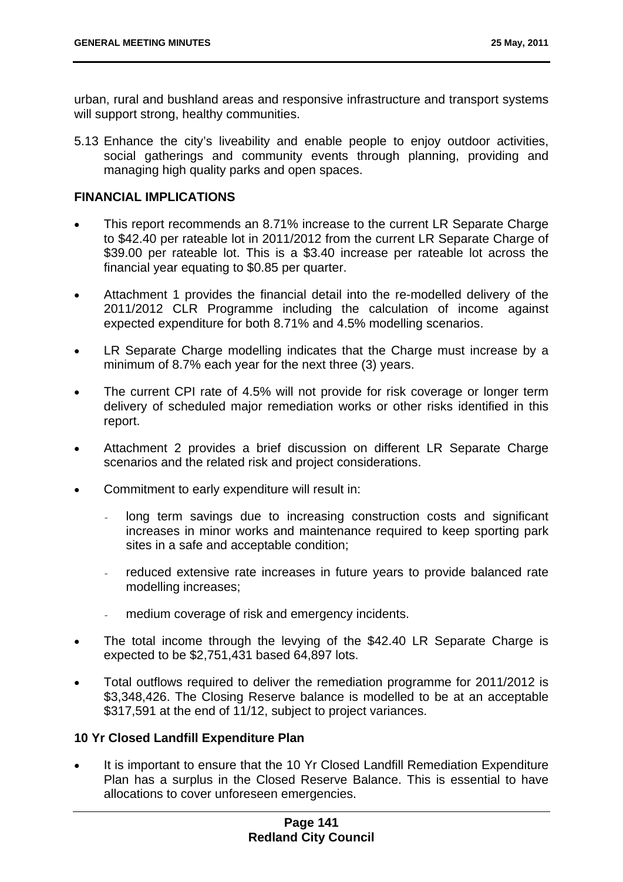urban, rural and bushland areas and responsive infrastructure and transport systems will support strong, healthy communities.

5.13 Enhance the city's liveability and enable people to enjoy outdoor activities, social gatherings and community events through planning, providing and managing high quality parks and open spaces.

**FINANCIAL IMPLICATIONS**

- This report recommends an 8.71% increase to the current LR Separate Charge to $42.40 per rateable lot in 2011/2012 from the current LR Separate Charge of $39.00 per rateable lot. This is a $3.40 increase per rateable lot across the financial year equating to $0.85 per quarter.
- Attachment 1 provides the financial detail into the re-modelled delivery of the 2011/2012 CLR Programme including the calculation of income against expected expenditure for both 8.71% and 4.5% modelling scenarios.
- LR Separate Charge modelling indicates that the Charge must increase by a minimum of 8.7% each year for the next three (3) years.
- The current CPI rate of 4.5% will not provide for risk coverage or longer term delivery of scheduled major remediation works or other risks identified in this report.
- Attachment 2 provides a brief discussion on different LR Separate Charge scenarios and the related risk and project considerations.
- Commitment to early expenditure will result in:
  - long term savings due to increasing construction costs and significant increases in minor works and maintenance required to keep sporting park sites in a safe and acceptable condition;
  - reduced extensive rate increases in future years to provide balanced rate modelling increases;
  - medium coverage of risk and emergency incidents.
- The total income through the levying of the $42.40 LR Separate Charge is expected to be $2,751,431 based 64,897 lots.
- Total outflows required to deliver the remediation programme for 2011/2012 is $3,348,426. The Closing Reserve balance is modelled to be at an acceptable $317,591 at the end of 11/12, subject to project variances.

**10 Yr Closed Landfill Expenditure Plan**

- It is important to ensure that the 10 Yr Closed Landfill Remediation Expenditure Plan has a surplus in the Closed Reserve Balance. This is essential to have allocations to cover unforeseen emergencies.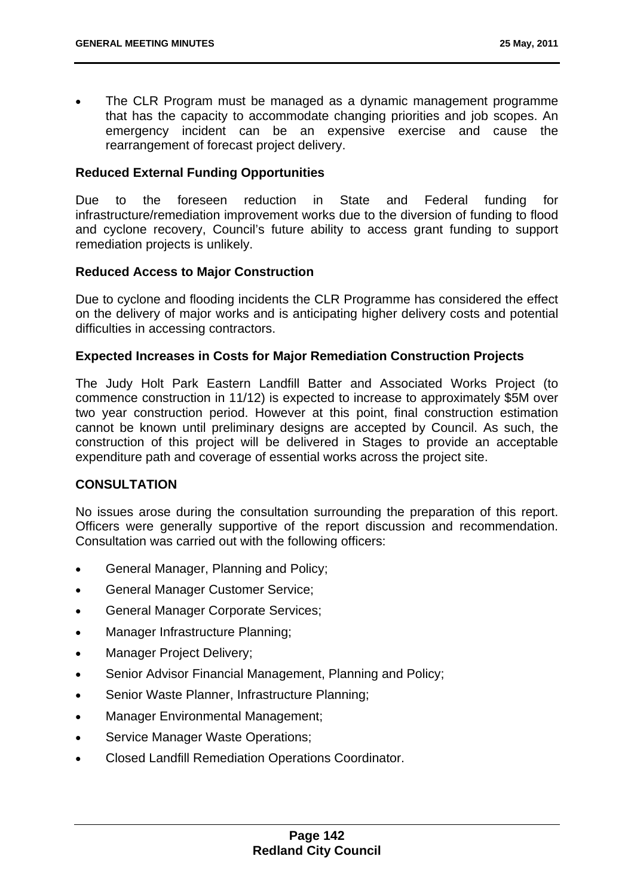- The CLR Program must be managed as a dynamic management programme that has the capacity to accommodate changing priorities and job scopes. An emergency incident can be an expensive exercise and cause the rearrangement of forecast project delivery.

**Reduced External Funding Opportunities**

Due to the foreseen reduction in State and Federal funding for infrastructure/remediation improvement works due to the diversion of funding to flood and cyclone recovery, Council's future ability to access grant funding to support remediation projects is unlikely.

**Reduced Access to Major Construction**

Due to cyclone and flooding incidents the CLR Programme has considered the effect on the delivery of major works and is anticipating higher delivery costs and potential difficulties in accessing contractors.

**Expected Increases in Costs for Major Remediation Construction Projects**

The Judy Holt Park Eastern Landfill Batter and Associated Works Project (to commence construction in 11/12) is expected to increase to approximately $5M over two year construction period. However at this point, final construction estimation cannot be known until preliminary designs are accepted by Council. As such, the construction of this project will be delivered in Stages to provide an acceptable expenditure path and coverage of essential works across the project site.

**CONSULTATION**

No issues arose during the consultation surrounding the preparation of this report. Officers were generally supportive of the report discussion and recommendation. Consultation was carried out with the following officers:

- General Manager, Planning and Policy;
- General Manager Customer Service;
- General Manager Corporate Services;
- Manager Infrastructure Planning;
- Manager Project Delivery;
- Senior Advisor Financial Management, Planning and Policy;
- Senior Waste Planner, Infrastructure Planning;
- Manager Environmental Management;
- Service Manager Waste Operations;
- Closed Landfill Remediation Operations Coordinator.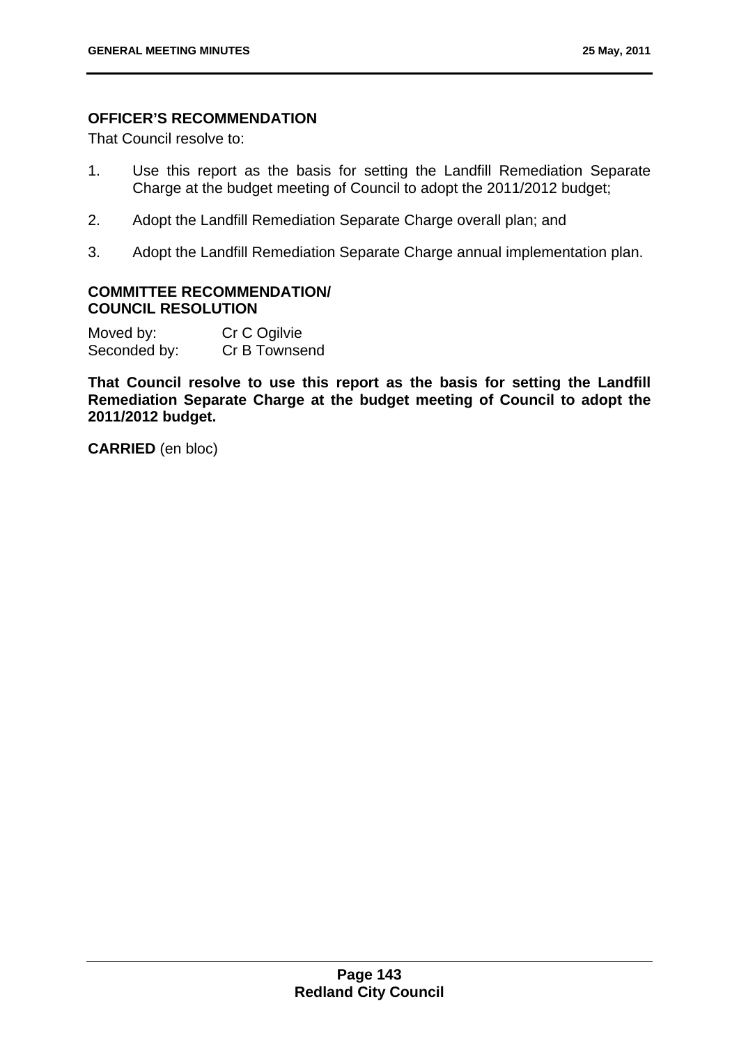### OFFICER'S RECOMMENDATION

That Council resolve to:

1. Use this report as the basis for setting the Landfill Remediation Separate Charge at the budget meeting of Council to adopt the 2011/2012 budget;
2. Adopt the Landfill Remediation Separate Charge overall plan; and
3. Adopt the Landfill Remediation Separate Charge annual implementation plan.

### COMMITTEE RECOMMENDATION/ COUNCIL RESOLUTION

Moved by: Cr C Ogilvie
Seconded by: Cr B Townsend

**That Council resolve to use this report as the basis for setting the Landfill Remediation Separate Charge at the budget meeting of Council to adopt the 2011/2012 budget.**

**CARRIED** (en bloc)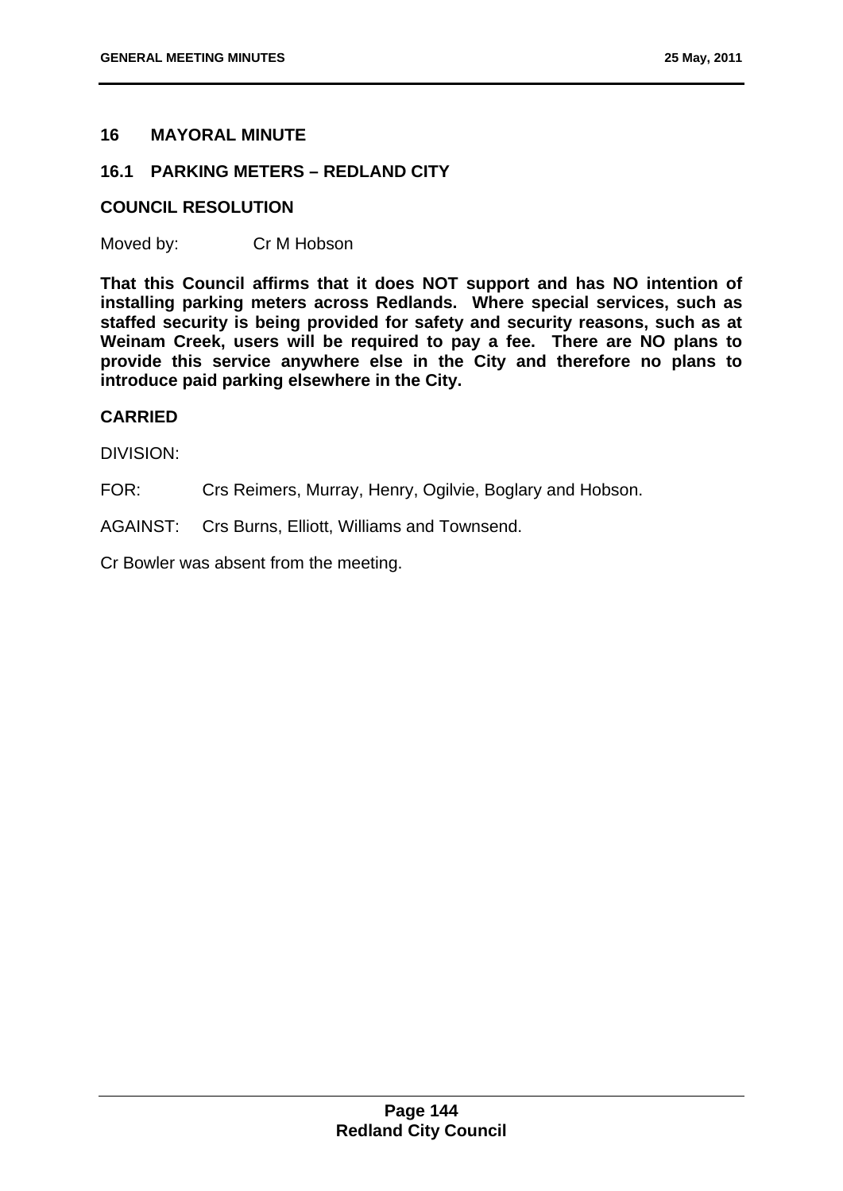## 16 MAYORAL MINUTE

### 16.1 PARKING METERS – REDLAND CITY

**COUNCIL RESOLUTION**

Moved by: Cr M Hobson

**That this Council affirms that it does NOT support and has NO intention of installing parking meters across Redlands. Where special services, such as staffed security is being provided for safety and security reasons, such as at Weinam Creek, users will be required to pay a fee. There are NO plans to provide this service anywhere else in the City and therefore no plans to introduce paid parking elsewhere in the City.**

**CARRIED**

DIVISION:

FOR: Crs Reimers, Murray, Henry, Ogilvie, Boglary and Hobson.

AGAINST: Crs Burns, Elliott, Williams and Townsend.

Cr Bowler was absent from the meeting.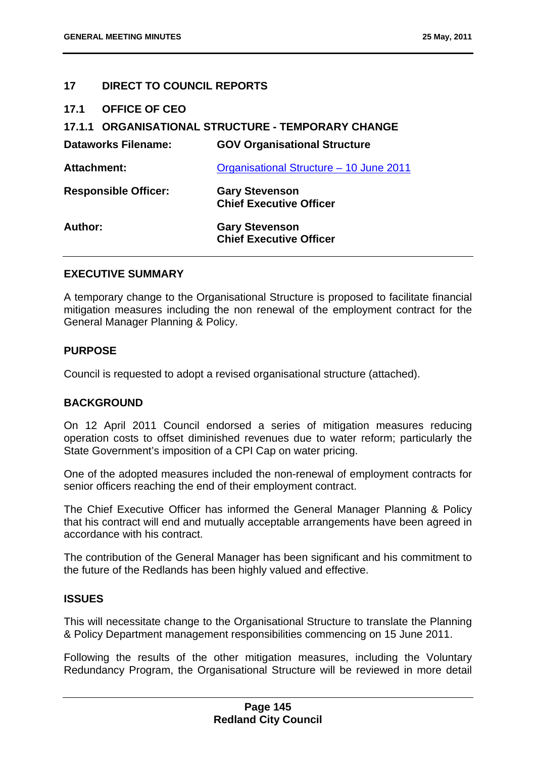## 17 DIRECT TO COUNCIL REPORTS

### 17.1 OFFICE OF CEO

### 17.1.1 ORGANISATIONAL STRUCTURE - TEMPORARY CHANGE

| | |
|---|---|
| **Dataworks Filename:** | **GOV Organisational Structure** |
| **Attachment:** | Organisational Structure – 10 June 2011 |
| **Responsible Officer:** | **Gary Stevenson**<br>**Chief Executive Officer** |
| **Author:** | **Gary Stevenson**<br>**Chief Executive Officer** |

**EXECUTIVE SUMMARY**

A temporary change to the Organisational Structure is proposed to facilitate financial mitigation measures including the non renewal of the employment contract for the General Manager Planning & Policy.

**PURPOSE**

Council is requested to adopt a revised organisational structure (attached).

**BACKGROUND**

On 12 April 2011 Council endorsed a series of mitigation measures reducing operation costs to offset diminished revenues due to water reform; particularly the State Government's imposition of a CPI Cap on water pricing.

One of the adopted measures included the non-renewal of employment contracts for senior officers reaching the end of their employment contract.

The Chief Executive Officer has informed the General Manager Planning & Policy that his contract will end and mutually acceptable arrangements have been agreed in accordance with his contract.

The contribution of the General Manager has been significant and his commitment to the future of the Redlands has been highly valued and effective.

**ISSUES**

This will necessitate change to the Organisational Structure to translate the Planning & Policy Department management responsibilities commencing on 15 June 2011.

Following the results of the other mitigation measures, including the Voluntary Redundancy Program, the Organisational Structure will be reviewed in more detail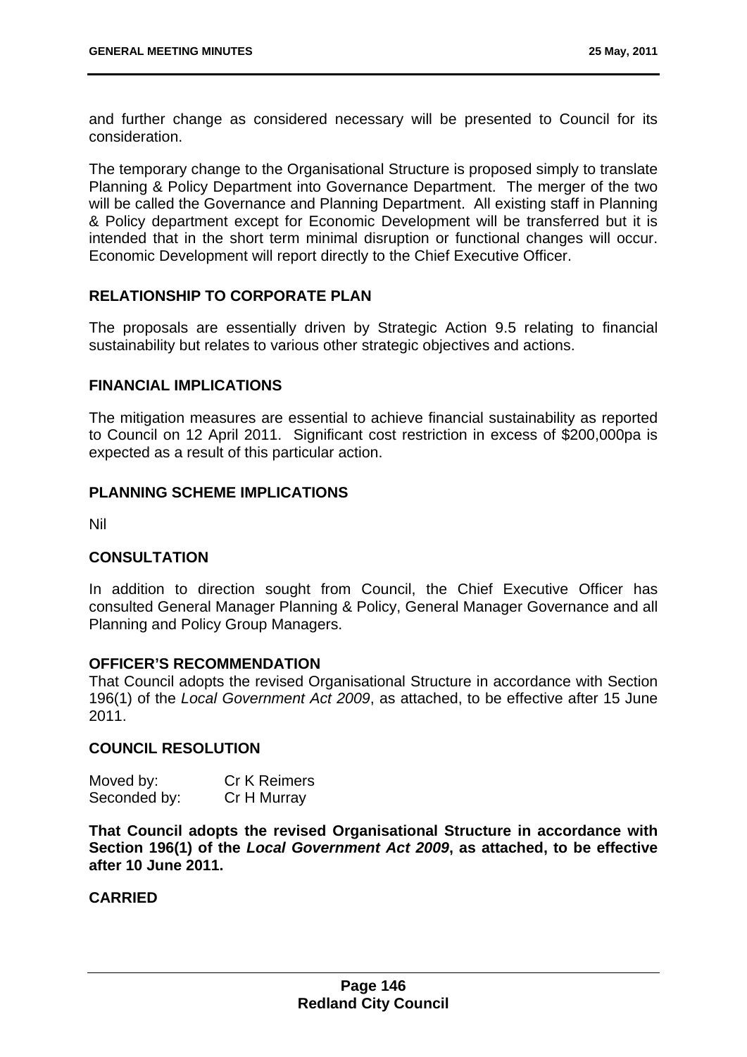and further change as considered necessary will be presented to Council for its consideration.

The temporary change to the Organisational Structure is proposed simply to translate Planning & Policy Department into Governance Department. The merger of the two will be called the Governance and Planning Department. All existing staff in Planning & Policy department except for Economic Development will be transferred but it is intended that in the short term minimal disruption or functional changes will occur. Economic Development will report directly to the Chief Executive Officer.

## RELATIONSHIP TO CORPORATE PLAN

The proposals are essentially driven by Strategic Action 9.5 relating to financial sustainability but relates to various other strategic objectives and actions.

## FINANCIAL IMPLICATIONS

The mitigation measures are essential to achieve financial sustainability as reported to Council on 12 April 2011. Significant cost restriction in excess of $200,000pa is expected as a result of this particular action.

## PLANNING SCHEME IMPLICATIONS

Nil

## CONSULTATION

In addition to direction sought from Council, the Chief Executive Officer has consulted General Manager Planning & Policy, General Manager Governance and all Planning and Policy Group Managers.

## OFFICER'S RECOMMENDATION

That Council adopts the revised Organisational Structure in accordance with Section 196(1) of the *Local Government Act 2009*, as attached, to be effective after 15 June 2011.

## COUNCIL RESOLUTION

Moved by: Cr K Reimers
Seconded by: Cr H Murray

**That Council adopts the revised Organisational Structure in accordance with Section 196(1) of the *Local Government Act 2009*, as attached, to be effective after 10 June 2011.**

**CARRIED**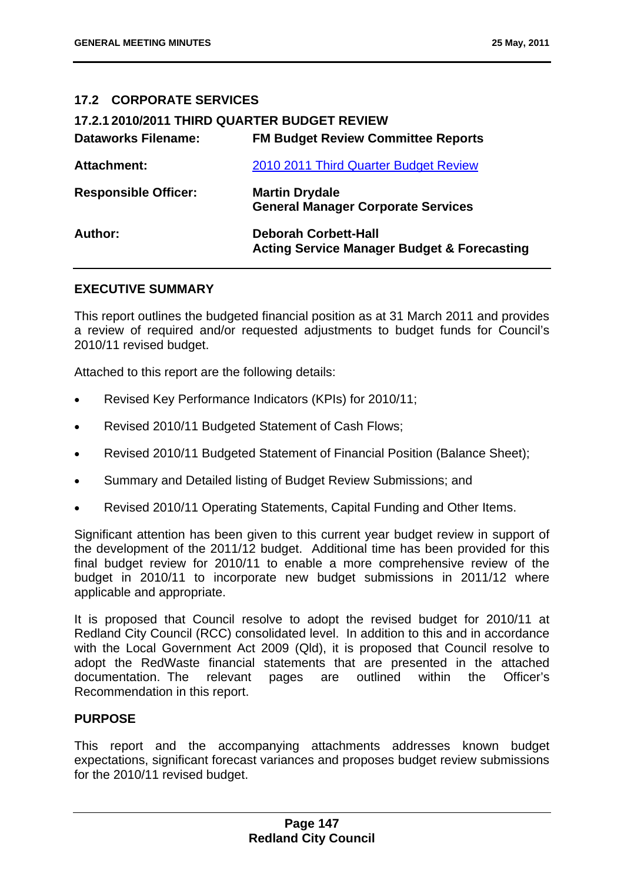## 17.2 CORPORATE SERVICES

### 17.2.1 2010/2011 THIRD QUARTER BUDGET REVIEW

| | |
|---|---|
| **Dataworks Filename:** | **FM Budget Review Committee Reports** |
| **Attachment:** | [2010 2011 Third Quarter Budget Review]() |
| **Responsible Officer:** | **Martin Drydale**<br>**General Manager Corporate Services** |
| **Author:** | **Deborah Corbett-Hall**<br>**Acting Service Manager Budget & Forecasting** |

**EXECUTIVE SUMMARY**

This report outlines the budgeted financial position as at 31 March 2011 and provides a review of required and/or requested adjustments to budget funds for Council's 2010/11 revised budget.

Attached to this report are the following details:

- Revised Key Performance Indicators (KPIs) for 2010/11;
- Revised 2010/11 Budgeted Statement of Cash Flows;
- Revised 2010/11 Budgeted Statement of Financial Position (Balance Sheet);
- Summary and Detailed listing of Budget Review Submissions; and
- Revised 2010/11 Operating Statements, Capital Funding and Other Items.

Significant attention has been given to this current year budget review in support of the development of the 2011/12 budget. Additional time has been provided for this final budget review for 2010/11 to enable a more comprehensive review of the budget in 2010/11 to incorporate new budget submissions in 2011/12 where applicable and appropriate.

It is proposed that Council resolve to adopt the revised budget for 2010/11 at Redland City Council (RCC) consolidated level. In addition to this and in accordance with the Local Government Act 2009 (Qld), it is proposed that Council resolve to adopt the RedWaste financial statements that are presented in the attached documentation. The relevant pages are outlined within the Officer's Recommendation in this report.

**PURPOSE**

This report and the accompanying attachments addresses known budget expectations, significant forecast variances and proposes budget review submissions for the 2010/11 revised budget.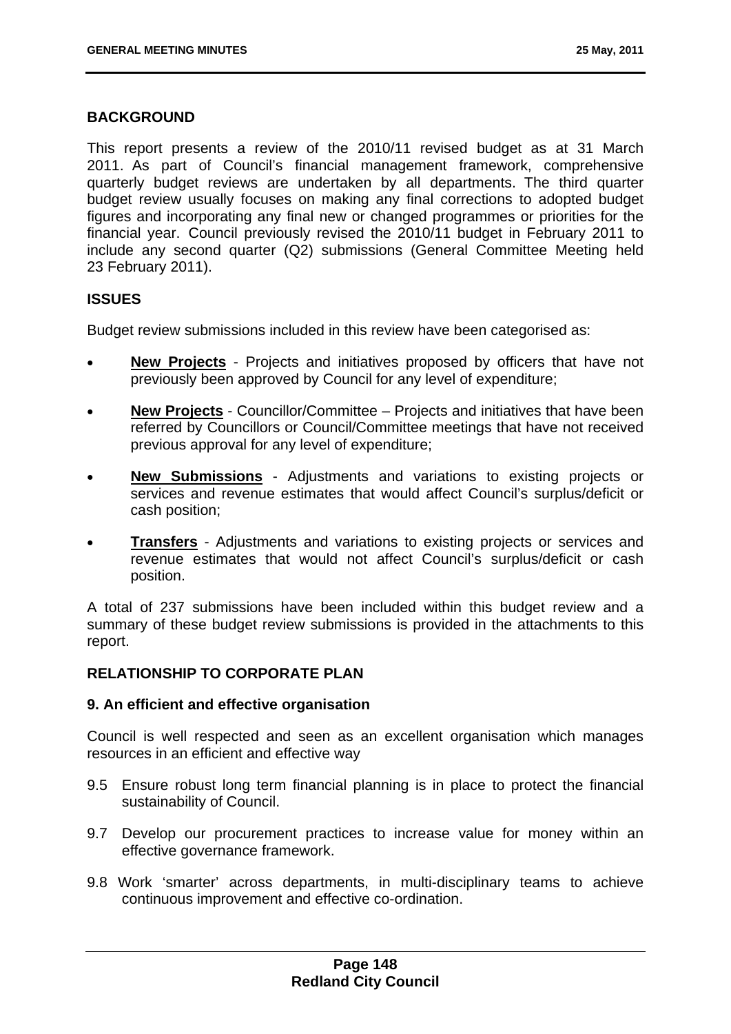## BACKGROUND

This report presents a review of the 2010/11 revised budget as at 31 March 2011. As part of Council's financial management framework, comprehensive quarterly budget reviews are undertaken by all departments. The third quarter budget review usually focuses on making any final corrections to adopted budget figures and incorporating any final new or changed programmes or priorities for the financial year. Council previously revised the 2010/11 budget in February 2011 to include any second quarter (Q2) submissions (General Committee Meeting held 23 February 2011).

## ISSUES

Budget review submissions included in this review have been categorised as:

- **New Projects** - Projects and initiatives proposed by officers that have not previously been approved by Council for any level of expenditure;
- **New Projects** - Councillor/Committee – Projects and initiatives that have been referred by Councillors or Council/Committee meetings that have not received previous approval for any level of expenditure;
- **New Submissions** - Adjustments and variations to existing projects or services and revenue estimates that would affect Council's surplus/deficit or cash position;
- **Transfers** - Adjustments and variations to existing projects or services and revenue estimates that would not affect Council's surplus/deficit or cash position.

A total of 237 submissions have been included within this budget review and a summary of these budget review submissions is provided in the attachments to this report.

## RELATIONSHIP TO CORPORATE PLAN

### 9. An efficient and effective organisation

Council is well respected and seen as an excellent organisation which manages resources in an efficient and effective way

9.5 Ensure robust long term financial planning is in place to protect the financial sustainability of Council.

9.7 Develop our procurement practices to increase value for money within an effective governance framework.

9.8 Work 'smarter' across departments, in multi-disciplinary teams to achieve continuous improvement and effective co-ordination.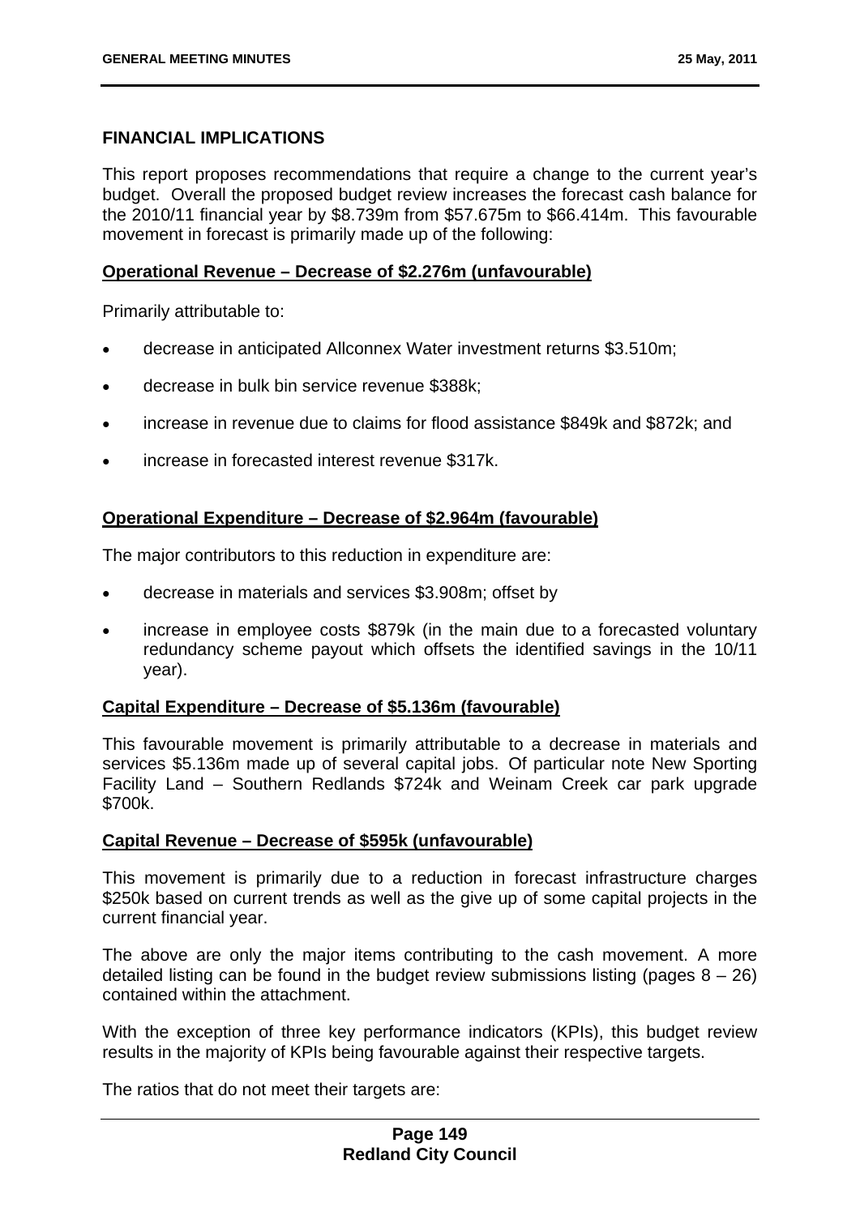## FINANCIAL IMPLICATIONS

This report proposes recommendations that require a change to the current year's budget. Overall the proposed budget review increases the forecast cash balance for the 2010/11 financial year by $8.739m from $57.675m to $66.414m. This favourable movement in forecast is primarily made up of the following:

**Operational Revenue – Decrease of $2.276m (unfavourable)**

Primarily attributable to:

- decrease in anticipated Allconnex Water investment returns $3.510m;
- decrease in bulk bin service revenue $388k;
- increase in revenue due to claims for flood assistance $849k and $872k; and
- increase in forecasted interest revenue $317k.

**Operational Expenditure – Decrease of $2.964m (favourable)**

The major contributors to this reduction in expenditure are:

- decrease in materials and services $3.908m; offset by
- increase in employee costs $879k (in the main due to a forecasted voluntary redundancy scheme payout which offsets the identified savings in the 10/11 year).

**Capital Expenditure – Decrease of $5.136m (favourable)**

This favourable movement is primarily attributable to a decrease in materials and services $5.136m made up of several capital jobs. Of particular note New Sporting Facility Land – Southern Redlands $724k and Weinam Creek car park upgrade $700k.

**Capital Revenue – Decrease of $595k (unfavourable)**

This movement is primarily due to a reduction in forecast infrastructure charges $250k based on current trends as well as the give up of some capital projects in the current financial year.

The above are only the major items contributing to the cash movement. A more detailed listing can be found in the budget review submissions listing (pages 8 – 26) contained within the attachment.

With the exception of three key performance indicators (KPIs), this budget review results in the majority of KPIs being favourable against their respective targets.

The ratios that do not meet their targets are: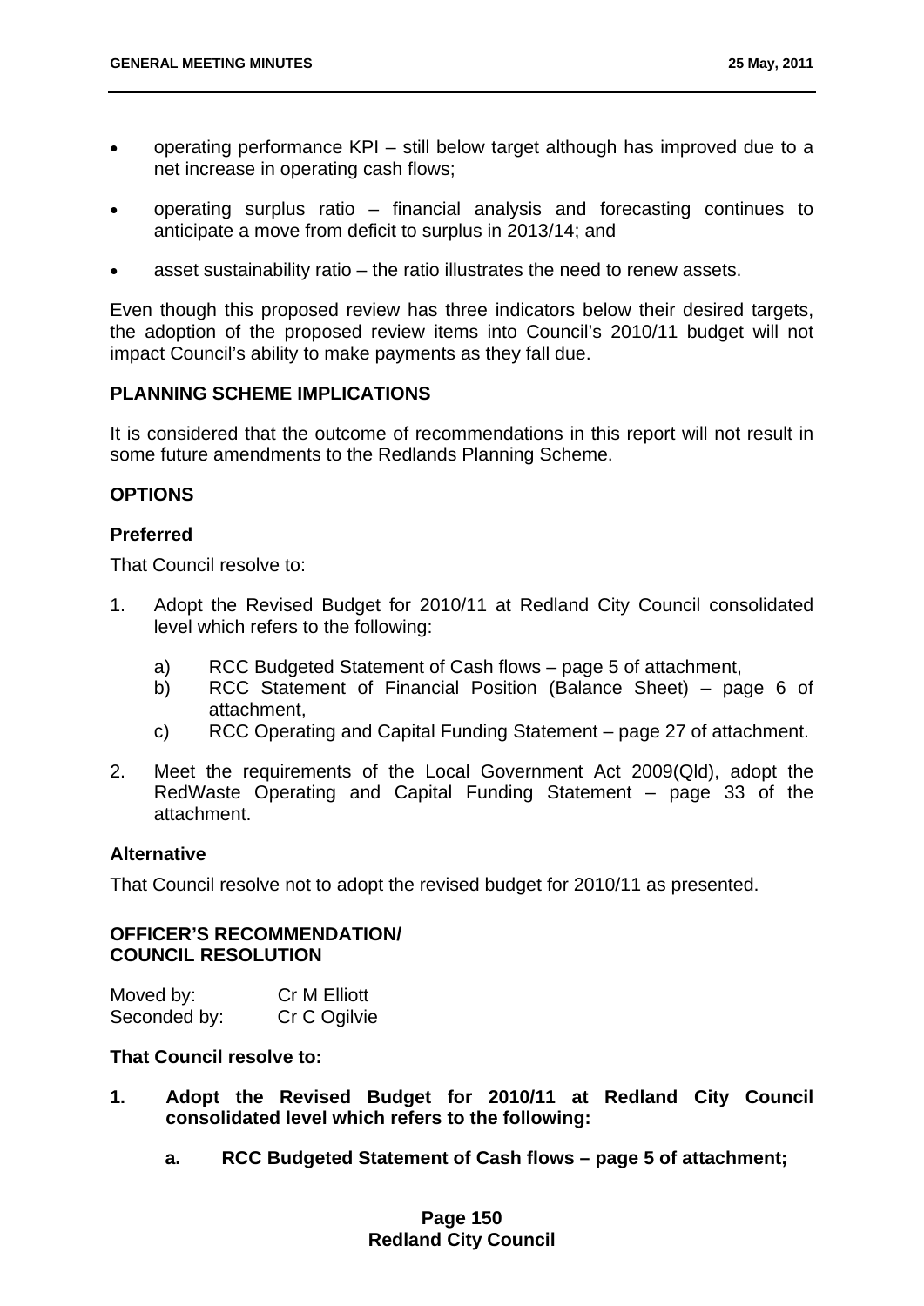- operating performance KPI – still below target although has improved due to a net increase in operating cash flows;
- operating surplus ratio – financial analysis and forecasting continues to anticipate a move from deficit to surplus in 2013/14; and
- asset sustainability ratio – the ratio illustrates the need to renew assets.

Even though this proposed review has three indicators below their desired targets, the adoption of the proposed review items into Council's 2010/11 budget will not impact Council's ability to make payments as they fall due.

## PLANNING SCHEME IMPLICATIONS

It is considered that the outcome of recommendations in this report will not result in some future amendments to the Redlands Planning Scheme.

## OPTIONS

### Preferred

That Council resolve to:

1. Adopt the Revised Budget for 2010/11 at Redland City Council consolidated level which refers to the following:
    a) RCC Budgeted Statement of Cash flows – page 5 of attachment,
    b) RCC Statement of Financial Position (Balance Sheet) – page 6 of attachment,
    c) RCC Operating and Capital Funding Statement – page 27 of attachment.
2. Meet the requirements of the Local Government Act 2009(Qld), adopt the RedWaste Operating and Capital Funding Statement – page 33 of the attachment.

### Alternative

That Council resolve not to adopt the revised budget for 2010/11 as presented.

## OFFICER'S RECOMMENDATION/ COUNCIL RESOLUTION

| | |
|---|---|
| Moved by: | Cr M Elliott |
| Seconded by: | Cr C Ogilvie |

**That Council resolve to:**

1. **Adopt the Revised Budget for 2010/11 at Redland City Council consolidated level which refers to the following:**
    a. **RCC Budgeted Statement of Cash flows – page 5 of attachment;**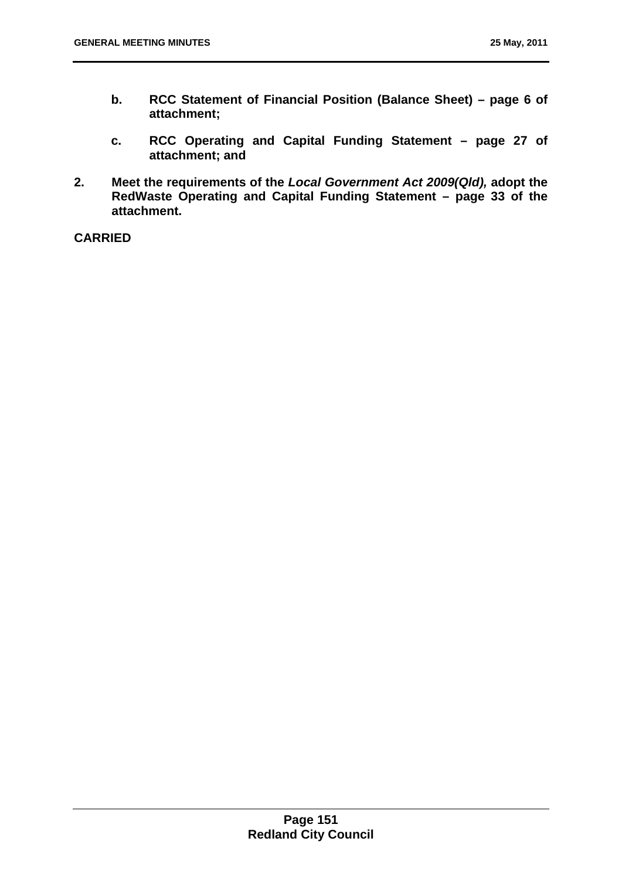**b. RCC Statement of Financial Position (Balance Sheet) – page 6 of attachment;**

**c. RCC Operating and Capital Funding Statement – page 27 of attachment; and**

**2. Meet the requirements of the *Local Government Act 2009(Qld),* adopt the RedWaste Operating and Capital Funding Statement – page 33 of the attachment.**

**CARRIED**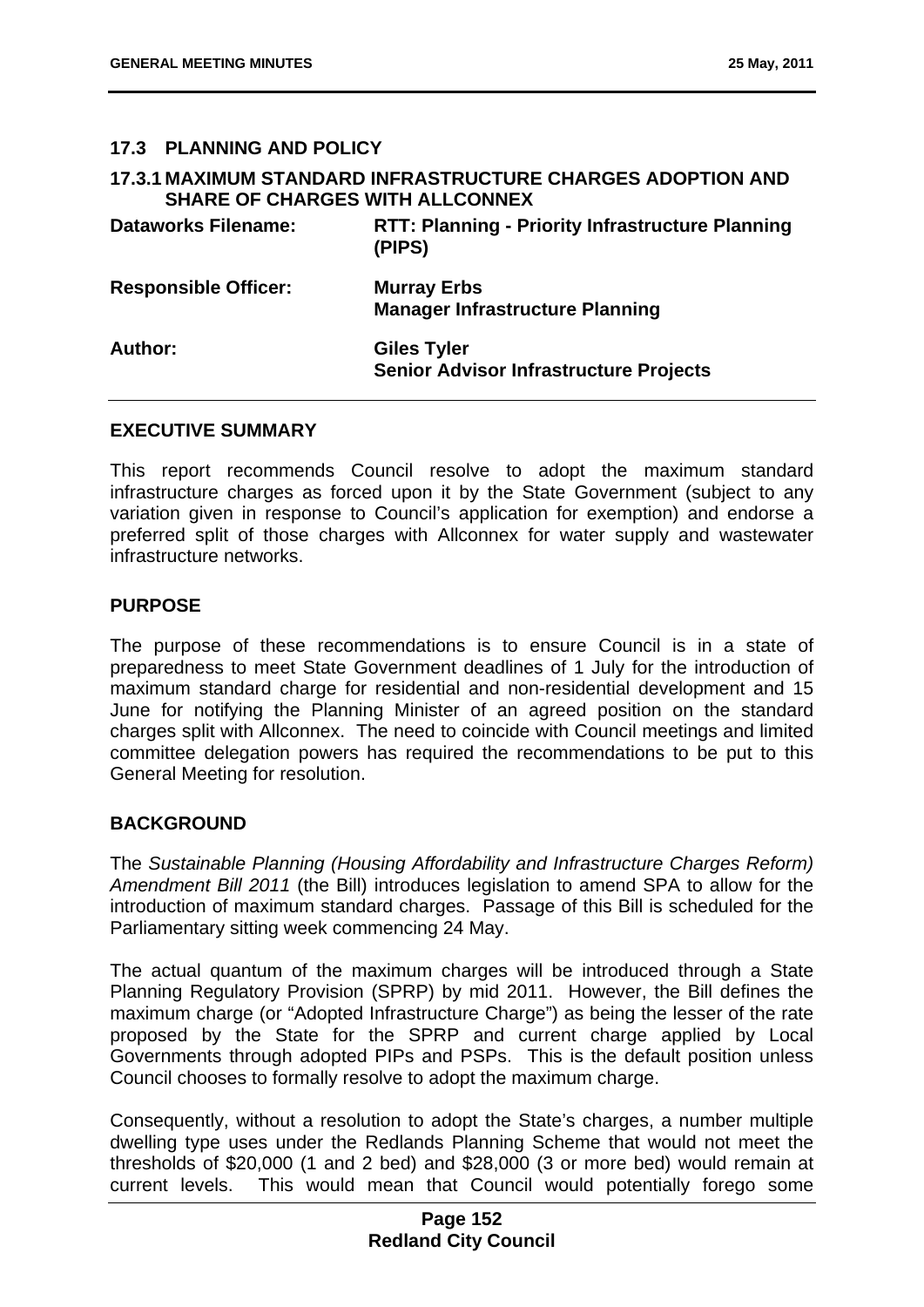## 17.3 PLANNING AND POLICY

### 17.3.1 MAXIMUM STANDARD INFRASTRUCTURE CHARGES ADOPTION AND SHARE OF CHARGES WITH ALLCONNEX

| | |
|---|---|
| **Dataworks Filename:** | **RTT: Planning - Priority Infrastructure Planning (PIPS)** |
| **Responsible Officer:** | **Murray Erbs**<br>**Manager Infrastructure Planning** |
| **Author:** | **Giles Tyler**<br>**Senior Advisor Infrastructure Projects** |

**EXECUTIVE SUMMARY**

This report recommends Council resolve to adopt the maximum standard infrastructure charges as forced upon it by the State Government (subject to any variation given in response to Council's application for exemption) and endorse a preferred split of those charges with Allconnex for water supply and wastewater infrastructure networks.

**PURPOSE**

The purpose of these recommendations is to ensure Council is in a state of preparedness to meet State Government deadlines of 1 July for the introduction of maximum standard charge for residential and non-residential development and 15 June for notifying the Planning Minister of an agreed position on the standard charges split with Allconnex. The need to coincide with Council meetings and limited committee delegation powers has required the recommendations to be put to this General Meeting for resolution.

**BACKGROUND**

The *Sustainable Planning (Housing Affordability and Infrastructure Charges Reform) Amendment Bill 2011* (the Bill) introduces legislation to amend SPA to allow for the introduction of maximum standard charges. Passage of this Bill is scheduled for the Parliamentary sitting week commencing 24 May.

The actual quantum of the maximum charges will be introduced through a State Planning Regulatory Provision (SPRP) by mid 2011. However, the Bill defines the maximum charge (or "Adopted Infrastructure Charge") as being the lesser of the rate proposed by the State for the SPRP and current charge applied by Local Governments through adopted PIPs and PSPs. This is the default position unless Council chooses to formally resolve to adopt the maximum charge.

Consequently, without a resolution to adopt the State's charges, a number multiple dwelling type uses under the Redlands Planning Scheme that would not meet the thresholds of \$20,000 (1 and 2 bed) and \$28,000 (3 or more bed) would remain at current levels. This would mean that Council would potentially forego some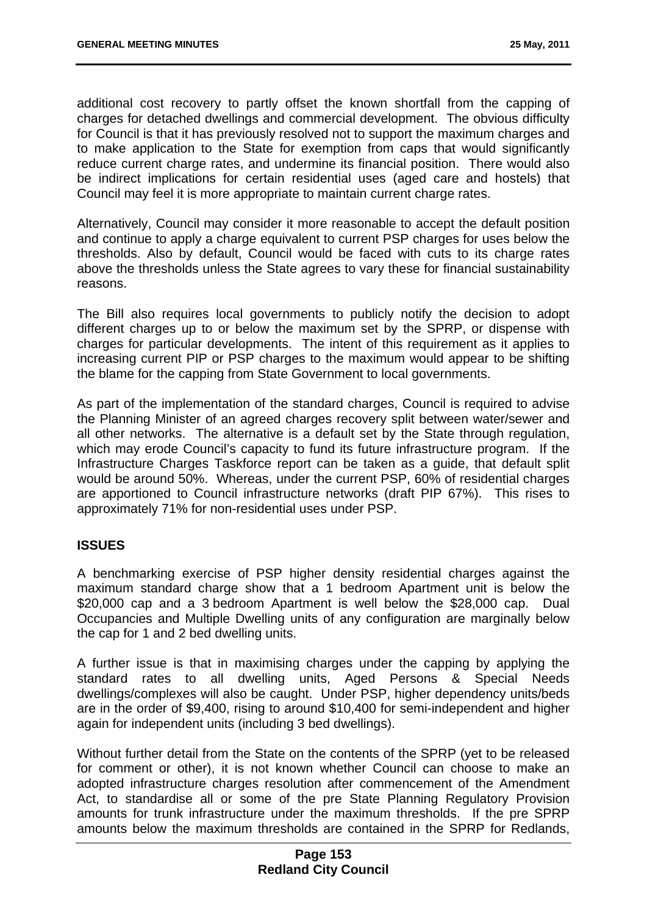additional cost recovery to partly offset the known shortfall from the capping of charges for detached dwellings and commercial development. The obvious difficulty for Council is that it has previously resolved not to support the maximum charges and to make application to the State for exemption from caps that would significantly reduce current charge rates, and undermine its financial position. There would also be indirect implications for certain residential uses (aged care and hostels) that Council may feel it is more appropriate to maintain current charge rates.

Alternatively, Council may consider it more reasonable to accept the default position and continue to apply a charge equivalent to current PSP charges for uses below the thresholds. Also by default, Council would be faced with cuts to its charge rates above the thresholds unless the State agrees to vary these for financial sustainability reasons.

The Bill also requires local governments to publicly notify the decision to adopt different charges up to or below the maximum set by the SPRP, or dispense with charges for particular developments. The intent of this requirement as it applies to increasing current PIP or PSP charges to the maximum would appear to be shifting the blame for the capping from State Government to local governments.

As part of the implementation of the standard charges, Council is required to advise the Planning Minister of an agreed charges recovery split between water/sewer and all other networks. The alternative is a default set by the State through regulation, which may erode Council's capacity to fund its future infrastructure program. If the Infrastructure Charges Taskforce report can be taken as a guide, that default split would be around 50%. Whereas, under the current PSP, 60% of residential charges are apportioned to Council infrastructure networks (draft PIP 67%). This rises to approximately 71% for non-residential uses under PSP.

## ISSUES

A benchmarking exercise of PSP higher density residential charges against the maximum standard charge show that a 1 bedroom Apartment unit is below the $20,000 cap and a 3 bedroom Apartment is well below the $28,000 cap. Dual Occupancies and Multiple Dwelling units of any configuration are marginally below the cap for 1 and 2 bed dwelling units.

A further issue is that in maximising charges under the capping by applying the standard rates to all dwelling units, Aged Persons & Special Needs dwellings/complexes will also be caught. Under PSP, higher dependency units/beds are in the order of $9,400, rising to around $10,400 for semi-independent and higher again for independent units (including 3 bed dwellings).

Without further detail from the State on the contents of the SPRP (yet to be released for comment or other), it is not known whether Council can choose to make an adopted infrastructure charges resolution after commencement of the Amendment Act, to standardise all or some of the pre State Planning Regulatory Provision amounts for trunk infrastructure under the maximum thresholds. If the pre SPRP amounts below the maximum thresholds are contained in the SPRP for Redlands,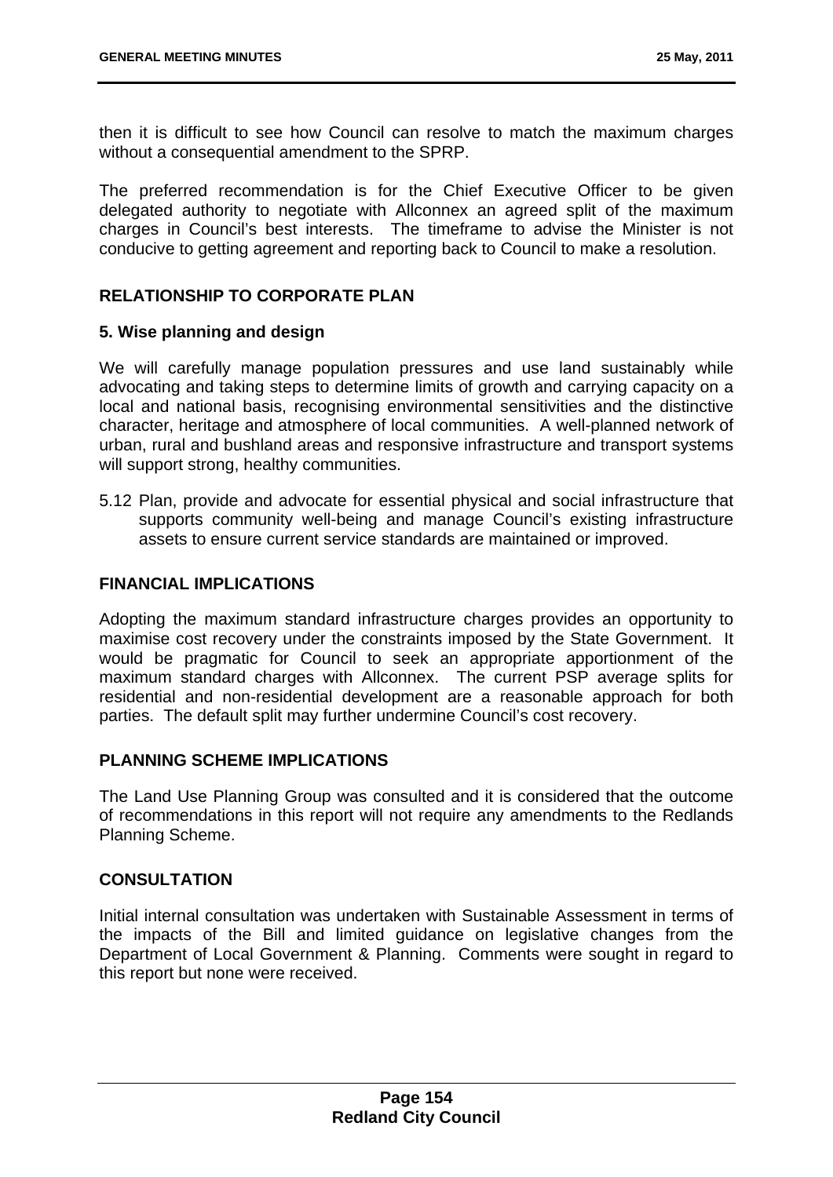then it is difficult to see how Council can resolve to match the maximum charges without a consequential amendment to the SPRP.

The preferred recommendation is for the Chief Executive Officer to be given delegated authority to negotiate with Allconnex an agreed split of the maximum charges in Council's best interests. The timeframe to advise the Minister is not conducive to getting agreement and reporting back to Council to make a resolution.

## RELATIONSHIP TO CORPORATE PLAN

### 5. Wise planning and design

We will carefully manage population pressures and use land sustainably while advocating and taking steps to determine limits of growth and carrying capacity on a local and national basis, recognising environmental sensitivities and the distinctive character, heritage and atmosphere of local communities. A well-planned network of urban, rural and bushland areas and responsive infrastructure and transport systems will support strong, healthy communities.

5.12 Plan, provide and advocate for essential physical and social infrastructure that supports community well-being and manage Council's existing infrastructure assets to ensure current service standards are maintained or improved.

## FINANCIAL IMPLICATIONS

Adopting the maximum standard infrastructure charges provides an opportunity to maximise cost recovery under the constraints imposed by the State Government. It would be pragmatic for Council to seek an appropriate apportionment of the maximum standard charges with Allconnex. The current PSP average splits for residential and non-residential development are a reasonable approach for both parties. The default split may further undermine Council's cost recovery.

## PLANNING SCHEME IMPLICATIONS

The Land Use Planning Group was consulted and it is considered that the outcome of recommendations in this report will not require any amendments to the Redlands Planning Scheme.

## CONSULTATION

Initial internal consultation was undertaken with Sustainable Assessment in terms of the impacts of the Bill and limited guidance on legislative changes from the Department of Local Government & Planning. Comments were sought in regard to this report but none were received.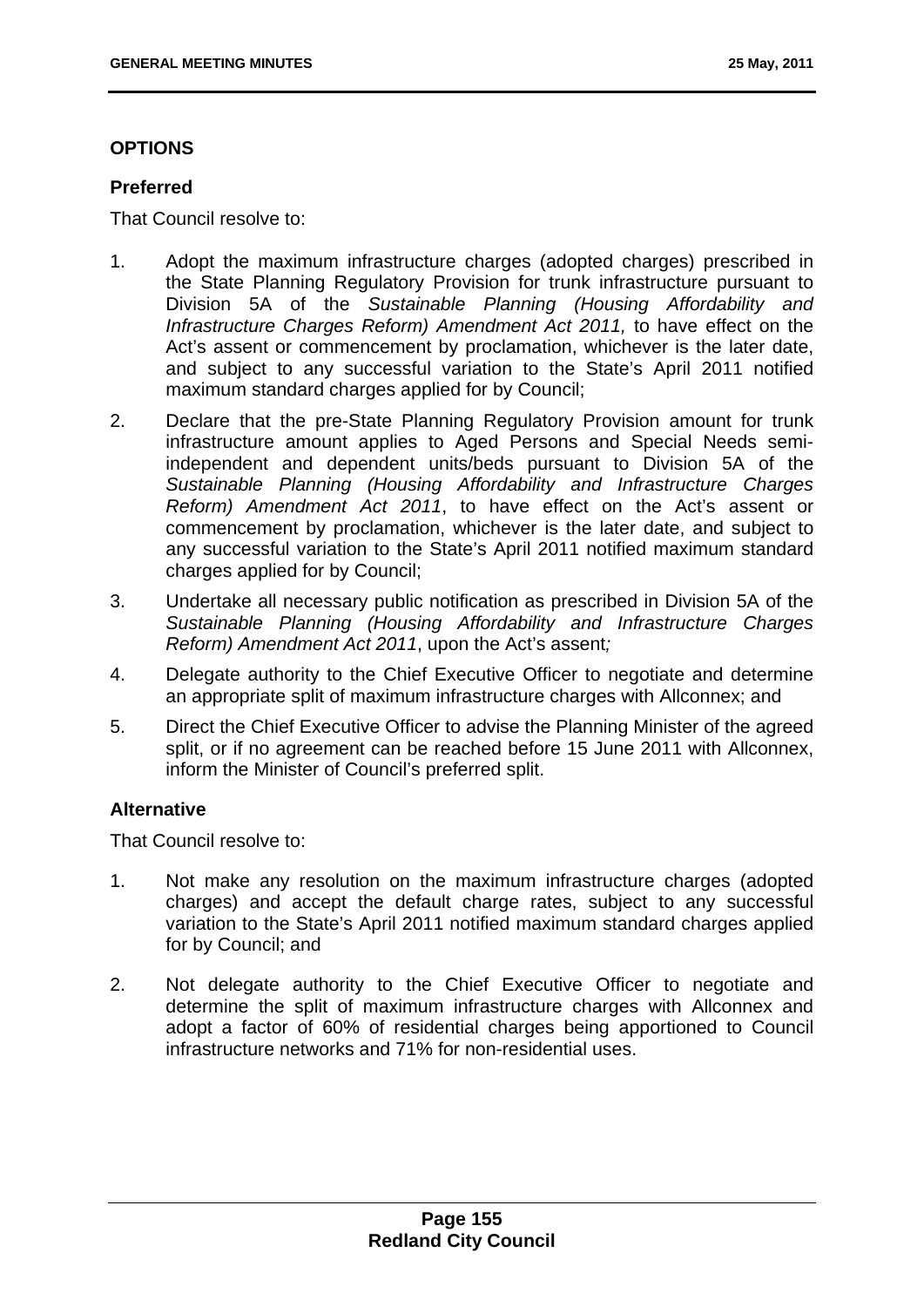## OPTIONS

### Preferred

That Council resolve to:

1. Adopt the maximum infrastructure charges (adopted charges) prescribed in the State Planning Regulatory Provision for trunk infrastructure pursuant to Division 5A of the *Sustainable Planning (Housing Affordability and Infrastructure Charges Reform) Amendment Act 2011,* to have effect on the Act's assent or commencement by proclamation, whichever is the later date, and subject to any successful variation to the State's April 2011 notified maximum standard charges applied for by Council;
2. Declare that the pre-State Planning Regulatory Provision amount for trunk infrastructure amount applies to Aged Persons and Special Needs semi-independent and dependent units/beds pursuant to Division 5A of the *Sustainable Planning (Housing Affordability and Infrastructure Charges Reform) Amendment Act 2011*, to have effect on the Act's assent or commencement by proclamation, whichever is the later date, and subject to any successful variation to the State's April 2011 notified maximum standard charges applied for by Council;
3. Undertake all necessary public notification as prescribed in Division 5A of the *Sustainable Planning (Housing Affordability and Infrastructure Charges Reform) Amendment Act 2011*, upon the Act's assent*;*
4. Delegate authority to the Chief Executive Officer to negotiate and determine an appropriate split of maximum infrastructure charges with Allconnex; and
5. Direct the Chief Executive Officer to advise the Planning Minister of the agreed split, or if no agreement can be reached before 15 June 2011 with Allconnex, inform the Minister of Council's preferred split.

### Alternative

That Council resolve to:

1. Not make any resolution on the maximum infrastructure charges (adopted charges) and accept the default charge rates, subject to any successful variation to the State's April 2011 notified maximum standard charges applied for by Council; and
2. Not delegate authority to the Chief Executive Officer to negotiate and determine the split of maximum infrastructure charges with Allconnex and adopt a factor of 60% of residential charges being apportioned to Council infrastructure networks and 71% for non-residential uses.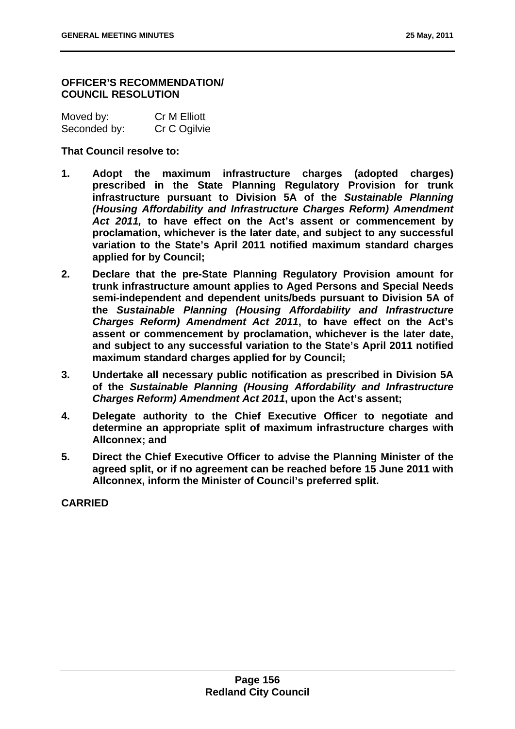**OFFICER'S RECOMMENDATION/
COUNCIL RESOLUTION**

| Moved by: | Cr M Elliott |
|---|---|
| Seconded by: | Cr C Ogilvie |

**That Council resolve to:**

1. **Adopt the maximum infrastructure charges (adopted charges) prescribed in the State Planning Regulatory Provision for trunk infrastructure pursuant to Division 5A of the *Sustainable Planning (Housing Affordability and Infrastructure Charges Reform) Amendment Act 2011,* to have effect on the Act's assent or commencement by proclamation, whichever is the later date, and subject to any successful variation to the State's April 2011 notified maximum standard charges applied for by Council;**
2. **Declare that the pre-State Planning Regulatory Provision amount for trunk infrastructure amount applies to Aged Persons and Special Needs semi-independent and dependent units/beds pursuant to Division 5A of the *Sustainable Planning (Housing Affordability and Infrastructure Charges Reform) Amendment Act 2011*, to have effect on the Act's assent or commencement by proclamation, whichever is the later date, and subject to any successful variation to the State's April 2011 notified maximum standard charges applied for by Council;**
3. **Undertake all necessary public notification as prescribed in Division 5A of the *Sustainable Planning (Housing Affordability and Infrastructure Charges Reform) Amendment Act 2011*, upon the Act's assent;**
4. **Delegate authority to the Chief Executive Officer to negotiate and determine an appropriate split of maximum infrastructure charges with Allconnex; and**
5. **Direct the Chief Executive Officer to advise the Planning Minister of the agreed split, or if no agreement can be reached before 15 June 2011 with Allconnex, inform the Minister of Council's preferred split.**

**CARRIED**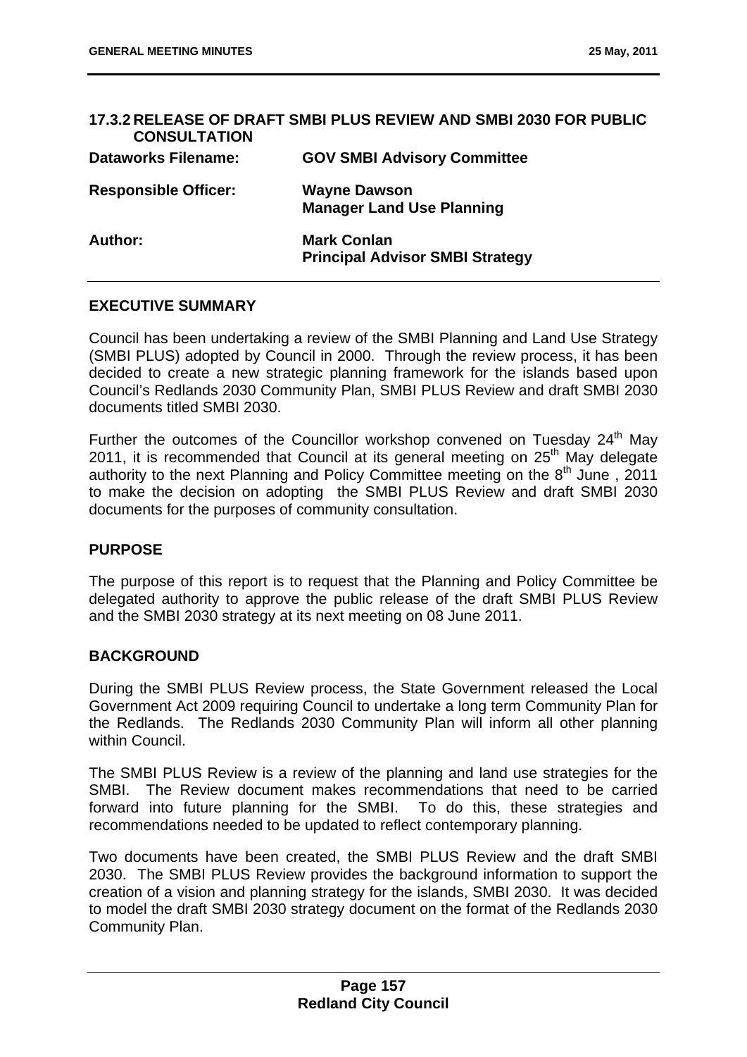## 17.3.2 RELEASE OF DRAFT SMBI PLUS REVIEW AND SMBI 2030 FOR PUBLIC CONSULTATION

| | |
|---|---|
| **Dataworks Filename:** | **GOV SMBI Advisory Committee** |
| **Responsible Officer:** | **Wayne Dawson**<br>**Manager Land Use Planning** |
| **Author:** | **Mark Conlan**<br>**Principal Advisor SMBI Strategy** |

### EXECUTIVE SUMMARY

Council has been undertaking a review of the SMBI Planning and Land Use Strategy (SMBI PLUS) adopted by Council in 2000. Through the review process, it has been decided to create a new strategic planning framework for the islands based upon Council's Redlands 2030 Community Plan, SMBI PLUS Review and draft SMBI 2030 documents titled SMBI 2030.

Further the outcomes of the Councillor workshop convened on Tuesday 24th May 2011, it is recommended that Council at its general meeting on 25th May delegate authority to the next Planning and Policy Committee meeting on the 8th June , 2011 to make the decision on adopting the SMBI PLUS Review and draft SMBI 2030 documents for the purposes of community consultation.

### PURPOSE

The purpose of this report is to request that the Planning and Policy Committee be delegated authority to approve the public release of the draft SMBI PLUS Review and the SMBI 2030 strategy at its next meeting on 08 June 2011.

### BACKGROUND

During the SMBI PLUS Review process, the State Government released the Local Government Act 2009 requiring Council to undertake a long term Community Plan for the Redlands. The Redlands 2030 Community Plan will inform all other planning within Council.

The SMBI PLUS Review is a review of the planning and land use strategies for the SMBI. The Review document makes recommendations that need to be carried forward into future planning for the SMBI. To do this, these strategies and recommendations needed to be updated to reflect contemporary planning.

Two documents have been created, the SMBI PLUS Review and the draft SMBI 2030. The SMBI PLUS Review provides the background information to support the creation of a vision and planning strategy for the islands, SMBI 2030. It was decided to model the draft SMBI 2030 strategy document on the format of the Redlands 2030 Community Plan.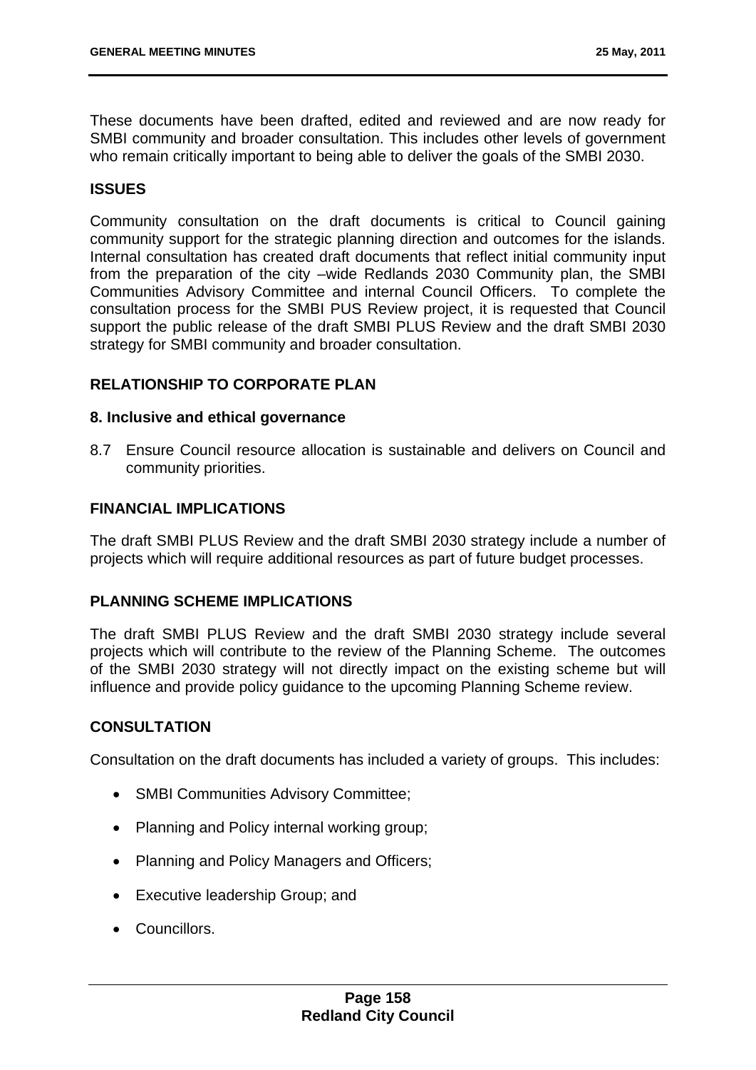These documents have been drafted, edited and reviewed and are now ready for SMBI community and broader consultation. This includes other levels of government who remain critically important to being able to deliver the goals of the SMBI 2030.

## ISSUES

Community consultation on the draft documents is critical to Council gaining community support for the strategic planning direction and outcomes for the islands. Internal consultation has created draft documents that reflect initial community input from the preparation of the city –wide Redlands 2030 Community plan, the SMBI Communities Advisory Committee and internal Council Officers. To complete the consultation process for the SMBI PUS Review project, it is requested that Council support the public release of the draft SMBI PLUS Review and the draft SMBI 2030 strategy for SMBI community and broader consultation.

## RELATIONSHIP TO CORPORATE PLAN

### 8. Inclusive and ethical governance

8.7 Ensure Council resource allocation is sustainable and delivers on Council and community priorities.

## FINANCIAL IMPLICATIONS

The draft SMBI PLUS Review and the draft SMBI 2030 strategy include a number of projects which will require additional resources as part of future budget processes.

## PLANNING SCHEME IMPLICATIONS

The draft SMBI PLUS Review and the draft SMBI 2030 strategy include several projects which will contribute to the review of the Planning Scheme. The outcomes of the SMBI 2030 strategy will not directly impact on the existing scheme but will influence and provide policy guidance to the upcoming Planning Scheme review.

## CONSULTATION

Consultation on the draft documents has included a variety of groups. This includes:

- SMBI Communities Advisory Committee;
- Planning and Policy internal working group;
- Planning and Policy Managers and Officers;
- Executive leadership Group; and
- Councillors.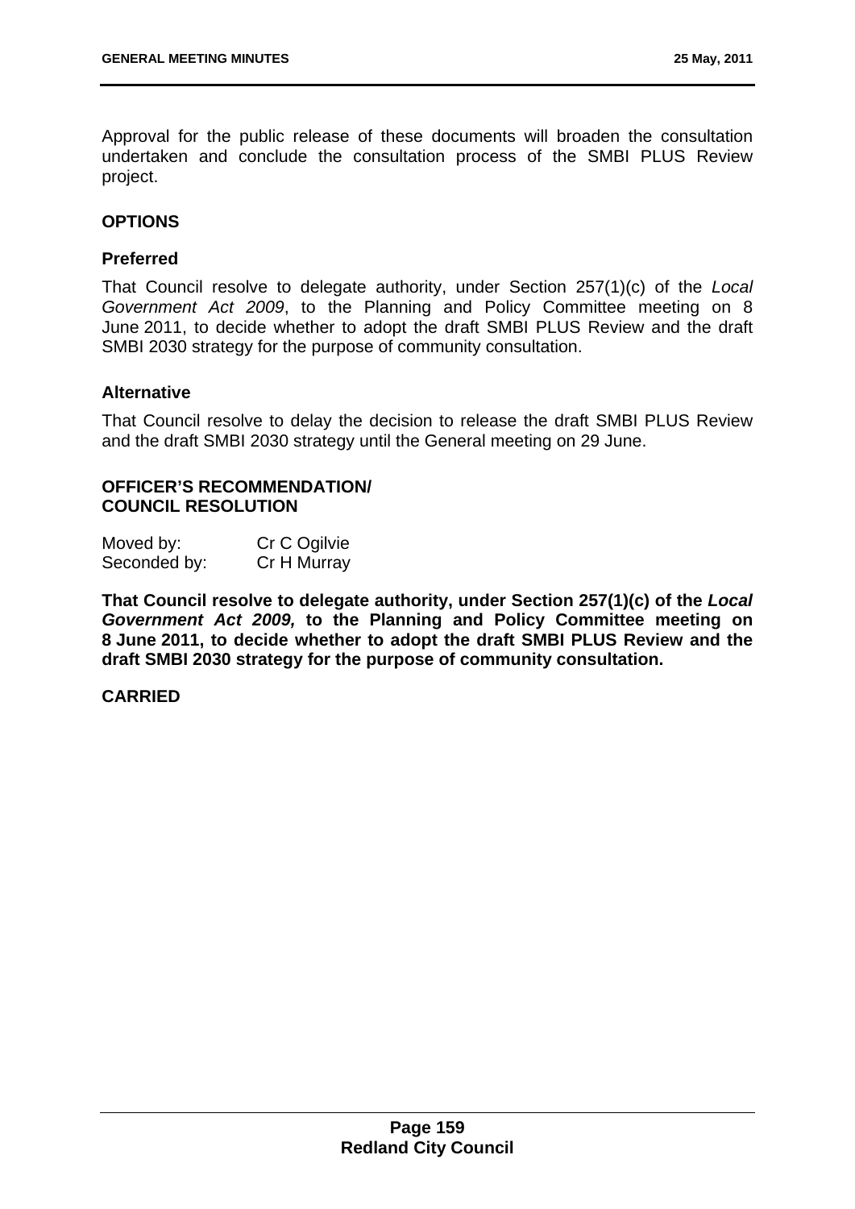Approval for the public release of these documents will broaden the consultation undertaken and conclude the consultation process of the SMBI PLUS Review project.

**OPTIONS**

**Preferred**

That Council resolve to delegate authority, under Section 257(1)(c) of the *Local Government Act 2009*, to the Planning and Policy Committee meeting on 8 June 2011, to decide whether to adopt the draft SMBI PLUS Review and the draft SMBI 2030 strategy for the purpose of community consultation.

**Alternative**

That Council resolve to delay the decision to release the draft SMBI PLUS Review and the draft SMBI 2030 strategy until the General meeting on 29 June.

**OFFICER'S RECOMMENDATION/**
**COUNCIL RESOLUTION**

Moved by: Cr C Ogilvie
Seconded by: Cr H Murray

**That Council resolve to delegate authority, under Section 257(1)(c) of the *Local Government Act 2009,* to the Planning and Policy Committee meeting on 8 June 2011, to decide whether to adopt the draft SMBI PLUS Review and the draft SMBI 2030 strategy for the purpose of community consultation.**

**CARRIED**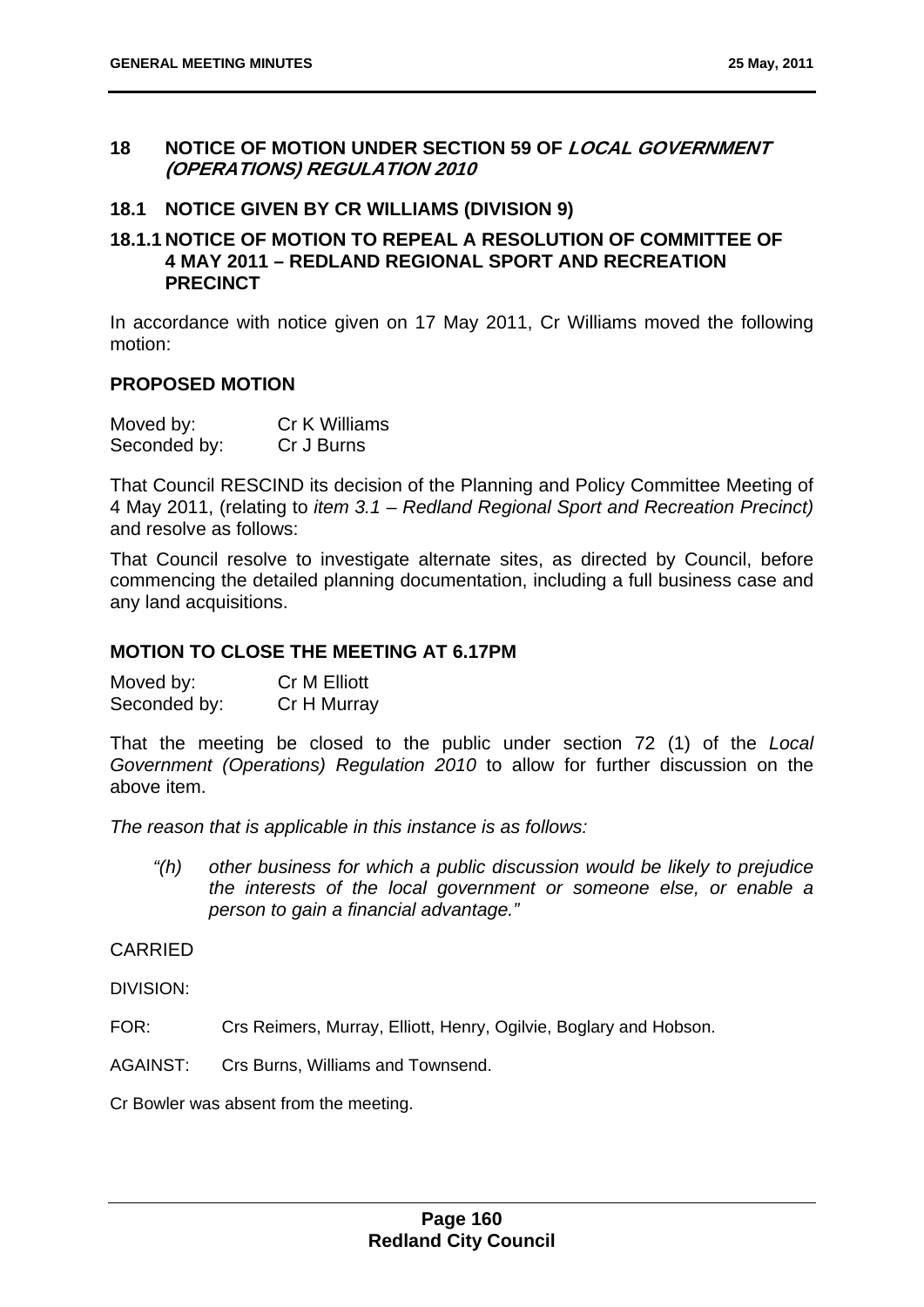## 18 NOTICE OF MOTION UNDER SECTION 59 OF *LOCAL GOVERNMENT (OPERATIONS) REGULATION 2010*

### 18.1 NOTICE GIVEN BY CR WILLIAMS (DIVISION 9)

### 18.1.1 NOTICE OF MOTION TO REPEAL A RESOLUTION OF COMMITTEE OF 4 MAY 2011 – REDLAND REGIONAL SPORT AND RECREATION PRECINCT

In accordance with notice given on 17 May 2011, Cr Williams moved the following motion:

**PROPOSED MOTION**

| Moved by: | Cr K Williams |
|---|---|
| Seconded by: | Cr J Burns |

That Council RESCIND its decision of the Planning and Policy Committee Meeting of 4 May 2011, (relating to *item 3.1 – Redland Regional Sport and Recreation Precinct)* and resolve as follows:

That Council resolve to investigate alternate sites, as directed by Council, before commencing the detailed planning documentation, including a full business case and any land acquisitions.

**MOTION TO CLOSE THE MEETING AT 6.17PM**

| Moved by: | Cr M Elliott |
|---|---|
| Seconded by: | Cr H Murray |

That the meeting be closed to the public under section 72 (1) of the *Local Government (Operations) Regulation 2010* to allow for further discussion on the above item.

*The reason that is applicable in this instance is as follows:*

> *"(h) other business for which a public discussion would be likely to prejudice the interests of the local government or someone else, or enable a person to gain a financial advantage."*

CARRIED

DIVISION:

FOR: Crs Reimers, Murray, Elliott, Henry, Ogilvie, Boglary and Hobson.

AGAINST: Crs Burns, Williams and Townsend.

Cr Bowler was absent from the meeting.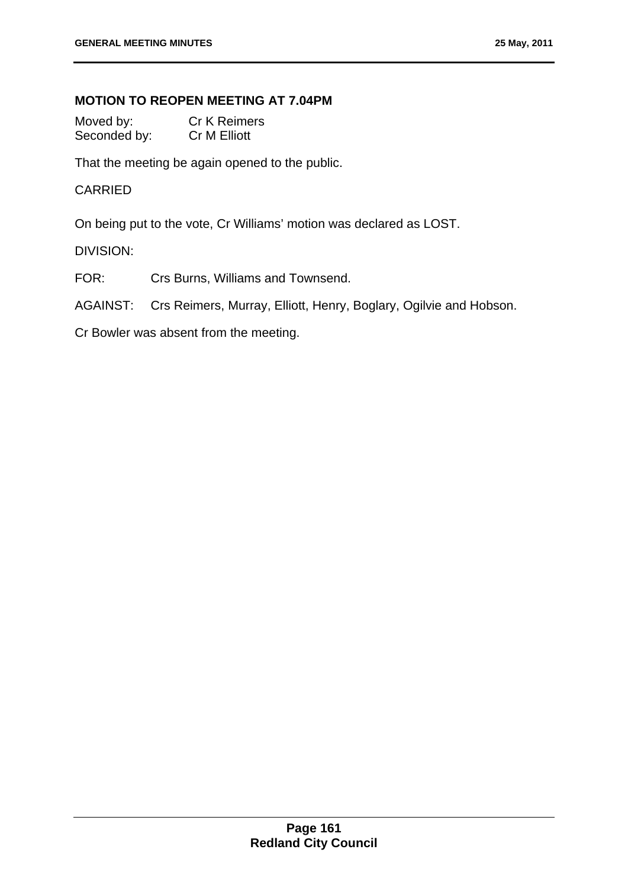### MOTION TO REOPEN MEETING AT 7.04PM

Moved by: Cr K Reimers
Seconded by: Cr M Elliott

That the meeting be again opened to the public.

CARRIED

On being put to the vote, Cr Williams' motion was declared as LOST.

DIVISION:

FOR: Crs Burns, Williams and Townsend.

AGAINST: Crs Reimers, Murray, Elliott, Henry, Boglary, Ogilvie and Hobson.

Cr Bowler was absent from the meeting.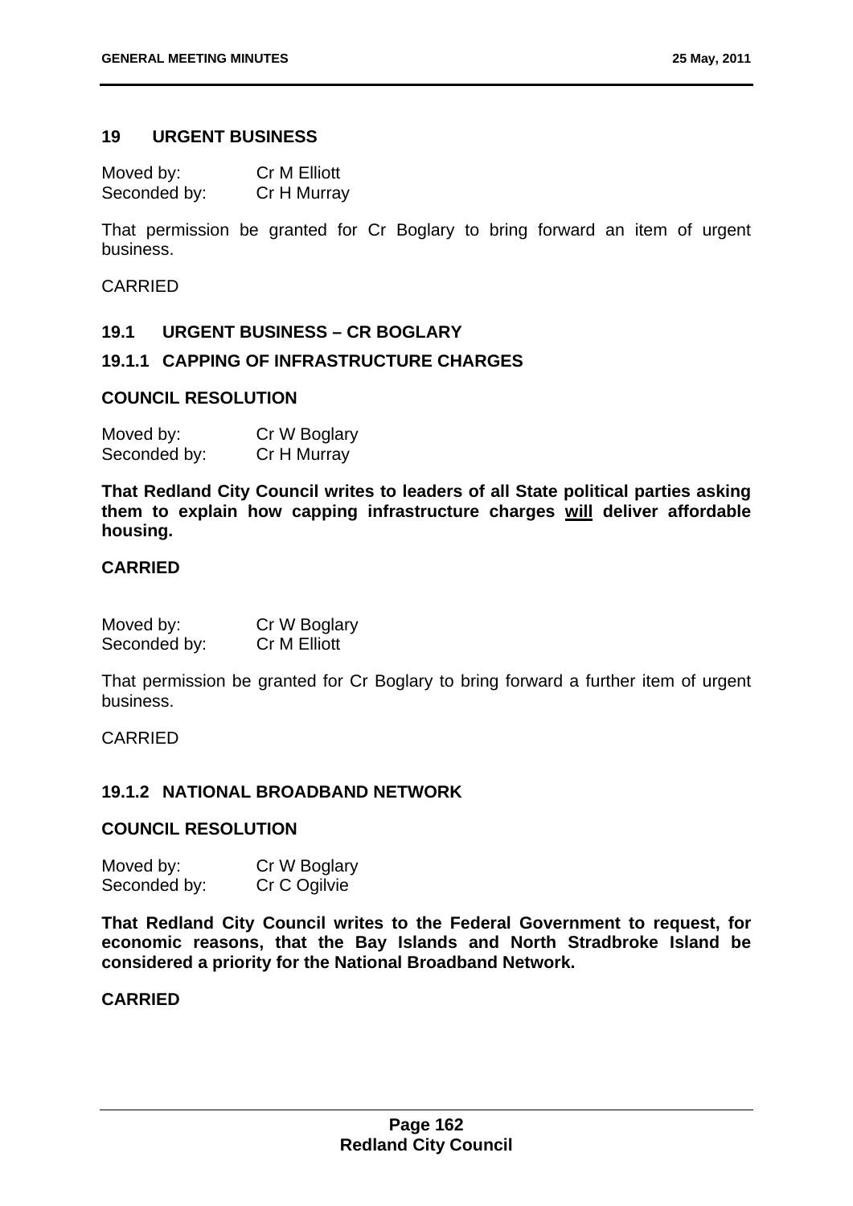## 19 URGENT BUSINESS

Moved by: Cr M Elliott
Seconded by: Cr H Murray

That permission be granted for Cr Boglary to bring forward an item of urgent business.

CARRIED

## 19.1 URGENT BUSINESS – CR BOGLARY

### 19.1.1 CAPPING OF INFRASTRUCTURE CHARGES

**COUNCIL RESOLUTION**

Moved by: Cr W Boglary
Seconded by: Cr H Murray

**That Redland City Council writes to leaders of all State political parties asking them to explain how capping infrastructure charges will deliver affordable housing.**

**CARRIED**

Moved by: Cr W Boglary
Seconded by: Cr M Elliott

That permission be granted for Cr Boglary to bring forward a further item of urgent business.

CARRIED

### 19.1.2 NATIONAL BROADBAND NETWORK

**COUNCIL RESOLUTION**

Moved by: Cr W Boglary
Seconded by: Cr C Ogilvie

**That Redland City Council writes to the Federal Government to request, for economic reasons, that the Bay Islands and North Stradbroke Island be considered a priority for the National Broadband Network.**

**CARRIED**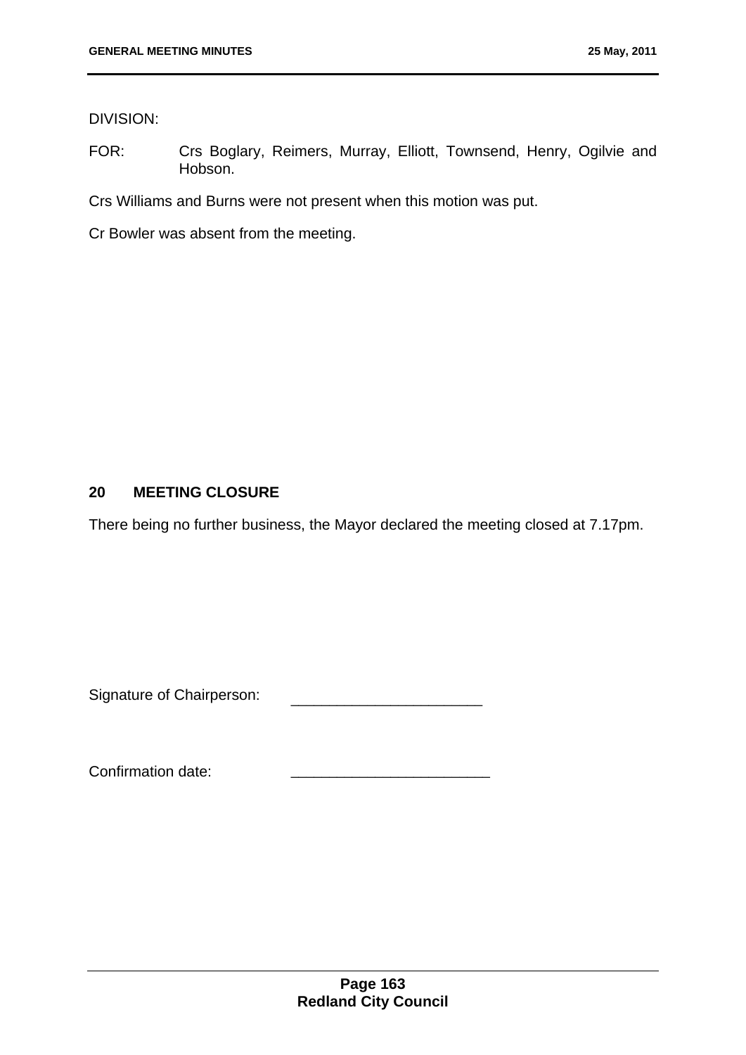DIVISION:

FOR: Crs Boglary, Reimers, Murray, Elliott, Townsend, Henry, Ogilvie and Hobson.

Crs Williams and Burns were not present when this motion was put.

Cr Bowler was absent from the meeting.

## 20 MEETING CLOSURE

There being no further business, the Mayor declared the meeting closed at 7.17pm.

Signature of Chairperson: _______________________

Confirmation date: ________________________